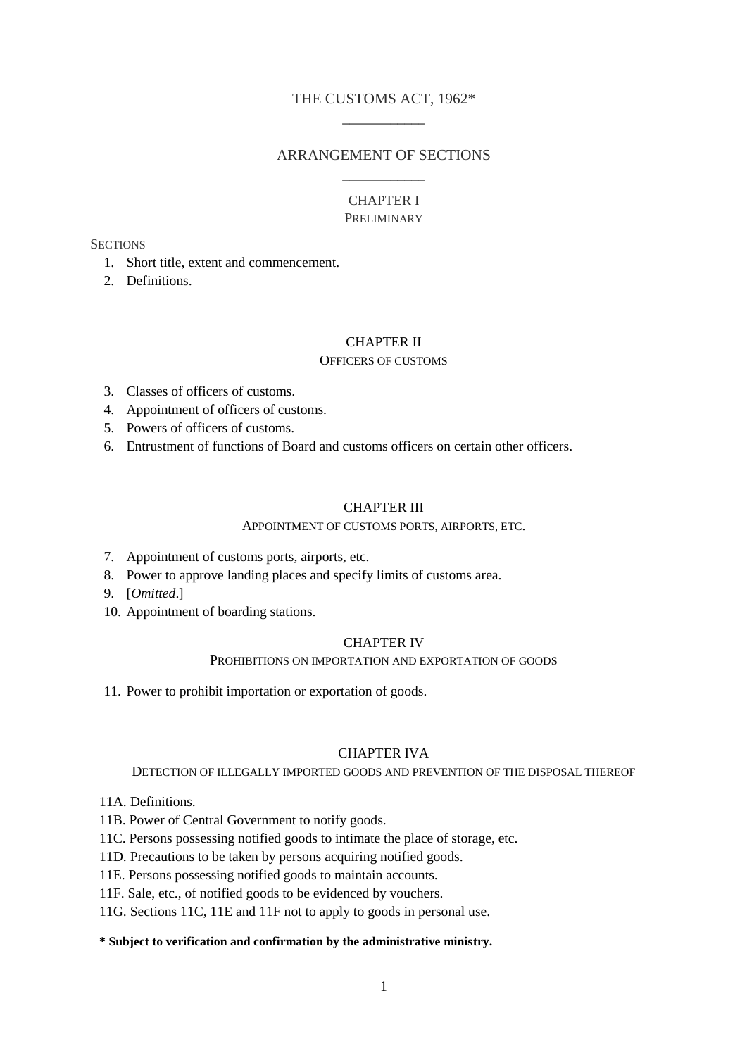# THE CUSTOMS ACT, 1962*

## ARRANGEMENT OF SECTIONS

### CHAPTER I
PRELIMINARY

SECTIONS

1. Short title, extent and commencement.
2. Definitions.

### CHAPTER II
OFFICERS OF CUSTOMS

3. Classes of officers of customs.
4. Appointment of officers of customs.
5. Powers of officers of customs.
6. Entrustment of functions of Board and customs officers on certain other officers.

### CHAPTER III
APPOINTMENT OF CUSTOMS PORTS, AIRPORTS, ETC.

7. Appointment of customs ports, airports, etc.
8. Power to approve landing places and specify limits of customs area.
9. [*Omitted*.]
10. Appointment of boarding stations.

### CHAPTER IV
PROHIBITIONS ON IMPORTATION AND EXPORTATION OF GOODS

11. Power to prohibit importation or exportation of goods.

### CHAPTER IVA
DETECTION OF ILLEGALLY IMPORTED GOODS AND PREVENTION OF THE DISPOSAL THEREOF

11A. Definitions.

11B. Power of Central Government to notify goods.

11C. Persons possessing notified goods to intimate the place of storage, etc.

11D. Precautions to be taken by persons acquiring notified goods.

11E. Persons possessing notified goods to maintain accounts.

11F. Sale, etc., of notified goods to be evidenced by vouchers.

11G. Sections 11C, 11E and 11F not to apply to goods in personal use.

**\* Subject to verification and confirmation by the administrative ministry.**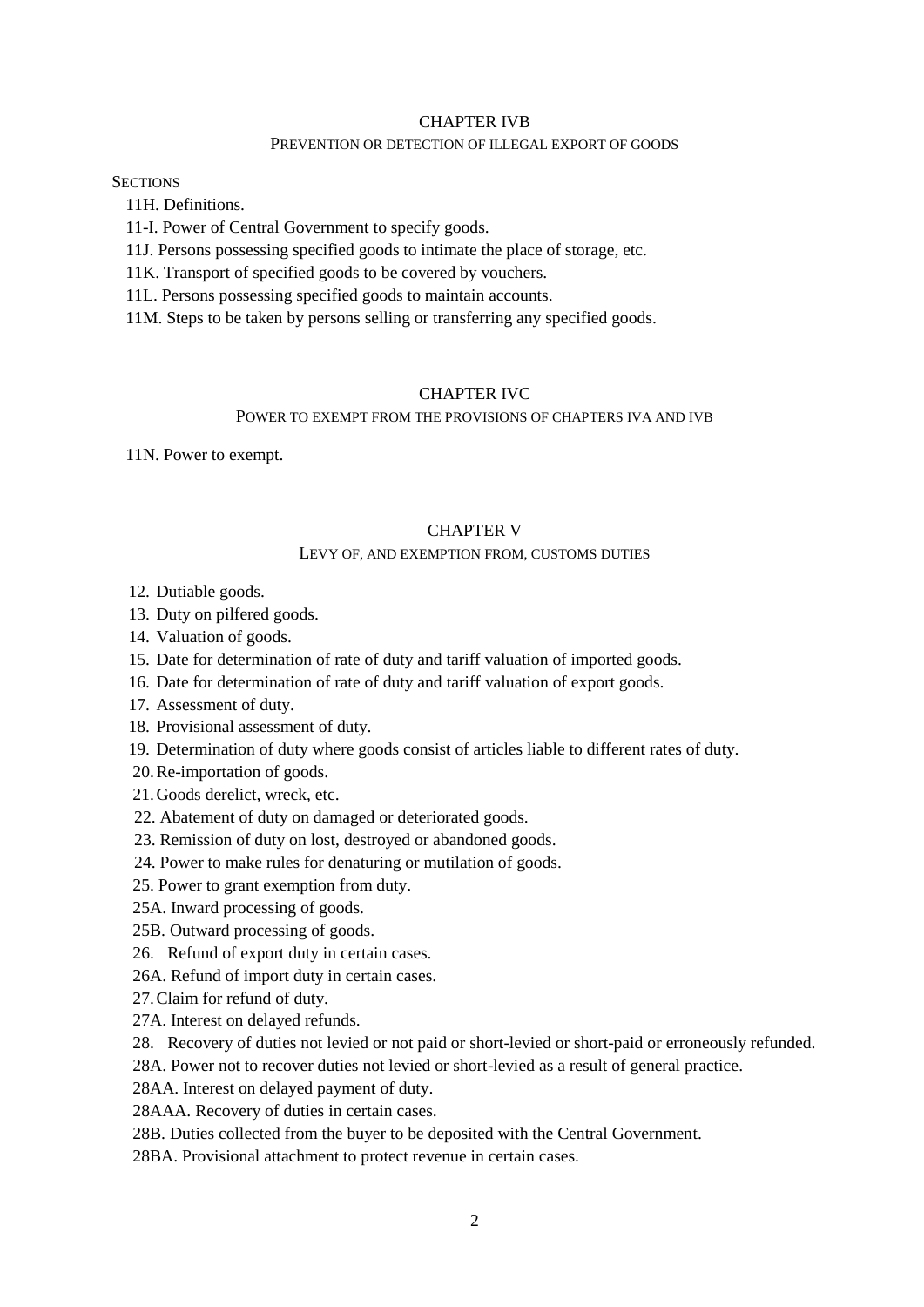## CHAPTER IVB

### PREVENTION OR DETECTION OF ILLEGAL EXPORT OF GOODS

SECTIONS

11H. Definitions.

11-I. Power of Central Government to specify goods.

11J. Persons possessing specified goods to intimate the place of storage, etc.

11K. Transport of specified goods to be covered by vouchers.

11L. Persons possessing specified goods to maintain accounts.

11M. Steps to be taken by persons selling or transferring any specified goods.

## CHAPTER IVC

### POWER TO EXEMPT FROM THE PROVISIONS OF CHAPTERS IVA AND IVB

11N. Power to exempt.

## CHAPTER V

### LEVY OF, AND EXEMPTION FROM, CUSTOMS DUTIES

12. Dutiable goods.

13. Duty on pilfered goods.

14. Valuation of goods.

15. Date for determination of rate of duty and tariff valuation of imported goods.

16. Date for determination of rate of duty and tariff valuation of export goods.

17. Assessment of duty.

18. Provisional assessment of duty.

19. Determination of duty where goods consist of articles liable to different rates of duty.

20. Re-importation of goods.

21. Goods derelict, wreck, etc.

22. Abatement of duty on damaged or deteriorated goods.

23. Remission of duty on lost, destroyed or abandoned goods.

24. Power to make rules for denaturing or mutilation of goods.

25. Power to grant exemption from duty.

25A. Inward processing of goods.

25B. Outward processing of goods.

26. Refund of export duty in certain cases.

26A. Refund of import duty in certain cases.

27. Claim for refund of duty.

27A. Interest on delayed refunds.

28. Recovery of duties not levied or not paid or short-levied or short-paid or erroneously refunded.

28A. Power not to recover duties not levied or short-levied as a result of general practice.

28AA. Interest on delayed payment of duty.

28AAA. Recovery of duties in certain cases.

28B. Duties collected from the buyer to be deposited with the Central Government.

28BA. Provisional attachment to protect revenue in certain cases.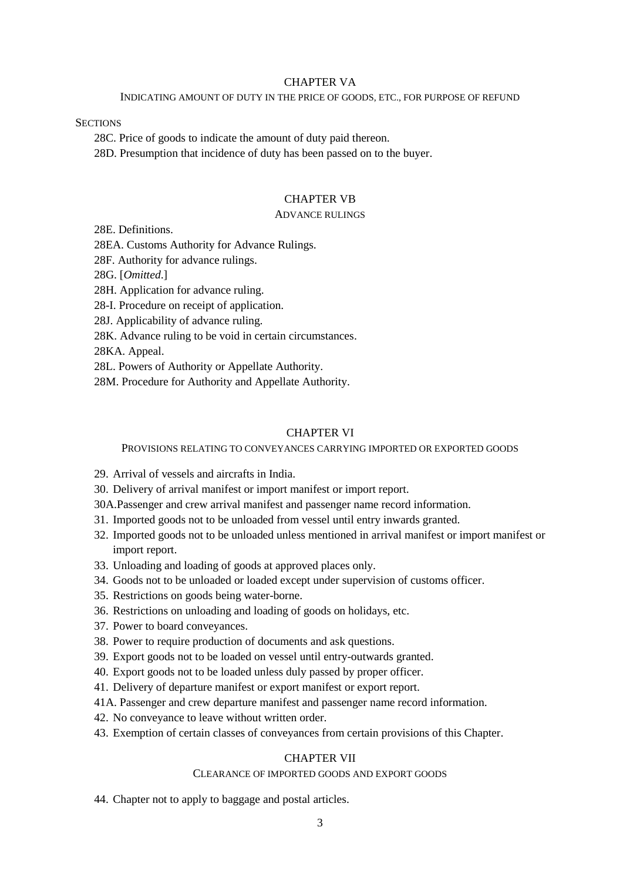## CHAPTER VA

INDICATING AMOUNT OF DUTY IN THE PRICE OF GOODS, ETC., FOR PURPOSE OF REFUND

SECTIONS

28C. Price of goods to indicate the amount of duty paid thereon.

28D. Presumption that incidence of duty has been passed on to the buyer.

## CHAPTER VB

ADVANCE RULINGS

28E. Definitions.

28EA. Customs Authority for Advance Rulings.

28F. Authority for advance rulings.

28G. [*Omitted*.]

28H. Application for advance ruling.

28-I. Procedure on receipt of application.

28J. Applicability of advance ruling.

28K. Advance ruling to be void in certain circumstances.

28KA. Appeal.

28L. Powers of Authority or Appellate Authority.

28M. Procedure for Authority and Appellate Authority.

## CHAPTER VI

PROVISIONS RELATING TO CONVEYANCES CARRYING IMPORTED OR EXPORTED GOODS

29. Arrival of vessels and aircrafts in India.

30. Delivery of arrival manifest or import manifest or import report.

30A. Passenger and crew arrival manifest and passenger name record information.

31. Imported goods not to be unloaded from vessel until entry inwards granted.

32. Imported goods not to be unloaded unless mentioned in arrival manifest or import manifest or import report.

33. Unloading and loading of goods at approved places only.

34. Goods not to be unloaded or loaded except under supervision of customs officer.

35. Restrictions on goods being water-borne.

36. Restrictions on unloading and loading of goods on holidays, etc.

37. Power to board conveyances.

38. Power to require production of documents and ask questions.

39. Export goods not to be loaded on vessel until entry-outwards granted.

40. Export goods not to be loaded unless duly passed by proper officer.

41. Delivery of departure manifest or export manifest or export report.

41A. Passenger and crew departure manifest and passenger name record information.

42. No conveyance to leave without written order.

43. Exemption of certain classes of conveyances from certain provisions of this Chapter.

## CHAPTER VII

CLEARANCE OF IMPORTED GOODS AND EXPORT GOODS

44. Chapter not to apply to baggage and postal articles.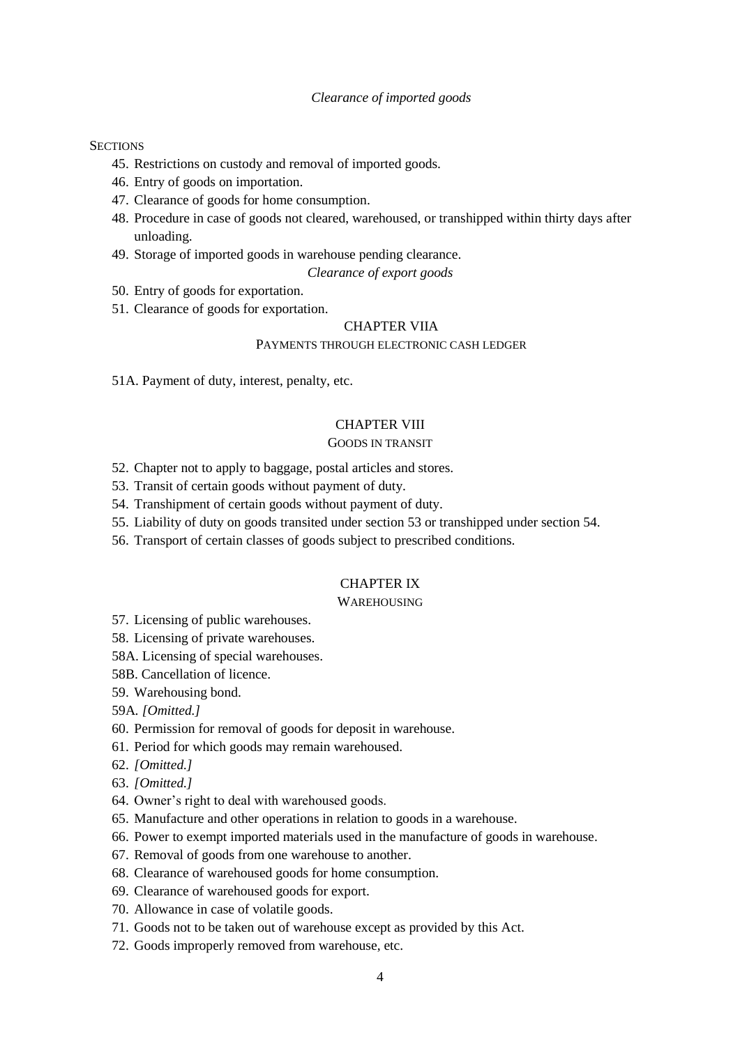*Clearance of imported goods*

SECTIONS

45. Restrictions on custody and removal of imported goods.
46. Entry of goods on importation.
47. Clearance of goods for home consumption.
48. Procedure in case of goods not cleared, warehoused, or transhipped within thirty days after unloading.
49. Storage of imported goods in warehouse pending clearance.

*Clearance of export goods*

50. Entry of goods for exportation.
51. Clearance of goods for exportation.

## CHAPTER VIIA

### PAYMENTS THROUGH ELECTRONIC CASH LEDGER

51A. Payment of duty, interest, penalty, etc.

## CHAPTER VIII

### GOODS IN TRANSIT

52. Chapter not to apply to baggage, postal articles and stores.
53. Transit of certain goods without payment of duty.
54. Transhipment of certain goods without payment of duty.
55. Liability of duty on goods transited under section 53 or transhipped under section 54.
56. Transport of certain classes of goods subject to prescribed conditions.

## CHAPTER IX

### WAREHOUSING

57. Licensing of public warehouses.
58. Licensing of private warehouses.

58A. Licensing of special warehouses.

58B. Cancellation of licence.

59. Warehousing bond.

59A. *[Omitted.]*

60. Permission for removal of goods for deposit in warehouse.
61. Period for which goods may remain warehoused.
62. *[Omitted.]*
63. *[Omitted.]*
64. Owner's right to deal with warehoused goods.
65. Manufacture and other operations in relation to goods in a warehouse.
66. Power to exempt imported materials used in the manufacture of goods in warehouse.
67. Removal of goods from one warehouse to another.
68. Clearance of warehoused goods for home consumption.
69. Clearance of warehoused goods for export.
70. Allowance in case of volatile goods.
71. Goods not to be taken out of warehouse except as provided by this Act.
72. Goods improperly removed from warehouse, etc.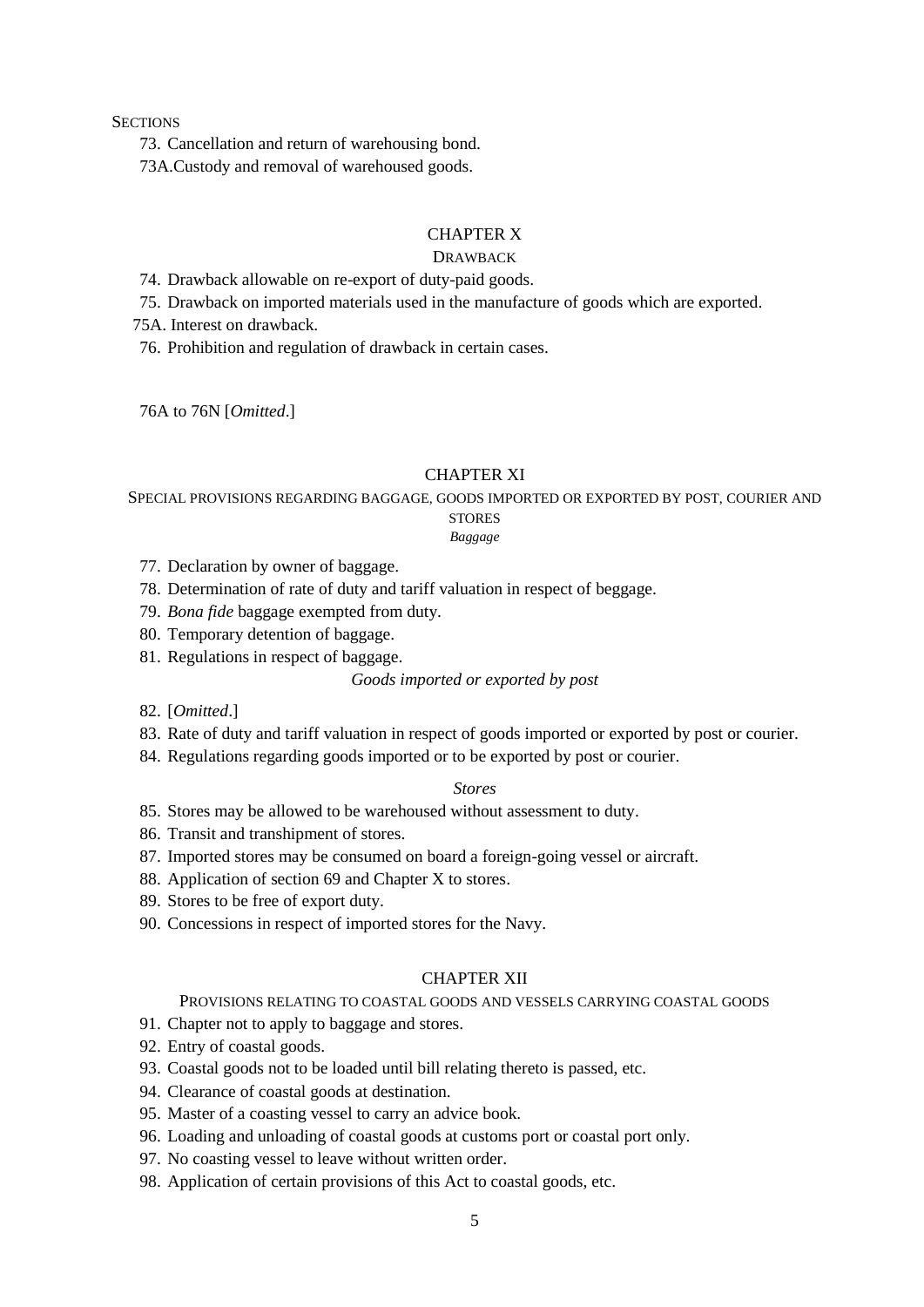SECTIONS

73. Cancellation and return of warehousing bond.

73A. Custody and removal of warehoused goods.

## CHAPTER X

### DRAWBACK

74. Drawback allowable on re-export of duty-paid goods.

75. Drawback on imported materials used in the manufacture of goods which are exported.

75A. Interest on drawback.

76. Prohibition and regulation of drawback in certain cases.

76A to 76N [*Omitted*.]

## CHAPTER XI

### SPECIAL PROVISIONS REGARDING BAGGAGE, GOODS IMPORTED OR EXPORTED BY POST, COURIER AND STORES

*Baggage*

77. Declaration by owner of baggage.

78. Determination of rate of duty and tariff valuation in respect of beggage.

79. *Bona fide* baggage exempted from duty.

80. Temporary detention of baggage.

81. Regulations in respect of baggage.

*Goods imported or exported by post*

82. [*Omitted*.]

83. Rate of duty and tariff valuation in respect of goods imported or exported by post or courier.

84. Regulations regarding goods imported or to be exported by post or courier.

*Stores*

85. Stores may be allowed to be warehoused without assessment to duty.

86. Transit and transhipment of stores.

87. Imported stores may be consumed on board a foreign-going vessel or aircraft.

88. Application of section 69 and Chapter X to stores.

89. Stores to be free of export duty.

90. Concessions in respect of imported stores for the Navy.

## CHAPTER XII

### PROVISIONS RELATING TO COASTAL GOODS AND VESSELS CARRYING COASTAL GOODS

91. Chapter not to apply to baggage and stores.

92. Entry of coastal goods.

93. Coastal goods not to be loaded until bill relating thereto is passed, etc.

94. Clearance of coastal goods at destination.

95. Master of a coasting vessel to carry an advice book.

96. Loading and unloading of coastal goods at customs port or coastal port only.

97. No coasting vessel to leave without written order.

98. Application of certain provisions of this Act to coastal goods, etc.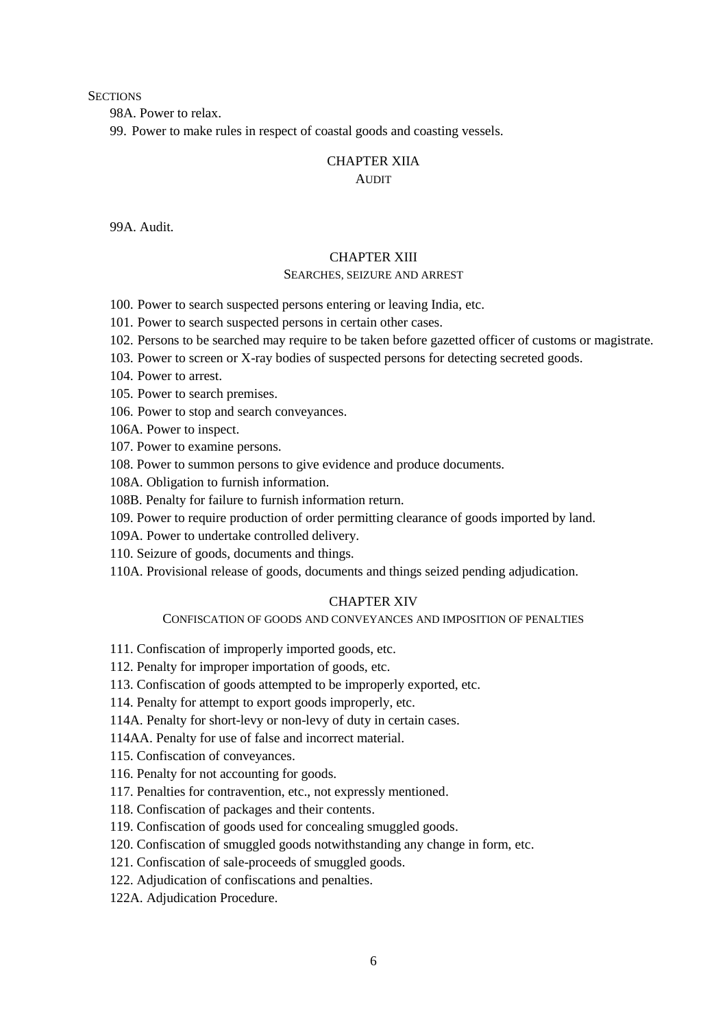SECTIONS

98A. Power to relax.

99. Power to make rules in respect of coastal goods and coasting vessels.

## CHAPTER XIIA

### AUDIT

99A. Audit.

## CHAPTER XIII

### SEARCHES, SEIZURE AND ARREST

100. Power to search suspected persons entering or leaving India, etc.

101. Power to search suspected persons in certain other cases.

102. Persons to be searched may require to be taken before gazetted officer of customs or magistrate.

103. Power to screen or X-ray bodies of suspected persons for detecting secreted goods.

104. Power to arrest.

105. Power to search premises.

106. Power to stop and search conveyances.

106A. Power to inspect.

107. Power to examine persons.

108. Power to summon persons to give evidence and produce documents.

108A. Obligation to furnish information.

108B. Penalty for failure to furnish information return.

109. Power to require production of order permitting clearance of goods imported by land.

109A. Power to undertake controlled delivery.

110. Seizure of goods, documents and things.

110A. Provisional release of goods, documents and things seized pending adjudication.

## CHAPTER XIV

### CONFISCATION OF GOODS AND CONVEYANCES AND IMPOSITION OF PENALTIES

111. Confiscation of improperly imported goods, etc.

112. Penalty for improper importation of goods, etc.

113. Confiscation of goods attempted to be improperly exported, etc.

114. Penalty for attempt to export goods improperly, etc.

114A. Penalty for short-levy or non-levy of duty in certain cases.

114AA. Penalty for use of false and incorrect material.

115. Confiscation of conveyances.

116. Penalty for not accounting for goods.

117. Penalties for contravention, etc., not expressly mentioned.

118. Confiscation of packages and their contents.

119. Confiscation of goods used for concealing smuggled goods.

120. Confiscation of smuggled goods notwithstanding any change in form, etc.

121. Confiscation of sale-proceeds of smuggled goods.

122. Adjudication of confiscations and penalties.

122A. Adjudication Procedure.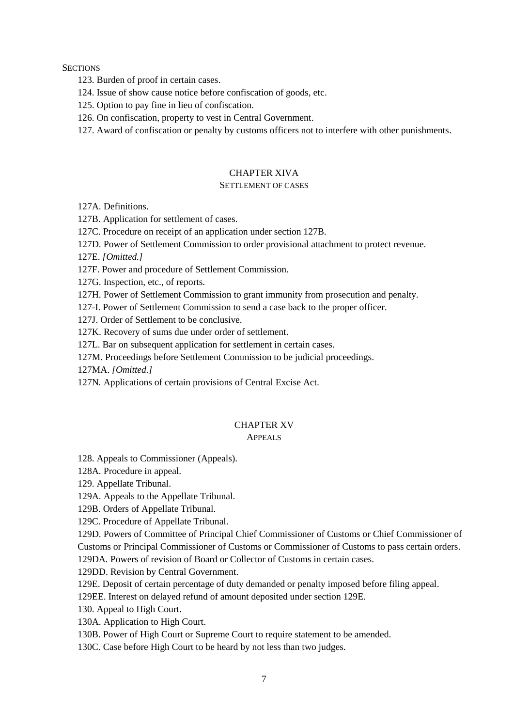SECTIONS

123. Burden of proof in certain cases.

124. Issue of show cause notice before confiscation of goods, etc.

125. Option to pay fine in lieu of confiscation.

126. On confiscation, property to vest in Central Government.

127. Award of confiscation or penalty by customs officers not to interfere with other punishments.

## CHAPTER XIVA

### SETTLEMENT OF CASES

127A. Definitions.

127B. Application for settlement of cases.

127C. Procedure on receipt of an application under section 127B.

127D. Power of Settlement Commission to order provisional attachment to protect revenue.

127E. *[Omitted.]*

127F. Power and procedure of Settlement Commission.

127G. Inspection, etc., of reports.

127H. Power of Settlement Commission to grant immunity from prosecution and penalty.

127-I. Power of Settlement Commission to send a case back to the proper officer.

127J. Order of Settlement to be conclusive.

127K. Recovery of sums due under order of settlement.

127L. Bar on subsequent application for settlement in certain cases.

127M. Proceedings before Settlement Commission to be judicial proceedings.

127MA. *[Omitted.]*

127N. Applications of certain provisions of Central Excise Act.

## CHAPTER XV

### APPEALS

128. Appeals to Commissioner (Appeals).

128A. Procedure in appeal.

129. Appellate Tribunal.

129A. Appeals to the Appellate Tribunal.

129B. Orders of Appellate Tribunal.

129C. Procedure of Appellate Tribunal.

129D. Powers of Committee of Principal Chief Commissioner of Customs or Chief Commissioner of Customs or Principal Commissioner of Customs or Commissioner of Customs to pass certain orders.

129DA. Powers of revision of Board or Collector of Customs in certain cases.

129DD. Revision by Central Government.

129E. Deposit of certain percentage of duty demanded or penalty imposed before filing appeal.

129EE. Interest on delayed refund of amount deposited under section 129E.

130. Appeal to High Court.

130A. Application to High Court.

130B. Power of High Court or Supreme Court to require statement to be amended.

130C. Case before High Court to be heard by not less than two judges.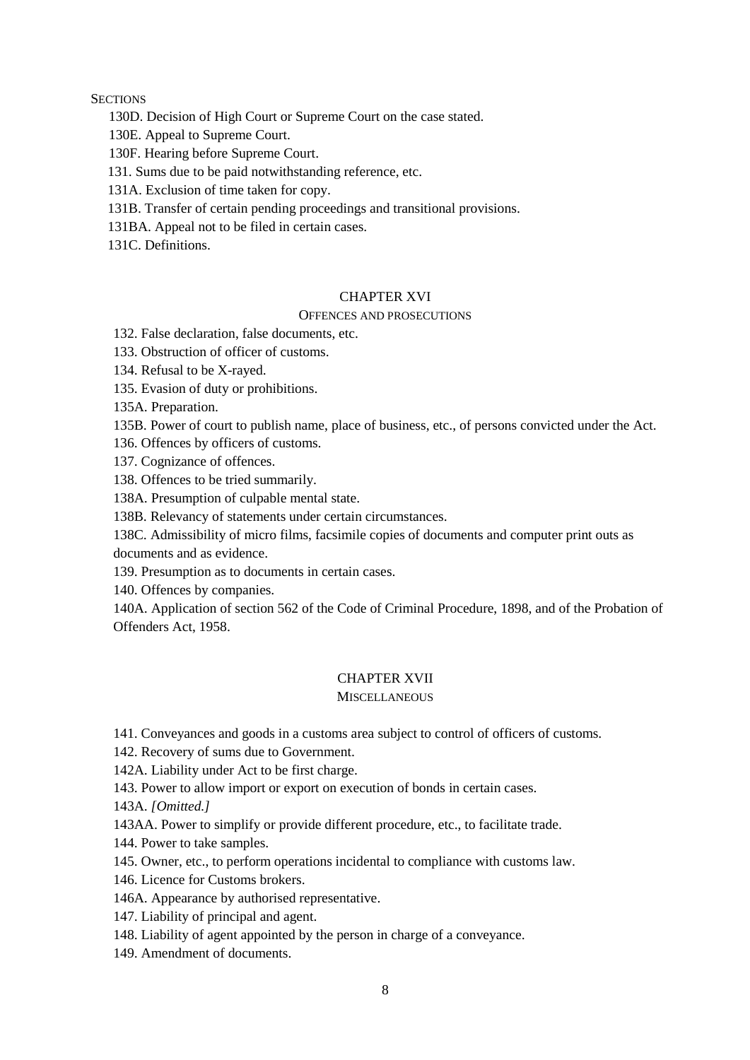SECTIONS

130D. Decision of High Court or Supreme Court on the case stated.

130E. Appeal to Supreme Court.

130F. Hearing before Supreme Court.

131. Sums due to be paid notwithstanding reference, etc.

131A. Exclusion of time taken for copy.

131B. Transfer of certain pending proceedings and transitional provisions.

131BA. Appeal not to be filed in certain cases.

131C. Definitions.

## CHAPTER XVI

### OFFENCES AND PROSECUTIONS

132. False declaration, false documents, etc.

133. Obstruction of officer of customs.

134. Refusal to be X-rayed.

135. Evasion of duty or prohibitions.

135A. Preparation.

135B. Power of court to publish name, place of business, etc., of persons convicted under the Act.

136. Offences by officers of customs.

137. Cognizance of offences.

138. Offences to be tried summarily.

138A. Presumption of culpable mental state.

138B. Relevancy of statements under certain circumstances.

138C. Admissibility of micro films, facsimile copies of documents and computer print outs as documents and as evidence.

139. Presumption as to documents in certain cases.

140. Offences by companies.

140A. Application of section 562 of the Code of Criminal Procedure, 1898, and of the Probation of Offenders Act, 1958.

## CHAPTER XVII

### MISCELLANEOUS

141. Conveyances and goods in a customs area subject to control of officers of customs.

142. Recovery of sums due to Government.

142A. Liability under Act to be first charge.

143. Power to allow import or export on execution of bonds in certain cases.

143A. *[Omitted.]*

143AA. Power to simplify or provide different procedure, etc., to facilitate trade.

144. Power to take samples.

145. Owner, etc., to perform operations incidental to compliance with customs law.

146. Licence for Customs brokers.

146A. Appearance by authorised representative.

147. Liability of principal and agent.

148. Liability of agent appointed by the person in charge of a conveyance.

149. Amendment of documents.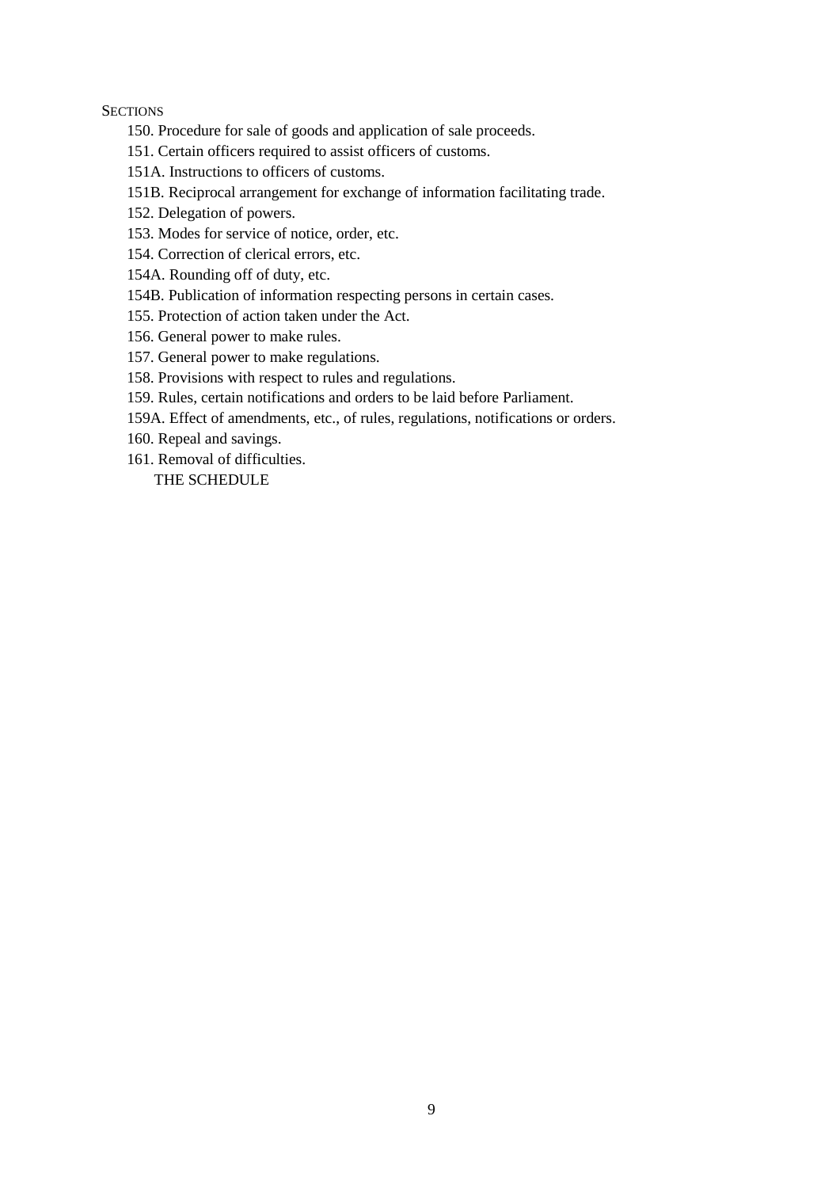SECTIONS

150. Procedure for sale of goods and application of sale proceeds.

151. Certain officers required to assist officers of customs.

151A. Instructions to officers of customs.

151B. Reciprocal arrangement for exchange of information facilitating trade.

152. Delegation of powers.

153. Modes for service of notice, order, etc.

154. Correction of clerical errors, etc.

154A. Rounding off of duty, etc.

154B. Publication of information respecting persons in certain cases.

155. Protection of action taken under the Act.

156. General power to make rules.

157. General power to make regulations.

158. Provisions with respect to rules and regulations.

159. Rules, certain notifications and orders to be laid before Parliament.

159A. Effect of amendments, etc., of rules, regulations, notifications or orders.

160. Repeal and savings.

161. Removal of difficulties.

THE SCHEDULE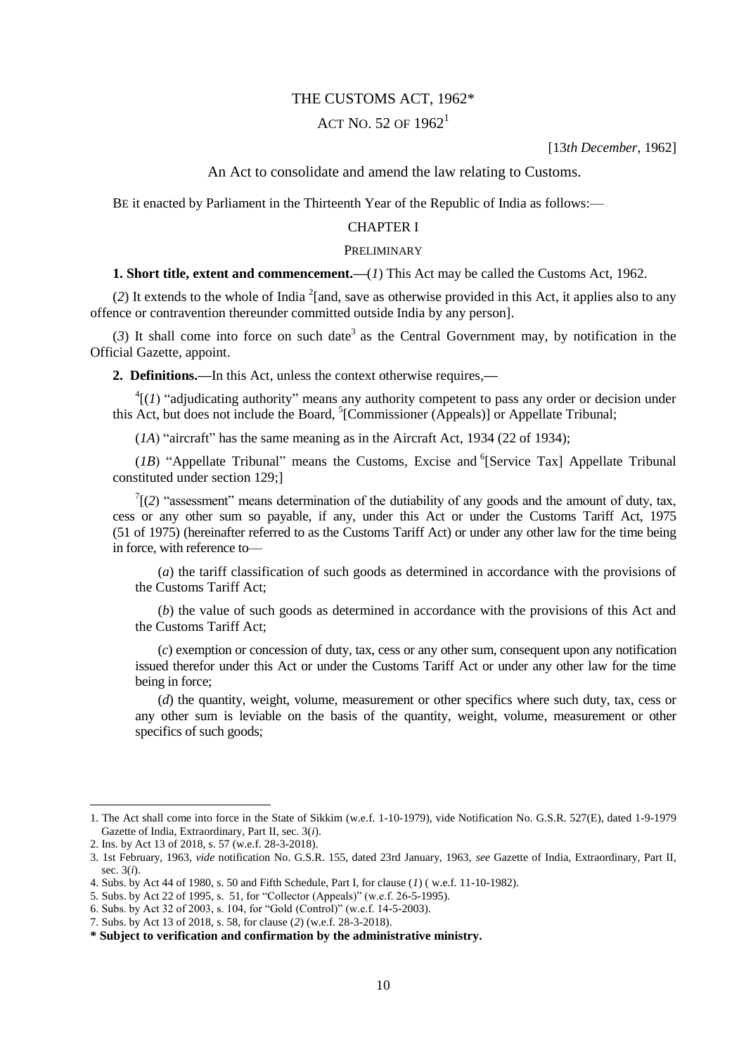# THE CUSTOMS ACT, 1962*

## ACT NO. 52 OF 1962[1]

[13*th December*, 1962]

An Act to consolidate and amend the law relating to Customs.

BE it enacted by Parliament in the Thirteenth Year of the Republic of India as follows:—

## CHAPTER I

### PRELIMINARY

**1. Short title, extent and commencement.—**(*1*) This Act may be called the Customs Act, 1962.

(*2*) It extends to the whole of India [2][and, save as otherwise provided in this Act, it applies also to any offence or contravention thereunder committed outside India by any person].

(*3*) It shall come into force on such date[3] as the Central Government may, by notification in the Official Gazette, appoint.

**2. Definitions.—**In this Act, unless the context otherwise requires,—

[4][(*1*) "adjudicating authority" means any authority competent to pass any order or decision under this Act, but does not include the Board, [5][Commissioner (Appeals)] or Appellate Tribunal;

(*1A*) "aircraft" has the same meaning as in the Aircraft Act, 1934 (22 of 1934);

(*1B*) "Appellate Tribunal" means the Customs, Excise and [6][Service Tax] Appellate Tribunal constituted under section 129;]

[7][(*2*) "assessment" means determination of the dutiability of any goods and the amount of duty, tax, cess or any other sum so payable, if any, under this Act or under the Customs Tariff Act, 1975 (51 of 1975) (hereinafter referred to as the Customs Tariff Act) or under any other law for the time being in force, with reference to—

(*a*) the tariff classification of such goods as determined in accordance with the provisions of the Customs Tariff Act;

(*b*) the value of such goods as determined in accordance with the provisions of this Act and the Customs Tariff Act;

(*c*) exemption or concession of duty, tax, cess or any other sum, consequent upon any notification issued therefor under this Act or under the Customs Tariff Act or under any other law for the time being in force;

(*d*) the quantity, weight, volume, measurement or other specifics where such duty, tax, cess or any other sum is leviable on the basis of the quantity, weight, volume, measurement or other specifics of such goods;

---

1. The Act shall come into force in the State of Sikkim (w.e.f. 1-10-1979), vide Notification No. G.S.R. 527(E), dated 1-9-1979 Gazette of India, Extraordinary, Part II, sec. 3(*i*).
2. Ins. by Act 13 of 2018, s. 57 (w.e.f. 28-3-2018).
3. 1st February, 1963, *vide* notification No. G.S.R. 155, dated 23rd January, 1963, *see* Gazette of India, Extraordinary, Part II, sec. 3(*i*).
4. Subs. by Act 44 of 1980, s. 50 and Fifth Schedule, Part I, for clause (*1*) ( w.e.f. 11-10-1982).
5. Subs. by Act 22 of 1995, s. 51, for "Collector (Appeals)" (w.e.f. 26-5-1995).
6. Subs. by Act 32 of 2003, s. 104, for "Gold (Control)" (w.e.f. 14-5-2003).
7. Subs. by Act 13 of 2018, s. 58, for clause (*2*) (w.e.f. 28-3-2018).

**\* Subject to verification and confirmation by the administrative ministry.**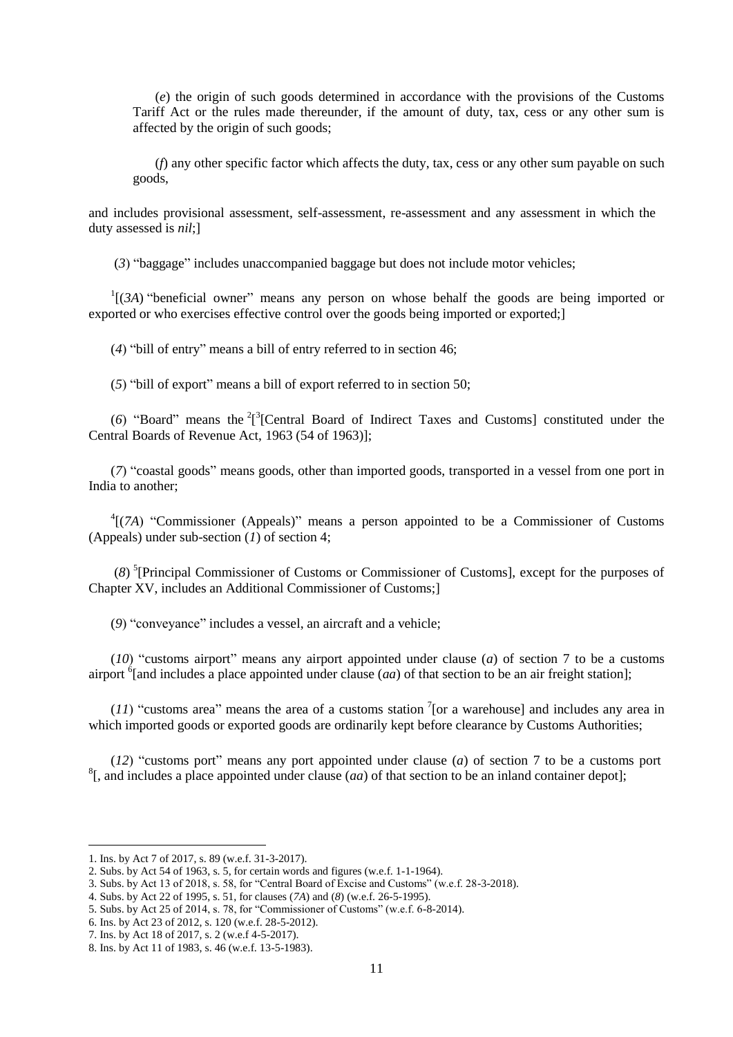(*e*) the origin of such goods determined in accordance with the provisions of the Customs Tariff Act or the rules made thereunder, if the amount of duty, tax, cess or any other sum is affected by the origin of such goods;

(*f*) any other specific factor which affects the duty, tax, cess or any other sum payable on such goods,

and includes provisional assessment, self-assessment, re-assessment and any assessment in which the duty assessed is *nil*;]

(*3*) "baggage" includes unaccompanied baggage but does not include motor vehicles;

[1][(*3A*) "beneficial owner" means any person on whose behalf the goods are being imported or exported or who exercises effective control over the goods being imported or exported;]

(*4*) "bill of entry" means a bill of entry referred to in section 46;

(*5*) "bill of export" means a bill of export referred to in section 50;

(*6*) "Board" means the [2][[3][Central Board of Indirect Taxes and Customs] constituted under the Central Boards of Revenue Act, 1963 (54 of 1963)];

(*7*) "coastal goods" means goods, other than imported goods, transported in a vessel from one port in India to another;

[4][(*7A*) "Commissioner (Appeals)" means a person appointed to be a Commissioner of Customs (Appeals) under sub-section (*1*) of section 4;

(*8*) [5][Principal Commissioner of Customs or Commissioner of Customs], except for the purposes of Chapter XV, includes an Additional Commissioner of Customs;]

(*9*) "conveyance" includes a vessel, an aircraft and a vehicle;

(*10*) "customs airport" means any airport appointed under clause (*a*) of section 7 to be a customs airport [6][and includes a place appointed under clause (*aa*) of that section to be an air freight station];

(*11*) "customs area" means the area of a customs station [7][or a warehouse] and includes any area in which imported goods or exported goods are ordinarily kept before clearance by Customs Authorities;

(*12*) "customs port" means any port appointed under clause (*a*) of section 7 to be a customs port [8][, and includes a place appointed under clause (*aa*) of that section to be an inland container depot];

---

1. Ins. by Act 7 of 2017, s. 89 (w.e.f. 31-3-2017).
2. Subs. by Act 54 of 1963, s. 5, for certain words and figures (w.e.f. 1-1-1964).
3. Subs. by Act 13 of 2018, s. 58, for "Central Board of Excise and Customs" (w.e.f. 28-3-2018).
4. Subs. by Act 22 of 1995, s. 51, for clauses (*7A*) and (*8*) (w.e.f. 26-5-1995).
5. Subs. by Act 25 of 2014, s. 78, for "Commissioner of Customs" (w.e.f. 6-8-2014).
6. Ins. by Act 23 of 2012, s. 120 (w.e.f. 28-5-2012).
7. Ins. by Act 18 of 2017, s. 2 (w.e.f 4-5-2017).
8. Ins. by Act 11 of 1983, s. 46 (w.e.f. 13-5-1983).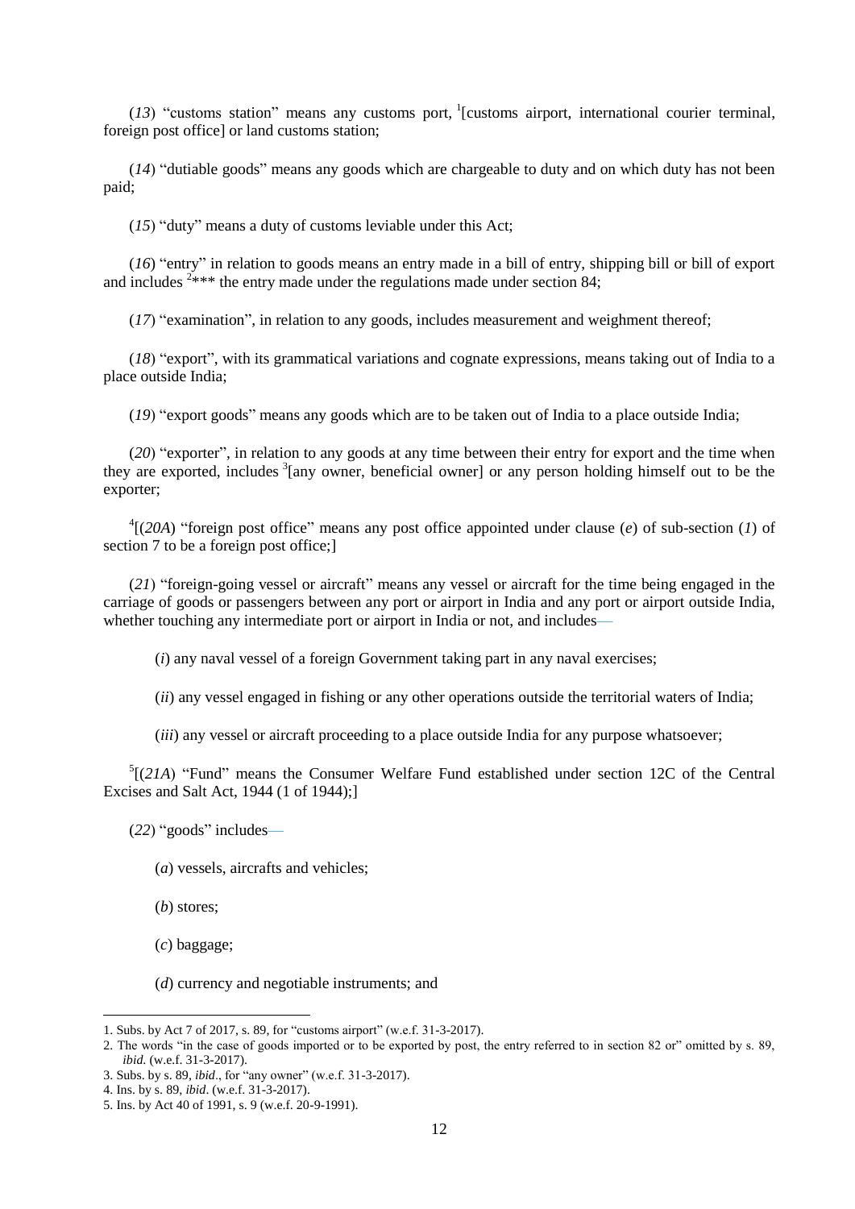(*13*) "customs station" means any customs port, [1][customs airport, international courier terminal, foreign post office] or land customs station;

(*14*) "dutiable goods" means any goods which are chargeable to duty and on which duty has not been paid;

(*15*) "duty" means a duty of customs leviable under this Act;

(*16*) "entry" in relation to goods means an entry made in a bill of entry, shipping bill or bill of export and includes [2]*** the entry made under the regulations made under section 84;

(*17*) "examination", in relation to any goods, includes measurement and weighment thereof;

(*18*) "export", with its grammatical variations and cognate expressions, means taking out of India to a place outside India;

(*19*) "export goods" means any goods which are to be taken out of India to a place outside India;

(*20*) "exporter", in relation to any goods at any time between their entry for export and the time when they are exported, includes [3][any owner, beneficial owner] or any person holding himself out to be the exporter;

[4][(*20A*) "foreign post office" means any post office appointed under clause (*e*) of sub-section (*1*) of section 7 to be a foreign post office;]

(*21*) "foreign-going vessel or aircraft" means any vessel or aircraft for the time being engaged in the carriage of goods or passengers between any port or airport in India and any port or airport outside India, whether touching any intermediate port or airport in India or not, and includes—

(*i*) any naval vessel of a foreign Government taking part in any naval exercises;

(*ii*) any vessel engaged in fishing or any other operations outside the territorial waters of India;

(*iii*) any vessel or aircraft proceeding to a place outside India for any purpose whatsoever;

[5][(*21A*) "Fund" means the Consumer Welfare Fund established under section 12C of the Central Excises and Salt Act, 1944 (1 of 1944);]

(*22*) "goods" includes—

(*a*) vessels, aircrafts and vehicles;

(*b*) stores;

(*c*) baggage;

(*d*) currency and negotiable instruments; and

---

1. Subs. by Act 7 of 2017, s. 89, for "customs airport" (w.e.f. 31-3-2017).
2. The words "in the case of goods imported or to be exported by post, the entry referred to in section 82 or" omitted by s. 89, *ibid*. (w.e.f. 31-3-2017).
3. Subs. by s. 89, *ibid*., for "any owner" (w.e.f. 31-3-2017).
4. Ins. by s. 89, *ibid*. (w.e.f. 31-3-2017).
5. Ins. by Act 40 of 1991, s. 9 (w.e.f. 20-9-1991).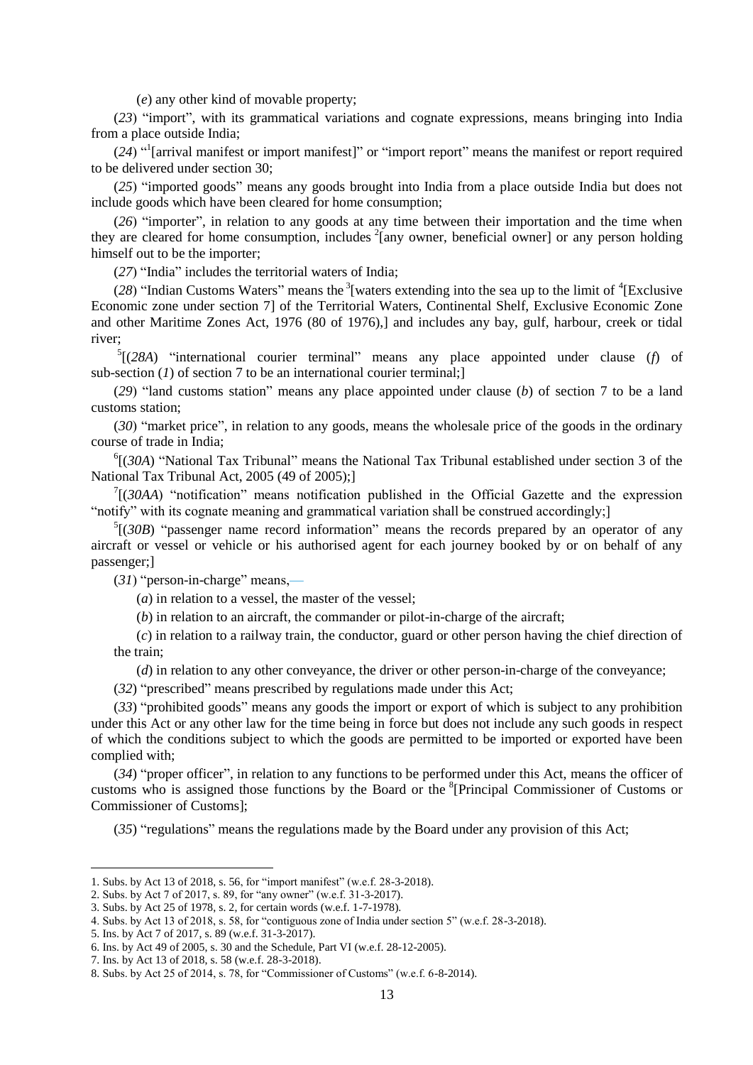(*e*) any other kind of movable property;

(*23*) "import", with its grammatical variations and cognate expressions, means bringing into India from a place outside India;

(*24*) "[1][arrival manifest or import manifest]" or "import report" means the manifest or report required to be delivered under section 30;

(*25*) "imported goods" means any goods brought into India from a place outside India but does not include goods which have been cleared for home consumption;

(*26*) "importer", in relation to any goods at any time between their importation and the time when they are cleared for home consumption, includes [2][any owner, beneficial owner] or any person holding himself out to be the importer;

(*27*) "India" includes the territorial waters of India;

(*28*) "Indian Customs Waters" means the [3][waters extending into the sea up to the limit of [4][Exclusive Economic zone under section 7] of the Territorial Waters, Continental Shelf, Exclusive Economic Zone and other Maritime Zones Act, 1976 (80 of 1976),] and includes any bay, gulf, harbour, creek or tidal river;

[5][(*28A*) "international courier terminal" means any place appointed under clause (*f*) of sub-section (*1*) of section 7 to be an international courier terminal;]

(*29*) "land customs station" means any place appointed under clause (*b*) of section 7 to be a land customs station;

(*30*) "market price", in relation to any goods, means the wholesale price of the goods in the ordinary course of trade in India;

[6][(*30A*) "National Tax Tribunal" means the National Tax Tribunal established under section 3 of the National Tax Tribunal Act, 2005 (49 of 2005);]

[7][(*30AA*) "notification" means notification published in the Official Gazette and the expression "notify" with its cognate meaning and grammatical variation shall be construed accordingly;]

[5][(*30B*) "passenger name record information" means the records prepared by an operator of any aircraft or vessel or vehicle or his authorised agent for each journey booked by or on behalf of any passenger;]

(*31*) "person-in-charge" means,—

(*a*) in relation to a vessel, the master of the vessel;

(*b*) in relation to an aircraft, the commander or pilot-in-charge of the aircraft;

(*c*) in relation to a railway train, the conductor, guard or other person having the chief direction of the train;

(*d*) in relation to any other conveyance, the driver or other person-in-charge of the conveyance;

(*32*) "prescribed" means prescribed by regulations made under this Act;

(*33*) "prohibited goods" means any goods the import or export of which is subject to any prohibition under this Act or any other law for the time being in force but does not include any such goods in respect of which the conditions subject to which the goods are permitted to be imported or exported have been complied with;

(*34*) "proper officer", in relation to any functions to be performed under this Act, means the officer of customs who is assigned those functions by the Board or the [8][Principal Commissioner of Customs or Commissioner of Customs];

(*35*) "regulations" means the regulations made by the Board under any provision of this Act;

---

1. Subs. by Act 13 of 2018, s. 56, for "import manifest" (w.e.f. 28-3-2018).
2. Subs. by Act 7 of 2017, s. 89, for "any owner" (w.e.f. 31-3-2017).
3. Subs. by Act 25 of 1978, s. 2, for certain words (w.e.f. 1-7-1978).
4. Subs. by Act 13 of 2018, s. 58, for "contiguous zone of India under section 5" (w.e.f. 28-3-2018).
5. Ins. by Act 7 of 2017, s. 89 (w.e.f. 31-3-2017).
6. Ins. by Act 49 of 2005, s. 30 and the Schedule, Part VI (w.e.f. 28-12-2005).
7. Ins. by Act 13 of 2018, s. 58 (w.e.f. 28-3-2018).
8. Subs. by Act 25 of 2014, s. 78, for "Commissioner of Customs" (w.e.f. 6-8-2014).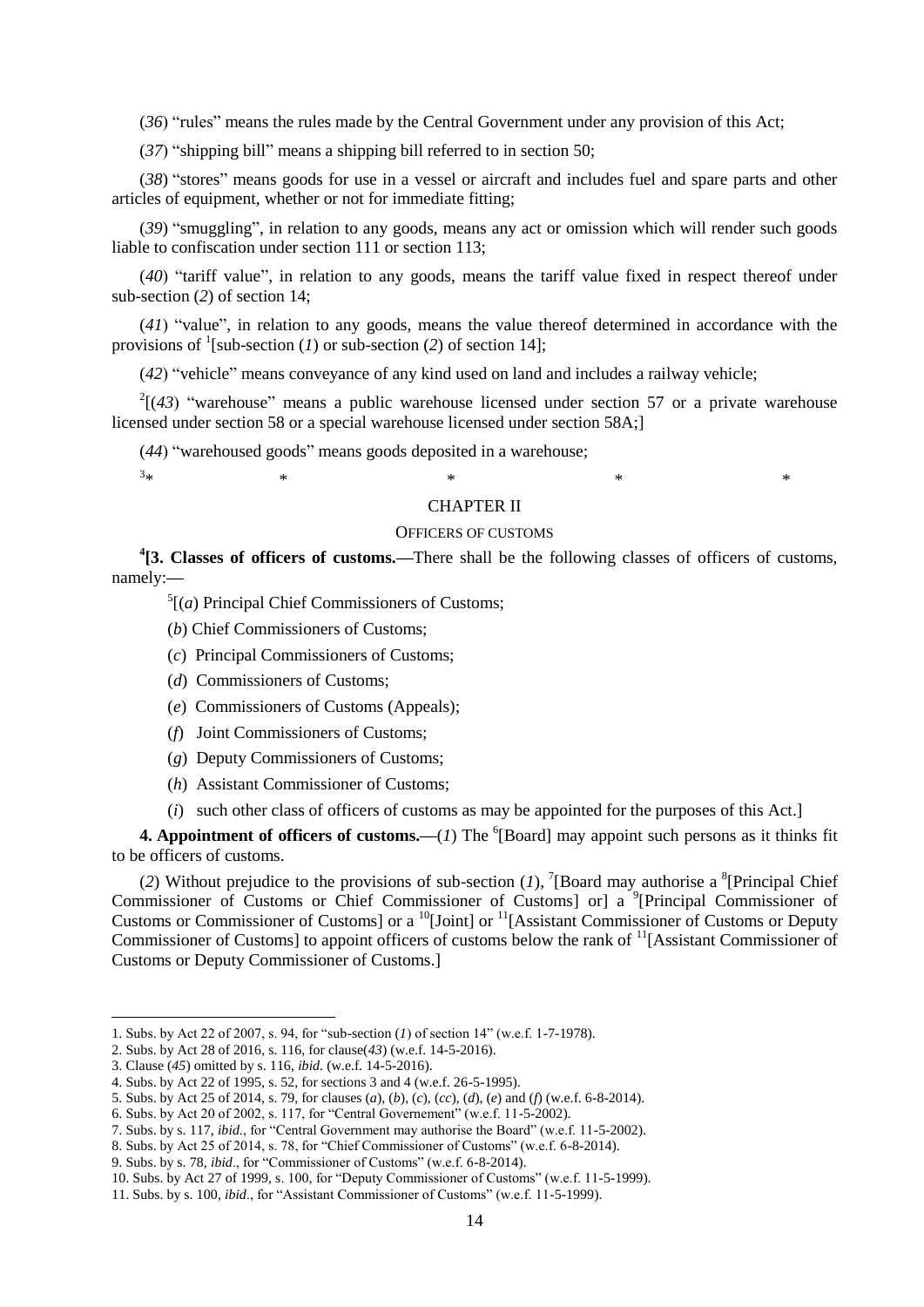(*36*) "rules" means the rules made by the Central Government under any provision of this Act;

(*37*) "shipping bill" means a shipping bill referred to in section 50;

(*38*) "stores" means goods for use in a vessel or aircraft and includes fuel and spare parts and other articles of equipment, whether or not for immediate fitting;

(*39*) "smuggling", in relation to any goods, means any act or omission which will render such goods liable to confiscation under section 111 or section 113;

(*40*) "tariff value", in relation to any goods, means the tariff value fixed in respect thereof under sub-section (*2*) of section 14;

(*41*) "value", in relation to any goods, means the value thereof determined in accordance with the provisions of [1][sub-section (*1*) or sub-section (*2*) of section 14];

(*42*) "vehicle" means conveyance of any kind used on land and includes a railway vehicle;

[2][(*43*) "warehouse" means a public warehouse licensed under section 57 or a private warehouse licensed under section 58 or a special warehouse licensed under section 58A;]

(*44*) "warehoused goods" means goods deposited in a warehouse;

[3]* * * * *

## CHAPTER II

### OFFICERS OF CUSTOMS

**[4][3. Classes of officers of customs.—**There shall be the following classes of officers of customs, namely:—

[5][(*a*) Principal Chief Commissioners of Customs;

(*b*) Chief Commissioners of Customs;

(*c*) Principal Commissioners of Customs;

(*d*) Commissioners of Customs;

(*e*) Commissioners of Customs (Appeals);

(*f*) Joint Commissioners of Customs;

(*g*) Deputy Commissioners of Customs;

(*h*) Assistant Commissioner of Customs;

(*i*) such other class of officers of customs as may be appointed for the purposes of this Act.]

**4. Appointment of officers of customs.—**(*1*) The [6][Board] may appoint such persons as it thinks fit to be officers of customs.

(*2*) Without prejudice to the provisions of sub-section (*1*), [7][Board may authorise a [8][Principal Chief Commissioner of Customs or Chief Commissioner of Customs] or] a [9][Principal Commissioner of Customs or Commissioner of Customs] or a [10][Joint] or [11][Assistant Commissioner of Customs or Deputy Commissioner of Customs] to appoint officers of customs below the rank of [11][Assistant Commissioner of Customs or Deputy Commissioner of Customs.]

---

1. Subs. by Act 22 of 2007, s. 94, for "sub-section (*1*) of section 14" (w.e.f. 1-7-1978).
2. Subs. by Act 28 of 2016, s. 116, for clause(*43*) (w.e.f. 14-5-2016).
3. Clause (*45*) omitted by s. 116, *ibid.* (w.e.f. 14-5-2016).
4. Subs. by Act 22 of 1995, s. 52, for sections 3 and 4 (w.e.f. 26-5-1995).
5. Subs. by Act 25 of 2014, s. 79, for clauses (*a*), (*b*), (*c*), (*cc*), (*d*), (*e*) and (*f*) (w.e.f. 6-8-2014).
6. Subs. by Act 20 of 2002, s. 117, for "Central Governement" (w.e.f. 11-5-2002).
7. Subs. by s. 117, *ibid*., for "Central Government may authorise the Board" (w.e.f. 11-5-2002).
8. Subs. by Act 25 of 2014, s. 78, for "Chief Commissioner of Customs" (w.e.f. 6-8-2014).
9. Subs. by s. 78, *ibid*., for "Commissioner of Customs" (w.e.f. 6-8-2014).
10. Subs. by Act 27 of 1999, s. 100, for "Deputy Commissioner of Customs" (w.e.f. 11-5-1999).
11. Subs. by s. 100, *ibid*., for "Assistant Commissioner of Customs" (w.e.f. 11-5-1999).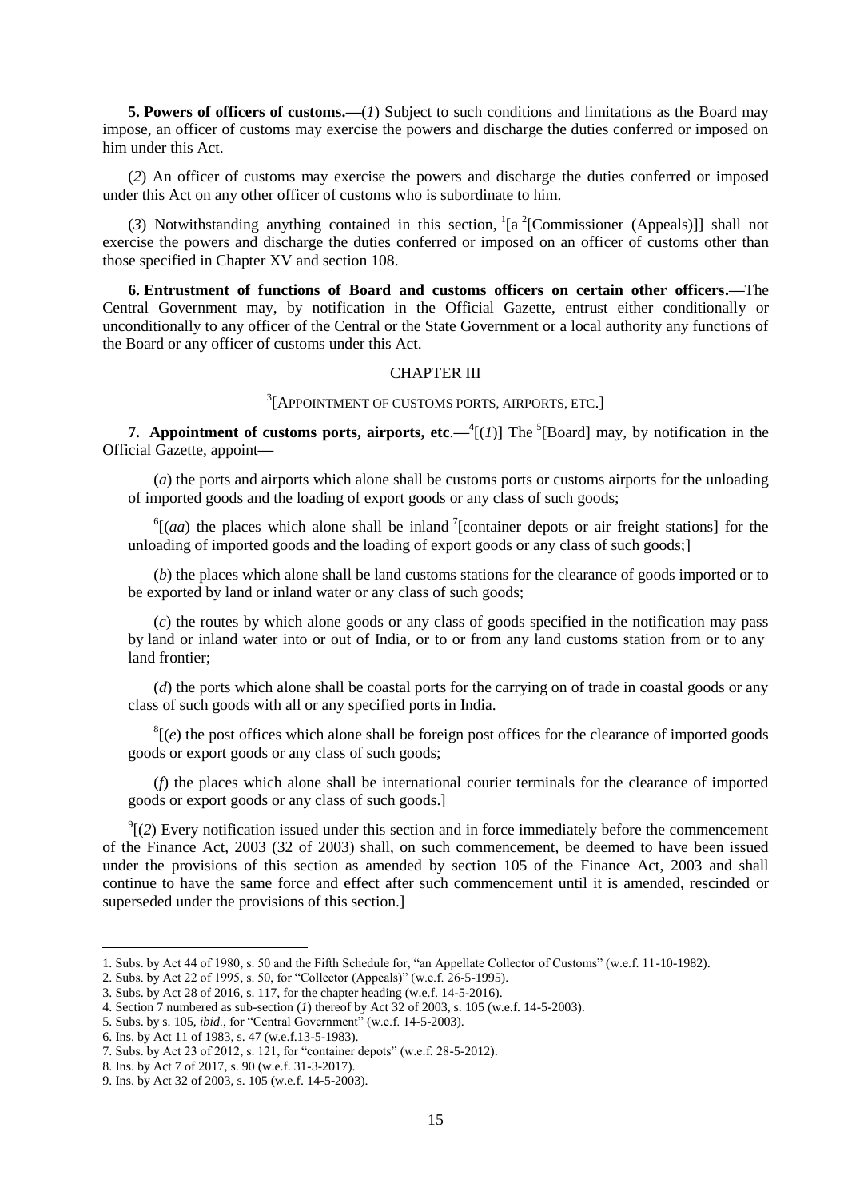**5. Powers of officers of customs.**—(*1*) Subject to such conditions and limitations as the Board may impose, an officer of customs may exercise the powers and discharge the duties conferred or imposed on him under this Act.

(*2*) An officer of customs may exercise the powers and discharge the duties conferred or imposed under this Act on any other officer of customs who is subordinate to him.

(*3*) Notwithstanding anything contained in this section, [1][a [2][Commissioner (Appeals)]] shall not exercise the powers and discharge the duties conferred or imposed on an officer of customs other than those specified in Chapter XV and section 108.

**6. Entrustment of functions of Board and customs officers on certain other officers.**—The Central Government may, by notification in the Official Gazette, entrust either conditionally or unconditionally to any officer of the Central or the State Government or a local authority any functions of the Board or any officer of customs under this Act.

## CHAPTER III

### [3][APPOINTMENT OF CUSTOMS PORTS, AIRPORTS, ETC.]

**7. Appointment of customs ports, airports, etc.**—[4][(*1*)] The [5][Board] may, by notification in the Official Gazette, appoint—

(*a*) the ports and airports which alone shall be customs ports or customs airports for the unloading of imported goods and the loading of export goods or any class of such goods;

[6][(*aa*) the places which alone shall be inland [7][container depots or air freight stations] for the unloading of imported goods and the loading of export goods or any class of such goods;]

(*b*) the places which alone shall be land customs stations for the clearance of goods imported or to be exported by land or inland water or any class of such goods;

(*c*) the routes by which alone goods or any class of goods specified in the notification may pass by land or inland water into or out of India, or to or from any land customs station from or to any land frontier;

(*d*) the ports which alone shall be coastal ports for the carrying on of trade in coastal goods or any class of such goods with all or any specified ports in India.

[8][(*e*) the post offices which alone shall be foreign post offices for the clearance of imported goods goods or export goods or any class of such goods;

(*f*) the places which alone shall be international courier terminals for the clearance of imported goods or export goods or any class of such goods.]

[9][(*2*) Every notification issued under this section and in force immediately before the commencement of the Finance Act, 2003 (32 of 2003) shall, on such commencement, be deemed to have been issued under the provisions of this section as amended by section 105 of the Finance Act, 2003 and shall continue to have the same force and effect after such commencement until it is amended, rescinded or superseded under the provisions of this section.]

---

1. Subs. by Act 44 of 1980, s. 50 and the Fifth Schedule for, "an Appellate Collector of Customs" (w.e.f. 11-10-1982).
2. Subs. by Act 22 of 1995, s. 50, for "Collector (Appeals)" (w.e.f. 26-5-1995).
3. Subs. by Act 28 of 2016, s. 117, for the chapter heading (w.e.f. 14-5-2016).
4. Section 7 numbered as sub-section (*1*) thereof by Act 32 of 2003, s. 105 (w.e.f. 14-5-2003).
5. Subs. by s. 105, *ibid.*, for "Central Government" (w.e.f. 14-5-2003).
6. Ins. by Act 11 of 1983, s. 47 (w.e.f.13-5-1983).
7. Subs. by Act 23 of 2012, s. 121, for "container depots" (w.e.f. 28-5-2012).
8. Ins. by Act 7 of 2017, s. 90 (w.e.f. 31-3-2017).
9. Ins. by Act 32 of 2003, s. 105 (w.e.f. 14-5-2003).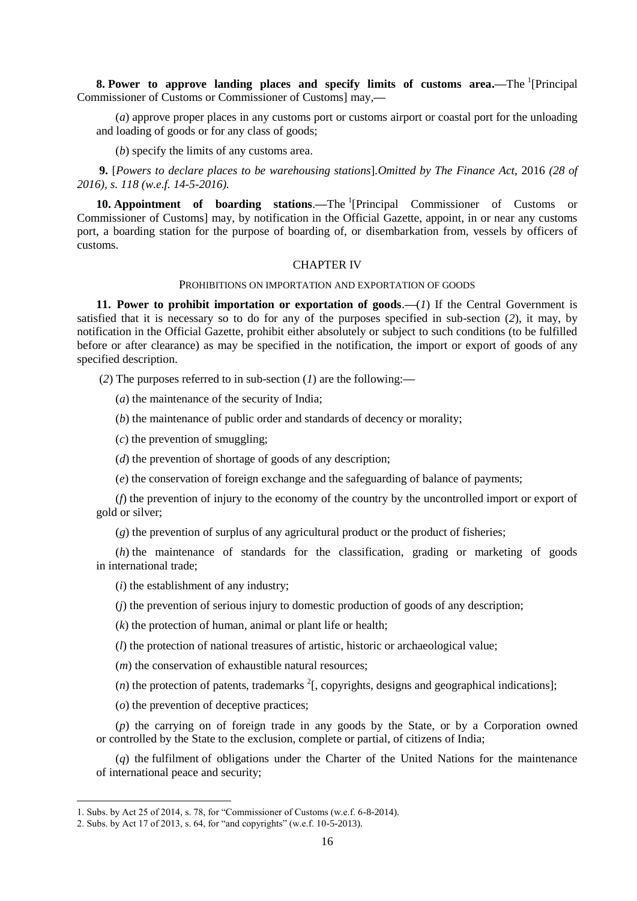**8. Power to approve landing places and specify limits of customs area.—**The [1][Principal Commissioner of Customs or Commissioner of Customs] may,—

(*a*) approve proper places in any customs port or customs airport or coastal port for the unloading and loading of goods or for any class of goods;

(*b*) specify the limits of any customs area.

**9.** [*Powers to declare places to be warehousing stations*].*Omitted by The Finance Act,* 2016 *(28 of 2016), s. 118 (w.e.f. 14-5-2016).*

**10. Appointment of boarding stations**.—The [1][Principal Commissioner of Customs or Commissioner of Customs] may, by notification in the Official Gazette, appoint, in or near any customs port, a boarding station for the purpose of boarding of, or disembarkation from, vessels by officers of customs.

## CHAPTER IV

### PROHIBITIONS ON IMPORTATION AND EXPORTATION OF GOODS

**11. Power to prohibit importation or exportation of goods**.—(*1*) If the Central Government is satisfied that it is necessary so to do for any of the purposes specified in sub-section (*2*), it may, by notification in the Official Gazette, prohibit either absolutely or subject to such conditions (to be fulfilled before or after clearance) as may be specified in the notification, the import or export of goods of any specified description.

(*2*) The purposes referred to in sub-section (*1*) are the following:—

(*a*) the maintenance of the security of India;

(*b*) the maintenance of public order and standards of decency or morality;

(*c*) the prevention of smuggling;

(*d*) the prevention of shortage of goods of any description;

(*e*) the conservation of foreign exchange and the safeguarding of balance of payments;

(*f*) the prevention of injury to the economy of the country by the uncontrolled import or export of gold or silver;

(*g*) the prevention of surplus of any agricultural product or the product of fisheries;

(*h*) the maintenance of standards for the classification, grading or marketing of goods in international trade;

(*i*) the establishment of any industry;

(*j*) the prevention of serious injury to domestic production of goods of any description;

(*k*) the protection of human, animal or plant life or health;

(*l*) the protection of national treasures of artistic, historic or archaeological value;

(*m*) the conservation of exhaustible natural resources;

(*n*) the protection of patents, trademarks [2][, copyrights, designs and geographical indications];

(*o*) the prevention of deceptive practices;

(*p*) the carrying on of foreign trade in any goods by the State, or by a Corporation owned or controlled by the State to the exclusion, complete or partial, of citizens of India;

(*q*) the fulfilment of obligations under the Charter of the United Nations for the maintenance of international peace and security;

---

1. Subs. by Act 25 of 2014, s. 78, for "Commissioner of Customs (w.e.f. 6-8-2014).
2. Subs. by Act 17 of 2013, s. 64, for "and copyrights" (w.e.f. 10-5-2013).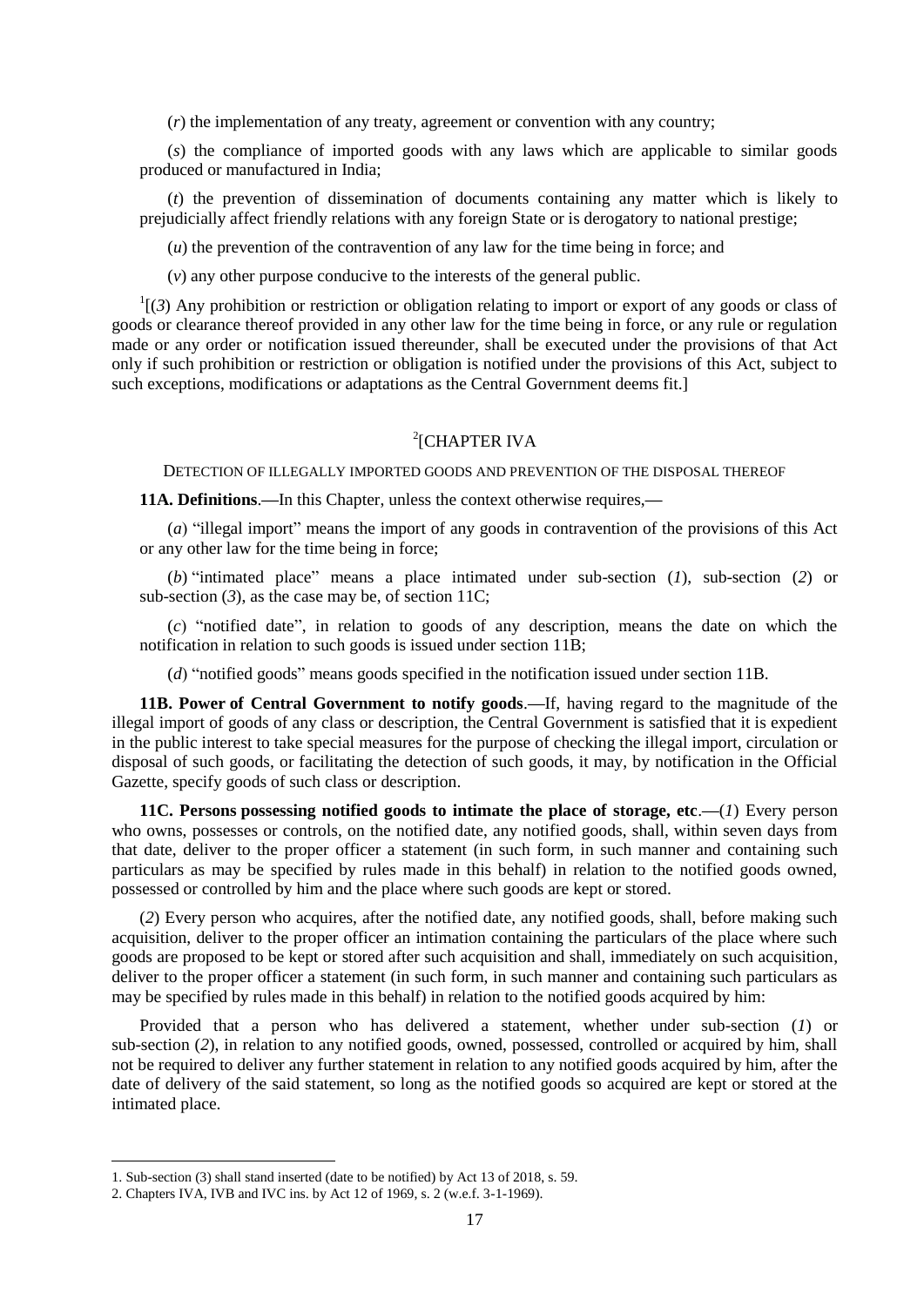(*r*) the implementation of any treaty, agreement or convention with any country;

(*s*) the compliance of imported goods with any laws which are applicable to similar goods produced or manufactured in India;

(*t*) the prevention of dissemination of documents containing any matter which is likely to prejudicially affect friendly relations with any foreign State or is derogatory to national prestige;

(*u*) the prevention of the contravention of any law for the time being in force; and

(*v*) any other purpose conducive to the interests of the general public.

[1][(*3*) Any prohibition or restriction or obligation relating to import or export of any goods or class of goods or clearance thereof provided in any other law for the time being in force, or any rule or regulation made or any order or notification issued thereunder, shall be executed under the provisions of that Act only if such prohibition or restriction or obligation is notified under the provisions of this Act, subject to such exceptions, modifications or adaptations as the Central Government deems fit.]

## [2][CHAPTER IVA

### DETECTION OF ILLEGALLY IMPORTED GOODS AND PREVENTION OF THE DISPOSAL THEREOF

**11A. Definitions**.—In this Chapter, unless the context otherwise requires,—

(*a*) "illegal import" means the import of any goods in contravention of the provisions of this Act or any other law for the time being in force;

(*b*) "intimated place" means a place intimated under sub-section (*1*), sub-section (*2*) or sub-section (*3*), as the case may be, of section 11C;

(*c*) "notified date", in relation to goods of any description, means the date on which the notification in relation to such goods is issued under section 11B;

(*d*) "notified goods" means goods specified in the notification issued under section 11B.

**11B. Power of Central Government to notify goods**.—If, having regard to the magnitude of the illegal import of goods of any class or description, the Central Government is satisfied that it is expedient in the public interest to take special measures for the purpose of checking the illegal import, circulation or disposal of such goods, or facilitating the detection of such goods, it may, by notification in the Official Gazette, specify goods of such class or description.

**11C. Persons possessing notified goods to intimate the place of storage, etc**.—(*1*) Every person who owns, possesses or controls, on the notified date, any notified goods, shall, within seven days from that date, deliver to the proper officer a statement (in such form, in such manner and containing such particulars as may be specified by rules made in this behalf) in relation to the notified goods owned, possessed or controlled by him and the place where such goods are kept or stored.

(*2*) Every person who acquires, after the notified date, any notified goods, shall, before making such acquisition, deliver to the proper officer an intimation containing the particulars of the place where such goods are proposed to be kept or stored after such acquisition and shall, immediately on such acquisition, deliver to the proper officer a statement (in such form, in such manner and containing such particulars as may be specified by rules made in this behalf) in relation to the notified goods acquired by him:

Provided that a person who has delivered a statement, whether under sub-section (*1*) or sub-section (*2*), in relation to any notified goods, owned, possessed, controlled or acquired by him, shall not be required to deliver any further statement in relation to any notified goods acquired by him, after the date of delivery of the said statement, so long as the notified goods so acquired are kept or stored at the intimated place.

---

1. Sub-section (3) shall stand inserted (date to be notified) by Act 13 of 2018, s. 59.
2. Chapters IVA, IVB and IVC ins. by Act 12 of 1969, s. 2 (w.e.f. 3-1-1969).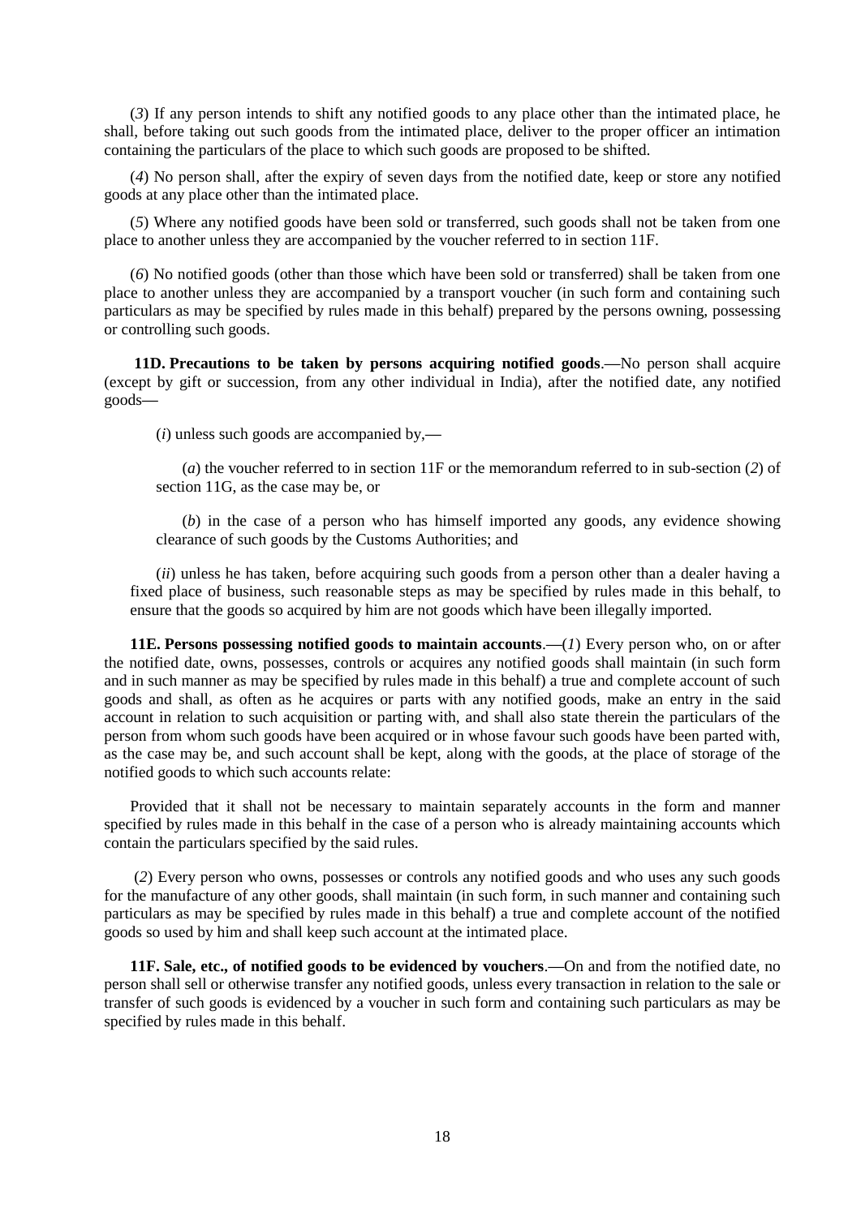(*3*) If any person intends to shift any notified goods to any place other than the intimated place, he shall, before taking out such goods from the intimated place, deliver to the proper officer an intimation containing the particulars of the place to which such goods are proposed to be shifted.

(*4*) No person shall, after the expiry of seven days from the notified date, keep or store any notified goods at any place other than the intimated place.

(*5*) Where any notified goods have been sold or transferred, such goods shall not be taken from one place to another unless they are accompanied by the voucher referred to in section 11F.

(*6*) No notified goods (other than those which have been sold or transferred) shall be taken from one place to another unless they are accompanied by a transport voucher (in such form and containing such particulars as may be specified by rules made in this behalf) prepared by the persons owning, possessing or controlling such goods.

**11D. Precautions to be taken by persons acquiring notified goods**.—No person shall acquire (except by gift or succession, from any other individual in India), after the notified date, any notified goods—

(*i*) unless such goods are accompanied by,—

(*a*) the voucher referred to in section 11F or the memorandum referred to in sub-section (*2*) of section 11G, as the case may be, or

(*b*) in the case of a person who has himself imported any goods, any evidence showing clearance of such goods by the Customs Authorities; and

(*ii*) unless he has taken, before acquiring such goods from a person other than a dealer having a fixed place of business, such reasonable steps as may be specified by rules made in this behalf, to ensure that the goods so acquired by him are not goods which have been illegally imported.

**11E. Persons possessing notified goods to maintain accounts**.—(*1*) Every person who, on or after the notified date, owns, possesses, controls or acquires any notified goods shall maintain (in such form and in such manner as may be specified by rules made in this behalf) a true and complete account of such goods and shall, as often as he acquires or parts with any notified goods, make an entry in the said account in relation to such acquisition or parting with, and shall also state therein the particulars of the person from whom such goods have been acquired or in whose favour such goods have been parted with, as the case may be, and such account shall be kept, along with the goods, at the place of storage of the notified goods to which such accounts relate:

Provided that it shall not be necessary to maintain separately accounts in the form and manner specified by rules made in this behalf in the case of a person who is already maintaining accounts which contain the particulars specified by the said rules.

(*2*) Every person who owns, possesses or controls any notified goods and who uses any such goods for the manufacture of any other goods, shall maintain (in such form, in such manner and containing such particulars as may be specified by rules made in this behalf) a true and complete account of the notified goods so used by him and shall keep such account at the intimated place.

**11F. Sale, etc., of notified goods to be evidenced by vouchers**.—On and from the notified date, no person shall sell or otherwise transfer any notified goods, unless every transaction in relation to the sale or transfer of such goods is evidenced by a voucher in such form and containing such particulars as may be specified by rules made in this behalf.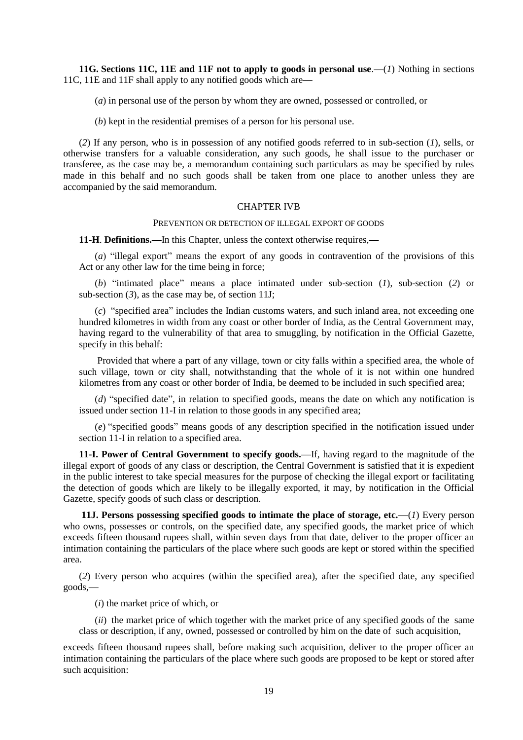**11G. Sections 11C, 11E and 11F not to apply to goods in personal use**.—(*1*) Nothing in sections 11C, 11E and 11F shall apply to any notified goods which are—

(*a*) in personal use of the person by whom they are owned, possessed or controlled, or

(*b*) kept in the residential premises of a person for his personal use.

(*2*) If any person, who is in possession of any notified goods referred to in sub-section (*1*), sells, or otherwise transfers for a valuable consideration, any such goods, he shall issue to the purchaser or transferee, as the case may be, a memorandum containing such particulars as may be specified by rules made in this behalf and no such goods shall be taken from one place to another unless they are accompanied by the said memorandum.

## CHAPTER IVB

### PREVENTION OR DETECTION OF ILLEGAL EXPORT OF GOODS

**11-H**. **Definitions.**—In this Chapter, unless the context otherwise requires,—

(*a*) "illegal export" means the export of any goods in contravention of the provisions of this Act or any other law for the time being in force;

(*b*) "intimated place" means a place intimated under sub-section (*1*), sub-section (*2*) or sub-section (*3*), as the case may be, of section 11J;

(*c*) "specified area" includes the Indian customs waters, and such inland area, not exceeding one hundred kilometres in width from any coast or other border of India, as the Central Government may, having regard to the vulnerability of that area to smuggling, by notification in the Official Gazette, specify in this behalf:

Provided that where a part of any village, town or city falls within a specified area, the whole of such village, town or city shall, notwithstanding that the whole of it is not within one hundred kilometres from any coast or other border of India, be deemed to be included in such specified area;

(*d*) "specified date", in relation to specified goods, means the date on which any notification is issued under section 11-I in relation to those goods in any specified area;

(*e*) "specified goods" means goods of any description specified in the notification issued under section 11-I in relation to a specified area.

**11-I. Power of Central Government to specify goods.**—If, having regard to the magnitude of the illegal export of goods of any class or description, the Central Government is satisfied that it is expedient in the public interest to take special measures for the purpose of checking the illegal export or facilitating the detection of goods which are likely to be illegally exported, it may, by notification in the Official Gazette, specify goods of such class or description.

**11J. Persons possessing specified goods to intimate the place of storage, etc.**—(*1*) Every person who owns, possesses or controls, on the specified date, any specified goods, the market price of which exceeds fifteen thousand rupees shall, within seven days from that date, deliver to the proper officer an intimation containing the particulars of the place where such goods are kept or stored within the specified area.

(*2*) Every person who acquires (within the specified area), after the specified date, any specified goods,—

(*i*) the market price of which, or

(*ii*) the market price of which together with the market price of any specified goods of the same class or description, if any, owned, possessed or controlled by him on the date of such acquisition,

exceeds fifteen thousand rupees shall, before making such acquisition, deliver to the proper officer an intimation containing the particulars of the place where such goods are proposed to be kept or stored after such acquisition: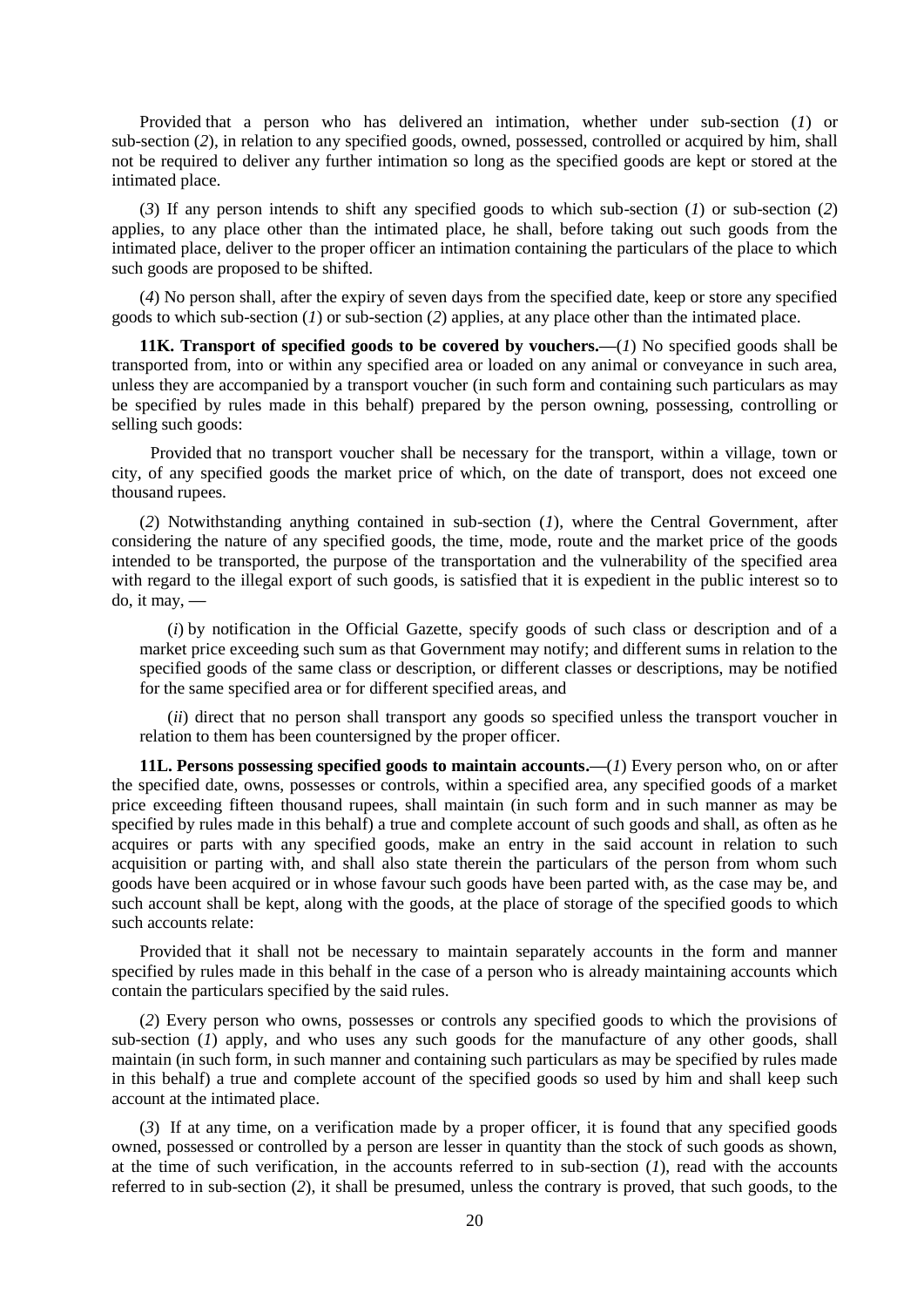Provided that a person who has delivered an intimation, whether under sub-section (*1*) or sub-section (*2*), in relation to any specified goods, owned, possessed, controlled or acquired by him, shall not be required to deliver any further intimation so long as the specified goods are kept or stored at the intimated place.

(*3*) If any person intends to shift any specified goods to which sub-section (*1*) or sub-section (*2*) applies, to any place other than the intimated place, he shall, before taking out such goods from the intimated place, deliver to the proper officer an intimation containing the particulars of the place to which such goods are proposed to be shifted.

(*4*) No person shall, after the expiry of seven days from the specified date, keep or store any specified goods to which sub-section (*1*) or sub-section (*2*) applies, at any place other than the intimated place.

**11K. Transport of specified goods to be covered by vouchers.—**(*1*) No specified goods shall be transported from, into or within any specified area or loaded on any animal or conveyance in such area, unless they are accompanied by a transport voucher (in such form and containing such particulars as may be specified by rules made in this behalf) prepared by the person owning, possessing, controlling or selling such goods:

Provided that no transport voucher shall be necessary for the transport, within a village, town or city, of any specified goods the market price of which, on the date of transport, does not exceed one thousand rupees.

(*2*) Notwithstanding anything contained in sub-section (*1*), where the Central Government, after considering the nature of any specified goods, the time, mode, route and the market price of the goods intended to be transported, the purpose of the transportation and the vulnerability of the specified area with regard to the illegal export of such goods, is satisfied that it is expedient in the public interest so to do, it may, —

(*i*) by notification in the Official Gazette, specify goods of such class or description and of a market price exceeding such sum as that Government may notify; and different sums in relation to the specified goods of the same class or description, or different classes or descriptions, may be notified for the same specified area or for different specified areas, and

(*ii*) direct that no person shall transport any goods so specified unless the transport voucher in relation to them has been countersigned by the proper officer.

**11L. Persons possessing specified goods to maintain accounts.—**(*1*) Every person who, on or after the specified date, owns, possesses or controls, within a specified area, any specified goods of a market price exceeding fifteen thousand rupees, shall maintain (in such form and in such manner as may be specified by rules made in this behalf) a true and complete account of such goods and shall, as often as he acquires or parts with any specified goods, make an entry in the said account in relation to such acquisition or parting with, and shall also state therein the particulars of the person from whom such goods have been acquired or in whose favour such goods have been parted with, as the case may be, and such account shall be kept, along with the goods, at the place of storage of the specified goods to which such accounts relate:

Provided that it shall not be necessary to maintain separately accounts in the form and manner specified by rules made in this behalf in the case of a person who is already maintaining accounts which contain the particulars specified by the said rules.

(*2*) Every person who owns, possesses or controls any specified goods to which the provisions of sub-section (*1*) apply, and who uses any such goods for the manufacture of any other goods, shall maintain (in such form, in such manner and containing such particulars as may be specified by rules made in this behalf) a true and complete account of the specified goods so used by him and shall keep such account at the intimated place.

(*3*) If at any time, on a verification made by a proper officer, it is found that any specified goods owned, possessed or controlled by a person are lesser in quantity than the stock of such goods as shown, at the time of such verification, in the accounts referred to in sub-section (*1*), read with the accounts referred to in sub-section (*2*), it shall be presumed, unless the contrary is proved, that such goods, to the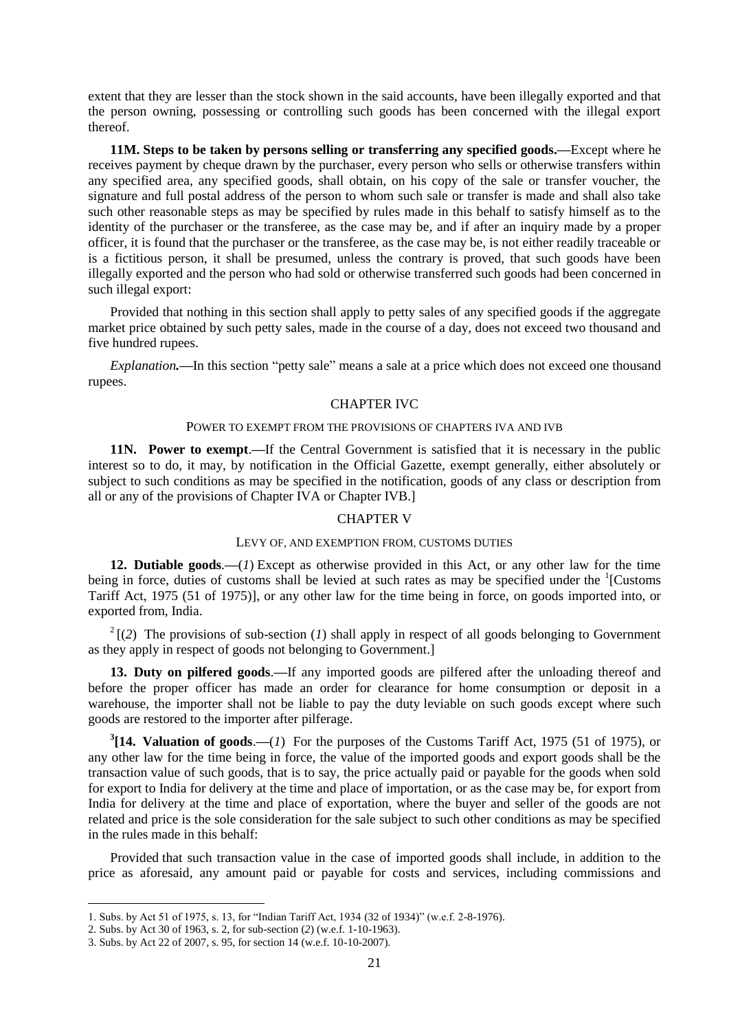extent that they are lesser than the stock shown in the said accounts, have been illegally exported and that the person owning, possessing or controlling such goods has been concerned with the illegal export thereof.

**11M. Steps to be taken by persons selling or transferring any specified goods.—**Except where he receives payment by cheque drawn by the purchaser, every person who sells or otherwise transfers within any specified area, any specified goods, shall obtain, on his copy of the sale or transfer voucher, the signature and full postal address of the person to whom such sale or transfer is made and shall also take such other reasonable steps as may be specified by rules made in this behalf to satisfy himself as to the identity of the purchaser or the transferee, as the case may be, and if after an inquiry made by a proper officer, it is found that the purchaser or the transferee, as the case may be, is not either readily traceable or is a fictitious person, it shall be presumed, unless the contrary is proved, that such goods have been illegally exported and the person who had sold or otherwise transferred such goods had been concerned in such illegal export:

Provided that nothing in this section shall apply to petty sales of any specified goods if the aggregate market price obtained by such petty sales, made in the course of a day, does not exceed two thousand and five hundred rupees.

*Explanation.***—**In this section "petty sale" means a sale at a price which does not exceed one thousand rupees.

## CHAPTER IVC

### POWER TO EXEMPT FROM THE PROVISIONS OF CHAPTERS IVA AND IVB

**11N. Power to exempt.—**If the Central Government is satisfied that it is necessary in the public interest so to do, it may, by notification in the Official Gazette, exempt generally, either absolutely or subject to such conditions as may be specified in the notification, goods of any class or description from all or any of the provisions of Chapter IVA or Chapter IVB.]

## CHAPTER V

### LEVY OF, AND EXEMPTION FROM, CUSTOMS DUTIES

**12. Dutiable goods.—**(*1*) Except as otherwise provided in this Act, or any other law for the time being in force, duties of customs shall be levied at such rates as may be specified under the [1][Customs Tariff Act, 1975 (51 of 1975)], or any other law for the time being in force, on goods imported into, or exported from, India.

[2][(*2*) The provisions of sub-section (*1*) shall apply in respect of all goods belonging to Government as they apply in respect of goods not belonging to Government.]

**13. Duty on pilfered goods.—**If any imported goods are pilfered after the unloading thereof and before the proper officer has made an order for clearance for home consumption or deposit in a warehouse, the importer shall not be liable to pay the duty leviable on such goods except where such goods are restored to the importer after pilferage.

[3]**[14. Valuation of goods.—**(*1*) For the purposes of the Customs Tariff Act, 1975 (51 of 1975), or any other law for the time being in force, the value of the imported goods and export goods shall be the transaction value of such goods, that is to say, the price actually paid or payable for the goods when sold for export to India for delivery at the time and place of importation, or as the case may be, for export from India for delivery at the time and place of exportation, where the buyer and seller of the goods are not related and price is the sole consideration for the sale subject to such other conditions as may be specified in the rules made in this behalf:

Provided that such transaction value in the case of imported goods shall include, in addition to the price as aforesaid, any amount paid or payable for costs and services, including commissions and

---

1. Subs. by Act 51 of 1975, s. 13, for "Indian Tariff Act, 1934 (32 of 1934)" (w.e.f. 2-8-1976).
2. Subs. by Act 30 of 1963, s. 2, for sub-section (*2*) (w.e.f. 1-10-1963).
3. Subs. by Act 22 of 2007, s. 95, for section 14 (w.e.f. 10-10-2007).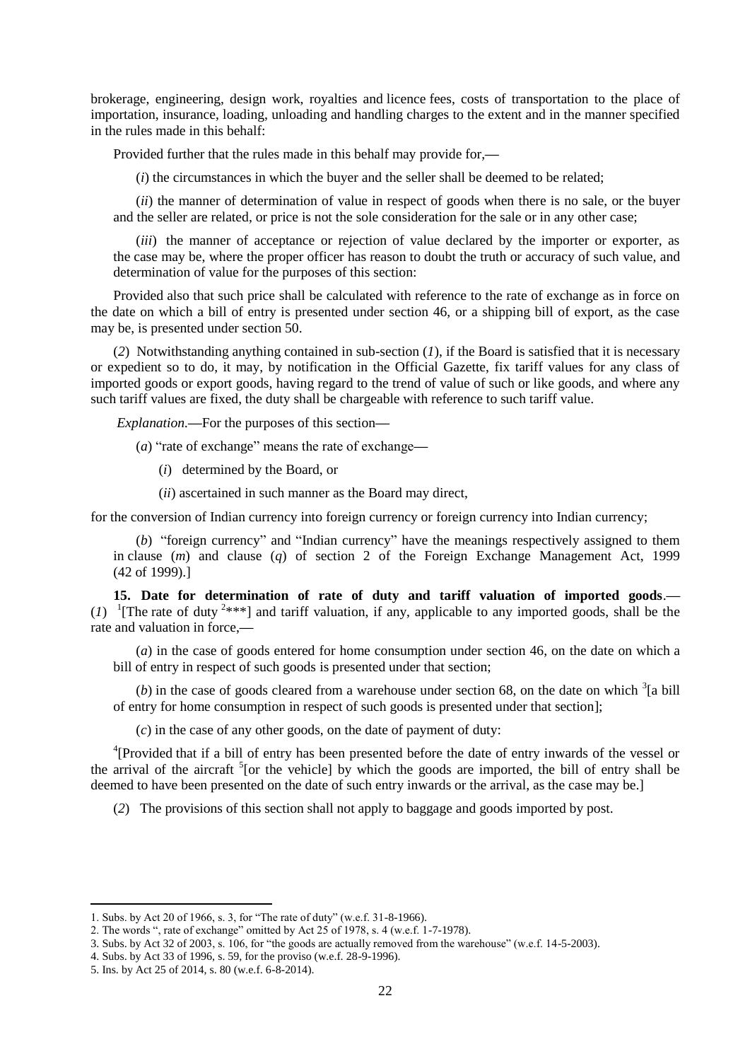brokerage, engineering, design work, royalties and licence fees, costs of transportation to the place of importation, insurance, loading, unloading and handling charges to the extent and in the manner specified in the rules made in this behalf:

Provided further that the rules made in this behalf may provide for,—

(*i*) the circumstances in which the buyer and the seller shall be deemed to be related;

(*ii*) the manner of determination of value in respect of goods when there is no sale, or the buyer and the seller are related, or price is not the sole consideration for the sale or in any other case;

(*iii*) the manner of acceptance or rejection of value declared by the importer or exporter, as the case may be, where the proper officer has reason to doubt the truth or accuracy of such value, and determination of value for the purposes of this section:

Provided also that such price shall be calculated with reference to the rate of exchange as in force on the date on which a bill of entry is presented under section 46, or a shipping bill of export, as the case may be, is presented under section 50.

(*2*) Notwithstanding anything contained in sub-section (*1*), if the Board is satisfied that it is necessary or expedient so to do, it may, by notification in the Official Gazette, fix tariff values for any class of imported goods or export goods, having regard to the trend of value of such or like goods, and where any such tariff values are fixed, the duty shall be chargeable with reference to such tariff value.

*Explanation*.—For the purposes of this section—

(*a*) "rate of exchange" means the rate of exchange—

(*i*) determined by the Board, or

(*ii*) ascertained in such manner as the Board may direct,

for the conversion of Indian currency into foreign currency or foreign currency into Indian currency;

(*b*) "foreign currency" and "Indian currency" have the meanings respectively assigned to them in clause (*m*) and clause (*q*) of section 2 of the Foreign Exchange Management Act, 1999 (42 of 1999).]

**15. Date for determination of rate of duty and tariff valuation of imported goods**.—(*1*) [1][The rate of duty [2]***] and tariff valuation, if any, applicable to any imported goods, shall be the rate and valuation in force,—

(*a*) in the case of goods entered for home consumption under section 46, on the date on which a bill of entry in respect of such goods is presented under that section;

(*b*) in the case of goods cleared from a warehouse under section 68, on the date on which [3][a bill of entry for home consumption in respect of such goods is presented under that section];

(*c*) in the case of any other goods, on the date of payment of duty:

[4][Provided that if a bill of entry has been presented before the date of entry inwards of the vessel or the arrival of the aircraft [5][or the vehicle] by which the goods are imported, the bill of entry shall be deemed to have been presented on the date of such entry inwards or the arrival, as the case may be.]

(*2*) The provisions of this section shall not apply to baggage and goods imported by post.

---

1. Subs. by Act 20 of 1966, s. 3, for "The rate of duty" (w.e.f. 31-8-1966).
2. The words ", rate of exchange" omitted by Act 25 of 1978, s. 4 (w.e.f. 1-7-1978).
3. Subs. by Act 32 of 2003, s. 106, for "the goods are actually removed from the warehouse" (w.e.f. 14-5-2003).
4. Subs. by Act 33 of 1996, s. 59, for the proviso (w.e.f. 28-9-1996).
5. Ins. by Act 25 of 2014, s. 80 (w.e.f. 6-8-2014).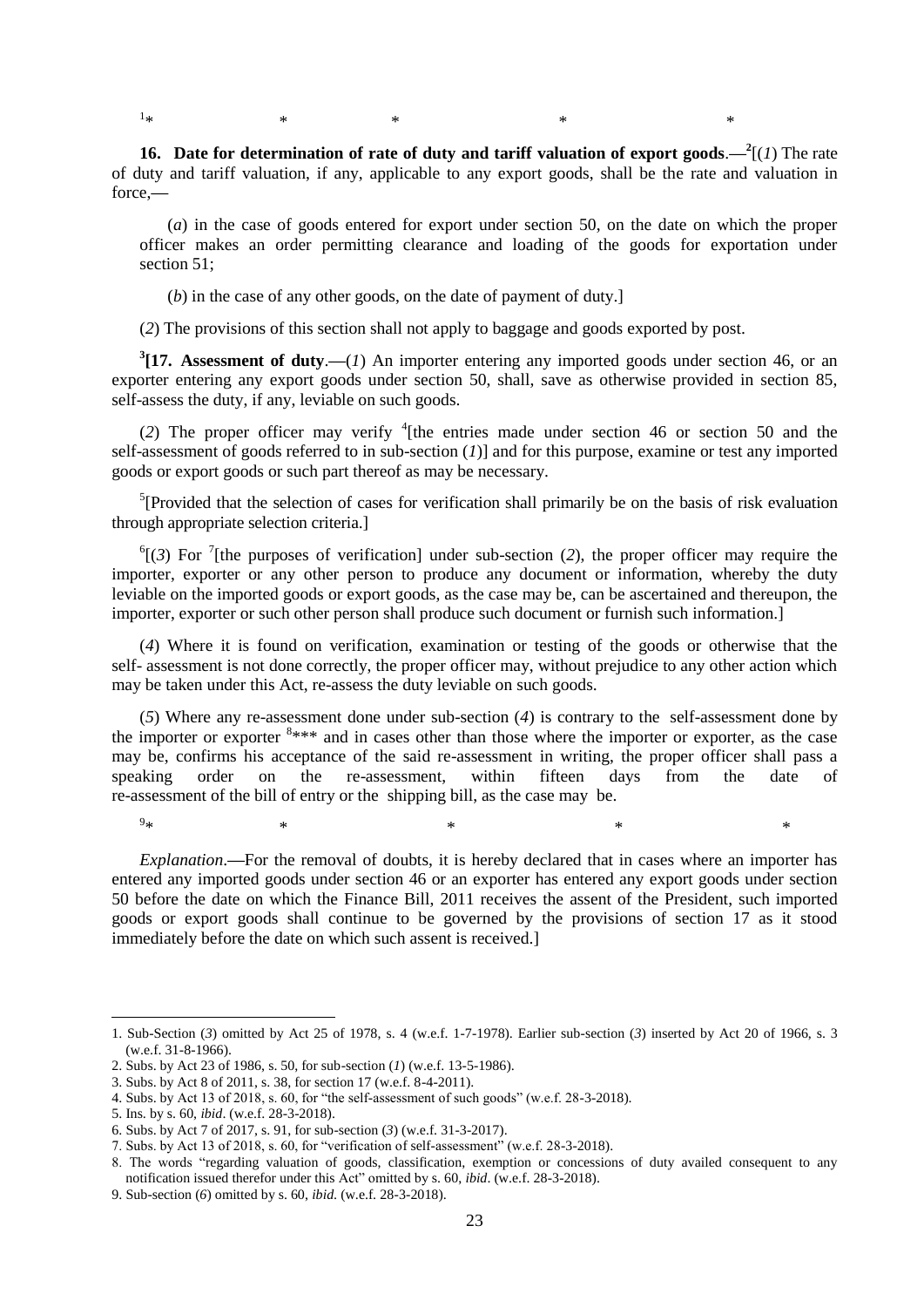[1]* * * * *

**16. Date for determination of rate of duty and tariff valuation of export goods**.—[2][(*1*) The rate of duty and tariff valuation, if any, applicable to any export goods, shall be the rate and valuation in force,—

(*a*) in the case of goods entered for export under section 50, on the date on which the proper officer makes an order permitting clearance and loading of the goods for exportation under section 51;

(*b*) in the case of any other goods, on the date of payment of duty.]

(*2*) The provisions of this section shall not apply to baggage and goods exported by post.

[3]**[17. Assessment of duty**.—(*1*) An importer entering any imported goods under section 46, or an exporter entering any export goods under section 50, shall, save as otherwise provided in section 85, self-assess the duty, if any, leviable on such goods.

(*2*) The proper officer may verify [4][the entries made under section 46 or section 50 and the self-assessment of goods referred to in sub-section (*1*)] and for this purpose, examine or test any imported goods or export goods or such part thereof as may be necessary.

[5][Provided that the selection of cases for verification shall primarily be on the basis of risk evaluation through appropriate selection criteria.]

[6][(*3*) For [7][the purposes of verification] under sub-section (*2*), the proper officer may require the importer, exporter or any other person to produce any document or information, whereby the duty leviable on the imported goods or export goods, as the case may be, can be ascertained and thereupon, the importer, exporter or such other person shall produce such document or furnish such information.]

(*4*) Where it is found on verification, examination or testing of the goods or otherwise that the self- assessment is not done correctly, the proper officer may, without prejudice to any other action which may be taken under this Act, re-assess the duty leviable on such goods.

(*5*) Where any re-assessment done under sub-section (*4*) is contrary to the self-assessment done by the importer or exporter [8]*** and in cases other than those where the importer or exporter, as the case may be, confirms his acceptance of the said re-assessment in writing, the proper officer shall pass a speaking order on the re-assessment, within fifteen days from the date of re-assessment of the bill of entry or the shipping bill, as the case may be.

[9]* * * * *

*Explanation*.—For the removal of doubts, it is hereby declared that in cases where an importer has entered any imported goods under section 46 or an exporter has entered any export goods under section 50 before the date on which the Finance Bill, 2011 receives the assent of the President, such imported goods or export goods shall continue to be governed by the provisions of section 17 as it stood immediately before the date on which such assent is received.]

---

1. Sub-Section (*3*) omitted by Act 25 of 1978, s. 4 (w.e.f. 1-7-1978). Earlier sub-section (*3*) inserted by Act 20 of 1966, s. 3 (w.e.f. 31-8-1966).
2. Subs. by Act 23 of 1986, s. 50, for sub-section (*1*) (w.e.f. 13-5-1986).
3. Subs. by Act 8 of 2011, s. 38, for section 17 (w.e.f. 8-4-2011).
4. Subs. by Act 13 of 2018, s. 60, for "the self-assessment of such goods" (w.e.f. 28-3-2018).
5. Ins. by s. 60, *ibid*. (w.e.f. 28-3-2018).
6. Subs. by Act 7 of 2017, s. 91, for sub-section (*3*) (w.e.f. 31-3-2017).
7. Subs. by Act 13 of 2018, s. 60, for "verification of self-assessment" (w.e.f. 28-3-2018).
8. The words "regarding valuation of goods, classification, exemption or concessions of duty availed consequent to any notification issued therefor under this Act" omitted by s. 60, *ibid*. (w.e.f. 28-3-2018).
9. Sub-section (*6*) omitted by s. 60, *ibid.* (w.e.f. 28-3-2018).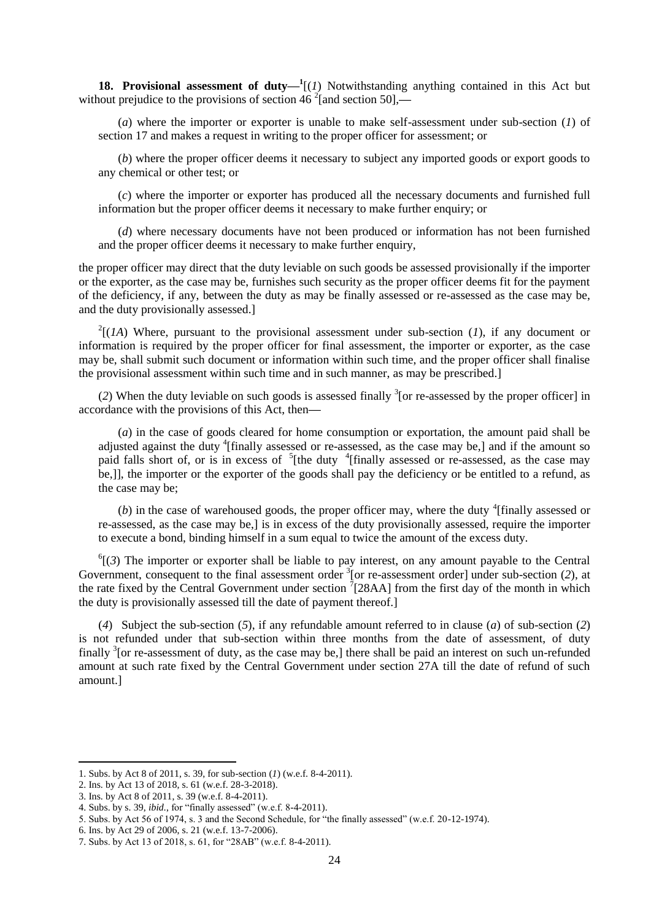**18. Provisional assessment of duty—**[1][(*1*) Notwithstanding anything contained in this Act but without prejudice to the provisions of section 46 [2][and section 50],—

(*a*) where the importer or exporter is unable to make self-assessment under sub-section (*1*) of section 17 and makes a request in writing to the proper officer for assessment; or

(*b*) where the proper officer deems it necessary to subject any imported goods or export goods to any chemical or other test; or

(*c*) where the importer or exporter has produced all the necessary documents and furnished full information but the proper officer deems it necessary to make further enquiry; or

(*d*) where necessary documents have not been produced or information has not been furnished and the proper officer deems it necessary to make further enquiry,

the proper officer may direct that the duty leviable on such goods be assessed provisionally if the importer or the exporter, as the case may be, furnishes such security as the proper officer deems fit for the payment of the deficiency, if any, between the duty as may be finally assessed or re-assessed as the case may be, and the duty provisionally assessed.]

[2][(*1A*) Where, pursuant to the provisional assessment under sub-section (*1*), if any document or information is required by the proper officer for final assessment, the importer or exporter, as the case may be, shall submit such document or information within such time, and the proper officer shall finalise the provisional assessment within such time and in such manner, as may be prescribed.]

(*2*) When the duty leviable on such goods is assessed finally [3][or re-assessed by the proper officer] in accordance with the provisions of this Act, then—

(*a*) in the case of goods cleared for home consumption or exportation, the amount paid shall be adjusted against the duty [4][finally assessed or re-assessed, as the case may be,] and if the amount so paid falls short of, or is in excess of [5][the duty [4][finally assessed or re-assessed, as the case may be,]], the importer or the exporter of the goods shall pay the deficiency or be entitled to a refund, as the case may be;

(*b*) in the case of warehoused goods, the proper officer may, where the duty [4][finally assessed or re-assessed, as the case may be,] is in excess of the duty provisionally assessed, require the importer to execute a bond, binding himself in a sum equal to twice the amount of the excess duty.

[6][(*3*) The importer or exporter shall be liable to pay interest, on any amount payable to the Central Government, consequent to the final assessment order [3][or re-assessment order] under sub-section (*2*), at the rate fixed by the Central Government under section [7][28AA] from the first day of the month in which the duty is provisionally assessed till the date of payment thereof.]

(*4*) Subject the sub-section (*5*), if any refundable amount referred to in clause (*a*) of sub-section (*2*) is not refunded under that sub-section within three months from the date of assessment, of duty finally [3][or re-assessment of duty, as the case may be,] there shall be paid an interest on such un-refunded amount at such rate fixed by the Central Government under section 27A till the date of refund of such amount.]

---

1. Subs. by Act 8 of 2011, s. 39, for sub-section (*1*) (w.e.f. 8-4-2011).
2. Ins. by Act 13 of 2018, s. 61 (w.e.f. 28-3-2018).
3. Ins. by Act 8 of 2011, s. 39 (w.e.f. 8-4-2011).
4. Subs. by s. 39, *ibid*., for "finally assessed" (w.e.f. 8-4-2011).
5. Subs. by Act 56 of 1974, s. 3 and the Second Schedule, for "the finally assessed" (w.e.f. 20-12-1974).
6. Ins. by Act 29 of 2006, s. 21 (w.e.f. 13-7-2006).
7. Subs. by Act 13 of 2018, s. 61, for "28AB" (w.e.f. 8-4-2011).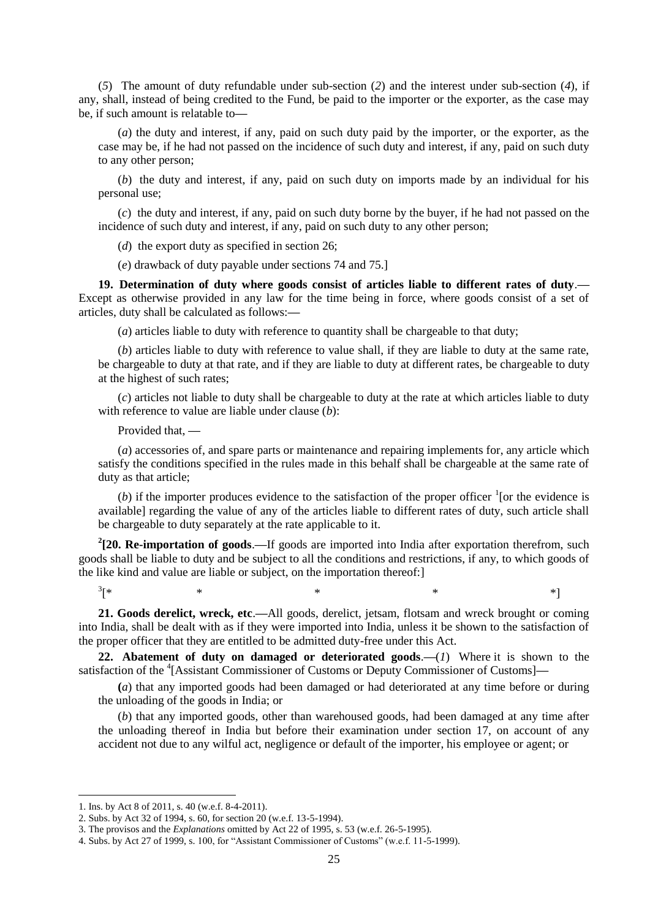(*5*) The amount of duty refundable under sub-section (*2*) and the interest under sub-section (*4*), if any, shall, instead of being credited to the Fund, be paid to the importer or the exporter, as the case may be, if such amount is relatable to—

(*a*) the duty and interest, if any, paid on such duty paid by the importer, or the exporter, as the case may be, if he had not passed on the incidence of such duty and interest, if any, paid on such duty to any other person;

(*b*) the duty and interest, if any, paid on such duty on imports made by an individual for his personal use;

(*c*) the duty and interest, if any, paid on such duty borne by the buyer, if he had not passed on the incidence of such duty and interest, if any, paid on such duty to any other person;

(*d*) the export duty as specified in section 26;

(*e*) drawback of duty payable under sections 74 and 75.]

**19. Determination of duty where goods consist of articles liable to different rates of duty**.—Except as otherwise provided in any law for the time being in force, where goods consist of a set of articles, duty shall be calculated as follows:—

(*a*) articles liable to duty with reference to quantity shall be chargeable to that duty;

(*b*) articles liable to duty with reference to value shall, if they are liable to duty at the same rate, be chargeable to duty at that rate, and if they are liable to duty at different rates, be chargeable to duty at the highest of such rates;

(*c*) articles not liable to duty shall be chargeable to duty at the rate at which articles liable to duty with reference to value are liable under clause (*b*):

Provided that, —

(*a*) accessories of, and spare parts or maintenance and repairing implements for, any article which satisfy the conditions specified in the rules made in this behalf shall be chargeable at the same rate of duty as that article;

(*b*) if the importer produces evidence to the satisfaction of the proper officer [1][or the evidence is available] regarding the value of any of the articles liable to different rates of duty, such article shall be chargeable to duty separately at the rate applicable to it.

[2]**[20. Re-importation of goods**.—If goods are imported into India after exportation therefrom, such goods shall be liable to duty and be subject to all the conditions and restrictions, if any, to which goods of the like kind and value are liable or subject, on the importation thereof:]

[3][* * * * *]

**21. Goods derelict, wreck, etc**.—All goods, derelict, jetsam, flotsam and wreck brought or coming into India, shall be dealt with as if they were imported into India, unless it be shown to the satisfaction of the proper officer that they are entitled to be admitted duty-free under this Act.

**22. Abatement of duty on damaged or deteriorated goods**.—(*1*) Where it is shown to the satisfaction of the [4][Assistant Commissioner of Customs or Deputy Commissioner of Customs]—

(*a*) that any imported goods had been damaged or had deteriorated at any time before or during the unloading of the goods in India; or

(*b*) that any imported goods, other than warehoused goods, had been damaged at any time after the unloading thereof in India but before their examination under section 17, on account of any accident not due to any wilful act, negligence or default of the importer, his employee or agent; or

---

1. Ins. by Act 8 of 2011, s. 40 (w.e.f. 8-4-2011).
2. Subs. by Act 32 of 1994, s. 60, for section 20 (w.e.f. 13-5-1994).
3. The provisos and the *Explanations* omitted by Act 22 of 1995, s. 53 (w.e.f. 26-5-1995).
4. Subs. by Act 27 of 1999, s. 100, for "Assistant Commissioner of Customs" (w.e.f. 11-5-1999).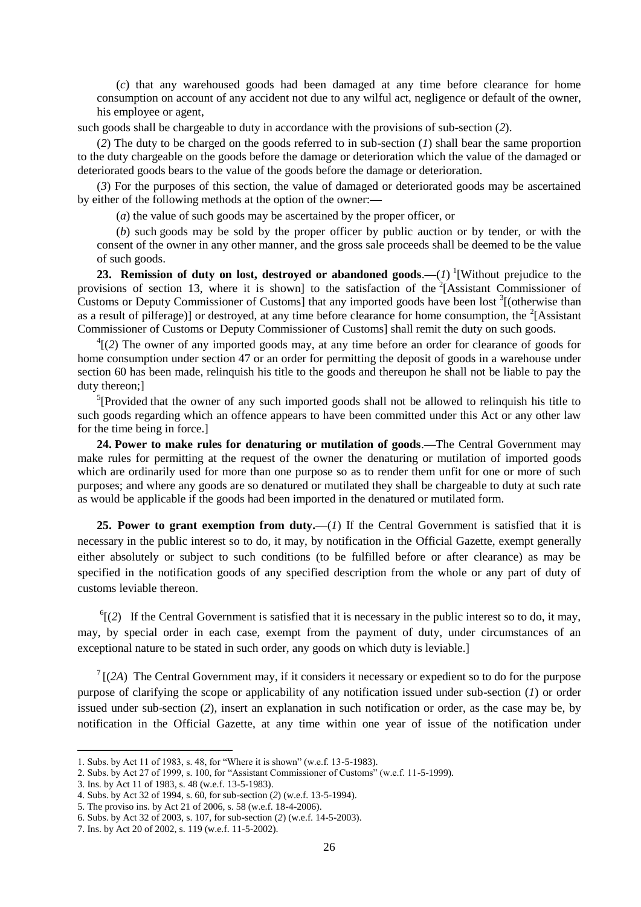(*c*) that any warehoused goods had been damaged at any time before clearance for home consumption on account of any accident not due to any wilful act, negligence or default of the owner, his employee or agent,

such goods shall be chargeable to duty in accordance with the provisions of sub-section (*2*).

(*2*) The duty to be charged on the goods referred to in sub-section (*1*) shall bear the same proportion to the duty chargeable on the goods before the damage or deterioration which the value of the damaged or deteriorated goods bears to the value of the goods before the damage or deterioration.

(*3*) For the purposes of this section, the value of damaged or deteriorated goods may be ascertained by either of the following methods at the option of the owner:—

(*a*) the value of such goods may be ascertained by the proper officer, or

(*b*) such goods may be sold by the proper officer by public auction or by tender, or with the consent of the owner in any other manner, and the gross sale proceeds shall be deemed to be the value of such goods.

**23. Remission of duty on lost, destroyed or abandoned goods**.—(*1*) [1][Without prejudice to the provisions of section 13, where it is shown] to the satisfaction of the [2][Assistant Commissioner of Customs or Deputy Commissioner of Customs] that any imported goods have been lost [3][(otherwise than as a result of pilferage)] or destroyed, at any time before clearance for home consumption, the [2][Assistant Commissioner of Customs or Deputy Commissioner of Customs] shall remit the duty on such goods.

[4][(*2*) The owner of any imported goods may, at any time before an order for clearance of goods for home consumption under section 47 or an order for permitting the deposit of goods in a warehouse under section 60 has been made, relinquish his title to the goods and thereupon he shall not be liable to pay the duty thereon;]

[5][Provided that the owner of any such imported goods shall not be allowed to relinquish his title to such goods regarding which an offence appears to have been committed under this Act or any other law for the time being in force.]

**24. Power to make rules for denaturing or mutilation of goods**.—The Central Government may make rules for permitting at the request of the owner the denaturing or mutilation of imported goods which are ordinarily used for more than one purpose so as to render them unfit for one or more of such purposes; and where any goods are so denatured or mutilated they shall be chargeable to duty at such rate as would be applicable if the goods had been imported in the denatured or mutilated form.

**25. Power to grant exemption from duty.**—(*1*) If the Central Government is satisfied that it is necessary in the public interest so to do, it may, by notification in the Official Gazette, exempt generally either absolutely or subject to such conditions (to be fulfilled before or after clearance) as may be specified in the notification goods of any specified description from the whole or any part of duty of customs leviable thereon.

[6][(*2*) If the Central Government is satisfied that it is necessary in the public interest so to do, it may, may, by special order in each case, exempt from the payment of duty, under circumstances of an exceptional nature to be stated in such order, any goods on which duty is leviable.]

[7][(*2A*) The Central Government may, if it considers it necessary or expedient so to do for the purpose purpose of clarifying the scope or applicability of any notification issued under sub-section (*1*) or order issued under sub-section (*2*), insert an explanation in such notification or order, as the case may be, by notification in the Official Gazette, at any time within one year of issue of the notification under

1. Subs. by Act 11 of 1983, s. 48, for "Where it is shown" (w.e.f. 13-5-1983).
2. Subs. by Act 27 of 1999, s. 100, for "Assistant Commissioner of Customs" (w.e.f. 11-5-1999).
3. Ins. by Act 11 of 1983, s. 48 (w.e.f. 13-5-1983).
4. Subs. by Act 32 of 1994, s. 60, for sub-section (*2*) (w.e.f. 13-5-1994).
5. The proviso ins. by Act 21 of 2006, s. 58 (w.e.f. 18-4-2006).
6. Subs. by Act 32 of 2003, s. 107, for sub-section (*2*) (w.e.f. 14-5-2003).
7. Ins. by Act 20 of 2002, s. 119 (w.e.f. 11-5-2002).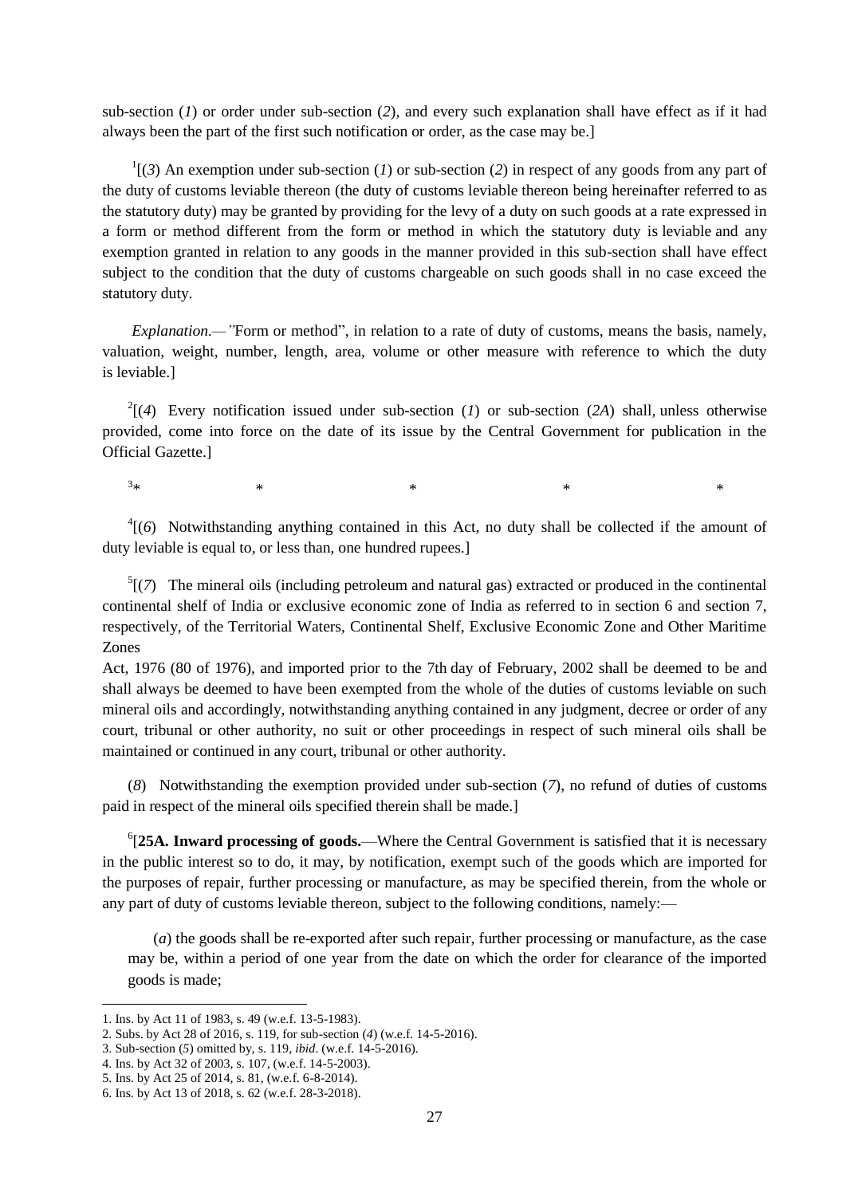sub-section (*1*) or order under sub-section (*2*), and every such explanation shall have effect as if it had always been the part of the first such notification or order, as the case may be.]

[1][(*3*) An exemption under sub-section (*1*) or sub-section (*2*) in respect of any goods from any part of the duty of customs leviable thereon (the duty of customs leviable thereon being hereinafter referred to as the statutory duty) may be granted by providing for the levy of a duty on such goods at a rate expressed in a form or method different from the form or method in which the statutory duty is leviable and any exemption granted in relation to any goods in the manner provided in this sub-section shall have effect subject to the condition that the duty of customs chargeable on such goods shall in no case exceed the statutory duty.

*Explanation.—*"Form or method", in relation to a rate of duty of customs, means the basis, namely, valuation, weight, number, length, area, volume or other measure with reference to which the duty is leviable.]

[2][(*4*) Every notification issued under sub-section (*1*) or sub-section (*2A*) shall, unless otherwise provided, come into force on the date of its issue by the Central Government for publication in the Official Gazette.]

[3]* * * * *

[4][(*6*) Notwithstanding anything contained in this Act, no duty shall be collected if the amount of duty leviable is equal to, or less than, one hundred rupees.]

[5][(*7*) The mineral oils (including petroleum and natural gas) extracted or produced in the continental continental shelf of India or exclusive economic zone of India as referred to in section 6 and section 7, respectively, of the Territorial Waters, Continental Shelf, Exclusive Economic Zone and Other Maritime Zones
Act, 1976 (80 of 1976), and imported prior to the 7th day of February, 2002 shall be deemed to be and shall always be deemed to have been exempted from the whole of the duties of customs leviable on such mineral oils and accordingly, notwithstanding anything contained in any judgment, decree or order of any court, tribunal or other authority, no suit or other proceedings in respect of such mineral oils shall be maintained or continued in any court, tribunal or other authority.

(*8*) Notwithstanding the exemption provided under sub-section (*7*), no refund of duties of customs paid in respect of the mineral oils specified therein shall be made.]

[6][**25A. Inward processing of goods.**—Where the Central Government is satisfied that it is necessary in the public interest so to do, it may, by notification, exempt such of the goods which are imported for the purposes of repair, further processing or manufacture, as may be specified therein, from the whole or any part of duty of customs leviable thereon, subject to the following conditions, namely:—

(*a*) the goods shall be re-exported after such repair, further processing or manufacture, as the case may be, within a period of one year from the date on which the order for clearance of the imported goods is made;

---

1. Ins. by Act 11 of 1983, s. 49 (w.e.f. 13-5-1983).
2. Subs. by Act 28 of 2016, s. 119, for sub-section (*4*) (w.e.f. 14-5-2016).
3. Sub-section (*5*) omitted by, s. 119, *ibid.* (w.e.f. 14-5-2016).
4. Ins. by Act 32 of 2003, s. 107, (w.e.f. 14-5-2003).
5. Ins. by Act 25 of 2014, s. 81, (w.e.f. 6-8-2014).
6. Ins. by Act 13 of 2018, s. 62 (w.e.f. 28-3-2018).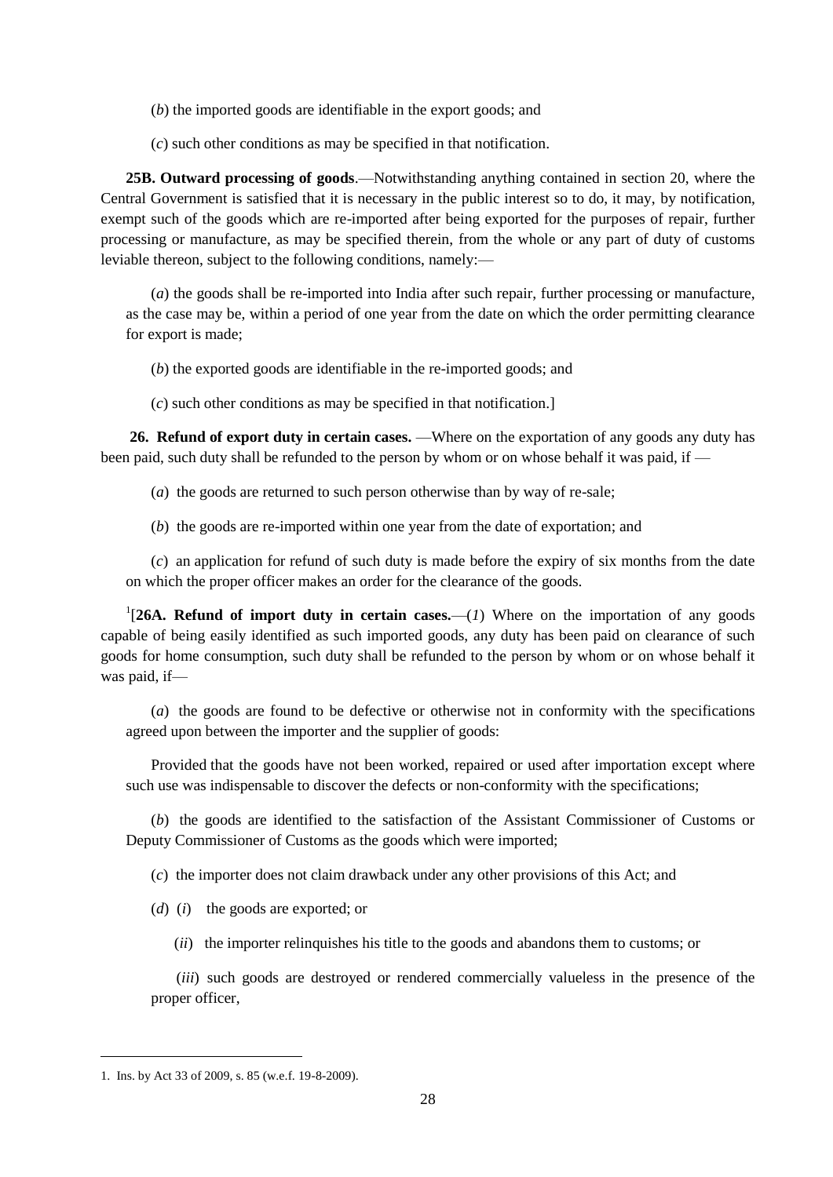(*b*) the imported goods are identifiable in the export goods; and

(*c*) such other conditions as may be specified in that notification.

**25B. Outward processing of goods**.—Notwithstanding anything contained in section 20, where the Central Government is satisfied that it is necessary in the public interest so to do, it may, by notification, exempt such of the goods which are re-imported after being exported for the purposes of repair, further processing or manufacture, as may be specified therein, from the whole or any part of duty of customs leviable thereon, subject to the following conditions, namely:—

(*a*) the goods shall be re-imported into India after such repair, further processing or manufacture, as the case may be, within a period of one year from the date on which the order permitting clearance for export is made;

(*b*) the exported goods are identifiable in the re-imported goods; and

(*c*) such other conditions as may be specified in that notification.]

**26. Refund of export duty in certain cases.** —Where on the exportation of any goods any duty has been paid, such duty shall be refunded to the person by whom or on whose behalf it was paid, if —

(*a*) the goods are returned to such person otherwise than by way of re-sale;

(*b*) the goods are re-imported within one year from the date of exportation; and

(*c*) an application for refund of such duty is made before the expiry of six months from the date on which the proper officer makes an order for the clearance of the goods.

[1][**26A. Refund of import duty in certain cases.**—(*1*) Where on the importation of any goods capable of being easily identified as such imported goods, any duty has been paid on clearance of such goods for home consumption, such duty shall be refunded to the person by whom or on whose behalf it was paid, if—

(*a*) the goods are found to be defective or otherwise not in conformity with the specifications agreed upon between the importer and the supplier of goods:

Provided that the goods have not been worked, repaired or used after importation except where such use was indispensable to discover the defects or non-conformity with the specifications;

(*b*) the goods are identified to the satisfaction of the Assistant Commissioner of Customs or Deputy Commissioner of Customs as the goods which were imported;

(*c*) the importer does not claim drawback under any other provisions of this Act; and

(*d*) (*i*) the goods are exported; or

(*ii*) the importer relinquishes his title to the goods and abandons them to customs; or

(*iii*) such goods are destroyed or rendered commercially valueless in the presence of the proper officer,

---

1. Ins. by Act 33 of 2009, s. 85 (w.e.f. 19-8-2009).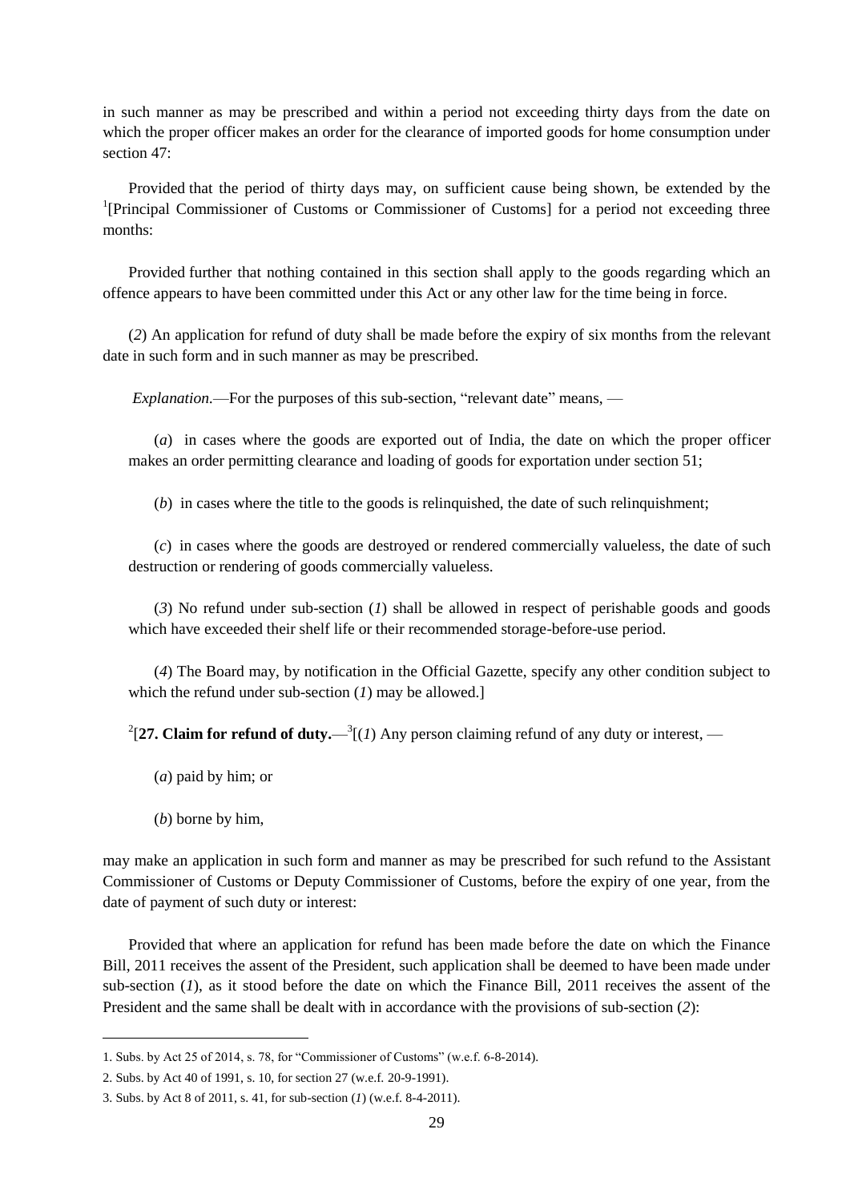in such manner as may be prescribed and within a period not exceeding thirty days from the date on which the proper officer makes an order for the clearance of imported goods for home consumption under section 47:

Provided that the period of thirty days may, on sufficient cause being shown, be extended by the [1][Principal Commissioner of Customs or Commissioner of Customs] for a period not exceeding three months:

Provided further that nothing contained in this section shall apply to the goods regarding which an offence appears to have been committed under this Act or any other law for the time being in force.

(*2*) An application for refund of duty shall be made before the expiry of six months from the relevant date in such form and in such manner as may be prescribed.

*Explanation*.—For the purposes of this sub-section, "relevant date" means, —

(*a*) in cases where the goods are exported out of India, the date on which the proper officer makes an order permitting clearance and loading of goods for exportation under section 51;

(*b*) in cases where the title to the goods is relinquished, the date of such relinquishment;

(*c*) in cases where the goods are destroyed or rendered commercially valueless, the date of such destruction or rendering of goods commercially valueless.

(*3*) No refund under sub-section (*1*) shall be allowed in respect of perishable goods and goods which have exceeded their shelf life or their recommended storage-before-use period.

(*4*) The Board may, by notification in the Official Gazette, specify any other condition subject to which the refund under sub-section (*1*) may be allowed.]

[2][**27. Claim for refund of duty.**—[3][(*1*) Any person claiming refund of any duty or interest, —

(*a*) paid by him; or

(*b*) borne by him,

may make an application in such form and manner as may be prescribed for such refund to the Assistant Commissioner of Customs or Deputy Commissioner of Customs, before the expiry of one year, from the date of payment of such duty or interest:

Provided that where an application for refund has been made before the date on which the Finance Bill, 2011 receives the assent of the President, such application shall be deemed to have been made under sub-section (*1*), as it stood before the date on which the Finance Bill, 2011 receives the assent of the President and the same shall be dealt with in accordance with the provisions of sub-section (*2*):

---

1. Subs. by Act 25 of 2014, s. 78, for "Commissioner of Customs" (w.e.f. 6-8-2014).

2. Subs. by Act 40 of 1991, s. 10, for section 27 (w.e.f. 20-9-1991).

3. Subs. by Act 8 of 2011, s. 41, for sub-section (*1*) (w.e.f. 8-4-2011).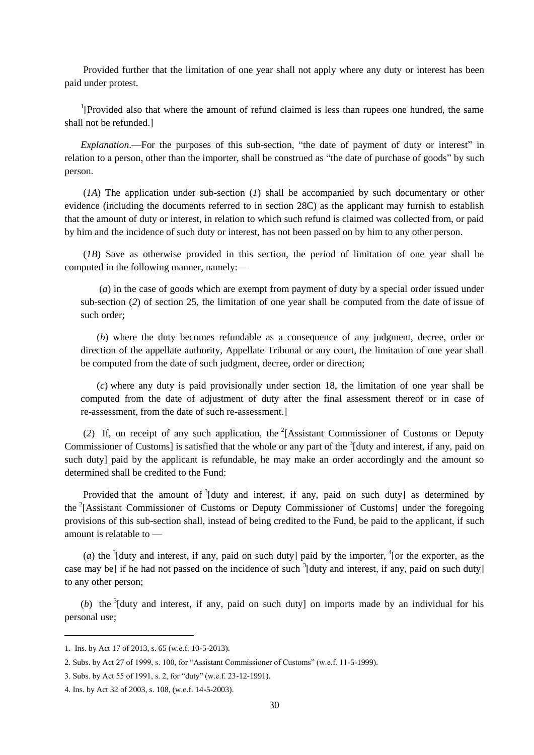Provided further that the limitation of one year shall not apply where any duty or interest has been paid under protest.

[1][Provided also that where the amount of refund claimed is less than rupees one hundred, the same shall not be refunded.]

*Explanation*.—For the purposes of this sub-section, "the date of payment of duty or interest" in relation to a person, other than the importer, shall be construed as "the date of purchase of goods" by such person.

(*1A*) The application under sub-section (*1*) shall be accompanied by such documentary or other evidence (including the documents referred to in section 28C) as the applicant may furnish to establish that the amount of duty or interest, in relation to which such refund is claimed was collected from, or paid by him and the incidence of such duty or interest, has not been passed on by him to any other person.

(*1B*) Save as otherwise provided in this section, the period of limitation of one year shall be computed in the following manner, namely:—

(*a*) in the case of goods which are exempt from payment of duty by a special order issued under sub-section (*2*) of section 25, the limitation of one year shall be computed from the date of issue of such order;

(*b*) where the duty becomes refundable as a consequence of any judgment, decree, order or direction of the appellate authority, Appellate Tribunal or any court, the limitation of one year shall be computed from the date of such judgment, decree, order or direction;

(*c*) where any duty is paid provisionally under section 18, the limitation of one year shall be computed from the date of adjustment of duty after the final assessment thereof or in case of re-assessment, from the date of such re-assessment.]

(*2*) If, on receipt of any such application, the [2][Assistant Commissioner of Customs or Deputy Commissioner of Customs] is satisfied that the whole or any part of the [3][duty and interest, if any, paid on such duty] paid by the applicant is refundable, he may make an order accordingly and the amount so determined shall be credited to the Fund:

Provided that the amount of [3][duty and interest, if any, paid on such duty] as determined by the [2][Assistant Commissioner of Customs or Deputy Commissioner of Customs] under the foregoing provisions of this sub-section shall, instead of being credited to the Fund, be paid to the applicant, if such amount is relatable to —

(*a*) the [3][duty and interest, if any, paid on such duty] paid by the importer, [4][or the exporter, as the case may be] if he had not passed on the incidence of such [3][duty and interest, if any, paid on such duty] to any other person;

(*b*) the [3][duty and interest, if any, paid on such duty] on imports made by an individual for his personal use;

---

1. Ins. by Act 17 of 2013, s. 65 (w.e.f. 10-5-2013).

2. Subs. by Act 27 of 1999, s. 100, for "Assistant Commissioner of Customs" (w.e.f. 11-5-1999).

3. Subs. by Act 55 of 1991, s. 2, for "duty" (w.e.f. 23-12-1991).

4. Ins. by Act 32 of 2003, s. 108, (w.e.f. 14-5-2003).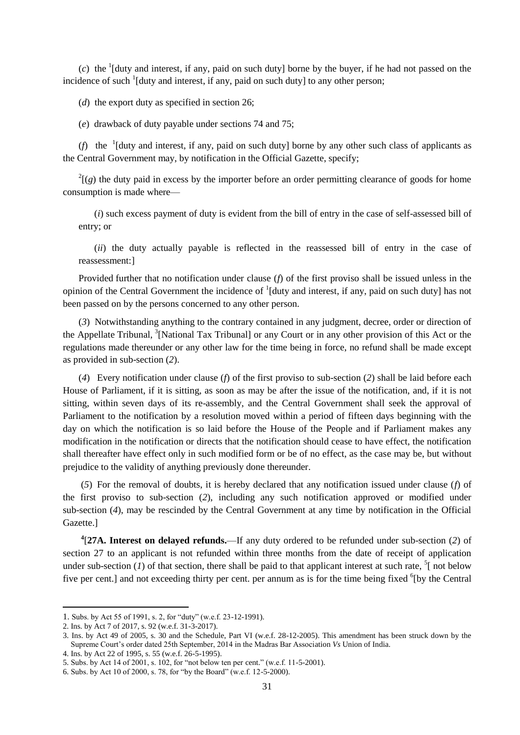(*c*) the [1][duty and interest, if any, paid on such duty] borne by the buyer, if he had not passed on the incidence of such [1][duty and interest, if any, paid on such duty] to any other person;

(*d*) the export duty as specified in section 26;

(*e*) drawback of duty payable under sections 74 and 75;

(*f*) the [1][duty and interest, if any, paid on such duty] borne by any other such class of applicants as the Central Government may, by notification in the Official Gazette, specify;

[2][(*g*) the duty paid in excess by the importer before an order permitting clearance of goods for home consumption is made where—

(*i*) such excess payment of duty is evident from the bill of entry in the case of self-assessed bill of entry; or

(*ii*) the duty actually payable is reflected in the reassessed bill of entry in the case of reassessment:]

Provided further that no notification under clause (*f*) of the first proviso shall be issued unless in the opinion of the Central Government the incidence of [1][duty and interest, if any, paid on such duty] has not been passed on by the persons concerned to any other person.

(*3*) Notwithstanding anything to the contrary contained in any judgment, decree, order or direction of the Appellate Tribunal, [3][National Tax Tribunal] or any Court or in any other provision of this Act or the regulations made thereunder or any other law for the time being in force, no refund shall be made except as provided in sub-section (*2*).

(*4*) Every notification under clause (*f*) of the first proviso to sub-section (*2*) shall be laid before each House of Parliament, if it is sitting, as soon as may be after the issue of the notification, and, if it is not sitting, within seven days of its re-assembly, and the Central Government shall seek the approval of Parliament to the notification by a resolution moved within a period of fifteen days beginning with the day on which the notification is so laid before the House of the People and if Parliament makes any modification in the notification or directs that the notification should cease to have effect, the notification shall thereafter have effect only in such modified form or be of no effect, as the case may be, but without prejudice to the validity of anything previously done thereunder.

(*5*) For the removal of doubts, it is hereby declared that any notification issued under clause (*f*) of the first proviso to sub-section (*2*), including any such notification approved or modified under sub-section (*4*), may be rescinded by the Central Government at any time by notification in the Official Gazette.]

[4][**27A. Interest on delayed refunds.**—If any duty ordered to be refunded under sub-section (*2*) of section 27 to an applicant is not refunded within three months from the date of receipt of application under sub-section (*1*) of that section, there shall be paid to that applicant interest at such rate, [5][ not below five per cent.] and not exceeding thirty per cent. per annum as is for the time being fixed [6][by the Central

---

1. Subs. by Act 55 of 1991, s. 2, for "duty" (w.e.f. 23-12-1991).
2. Ins. by Act 7 of 2017, s. 92 (w.e.f. 31-3-2017).
3. Ins. by Act 49 of 2005, s. 30 and the Schedule, Part VI (w.e.f. 28-12-2005). This amendment has been struck down by the Supreme Court's order dated 25th September, 2014 in the Madras Bar Association *Vs* Union of India.
4. Ins. by Act 22 of 1995, s. 55 (w.e.f. 26-5-1995).
5. Subs. by Act 14 of 2001, s. 102, for "not below ten per cent." (w.e.f. 11-5-2001).
6. Subs. by Act 10 of 2000, s. 78, for "by the Board" (w.e.f. 12-5-2000).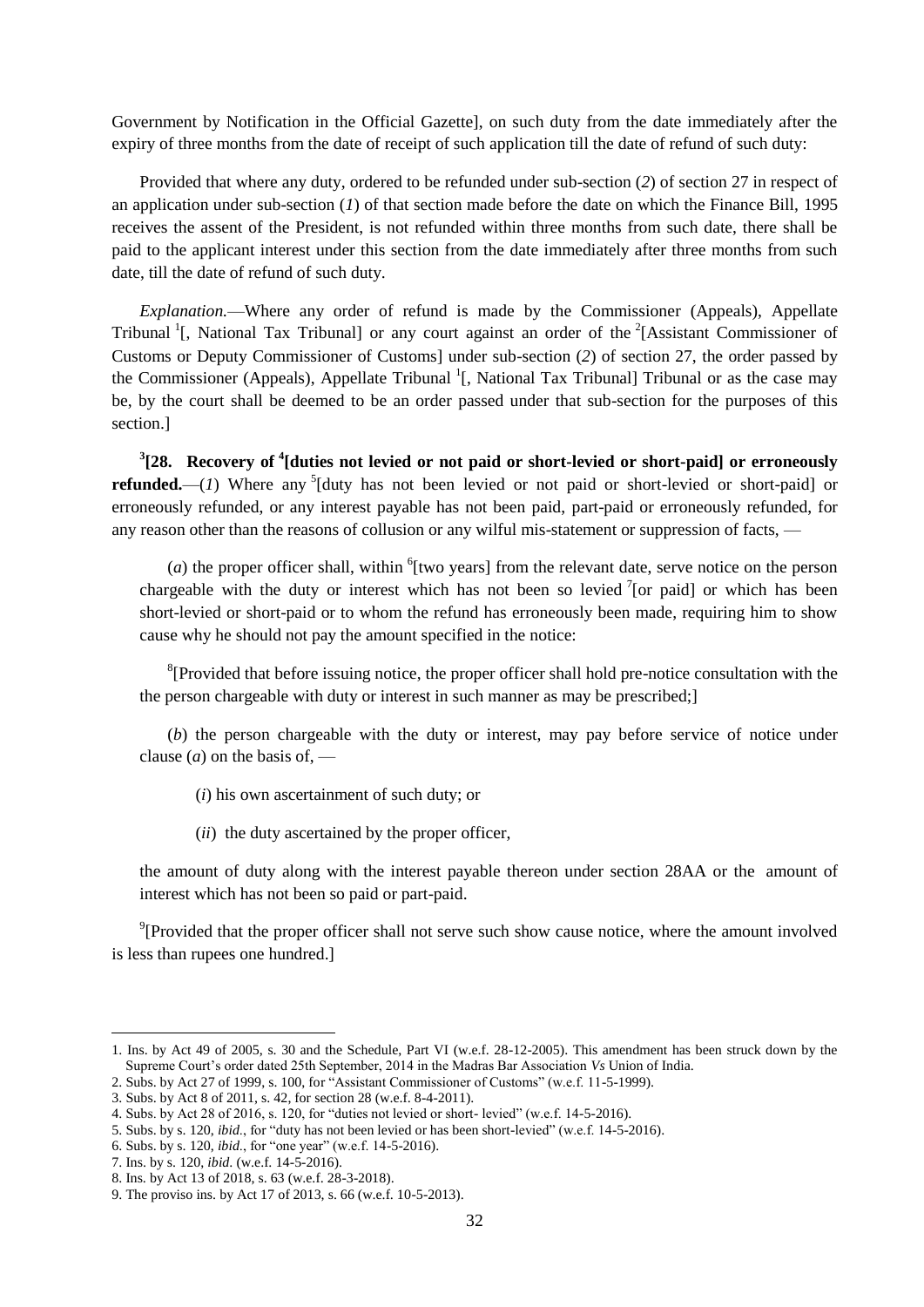Government by Notification in the Official Gazette], on such duty from the date immediately after the expiry of three months from the date of receipt of such application till the date of refund of such duty:

Provided that where any duty, ordered to be refunded under sub-section (*2*) of section 27 in respect of an application under sub-section (*1*) of that section made before the date on which the Finance Bill, 1995 receives the assent of the President, is not refunded within three months from such date, there shall be paid to the applicant interest under this section from the date immediately after three months from such date, till the date of refund of such duty.

*Explanation.*—Where any order of refund is made by the Commissioner (Appeals), Appellate Tribunal [1][, National Tax Tribunal] or any court against an order of the [2][Assistant Commissioner of Customs or Deputy Commissioner of Customs] under sub-section (*2*) of section 27, the order passed by the Commissioner (Appeals), Appellate Tribunal [1][, National Tax Tribunal] Tribunal or as the case may be, by the court shall be deemed to be an order passed under that sub-section for the purposes of this section.]

**[3][28. Recovery of [4][duties not levied or not paid or short-levied or short-paid] or erroneously refunded.**—(*1*) Where any [5][duty has not been levied or not paid or short-levied or short-paid] or erroneously refunded, or any interest payable has not been paid, part-paid or erroneously refunded, for any reason other than the reasons of collusion or any wilful mis-statement or suppression of facts, —

(*a*) the proper officer shall, within [6][two years] from the relevant date, serve notice on the person chargeable with the duty or interest which has not been so levied [7][or paid] or which has been short-levied or short-paid or to whom the refund has erroneously been made, requiring him to show cause why he should not pay the amount specified in the notice:

[8][Provided that before issuing notice, the proper officer shall hold pre-notice consultation with the the person chargeable with duty or interest in such manner as may be prescribed;]

(*b*) the person chargeable with the duty or interest, may pay before service of notice under clause (*a*) on the basis of, —

(*i*) his own ascertainment of such duty; or

(*ii*) the duty ascertained by the proper officer,

the amount of duty along with the interest payable thereon under section 28AA or the amount of interest which has not been so paid or part-paid.

[9][Provided that the proper officer shall not serve such show cause notice, where the amount involved is less than rupees one hundred.]

---

1. Ins. by Act 49 of 2005, s. 30 and the Schedule, Part VI (w.e.f. 28-12-2005). This amendment has been struck down by the Supreme Court's order dated 25th September, 2014 in the Madras Bar Association *Vs* Union of India.
2. Subs. by Act 27 of 1999, s. 100, for "Assistant Commissioner of Customs" (w.e.f. 11-5-1999).
3. Subs. by Act 8 of 2011, s. 42, for section 28 (w.e.f. 8-4-2011).
4. Subs. by Act 28 of 2016, s. 120, for "duties not levied or short- levied" (w.e.f. 14-5-2016).
5. Subs. by s. 120, *ibid.*, for "duty has not been levied or has been short-levied" (w.e.f. 14-5-2016).
6. Subs. by s. 120, *ibid.*, for "one year" (w.e.f. 14-5-2016).
7. Ins. by s. 120, *ibid.* (w.e.f. 14-5-2016).
8. Ins. by Act 13 of 2018, s. 63 (w.e.f. 28-3-2018).
9. The proviso ins. by Act 17 of 2013, s. 66 (w.e.f. 10-5-2013).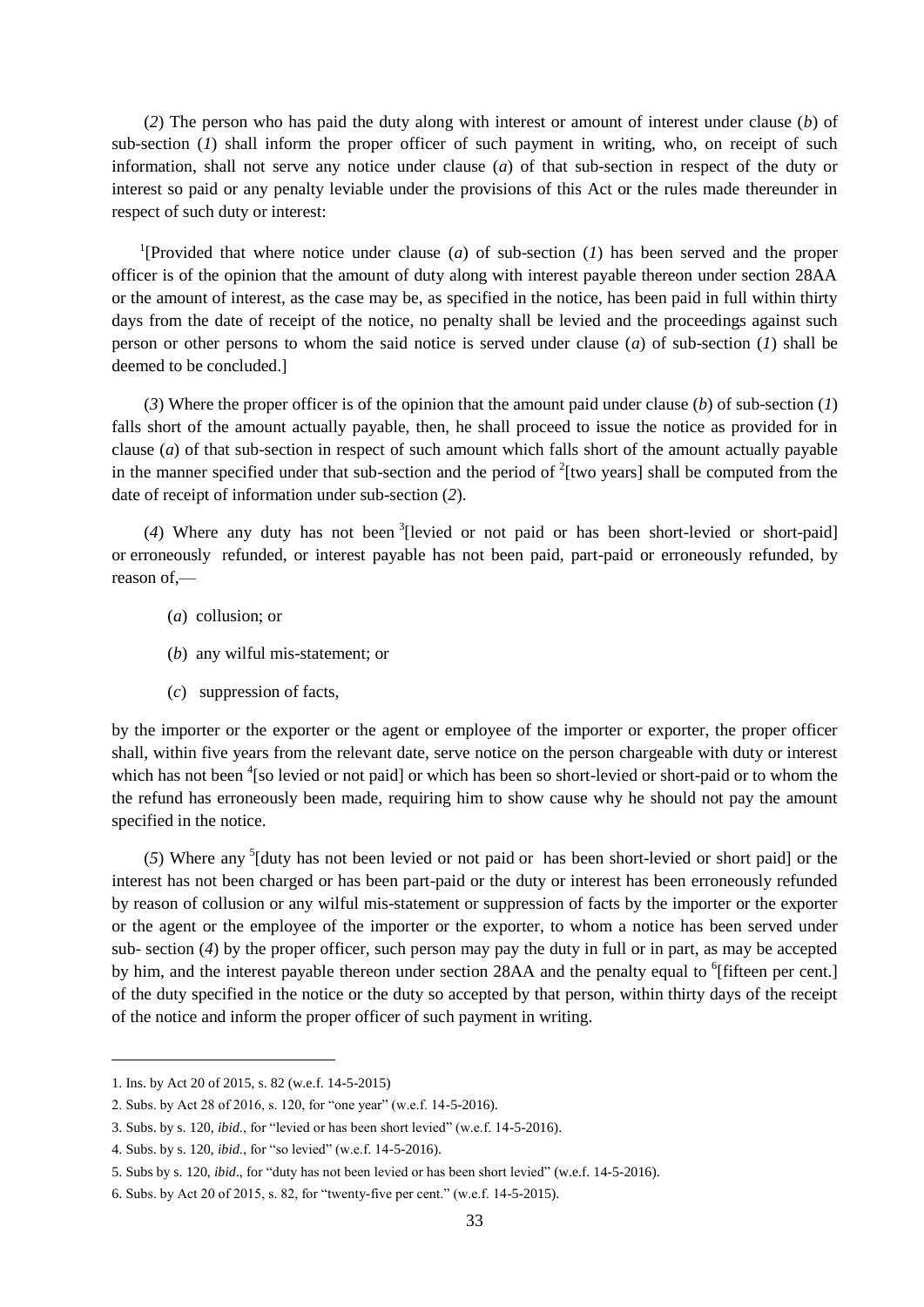(*2*) The person who has paid the duty along with interest or amount of interest under clause (*b*) of sub-section (*1*) shall inform the proper officer of such payment in writing, who, on receipt of such information, shall not serve any notice under clause (*a*) of that sub-section in respect of the duty or interest so paid or any penalty leviable under the provisions of this Act or the rules made thereunder in respect of such duty or interest:

[1][Provided that where notice under clause (*a*) of sub-section (*1*) has been served and the proper officer is of the opinion that the amount of duty along with interest payable thereon under section 28AA or the amount of interest, as the case may be, as specified in the notice, has been paid in full within thirty days from the date of receipt of the notice, no penalty shall be levied and the proceedings against such person or other persons to whom the said notice is served under clause (*a*) of sub-section (*1*) shall be deemed to be concluded.]

(*3*) Where the proper officer is of the opinion that the amount paid under clause (*b*) of sub-section (*1*) falls short of the amount actually payable, then, he shall proceed to issue the notice as provided for in clause (*a*) of that sub-section in respect of such amount which falls short of the amount actually payable in the manner specified under that sub-section and the period of [2][two years] shall be computed from the date of receipt of information under sub-section (*2*).

(*4*) Where any duty has not been [3][levied or not paid or has been short-levied or short-paid] or erroneously refunded, or interest payable has not been paid, part-paid or erroneously refunded, by reason of,—

(*a*) collusion; or

(*b*) any wilful mis-statement; or

(*c*) suppression of facts,

by the importer or the exporter or the agent or employee of the importer or exporter, the proper officer shall, within five years from the relevant date, serve notice on the person chargeable with duty or interest which has not been [4][so levied or not paid] or which has been so short-levied or short-paid or to whom the the refund has erroneously been made, requiring him to show cause why he should not pay the amount specified in the notice.

(*5*) Where any [5][duty has not been levied or not paid or has been short-levied or short paid] or the interest has not been charged or has been part-paid or the duty or interest has been erroneously refunded by reason of collusion or any wilful mis-statement or suppression of facts by the importer or the exporter or the agent or the employee of the importer or the exporter, to whom a notice has been served under sub- section (*4*) by the proper officer, such person may pay the duty in full or in part, as may be accepted by him, and the interest payable thereon under section 28AA and the penalty equal to [6][fifteen per cent.] of the duty specified in the notice or the duty so accepted by that person, within thirty days of the receipt of the notice and inform the proper officer of such payment in writing.

---

1. Ins. by Act 20 of 2015, s. 82 (w.e.f. 14-5-2015)
2. Subs. by Act 28 of 2016, s. 120, for "one year" (w.e.f. 14-5-2016).
3. Subs. by s. 120, *ibid.*, for "levied or has been short levied" (w.e.f. 14-5-2016).
4. Subs. by s. 120, *ibid.*, for "so levied" (w.e.f. 14-5-2016).
5. Subs by s. 120, *ibid*., for "duty has not been levied or has been short levied" (w.e.f. 14-5-2016).
6. Subs. by Act 20 of 2015, s. 82, for "twenty-five per cent." (w.e.f. 14-5-2015).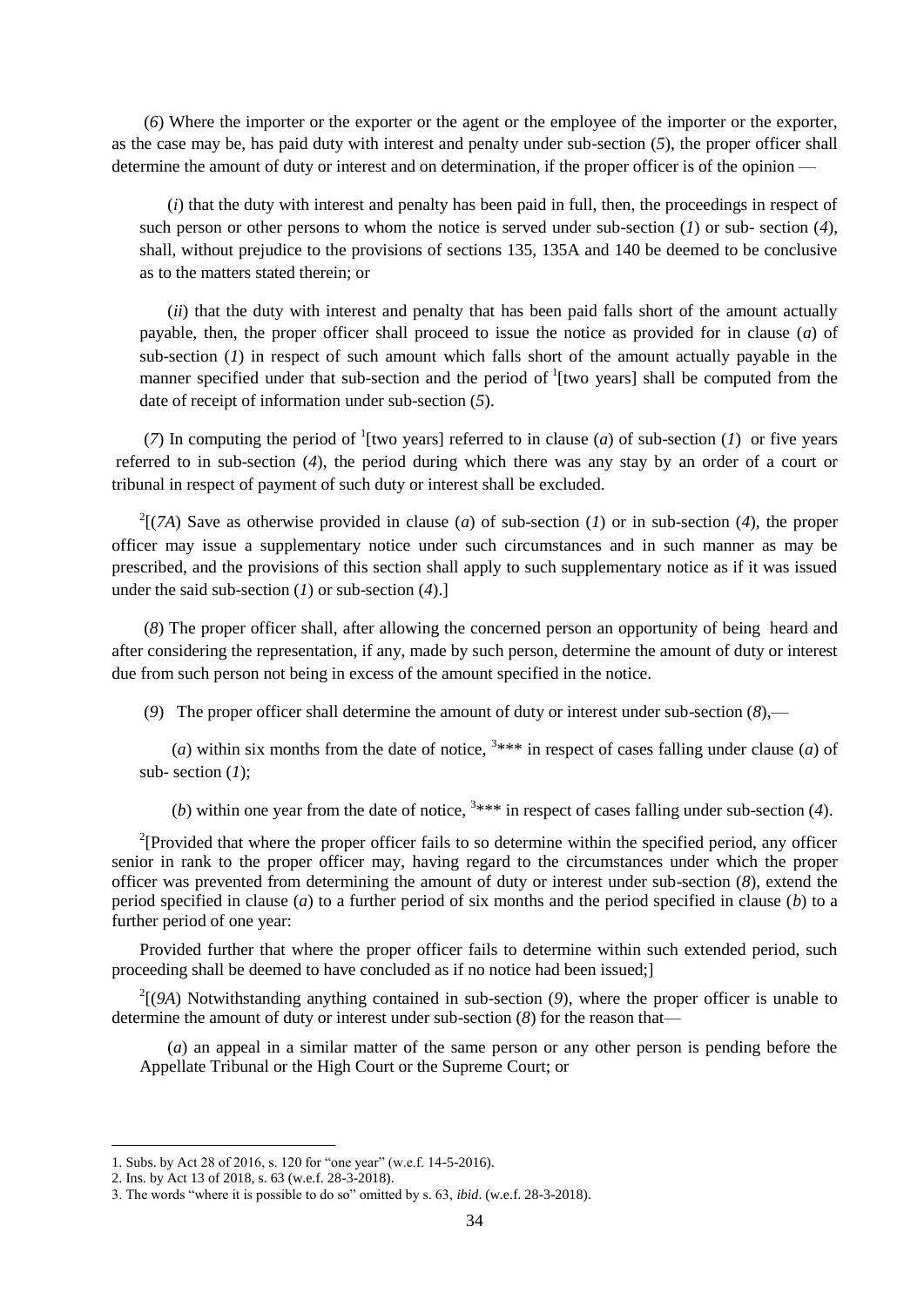(*6*) Where the importer or the exporter or the agent or the employee of the importer or the exporter, as the case may be, has paid duty with interest and penalty under sub-section (*5*), the proper officer shall determine the amount of duty or interest and on determination, if the proper officer is of the opinion —

(*i*) that the duty with interest and penalty has been paid in full, then, the proceedings in respect of such person or other persons to whom the notice is served under sub-section (*1*) or sub- section (*4*), shall, without prejudice to the provisions of sections 135, 135A and 140 be deemed to be conclusive as to the matters stated therein; or

(*ii*) that the duty with interest and penalty that has been paid falls short of the amount actually payable, then, the proper officer shall proceed to issue the notice as provided for in clause (*a*) of sub-section (*1*) in respect of such amount which falls short of the amount actually payable in the manner specified under that sub-section and the period of [1][two years] shall be computed from the date of receipt of information under sub-section (*5*).

(*7*) In computing the period of [1][two years] referred to in clause (*a*) of sub-section (*1*) or five years referred to in sub-section (*4*), the period during which there was any stay by an order of a court or tribunal in respect of payment of such duty or interest shall be excluded.

[2][(*7A*) Save as otherwise provided in clause (*a*) of sub-section (*1*) or in sub-section (*4*), the proper officer may issue a supplementary notice under such circumstances and in such manner as may be prescribed, and the provisions of this section shall apply to such supplementary notice as if it was issued under the said sub-section (*1*) or sub-section (*4*).]

(*8*) The proper officer shall, after allowing the concerned person an opportunity of being heard and after considering the representation, if any, made by such person, determine the amount of duty or interest due from such person not being in excess of the amount specified in the notice.

(*9*) The proper officer shall determine the amount of duty or interest under sub-section (*8*),—

(*a*) within six months from the date of notice, [3]*** in respect of cases falling under clause (*a*) of sub- section (*1*);

(*b*) within one year from the date of notice, [3]*** in respect of cases falling under sub-section (*4*).

[2][Provided that where the proper officer fails to so determine within the specified period, any officer senior in rank to the proper officer may, having regard to the circumstances under which the proper officer was prevented from determining the amount of duty or interest under sub-section (*8*), extend the period specified in clause (*a*) to a further period of six months and the period specified in clause (*b*) to a further period of one year:

Provided further that where the proper officer fails to determine within such extended period, such proceeding shall be deemed to have concluded as if no notice had been issued;]

[2][(*9A*) Notwithstanding anything contained in sub-section (*9*), where the proper officer is unable to determine the amount of duty or interest under sub-section (*8*) for the reason that—

(*a*) an appeal in a similar matter of the same person or any other person is pending before the Appellate Tribunal or the High Court or the Supreme Court; or

---

1. Subs. by Act 28 of 2016, s. 120 for "one year" (w.e.f. 14-5-2016).
2. Ins. by Act 13 of 2018, s. 63 (w.e.f. 28-3-2018).
3. The words "where it is possible to do so" omitted by s. 63, *ibid*. (w.e.f. 28-3-2018).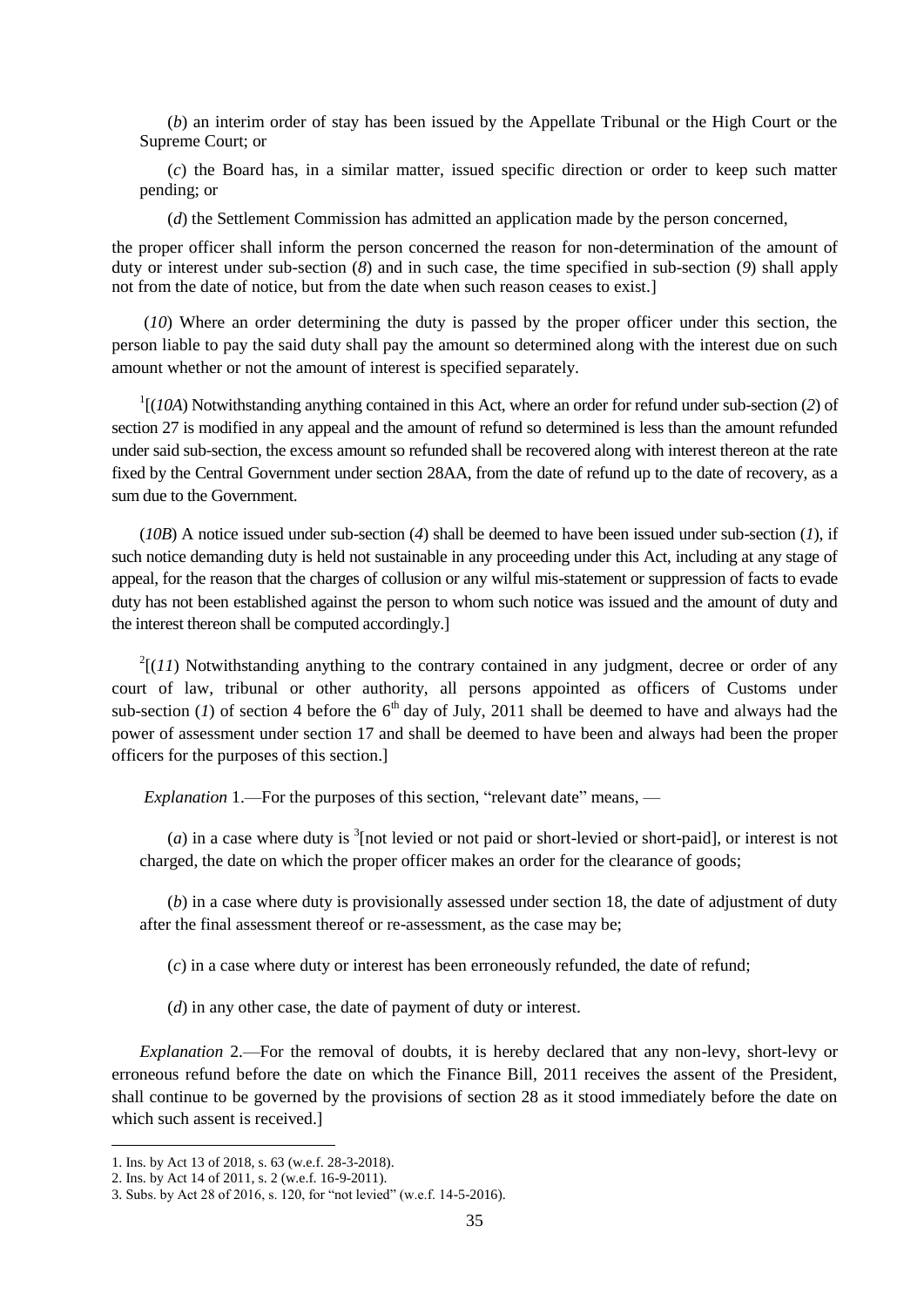(*b*) an interim order of stay has been issued by the Appellate Tribunal or the High Court or the Supreme Court; or

(*c*) the Board has, in a similar matter, issued specific direction or order to keep such matter pending; or

(*d*) the Settlement Commission has admitted an application made by the person concerned,

the proper officer shall inform the person concerned the reason for non-determination of the amount of duty or interest under sub-section (*8*) and in such case, the time specified in sub-section (*9*) shall apply not from the date of notice, but from the date when such reason ceases to exist.]

(*10*) Where an order determining the duty is passed by the proper officer under this section, the person liable to pay the said duty shall pay the amount so determined along with the interest due on such amount whether or not the amount of interest is specified separately.

[1][(*10A*) Notwithstanding anything contained in this Act, where an order for refund under sub-section (*2*) of section 27 is modified in any appeal and the amount of refund so determined is less than the amount refunded under said sub-section, the excess amount so refunded shall be recovered along with interest thereon at the rate fixed by the Central Government under section 28AA, from the date of refund up to the date of recovery, as a sum due to the Government.

(*10B*) A notice issued under sub-section (*4*) shall be deemed to have been issued under sub-section (*1*), if such notice demanding duty is held not sustainable in any proceeding under this Act, including at any stage of appeal, for the reason that the charges of collusion or any wilful mis-statement or suppression of facts to evade duty has not been established against the person to whom such notice was issued and the amount of duty and the interest thereon shall be computed accordingly.]

[2][(*11*) Notwithstanding anything to the contrary contained in any judgment, decree or order of any court of law, tribunal or other authority, all persons appointed as officers of Customs under sub-section (*1*) of section 4 before the 6th day of July, 2011 shall be deemed to have and always had the power of assessment under section 17 and shall be deemed to have been and always had been the proper officers for the purposes of this section.]

*Explanation* 1.—For the purposes of this section, "relevant date" means, —

(*a*) in a case where duty is [3][not levied or not paid or short-levied or short-paid], or interest is not charged, the date on which the proper officer makes an order for the clearance of goods;

(*b*) in a case where duty is provisionally assessed under section 18, the date of adjustment of duty after the final assessment thereof or re-assessment, as the case may be;

(*c*) in a case where duty or interest has been erroneously refunded, the date of refund;

(*d*) in any other case, the date of payment of duty or interest.

*Explanation* 2.—For the removal of doubts, it is hereby declared that any non-levy, short-levy or erroneous refund before the date on which the Finance Bill, 2011 receives the assent of the President, shall continue to be governed by the provisions of section 28 as it stood immediately before the date on which such assent is received.]

---

1. Ins. by Act 13 of 2018, s. 63 (w.e.f. 28-3-2018).
2. Ins. by Act 14 of 2011, s. 2 (w.e.f. 16-9-2011).
3. Subs. by Act 28 of 2016, s. 120, for "not levied" (w.e.f. 14-5-2016).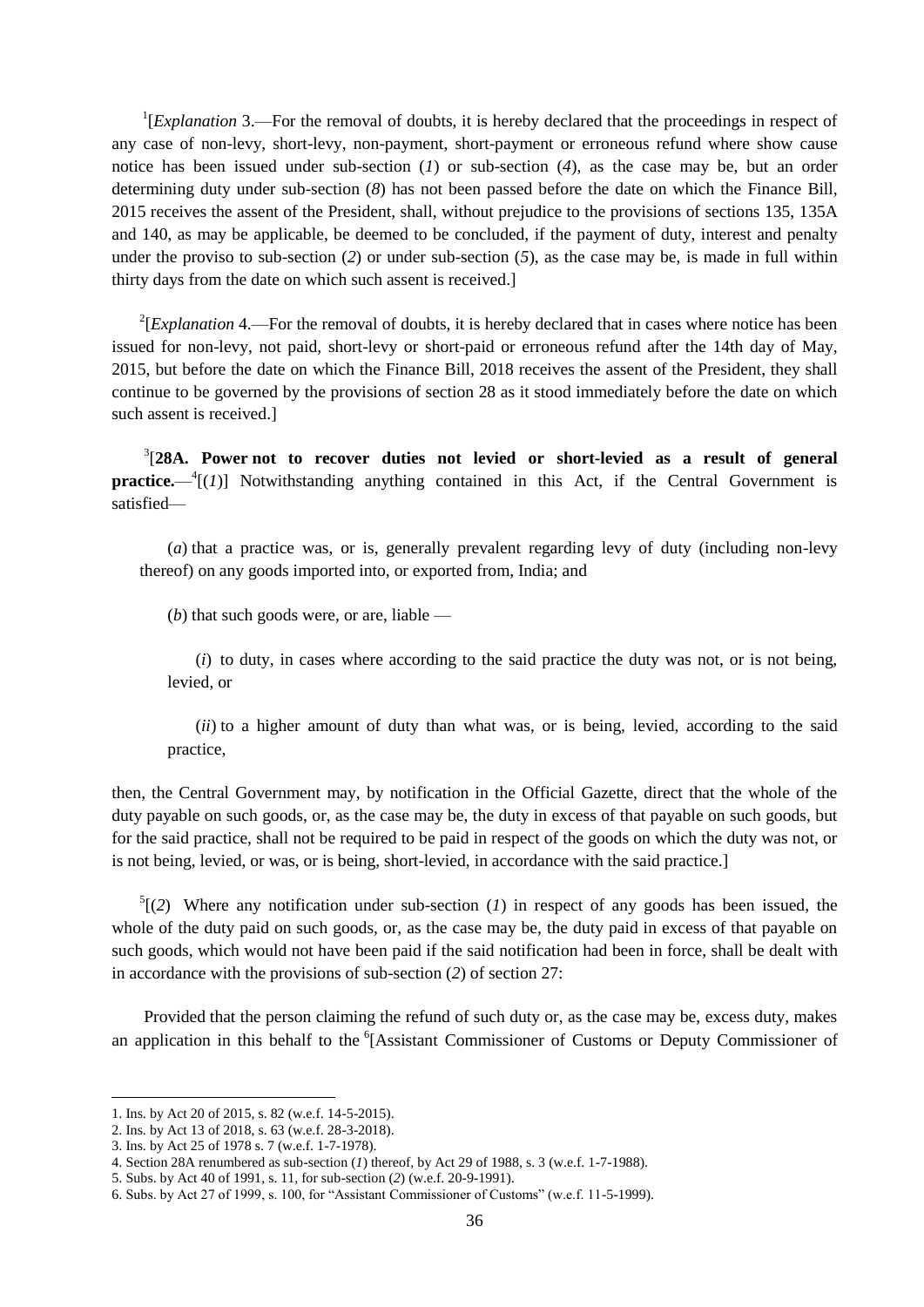[1][*Explanation* 3.—For the removal of doubts, it is hereby declared that the proceedings in respect of any case of non-levy, short-levy, non-payment, short-payment or erroneous refund where show cause notice has been issued under sub-section (*1*) or sub-section (*4*), as the case may be, but an order determining duty under sub-section (*8*) has not been passed before the date on which the Finance Bill, 2015 receives the assent of the President, shall, without prejudice to the provisions of sections 135, 135A and 140, as may be applicable, be deemed to be concluded, if the payment of duty, interest and penalty under the proviso to sub-section (*2*) or under sub-section (*5*), as the case may be, is made in full within thirty days from the date on which such assent is received.]

[2][*Explanation* 4.—For the removal of doubts, it is hereby declared that in cases where notice has been issued for non-levy, not paid, short-levy or short-paid or erroneous refund after the 14th day of May, 2015, but before the date on which the Finance Bill, 2018 receives the assent of the President, they shall continue to be governed by the provisions of section 28 as it stood immediately before the date on which such assent is received.]

[3][**28A. Power not to recover duties not levied or short-levied as a result of general practice.**—[4][(*1*)] Notwithstanding anything contained in this Act, if the Central Government is satisfied—

(*a*) that a practice was, or is, generally prevalent regarding levy of duty (including non-levy thereof) on any goods imported into, or exported from, India; and

(*b*) that such goods were, or are, liable —

(*i*) to duty, in cases where according to the said practice the duty was not, or is not being, levied, or

(*ii*) to a higher amount of duty than what was, or is being, levied, according to the said practice,

then, the Central Government may, by notification in the Official Gazette, direct that the whole of the duty payable on such goods, or, as the case may be, the duty in excess of that payable on such goods, but for the said practice, shall not be required to be paid in respect of the goods on which the duty was not, or is not being, levied, or was, or is being, short-levied, in accordance with the said practice.]

[5][(*2*) Where any notification under sub-section (*1*) in respect of any goods has been issued, the whole of the duty paid on such goods, or, as the case may be, the duty paid in excess of that payable on such goods, which would not have been paid if the said notification had been in force, shall be dealt with in accordance with the provisions of sub-section (*2*) of section 27:

Provided that the person claiming the refund of such duty or, as the case may be, excess duty, makes an application in this behalf to the [6][Assistant Commissioner of Customs or Deputy Commissioner of

---

1. Ins. by Act 20 of 2015, s. 82 (w.e.f. 14-5-2015).
2. Ins. by Act 13 of 2018, s. 63 (w.e.f. 28-3-2018).
3. Ins. by Act 25 of 1978 s. 7 (w.e.f. 1-7-1978).
4. Section 28A renumbered as sub-section (*1*) thereof, by Act 29 of 1988, s. 3 (w.e.f. 1-7-1988).
5. Subs. by Act 40 of 1991, s. 11, for sub-section (*2*) (w.e.f. 20-9-1991).
6. Subs. by Act 27 of 1999, s. 100, for "Assistant Commissioner of Customs" (w.e.f. 11-5-1999).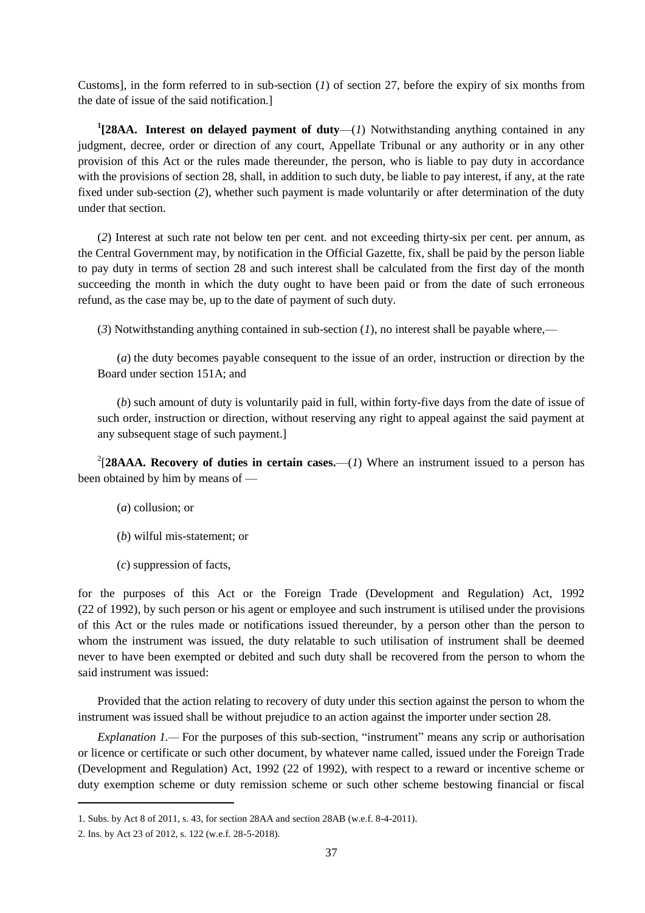Customs], in the form referred to in sub-section (*1*) of section 27, before the expiry of six months from the date of issue of the said notification.]

[1][**28AA. Interest on delayed payment of duty**—(*1*) Notwithstanding anything contained in any judgment, decree, order or direction of any court, Appellate Tribunal or any authority or in any other provision of this Act or the rules made thereunder, the person, who is liable to pay duty in accordance with the provisions of section 28, shall, in addition to such duty, be liable to pay interest, if any, at the rate fixed under sub-section (*2*), whether such payment is made voluntarily or after determination of the duty under that section.

(*2*) Interest at such rate not below ten per cent. and not exceeding thirty-six per cent. per annum, as the Central Government may, by notification in the Official Gazette, fix, shall be paid by the person liable to pay duty in terms of section 28 and such interest shall be calculated from the first day of the month succeeding the month in which the duty ought to have been paid or from the date of such erroneous refund, as the case may be, up to the date of payment of such duty.

(*3*) Notwithstanding anything contained in sub-section (*1*), no interest shall be payable where,—

(*a*) the duty becomes payable consequent to the issue of an order, instruction or direction by the Board under section 151A; and

(*b*) such amount of duty is voluntarily paid in full, within forty-five days from the date of issue of such order, instruction or direction, without reserving any right to appeal against the said payment at any subsequent stage of such payment.]

[2][**28AAA. Recovery of duties in certain cases.**—(*1*) Where an instrument issued to a person has been obtained by him by means of —

(*a*) collusion; or

(*b*) wilful mis-statement; or

(*c*) suppression of facts,

for the purposes of this Act or the Foreign Trade (Development and Regulation) Act, 1992 (22 of 1992), by such person or his agent or employee and such instrument is utilised under the provisions of this Act or the rules made or notifications issued thereunder, by a person other than the person to whom the instrument was issued, the duty relatable to such utilisation of instrument shall be deemed never to have been exempted or debited and such duty shall be recovered from the person to whom the said instrument was issued:

Provided that the action relating to recovery of duty under this section against the person to whom the instrument was issued shall be without prejudice to an action against the importer under section 28.

*Explanation 1*.— For the purposes of this sub-section, "instrument" means any scrip or authorisation or licence or certificate or such other document, by whatever name called, issued under the Foreign Trade (Development and Regulation) Act, 1992 (22 of 1992), with respect to a reward or incentive scheme or duty exemption scheme or duty remission scheme or such other scheme bestowing financial or fiscal

---

1. Subs. by Act 8 of 2011, s. 43, for section 28AA and section 28AB (w.e.f. 8-4-2011).

2. Ins. by Act 23 of 2012, s. 122 (w.e.f. 28-5-2018).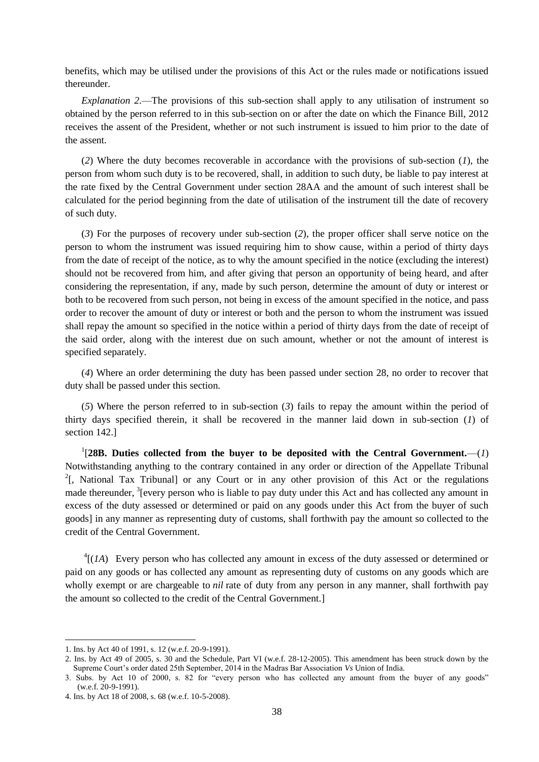benefits, which may be utilised under the provisions of this Act or the rules made or notifications issued thereunder.

*Explanation 2.*—The provisions of this sub-section shall apply to any utilisation of instrument so obtained by the person referred to in this sub-section on or after the date on which the Finance Bill, 2012 receives the assent of the President, whether or not such instrument is issued to him prior to the date of the assent.

(*2*) Where the duty becomes recoverable in accordance with the provisions of sub-section (*1*), the person from whom such duty is to be recovered, shall, in addition to such duty, be liable to pay interest at the rate fixed by the Central Government under section 28AA and the amount of such interest shall be calculated for the period beginning from the date of utilisation of the instrument till the date of recovery of such duty.

(*3*) For the purposes of recovery under sub-section (*2*), the proper officer shall serve notice on the person to whom the instrument was issued requiring him to show cause, within a period of thirty days from the date of receipt of the notice, as to why the amount specified in the notice (excluding the interest) should not be recovered from him, and after giving that person an opportunity of being heard, and after considering the representation, if any, made by such person, determine the amount of duty or interest or both to be recovered from such person, not being in excess of the amount specified in the notice, and pass order to recover the amount of duty or interest or both and the person to whom the instrument was issued shall repay the amount so specified in the notice within a period of thirty days from the date of receipt of the said order, along with the interest due on such amount, whether or not the amount of interest is specified separately.

(*4*) Where an order determining the duty has been passed under section 28, no order to recover that duty shall be passed under this section.

(*5*) Where the person referred to in sub-section (*3*) fails to repay the amount within the period of thirty days specified therein, it shall be recovered in the manner laid down in sub-section (*1*) of section 142.]

[1][**28B. Duties collected from the buyer to be deposited with the Central Government.**—(*1*) Notwithstanding anything to the contrary contained in any order or direction of the Appellate Tribunal [2][, National Tax Tribunal] or any Court or in any other provision of this Act or the regulations made thereunder, [3][every person who is liable to pay duty under this Act and has collected any amount in excess of the duty assessed or determined or paid on any goods under this Act from the buyer of such goods] in any manner as representing duty of customs, shall forthwith pay the amount so collected to the credit of the Central Government.

[4][(*1A*) Every person who has collected any amount in excess of the duty assessed or determined or paid on any goods or has collected any amount as representing duty of customs on any goods which are wholly exempt or are chargeable to *nil* rate of duty from any person in any manner, shall forthwith pay the amount so collected to the credit of the Central Government.]

---

1. Ins. by Act 40 of 1991, s. 12 (w.e.f. 20-9-1991).
2. Ins. by Act 49 of 2005, s. 30 and the Schedule, Part VI (w.e.f. 28-12-2005). This amendment has been struck down by the Supreme Court's order dated 25th September, 2014 in the Madras Bar Association *Vs* Union of India.
3. Subs. by Act 10 of 2000, s. 82 for "every person who has collected any amount from the buyer of any goods" (w.e.f. 20-9-1991).
4. Ins. by Act 18 of 2008, s. 68 (w.e.f. 10-5-2008).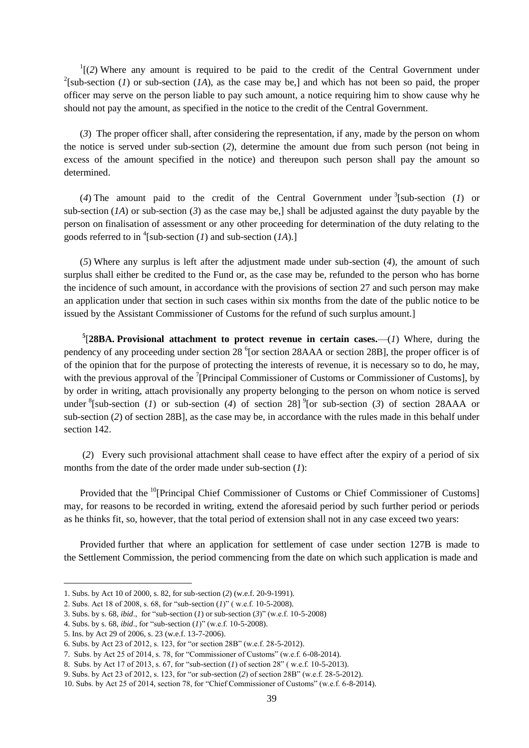[1][(*2*) Where any amount is required to be paid to the credit of the Central Government under [2][sub-section (*1*) or sub-section (*1A*), as the case may be,] and which has not been so paid, the proper officer may serve on the person liable to pay such amount, a notice requiring him to show cause why he should not pay the amount, as specified in the notice to the credit of the Central Government.

(*3*) The proper officer shall, after considering the representation, if any, made by the person on whom the notice is served under sub-section (*2*), determine the amount due from such person (not being in excess of the amount specified in the notice) and thereupon such person shall pay the amount so determined.

(*4*) The amount paid to the credit of the Central Government under [3][sub-section (*1*) or sub-section (*1A*) or sub-section (*3*) as the case may be,] shall be adjusted against the duty payable by the person on finalisation of assessment or any other proceeding for determination of the duty relating to the goods referred to in [4][sub-section (*1*) and sub-section (*1A*).]

(*5*) Where any surplus is left after the adjustment made under sub-section (*4*), the amount of such surplus shall either be credited to the Fund or, as the case may be, refunded to the person who has borne the incidence of such amount, in accordance with the provisions of section 27 and such person may make an application under that section in such cases within six months from the date of the public notice to be issued by the Assistant Commissioner of Customs for the refund of such surplus amount.]

[5][**28BA. Provisional attachment to protect revenue in certain cases.**—(*1*) Where, during the pendency of any proceeding under section 28 [6][or section 28AAA or section 28B], the proper officer is of of the opinion that for the purpose of protecting the interests of revenue, it is necessary so to do, he may, with the previous approval of the [7][Principal Commissioner of Customs or Commissioner of Customs], by by order in writing, attach provisionally any property belonging to the person on whom notice is served under [8][sub-section (*1*) or sub-section (*4*) of section 28] [9][or sub-section (*3*) of section 28AAA or sub-section (*2*) of section 28B], as the case may be, in accordance with the rules made in this behalf under section 142.

(*2*) Every such provisional attachment shall cease to have effect after the expiry of a period of six months from the date of the order made under sub-section (*1*):

Provided that the [10][Principal Chief Commissioner of Customs or Chief Commissioner of Customs] may, for reasons to be recorded in writing, extend the aforesaid period by such further period or periods as he thinks fit, so, however, that the total period of extension shall not in any case exceed two years:

Provided further that where an application for settlement of case under section 127B is made to the Settlement Commission, the period commencing from the date on which such application is made and

---

1. Subs. by Act 10 of 2000, s. 82, for sub-section (*2*) (w.e.f. 20-9-1991).
2. Subs. Act 18 of 2008, s. 68, for "sub-section (*1*)" ( w.e.f. 10-5-2008).
3. Subs. by s. 68, *ibid*., for "sub-section (*1*) or sub-section (*3*)" (w.e.f. 10-5-2008)
4. Subs. by s. 68, *ibid*., for "sub-section (*1*)" (w.e.f. 10-5-2008).
5. Ins. by Act 29 of 2006, s. 23 (w.e.f. 13-7-2006).
6. Subs. by Act 23 of 2012, s. 123, for "or section 28B" (w.e.f. 28-5-2012).
7. Subs. by Act 25 of 2014, s. 78, for "Commissioner of Customs" (w.e.f. 6-08-2014).
8. Subs. by Act 17 of 2013, s. 67, for "sub-section (*1*) of section 28" ( w.e.f. 10-5-2013).
9. Subs. by Act 23 of 2012, s. 123, for "or sub-section (*2*) of section 28B" (w.e.f. 28-5-2012).
10. Subs. by Act 25 of 2014, section 78, for "Chief Commissioner of Customs" (w.e.f. 6-8-2014).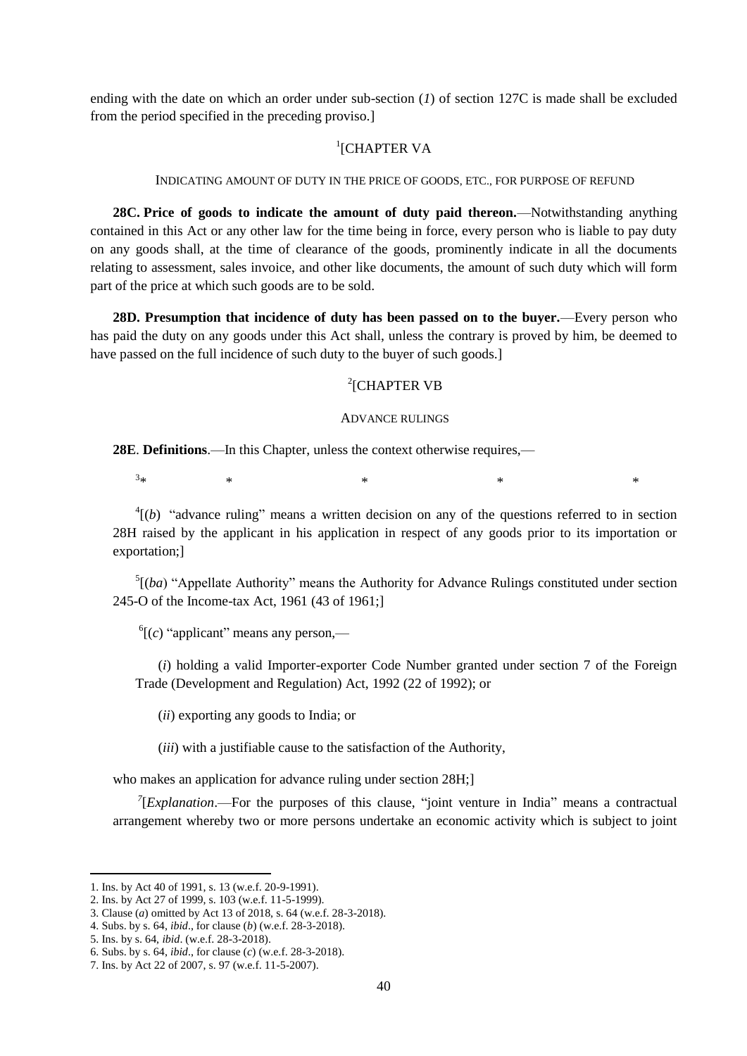ending with the date on which an order under sub-section (*1*) of section 127C is made shall be excluded from the period specified in the preceding proviso.]

## [1][CHAPTER VA

### INDICATING AMOUNT OF DUTY IN THE PRICE OF GOODS, ETC., FOR PURPOSE OF REFUND

**28C. Price of goods to indicate the amount of duty paid thereon.**—Notwithstanding anything contained in this Act or any other law for the time being in force, every person who is liable to pay duty on any goods shall, at the time of clearance of the goods, prominently indicate in all the documents relating to assessment, sales invoice, and other like documents, the amount of such duty which will form part of the price at which such goods are to be sold.

**28D. Presumption that incidence of duty has been passed on to the buyer.**—Every person who has paid the duty on any goods under this Act shall, unless the contrary is proved by him, be deemed to have passed on the full incidence of such duty to the buyer of such goods.]

## [2][CHAPTER VB

### ADVANCE RULINGS

**28E**. **Definitions**.—In this Chapter, unless the context otherwise requires,—

[3]* * * * *

[4][(*b*) "advance ruling" means a written decision on any of the questions referred to in section 28H raised by the applicant in his application in respect of any goods prior to its importation or exportation;]

[5][(*ba*) "Appellate Authority" means the Authority for Advance Rulings constituted under section 245-O of the Income-tax Act, 1961 (43 of 1961;]

[6][(*c*) "applicant" means any person,—

(*i*) holding a valid Importer-exporter Code Number granted under section 7 of the Foreign Trade (Development and Regulation) Act, 1992 (22 of 1992); or

(*ii*) exporting any goods to India; or

(*iii*) with a justifiable cause to the satisfaction of the Authority,

who makes an application for advance ruling under section 28H;]

[7][*Explanation*.—For the purposes of this clause, "joint venture in India" means a contractual arrangement whereby two or more persons undertake an economic activity which is subject to joint

---

1. Ins. by Act 40 of 1991, s. 13 (w.e.f. 20-9-1991).
2. Ins. by Act 27 of 1999, s. 103 (w.e.f. 11-5-1999).
3. Clause (*a*) omitted by Act 13 of 2018, s. 64 (w.e.f. 28-3-2018).
4. Subs. by s. 64, *ibid*., for clause (*b*) (w.e.f. 28-3-2018).
5. Ins. by s. 64, *ibid*. (w.e.f. 28-3-2018).
6. Subs. by s. 64, *ibid*., for clause (*c*) (w.e.f. 28-3-2018).
7. Ins. by Act 22 of 2007, s. 97 (w.e.f. 11-5-2007).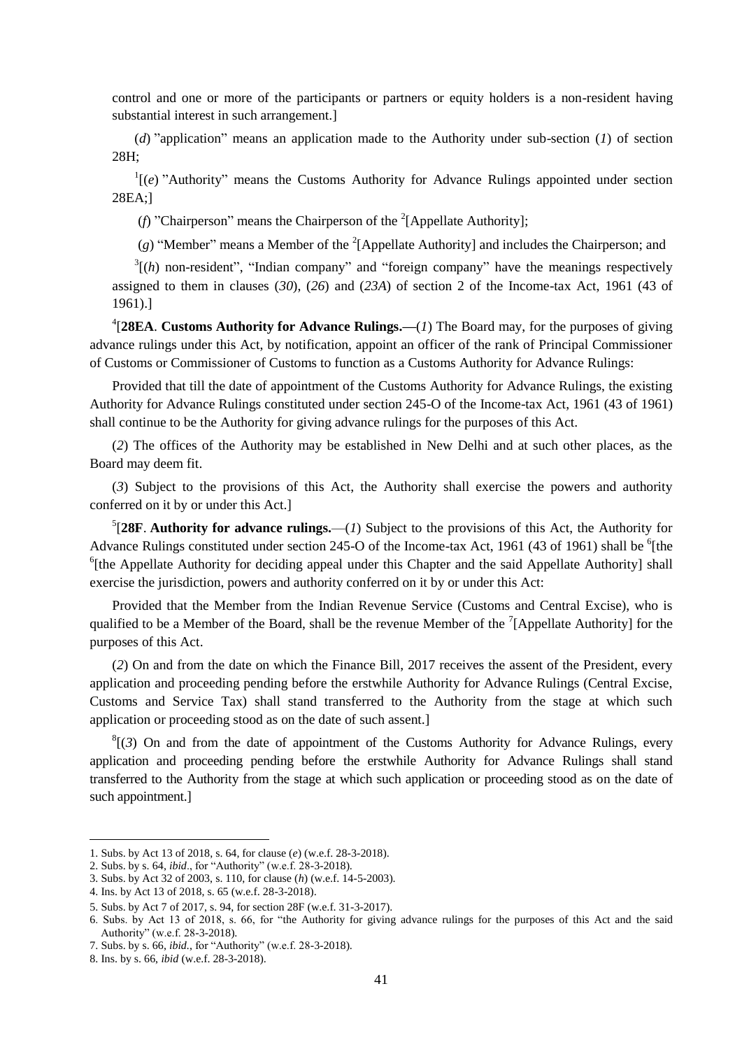control and one or more of the participants or partners or equity holders is a non-resident having substantial interest in such arrangement.]

(*d*) "application" means an application made to the Authority under sub-section (*1*) of section 28H;

[1][(*e*) "Authority" means the Customs Authority for Advance Rulings appointed under section 28EA;]

(*f*) "Chairperson" means the Chairperson of the [2][Appellate Authority];

(*g*) "Member" means a Member of the [2][Appellate Authority] and includes the Chairperson; and

[3][(*h*) non-resident", "Indian company" and "foreign company" have the meanings respectively assigned to them in clauses (*30*), (*26*) and (*23A*) of section 2 of the Income-tax Act, 1961 (43 of 1961).]

[4][**28EA**. **Customs Authority for Advance Rulings.—**(*1*) The Board may, for the purposes of giving advance rulings under this Act, by notification, appoint an officer of the rank of Principal Commissioner of Customs or Commissioner of Customs to function as a Customs Authority for Advance Rulings:

Provided that till the date of appointment of the Customs Authority for Advance Rulings, the existing Authority for Advance Rulings constituted under section 245-O of the Income-tax Act, 1961 (43 of 1961) shall continue to be the Authority for giving advance rulings for the purposes of this Act.

(*2*) The offices of the Authority may be established in New Delhi and at such other places, as the Board may deem fit.

(*3*) Subject to the provisions of this Act, the Authority shall exercise the powers and authority conferred on it by or under this Act.]

[5][**28F**. **Authority for advance rulings.**—(*1*) Subject to the provisions of this Act, the Authority for Advance Rulings constituted under section 245-O of the Income-tax Act, 1961 (43 of 1961) shall be [6][the [6][the Appellate Authority for deciding appeal under this Chapter and the said Appellate Authority] shall exercise the jurisdiction, powers and authority conferred on it by or under this Act:

Provided that the Member from the Indian Revenue Service (Customs and Central Excise), who is qualified to be a Member of the Board, shall be the revenue Member of the [7][Appellate Authority] for the purposes of this Act.

(*2*) On and from the date on which the Finance Bill, 2017 receives the assent of the President, every application and proceeding pending before the erstwhile Authority for Advance Rulings (Central Excise, Customs and Service Tax) shall stand transferred to the Authority from the stage at which such application or proceeding stood as on the date of such assent.]

[8][(*3*) On and from the date of appointment of the Customs Authority for Advance Rulings, every application and proceeding pending before the erstwhile Authority for Advance Rulings shall stand transferred to the Authority from the stage at which such application or proceeding stood as on the date of such appointment.]

---

1. Subs. by Act 13 of 2018, s. 64, for clause (*e*) (w.e.f. 28-3-2018).
2. Subs. by s. 64, *ibid*., for "Authority" (w.e.f. 28-3-2018).
3. Subs. by Act 32 of 2003, s. 110, for clause (*h*) (w.e.f. 14-5-2003).
4. Ins. by Act 13 of 2018, s. 65 (w.e.f. 28-3-2018).
5. Subs. by Act 7 of 2017, s. 94, for section 28F (w.e.f. 31-3-2017).
6. Subs. by Act 13 of 2018, s. 66, for "the Authority for giving advance rulings for the purposes of this Act and the said Authority" (w.e.f. 28-3-2018).
7. Subs. by s. 66, *ibid*., for "Authority" (w.e.f. 28-3-2018).
8. Ins. by s. 66, *ibid* (w.e.f. 28-3-2018).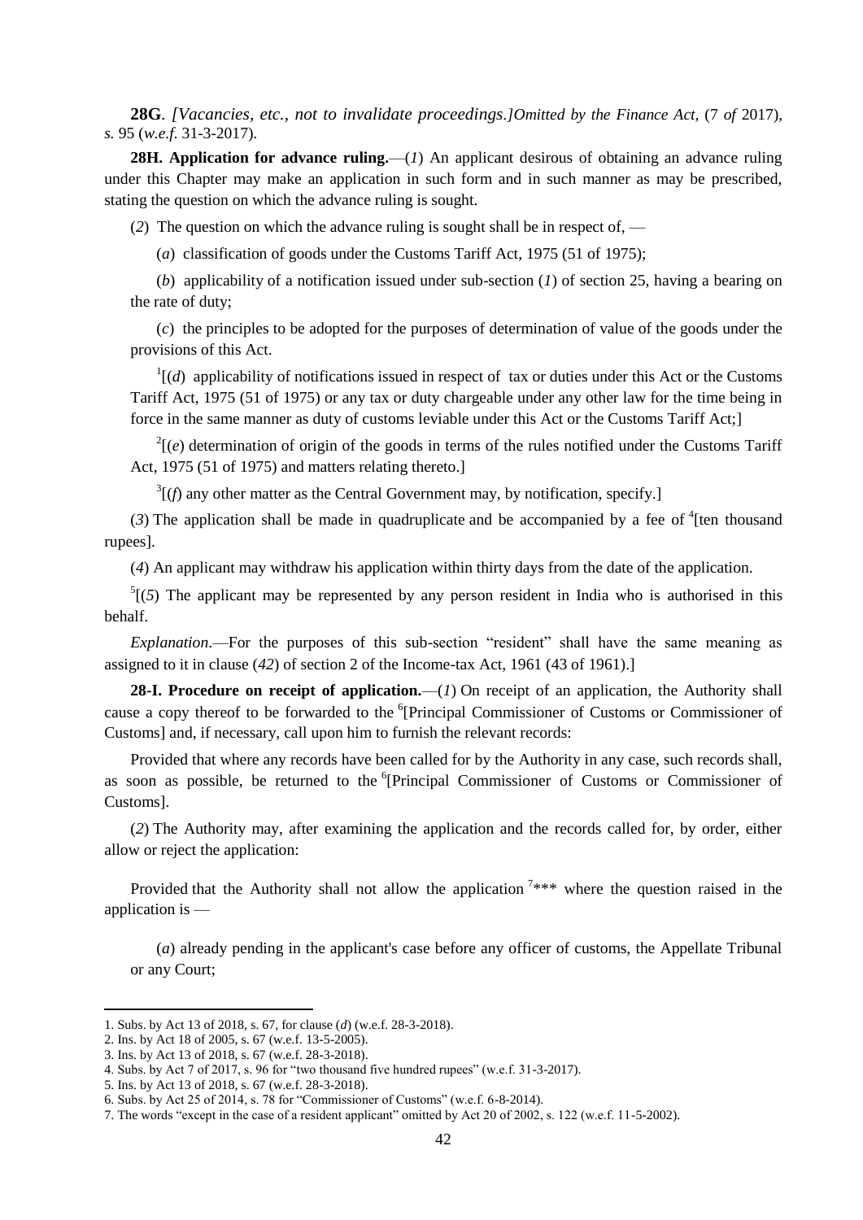**28G**. *[Vacancies, etc., not to invalidate proceedings.]Omitted by the Finance Act,* (7 *of* 2017), *s.* 95 (*w.e.f.* 31-3-2017).

**28H. Application for advance ruling.**—(*1*) An applicant desirous of obtaining an advance ruling under this Chapter may make an application in such form and in such manner as may be prescribed, stating the question on which the advance ruling is sought.

(*2*) The question on which the advance ruling is sought shall be in respect of, —

(*a*) classification of goods under the Customs Tariff Act, 1975 (51 of 1975);

(*b*) applicability of a notification issued under sub-section (*1*) of section 25, having a bearing on the rate of duty;

(*c*) the principles to be adopted for the purposes of determination of value of the goods under the provisions of this Act.

[1][(*d*) applicability of notifications issued in respect of tax or duties under this Act or the Customs Tariff Act, 1975 (51 of 1975) or any tax or duty chargeable under any other law for the time being in force in the same manner as duty of customs leviable under this Act or the Customs Tariff Act;]

[2][(*e*) determination of origin of the goods in terms of the rules notified under the Customs Tariff Act, 1975 (51 of 1975) and matters relating thereto.]

[3][(*f*) any other matter as the Central Government may, by notification, specify.]

(*3*) The application shall be made in quadruplicate and be accompanied by a fee of [4][ten thousand rupees].

(*4*) An applicant may withdraw his application within thirty days from the date of the application.

[5][(*5*) The applicant may be represented by any person resident in India who is authorised in this behalf.

*Explanation*.—For the purposes of this sub-section "resident" shall have the same meaning as assigned to it in clause (*42*) of section 2 of the Income-tax Act, 1961 (43 of 1961).]

**28-I. Procedure on receipt of application.**—(*1*) On receipt of an application, the Authority shall cause a copy thereof to be forwarded to the [6][Principal Commissioner of Customs or Commissioner of Customs] and, if necessary, call upon him to furnish the relevant records:

Provided that where any records have been called for by the Authority in any case, such records shall, as soon as possible, be returned to the [6][Principal Commissioner of Customs or Commissioner of Customs].

(*2*) The Authority may, after examining the application and the records called for, by order, either allow or reject the application:

Provided that the Authority shall not allow the application [7]*** where the question raised in the application is —

(*a*) already pending in the applicant's case before any officer of customs, the Appellate Tribunal or any Court;

---

1. Subs. by Act 13 of 2018, s. 67, for clause (*d*) (w.e.f. 28-3-2018).
2. Ins. by Act 18 of 2005, s. 67 (w.e.f. 13-5-2005).
3. Ins. by Act 13 of 2018, s. 67 (w.e.f. 28-3-2018).
4. Subs. by Act 7 of 2017, s. 96 for "two thousand five hundred rupees" (w.e.f. 31-3-2017).
5. Ins. by Act 13 of 2018, s. 67 (w.e.f. 28-3-2018).
6. Subs. by Act 25 of 2014, s. 78 for "Commissioner of Customs" (w.e.f. 6-8-2014).
7. The words "except in the case of a resident applicant" omitted by Act 20 of 2002, s. 122 (w.e.f. 11-5-2002).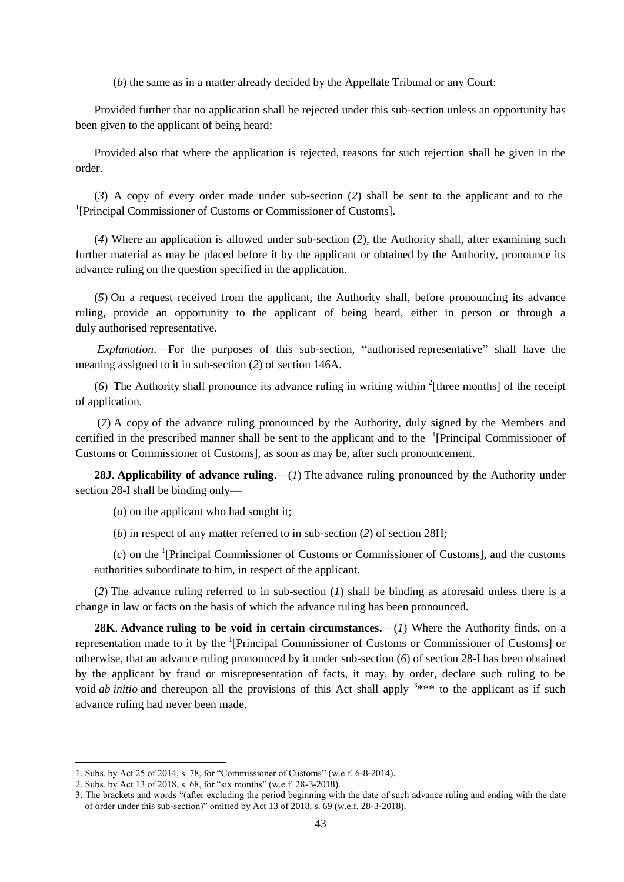(*b*) the same as in a matter already decided by the Appellate Tribunal or any Court:

Provided further that no application shall be rejected under this sub-section unless an opportunity has been given to the applicant of being heard:

Provided also that where the application is rejected, reasons for such rejection shall be given in the order.

(*3*) A copy of every order made under sub-section (*2*) shall be sent to the applicant and to the [1][Principal Commissioner of Customs or Commissioner of Customs].

(*4*) Where an application is allowed under sub-section (*2*), the Authority shall, after examining such further material as may be placed before it by the applicant or obtained by the Authority, pronounce its advance ruling on the question specified in the application.

(*5*) On a request received from the applicant, the Authority shall, before pronouncing its advance ruling, provide an opportunity to the applicant of being heard, either in person or through a duly authorised representative.

*Explanation*.—For the purposes of this sub-section, "authorised representative" shall have the meaning assigned to it in sub-section (*2*) of section 146A.

(*6*) The Authority shall pronounce its advance ruling in writing within [2][three months] of the receipt of application.

(*7*) A copy of the advance ruling pronounced by the Authority, duly signed by the Members and certified in the prescribed manner shall be sent to the applicant and to the [1][Principal Commissioner of Customs or Commissioner of Customs], as soon as may be, after such pronouncement.

**28J**. **Applicability of advance ruling**.—(*1*) The advance ruling pronounced by the Authority under section 28-I shall be binding only—

(*a*) on the applicant who had sought it;

(*b*) in respect of any matter referred to in sub-section (*2*) of section 28H;

(*c*) on the [1][Principal Commissioner of Customs or Commissioner of Customs], and the customs authorities subordinate to him, in respect of the applicant.

(*2*) The advance ruling referred to in sub-section (*1*) shall be binding as aforesaid unless there is a change in law or facts on the basis of which the advance ruling has been pronounced.

**28K**. **Advance ruling to be void in certain circumstances.**—(*1*) Where the Authority finds, on a representation made to it by the [1][Principal Commissioner of Customs or Commissioner of Customs] or otherwise, that an advance ruling pronounced by it under sub-section (*6*) of section 28-I has been obtained by the applicant by fraud or misrepresentation of facts, it may, by order, declare such ruling to be void *ab initio* and thereupon all the provisions of this Act shall apply [3]*** to the applicant as if such advance ruling had never been made.

---

1. Subs. by Act 25 of 2014, s. 78, for "Commissioner of Customs" (w.e.f. 6-8-2014).
2. Subs. by Act 13 of 2018, s. 68, for "six months" (w.e.f. 28-3-2018).
3. The brackets and words "(after excluding the period beginning with the date of such advance ruling and ending with the date of order under this sub-section)" omitted by Act 13 of 2018, s. 69 (w.e.f. 28-3-2018).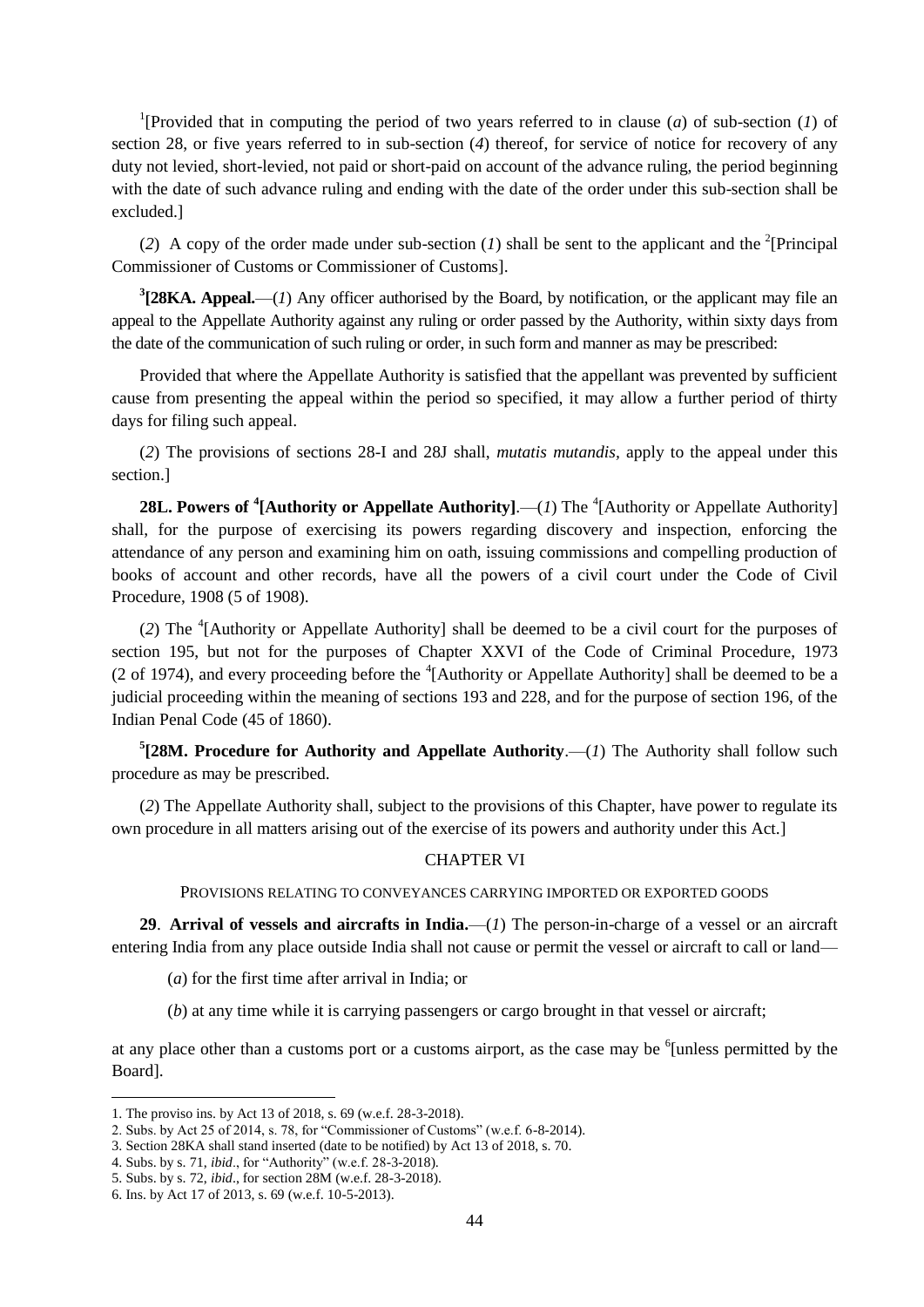[1][Provided that in computing the period of two years referred to in clause (*a*) of sub-section (*1*) of section 28, or five years referred to in sub-section (*4*) thereof, for service of notice for recovery of any duty not levied, short-levied, not paid or short-paid on account of the advance ruling, the period beginning with the date of such advance ruling and ending with the date of the order under this sub-section shall be excluded.]

(*2*) A copy of the order made under sub-section (*1*) shall be sent to the applicant and the [2][Principal Commissioner of Customs or Commissioner of Customs].

[3]**[28KA. Appeal.**—(*1*) Any officer authorised by the Board, by notification, or the applicant may file an appeal to the Appellate Authority against any ruling or order passed by the Authority, within sixty days from the date of the communication of such ruling or order, in such form and manner as may be prescribed:

Provided that where the Appellate Authority is satisfied that the appellant was prevented by sufficient cause from presenting the appeal within the period so specified, it may allow a further period of thirty days for filing such appeal.

(*2*) The provisions of sections 28-I and 28J shall, *mutatis mutandis*, apply to the appeal under this section.]

**28L. Powers of [4][Authority or Appellate Authority]**.—(*1*) The [4][Authority or Appellate Authority] shall, for the purpose of exercising its powers regarding discovery and inspection, enforcing the attendance of any person and examining him on oath, issuing commissions and compelling production of books of account and other records, have all the powers of a civil court under the Code of Civil Procedure, 1908 (5 of 1908).

(*2*) The [4][Authority or Appellate Authority] shall be deemed to be a civil court for the purposes of section 195, but not for the purposes of Chapter XXVI of the Code of Criminal Procedure, 1973 (2 of 1974), and every proceeding before the [4][Authority or Appellate Authority] shall be deemed to be a judicial proceeding within the meaning of sections 193 and 228, and for the purpose of section 196, of the Indian Penal Code (45 of 1860).

[5]**[28M. Procedure for Authority and Appellate Authority**.—(*1*) The Authority shall follow such procedure as may be prescribed.

(*2*) The Appellate Authority shall, subject to the provisions of this Chapter, have power to regulate its own procedure in all matters arising out of the exercise of its powers and authority under this Act.]

## CHAPTER VI

### PROVISIONS RELATING TO CONVEYANCES CARRYING IMPORTED OR EXPORTED GOODS

**29**. **Arrival of vessels and aircrafts in India.**—(*1*) The person-in-charge of a vessel or an aircraft entering India from any place outside India shall not cause or permit the vessel or aircraft to call or land—

(*a*) for the first time after arrival in India; or

(*b*) at any time while it is carrying passengers or cargo brought in that vessel or aircraft;

at any place other than a customs port or a customs airport, as the case may be [6][unless permitted by the Board].

---

1. The proviso ins. by Act 13 of 2018, s. 69 (w.e.f. 28-3-2018).
2. Subs. by Act 25 of 2014, s. 78, for "Commissioner of Customs" (w.e.f. 6-8-2014).
3. Section 28KA shall stand inserted (date to be notified) by Act 13 of 2018, s. 70.
4. Subs. by s. 71, *ibid*., for "Authority" (w.e.f. 28-3-2018).
5. Subs. by s. 72, *ibid*., for section 28M (w.e.f. 28-3-2018).
6. Ins. by Act 17 of 2013, s. 69 (w.e.f. 10-5-2013).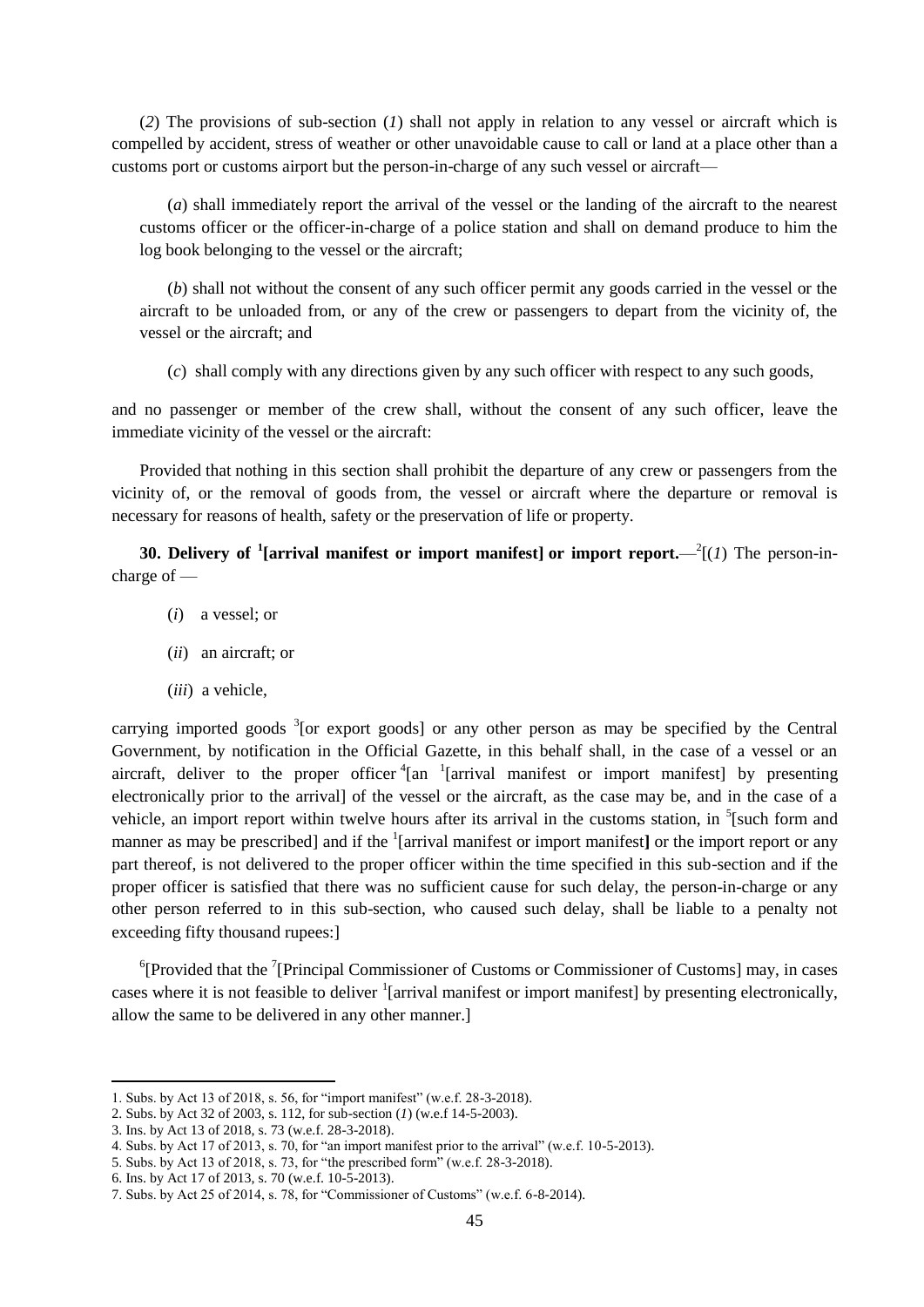(*2*) The provisions of sub-section (*1*) shall not apply in relation to any vessel or aircraft which is compelled by accident, stress of weather or other unavoidable cause to call or land at a place other than a customs port or customs airport but the person-in-charge of any such vessel or aircraft—

(*a*) shall immediately report the arrival of the vessel or the landing of the aircraft to the nearest customs officer or the officer-in-charge of a police station and shall on demand produce to him the log book belonging to the vessel or the aircraft;

(*b*) shall not without the consent of any such officer permit any goods carried in the vessel or the aircraft to be unloaded from, or any of the crew or passengers to depart from the vicinity of, the vessel or the aircraft; and

(*c*) shall comply with any directions given by any such officer with respect to any such goods,

and no passenger or member of the crew shall, without the consent of any such officer, leave the immediate vicinity of the vessel or the aircraft:

Provided that nothing in this section shall prohibit the departure of any crew or passengers from the vicinity of, or the removal of goods from, the vessel or aircraft where the departure or removal is necessary for reasons of health, safety or the preservation of life or property.

**30. Delivery of [1][arrival manifest or import manifest] or import report.**—[2][(*1*) The person-in-charge of —

(*i*) a vessel; or

(*ii*) an aircraft; or

(*iii*) a vehicle,

carrying imported goods [3][or export goods] or any other person as may be specified by the Central Government, by notification in the Official Gazette, in this behalf shall, in the case of a vessel or an aircraft, deliver to the proper officer [4][an [1][arrival manifest or import manifest] by presenting electronically prior to the arrival] of the vessel or the aircraft, as the case may be, and in the case of a vehicle, an import report within twelve hours after its arrival in the customs station, in [5][such form and manner as may be prescribed] and if the [1][arrival manifest or import manifest] or the import report or any part thereof, is not delivered to the proper officer within the time specified in this sub-section and if the proper officer is satisfied that there was no sufficient cause for such delay, the person-in-charge or any other person referred to in this sub-section, who caused such delay, shall be liable to a penalty not exceeding fifty thousand rupees:]

[6][Provided that the [7][Principal Commissioner of Customs or Commissioner of Customs] may, in cases cases where it is not feasible to deliver [1][arrival manifest or import manifest] by presenting electronically, allow the same to be delivered in any other manner.]

---

1. Subs. by Act 13 of 2018, s. 56, for "import manifest" (w.e.f. 28-3-2018).
2. Subs. by Act 32 of 2003, s. 112, for sub-section (*1*) (w.e.f 14-5-2003).
3. Ins. by Act 13 of 2018, s. 73 (w.e.f. 28-3-2018).
4. Subs. by Act 17 of 2013, s. 70, for "an import manifest prior to the arrival" (w.e.f. 10-5-2013).
5. Subs. by Act 13 of 2018, s. 73, for "the prescribed form" (w.e.f. 28-3-2018).
6. Ins. by Act 17 of 2013, s. 70 (w.e.f. 10-5-2013).
7. Subs. by Act 25 of 2014, s. 78, for "Commissioner of Customs" (w.e.f. 6-8-2014).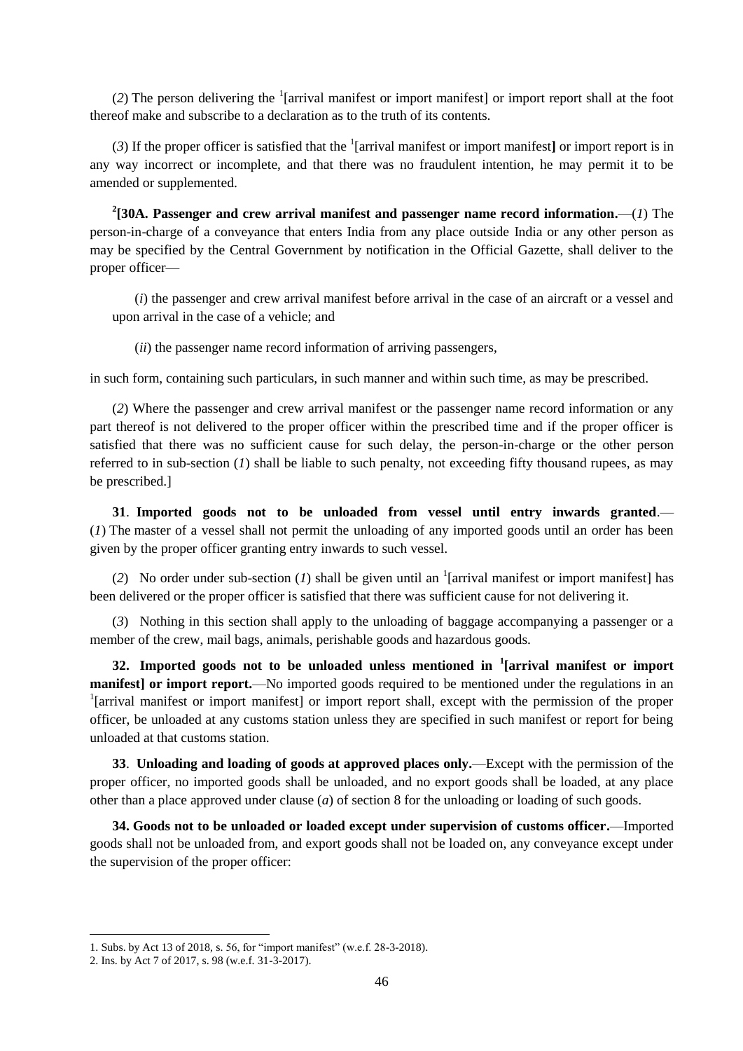(*2*) The person delivering the [1][arrival manifest or import manifest] or import report shall at the foot thereof make and subscribe to a declaration as to the truth of its contents.

(*3*) If the proper officer is satisfied that the [1][arrival manifest or import manifest**]** or import report is in any way incorrect or incomplete, and that there was no fraudulent intention, he may permit it to be amended or supplemented.

**[2][30A. Passenger and crew arrival manifest and passenger name record information.**—(*1*) The person-in-charge of a conveyance that enters India from any place outside India or any other person as may be specified by the Central Government by notification in the Official Gazette, shall deliver to the proper officer—

(*i*) the passenger and crew arrival manifest before arrival in the case of an aircraft or a vessel and upon arrival in the case of a vehicle; and

(*ii*) the passenger name record information of arriving passengers,

in such form, containing such particulars, in such manner and within such time, as may be prescribed.

(*2*) Where the passenger and crew arrival manifest or the passenger name record information or any part thereof is not delivered to the proper officer within the prescribed time and if the proper officer is satisfied that there was no sufficient cause for such delay, the person-in-charge or the other person referred to in sub-section (*1*) shall be liable to such penalty, not exceeding fifty thousand rupees, as may be prescribed.]

**31**. **Imported goods not to be unloaded from vessel until entry inwards granted**.—(*1*) The master of a vessel shall not permit the unloading of any imported goods until an order has been given by the proper officer granting entry inwards to such vessel.

(*2*) No order under sub-section (*1*) shall be given until an [1][arrival manifest or import manifest] has been delivered or the proper officer is satisfied that there was sufficient cause for not delivering it.

(*3*) Nothing in this section shall apply to the unloading of baggage accompanying a passenger or a member of the crew, mail bags, animals, perishable goods and hazardous goods.

**32. Imported goods not to be unloaded unless mentioned in [1][arrival manifest or import manifest] or import report.**—No imported goods required to be mentioned under the regulations in an [1][arrival manifest or import manifest] or import report shall, except with the permission of the proper officer, be unloaded at any customs station unless they are specified in such manifest or report for being unloaded at that customs station.

**33**. **Unloading and loading of goods at approved places only.**—Except with the permission of the proper officer, no imported goods shall be unloaded, and no export goods shall be loaded, at any place other than a place approved under clause (*a*) of section 8 for the unloading or loading of such goods.

**34. Goods not to be unloaded or loaded except under supervision of customs officer**.—Imported goods shall not be unloaded from, and export goods shall not be loaded on, any conveyance except under the supervision of the proper officer:

1. Subs. by Act 13 of 2018, s. 56, for "import manifest" (w.e.f. 28-3-2018).
2. Ins. by Act 7 of 2017, s. 98 (w.e.f. 31-3-2017).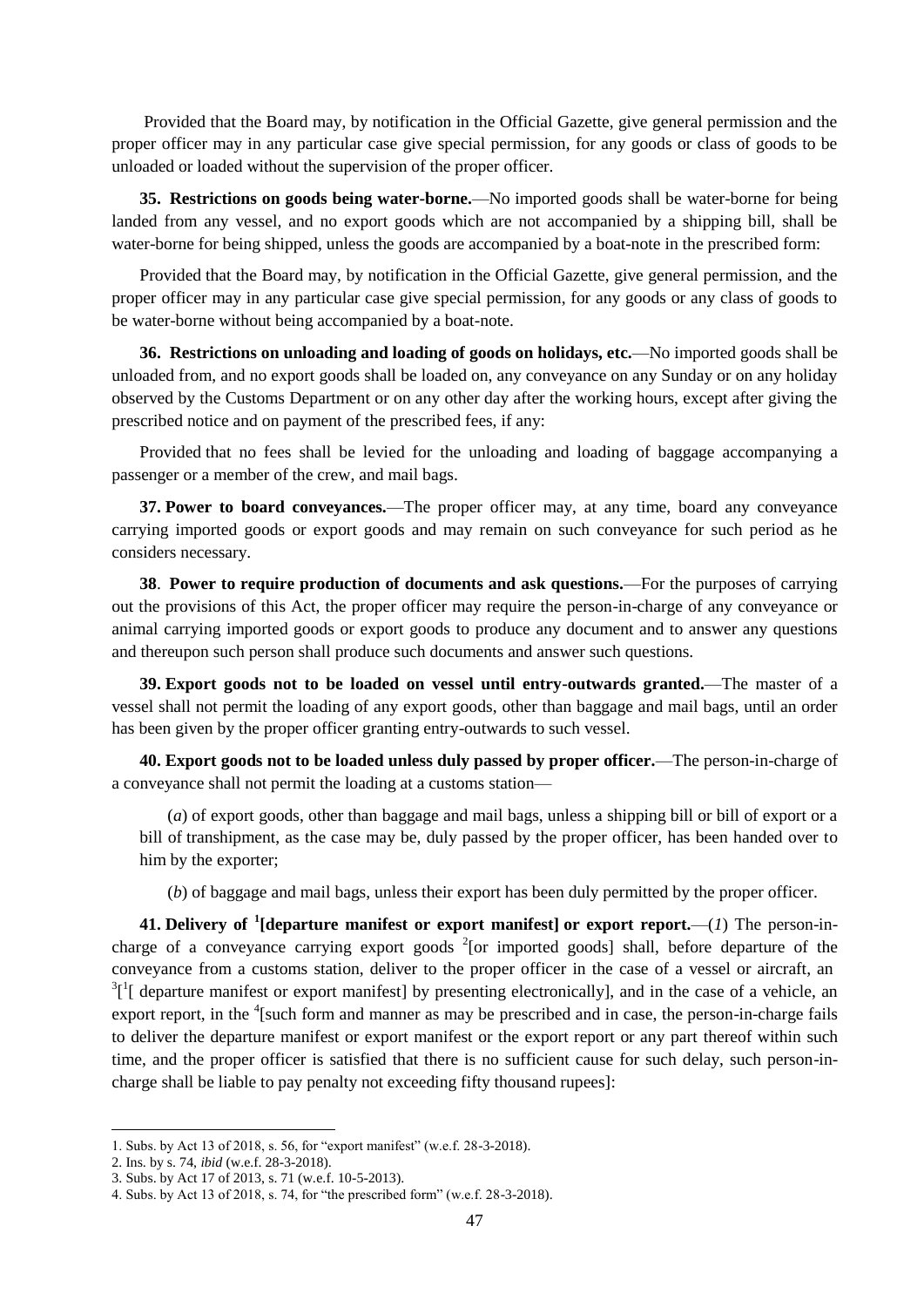Provided that the Board may, by notification in the Official Gazette, give general permission and the proper officer may in any particular case give special permission, for any goods or class of goods to be unloaded or loaded without the supervision of the proper officer.

**35. Restrictions on goods being water-borne.**—No imported goods shall be water-borne for being landed from any vessel, and no export goods which are not accompanied by a shipping bill, shall be water-borne for being shipped, unless the goods are accompanied by a boat-note in the prescribed form:

Provided that the Board may, by notification in the Official Gazette, give general permission, and the proper officer may in any particular case give special permission, for any goods or any class of goods to be water-borne without being accompanied by a boat-note.

**36. Restrictions on unloading and loading of goods on holidays, etc.**—No imported goods shall be unloaded from, and no export goods shall be loaded on, any conveyance on any Sunday or on any holiday observed by the Customs Department or on any other day after the working hours, except after giving the prescribed notice and on payment of the prescribed fees, if any:

Provided that no fees shall be levied for the unloading and loading of baggage accompanying a passenger or a member of the crew, and mail bags.

**37. Power to board conveyances.**—The proper officer may, at any time, board any conveyance carrying imported goods or export goods and may remain on such conveyance for such period as he considers necessary.

**38**. **Power to require production of documents and ask questions.**—For the purposes of carrying out the provisions of this Act, the proper officer may require the person-in-charge of any conveyance or animal carrying imported goods or export goods to produce any document and to answer any questions and thereupon such person shall produce such documents and answer such questions.

**39. Export goods not to be loaded on vessel until entry-outwards granted.**—The master of a vessel shall not permit the loading of any export goods, other than baggage and mail bags, until an order has been given by the proper officer granting entry-outwards to such vessel.

**40. Export goods not to be loaded unless duly passed by proper officer.**—The person-in-charge of a conveyance shall not permit the loading at a customs station—

(*a*) of export goods, other than baggage and mail bags, unless a shipping bill or bill of export or a bill of transhipment, as the case may be, duly passed by the proper officer, has been handed over to him by the exporter;

(*b*) of baggage and mail bags, unless their export has been duly permitted by the proper officer.

**41. Delivery of [1][departure manifest or export manifest] or export report.**—(*1*) The person-in-charge of a conveyance carrying export goods [2][or imported goods] shall, before departure of the conveyance from a customs station, deliver to the proper officer in the case of a vessel or aircraft, an [3][[1][ departure manifest or export manifest] by presenting electronically], and in the case of a vehicle, an export report, in the [4][such form and manner as may be prescribed and in case, the person-in-charge fails to deliver the departure manifest or export manifest or the export report or any part thereof within such time, and the proper officer is satisfied that there is no sufficient cause for such delay, such person-in-charge shall be liable to pay penalty not exceeding fifty thousand rupees]:

---

1. Subs. by Act 13 of 2018, s. 56, for "export manifest" (w.e.f. 28-3-2018).
2. Ins. by s. 74, *ibid* (w.e.f. 28-3-2018).
3. Subs. by Act 17 of 2013, s. 71 (w.e.f. 10-5-2013).
4. Subs. by Act 13 of 2018, s. 74, for "the prescribed form" (w.e.f. 28-3-2018).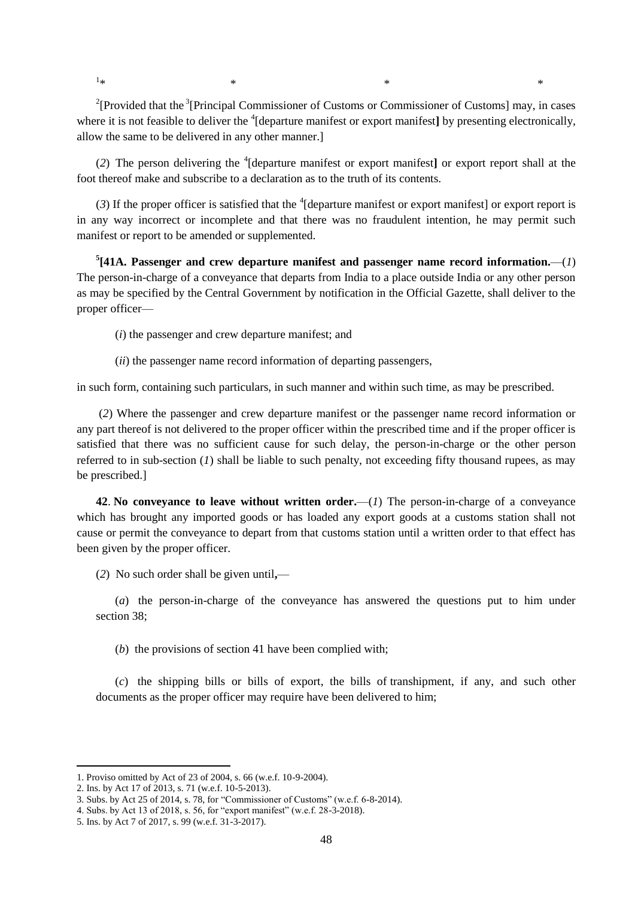[1]* * * *

[2][Provided that the [3][Principal Commissioner of Customs or Commissioner of Customs] may, in cases where it is not feasible to deliver the [4][departure manifest or export manifest] by presenting electronically, allow the same to be delivered in any other manner.]

(*2*) The person delivering the [4][departure manifest or export manifest] or export report shall at the foot thereof make and subscribe to a declaration as to the truth of its contents.

(*3*) If the proper officer is satisfied that the [4][departure manifest or export manifest] or export report is in any way incorrect or incomplete and that there was no fraudulent intention, he may permit such manifest or report to be amended or supplemented.

[5]**[41A. Passenger and crew departure manifest and passenger name record information.**—(*1*) The person-in-charge of a conveyance that departs from India to a place outside India or any other person as may be specified by the Central Government by notification in the Official Gazette, shall deliver to the proper officer—

(*i*) the passenger and crew departure manifest; and

(*ii*) the passenger name record information of departing passengers,

in such form, containing such particulars, in such manner and within such time, as may be prescribed.

(*2*) Where the passenger and crew departure manifest or the passenger name record information or any part thereof is not delivered to the proper officer within the prescribed time and if the proper officer is satisfied that there was no sufficient cause for such delay, the person-in-charge or the other person referred to in sub-section (*1*) shall be liable to such penalty, not exceeding fifty thousand rupees, as may be prescribed.]

**42**. **No conveyance to leave without written order.**—(*1*) The person-in-charge of a conveyance which has brought any imported goods or has loaded any export goods at a customs station shall not cause or permit the conveyance to depart from that customs station until a written order to that effect has been given by the proper officer.

(*2*) No such order shall be given until,—

(*a*) the person-in-charge of the conveyance has answered the questions put to him under section 38;

(*b*) the provisions of section 41 have been complied with;

(*c*) the shipping bills or bills of export, the bills of transhipment, if any, and such other documents as the proper officer may require have been delivered to him;

---

1. Proviso omitted by Act of 23 of 2004, s. 66 (w.e.f. 10-9-2004).
2. Ins. by Act 17 of 2013, s. 71 (w.e.f. 10-5-2013).
3. Subs. by Act 25 of 2014, s. 78, for "Commissioner of Customs" (w.e.f. 6-8-2014).
4. Subs. by Act 13 of 2018, s. 56, for "export manifest" (w.e.f. 28-3-2018).
5. Ins. by Act 7 of 2017, s. 99 (w.e.f. 31-3-2017).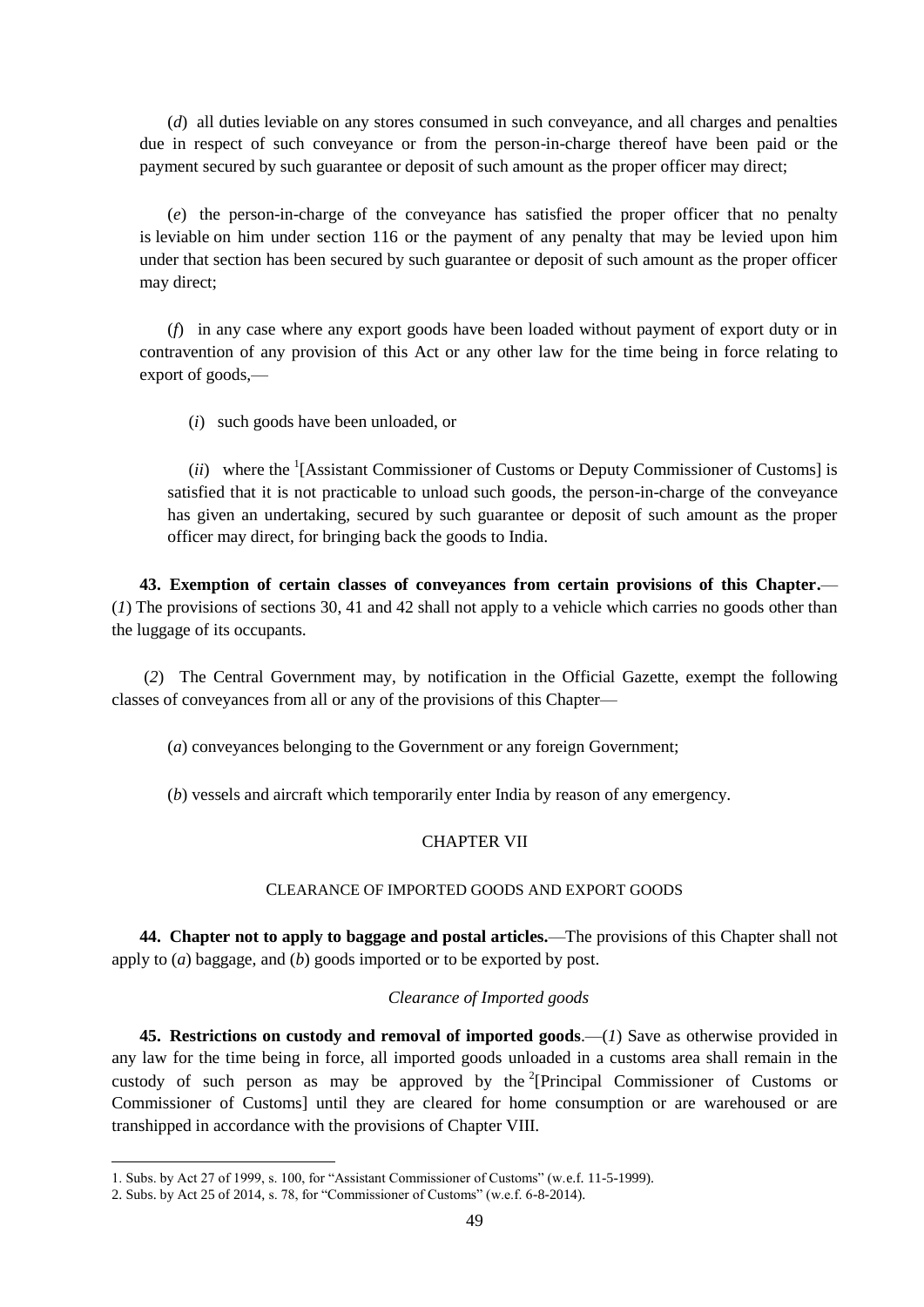(*d*) all duties leviable on any stores consumed in such conveyance, and all charges and penalties due in respect of such conveyance or from the person-in-charge thereof have been paid or the payment secured by such guarantee or deposit of such amount as the proper officer may direct;

(*e*) the person-in-charge of the conveyance has satisfied the proper officer that no penalty is leviable on him under section 116 or the payment of any penalty that may be levied upon him under that section has been secured by such guarantee or deposit of such amount as the proper officer may direct;

(*f*) in any case where any export goods have been loaded without payment of export duty or in contravention of any provision of this Act or any other law for the time being in force relating to export of goods,—

(*i*) such goods have been unloaded, or

(*ii*) where the [1][Assistant Commissioner of Customs or Deputy Commissioner of Customs] is satisfied that it is not practicable to unload such goods, the person-in-charge of the conveyance has given an undertaking, secured by such guarantee or deposit of such amount as the proper officer may direct, for bringing back the goods to India.

**43. Exemption of certain classes of conveyances from certain provisions of this Chapter.**—(*1*) The provisions of sections 30, 41 and 42 shall not apply to a vehicle which carries no goods other than the luggage of its occupants.

(*2*) The Central Government may, by notification in the Official Gazette, exempt the following classes of conveyances from all or any of the provisions of this Chapter—

(*a*) conveyances belonging to the Government or any foreign Government;

(*b*) vessels and aircraft which temporarily enter India by reason of any emergency.

## CHAPTER VII

### CLEARANCE OF IMPORTED GOODS AND EXPORT GOODS

**44. Chapter not to apply to baggage and postal articles.**—The provisions of this Chapter shall not apply to (*a*) baggage, and (*b*) goods imported or to be exported by post.

*Clearance of Imported goods*

**45. Restrictions on custody and removal of imported goods**.—(*1*) Save as otherwise provided in any law for the time being in force, all imported goods unloaded in a customs area shall remain in the custody of such person as may be approved by the [2][Principal Commissioner of Customs or Commissioner of Customs] until they are cleared for home consumption or are warehoused or are transhipped in accordance with the provisions of Chapter VIII.

---

1. Subs. by Act 27 of 1999, s. 100, for "Assistant Commissioner of Customs" (w.e.f. 11-5-1999).
2. Subs. by Act 25 of 2014, s. 78, for "Commissioner of Customs" (w.e.f. 6-8-2014).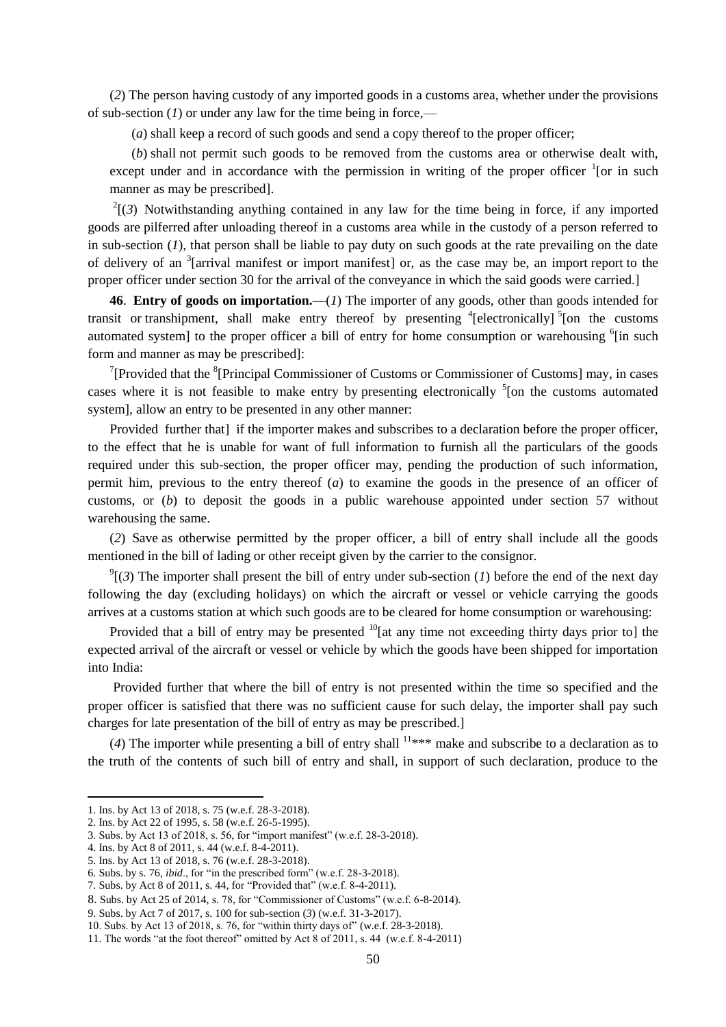(*2*) The person having custody of any imported goods in a customs area, whether under the provisions of sub-section (*1*) or under any law for the time being in force,—

(*a*) shall keep a record of such goods and send a copy thereof to the proper officer;

(*b*) shall not permit such goods to be removed from the customs area or otherwise dealt with, except under and in accordance with the permission in writing of the proper officer [1][or in such manner as may be prescribed].

[2][(*3*) Notwithstanding anything contained in any law for the time being in force, if any imported goods are pilferred after unloading thereof in a customs area while in the custody of a person referred to in sub-section (*1*), that person shall be liable to pay duty on such goods at the rate prevailing on the date of delivery of an [3][arrival manifest or import manifest] or, as the case may be, an import report to the proper officer under section 30 for the arrival of the conveyance in which the said goods were carried.]

**46**. **Entry of goods on importation.**—(*1*) The importer of any goods, other than goods intended for transit or transhipment, shall make entry thereof by presenting [4][electronically] [5][on the customs automated system] to the proper officer a bill of entry for home consumption or warehousing [6][in such form and manner as may be prescribed]:

[7][Provided that the [8][Principal Commissioner of Customs or Commissioner of Customs] may, in cases cases where it is not feasible to make entry by presenting electronically [5][on the customs automated system], allow an entry to be presented in any other manner:

Provided further that] if the importer makes and subscribes to a declaration before the proper officer, to the effect that he is unable for want of full information to furnish all the particulars of the goods required under this sub-section, the proper officer may, pending the production of such information, permit him, previous to the entry thereof (*a*) to examine the goods in the presence of an officer of customs, or (*b*) to deposit the goods in a public warehouse appointed under section 57 without warehousing the same.

(*2*) Save as otherwise permitted by the proper officer, a bill of entry shall include all the goods mentioned in the bill of lading or other receipt given by the carrier to the consignor.

[9][(*3*) The importer shall present the bill of entry under sub-section (*1*) before the end of the next day following the day (excluding holidays) on which the aircraft or vessel or vehicle carrying the goods arrives at a customs station at which such goods are to be cleared for home consumption or warehousing:

Provided that a bill of entry may be presented [10][at any time not exceeding thirty days prior to] the expected arrival of the aircraft or vessel or vehicle by which the goods have been shipped for importation into India:

Provided further that where the bill of entry is not presented within the time so specified and the proper officer is satisfied that there was no sufficient cause for such delay, the importer shall pay such charges for late presentation of the bill of entry as may be prescribed.]

(*4*) The importer while presenting a bill of entry shall [11]*** make and subscribe to a declaration as to the truth of the contents of such bill of entry and shall, in support of such declaration, produce to the

---

1. Ins. by Act 13 of 2018, s. 75 (w.e.f. 28-3-2018).
2. Ins. by Act 22 of 1995, s. 58 (w.e.f. 26-5-1995).
3. Subs. by Act 13 of 2018, s. 56, for "import manifest" (w.e.f. 28-3-2018).
4. Ins. by Act 8 of 2011, s. 44 (w.e.f. 8-4-2011).
5. Ins. by Act 13 of 2018, s. 76 (w.e.f. 28-3-2018).
6. Subs. by s. 76, *ibid*., for "in the prescribed form" (w.e.f. 28-3-2018).
7. Subs. by Act 8 of 2011, s. 44, for "Provided that" (w.e.f. 8-4-2011).
8. Subs. by Act 25 of 2014, s. 78, for "Commissioner of Customs" (w.e.f. 6-8-2014).
9. Subs. by Act 7 of 2017, s. 100 for sub-section (*3*) (w.e.f. 31-3-2017).
10. Subs. by Act 13 of 2018, s. 76, for "within thirty days of" (w.e.f. 28-3-2018).
11. The words "at the foot thereof" omitted by Act 8 of 2011, s. 44 (w.e.f. 8-4-2011)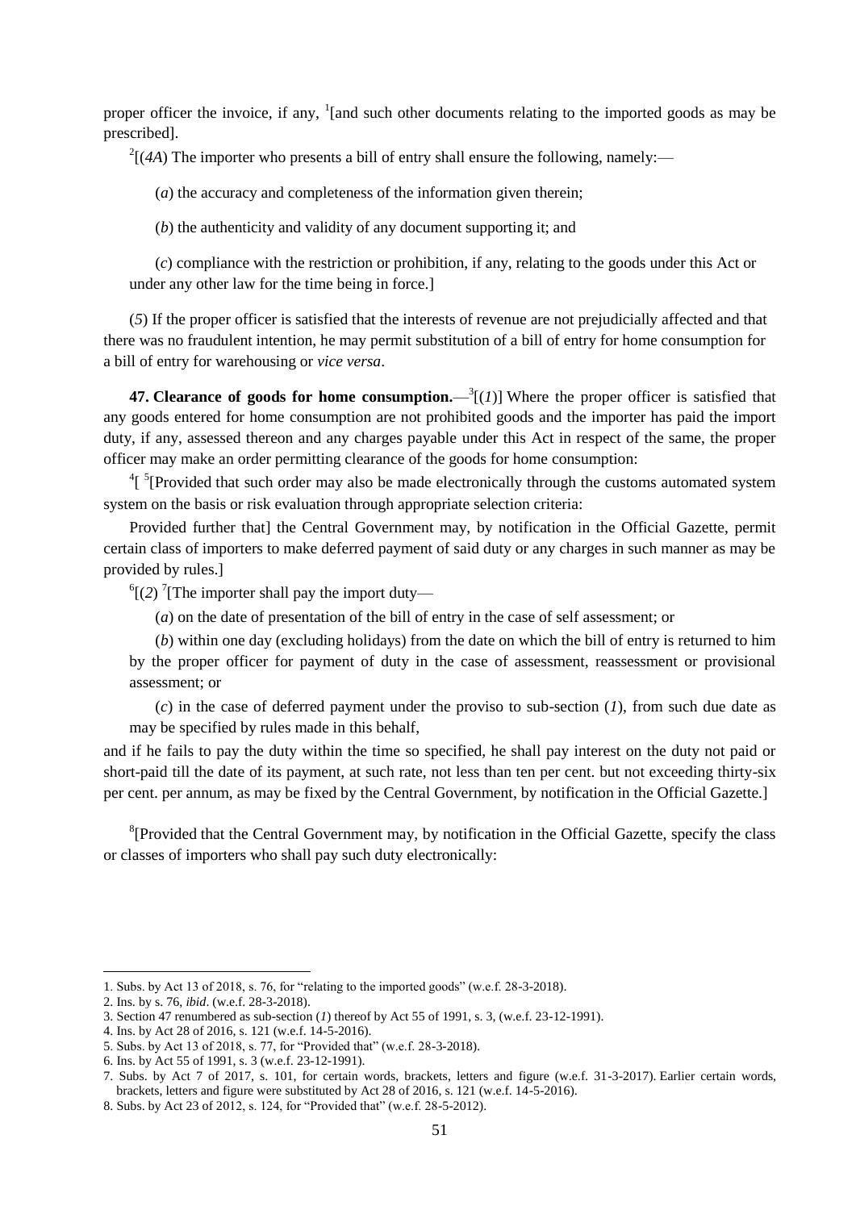proper officer the invoice, if any, [1][and such other documents relating to the imported goods as may be prescribed].

[2][(*4A*) The importer who presents a bill of entry shall ensure the following, namely:—

(*a*) the accuracy and completeness of the information given therein;

(*b*) the authenticity and validity of any document supporting it; and

(*c*) compliance with the restriction or prohibition, if any, relating to the goods under this Act or under any other law for the time being in force.]

(*5*) If the proper officer is satisfied that the interests of revenue are not prejudicially affected and that there was no fraudulent intention, he may permit substitution of a bill of entry for home consumption for a bill of entry for warehousing or *vice versa*.

**47. Clearance of goods for home consumption.**—[3][(*1*)] Where the proper officer is satisfied that any goods entered for home consumption are not prohibited goods and the importer has paid the import duty, if any, assessed thereon and any charges payable under this Act in respect of the same, the proper officer may make an order permitting clearance of the goods for home consumption:

[4][ [5][Provided that such order may also be made electronically through the customs automated system system on the basis or risk evaluation through appropriate selection criteria:

Provided further that] the Central Government may, by notification in the Official Gazette, permit certain class of importers to make deferred payment of said duty or any charges in such manner as may be provided by rules.]

[6][(*2*) [7][The importer shall pay the import duty—

(*a*) on the date of presentation of the bill of entry in the case of self assessment; or

(*b*) within one day (excluding holidays) from the date on which the bill of entry is returned to him by the proper officer for payment of duty in the case of assessment, reassessment or provisional assessment; or

(*c*) in the case of deferred payment under the proviso to sub-section (*1*), from such due date as may be specified by rules made in this behalf,

and if he fails to pay the duty within the time so specified, he shall pay interest on the duty not paid or short-paid till the date of its payment, at such rate, not less than ten per cent. but not exceeding thirty-six per cent. per annum, as may be fixed by the Central Government, by notification in the Official Gazette.]

[8][Provided that the Central Government may, by notification in the Official Gazette, specify the class or classes of importers who shall pay such duty electronically:

---

1. Subs. by Act 13 of 2018, s. 76, for "relating to the imported goods" (w.e.f. 28-3-2018).
2. Ins. by s. 76, *ibid*. (w.e.f. 28-3-2018).
3. Section 47 renumbered as sub-section (*1*) thereof by Act 55 of 1991, s. 3, (w.e.f. 23-12-1991).
4. Ins. by Act 28 of 2016, s. 121 (w.e.f. 14-5-2016).
5. Subs. by Act 13 of 2018, s. 77, for "Provided that" (w.e.f. 28-3-2018).
6. Ins. by Act 55 of 1991, s. 3 (w.e.f. 23-12-1991).
7. Subs. by Act 7 of 2017, s. 101, for certain words, brackets, letters and figure (w.e.f. 31-3-2017). Earlier certain words, brackets, letters and figure were substituted by Act 28 of 2016, s. 121 (w.e.f. 14-5-2016).
8. Subs. by Act 23 of 2012, s. 124, for "Provided that" (w.e.f. 28-5-2012).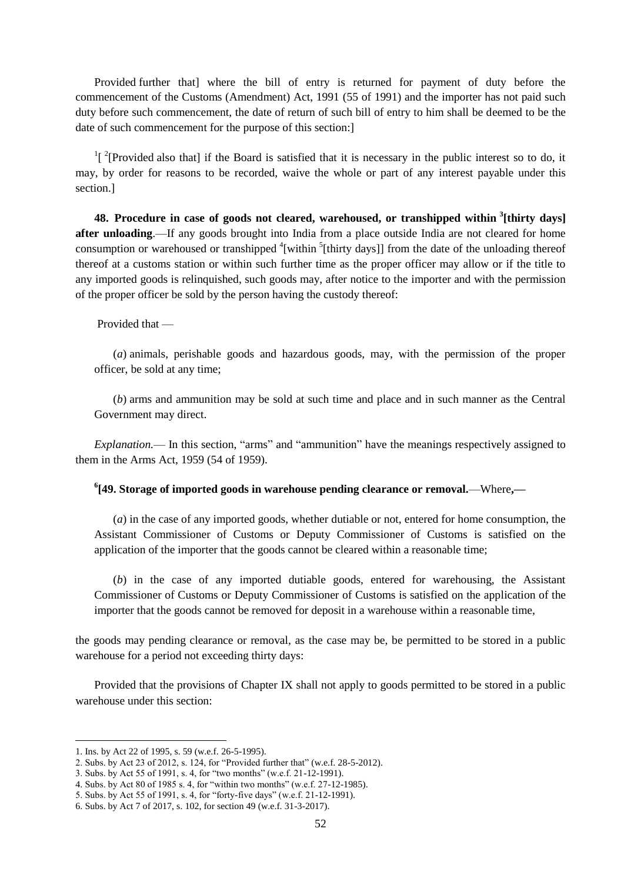Provided further that] where the bill of entry is returned for payment of duty before the commencement of the Customs (Amendment) Act, 1991 (55 of 1991) and the importer has not paid such duty before such commencement, the date of return of such bill of entry to him shall be deemed to be the date of such commencement for the purpose of this section:]

[1][ [2][Provided also that] if the Board is satisfied that it is necessary in the public interest so to do, it may, by order for reasons to be recorded, waive the whole or part of any interest payable under this section.]

**48. Procedure in case of goods not cleared, warehoused, or transhipped within [3][thirty days] after unloading**.—If any goods brought into India from a place outside India are not cleared for home consumption or warehoused or transhipped [4][within [5][thirty days]] from the date of the unloading thereof thereof at a customs station or within such further time as the proper officer may allow or if the title to any imported goods is relinquished, such goods may, after notice to the importer and with the permission of the proper officer be sold by the person having the custody thereof:

Provided that —

(*a*) animals, perishable goods and hazardous goods, may, with the permission of the proper officer, be sold at any time;

(*b*) arms and ammunition may be sold at such time and place and in such manner as the Central Government may direct.

*Explanation.*— In this section, "arms" and "ammunition" have the meanings respectively assigned to them in the Arms Act, 1959 (54 of 1959).

**[6][49. Storage of imported goods in warehouse pending clearance or removal.**—Where**,—**

(*a*) in the case of any imported goods, whether dutiable or not, entered for home consumption, the Assistant Commissioner of Customs or Deputy Commissioner of Customs is satisfied on the application of the importer that the goods cannot be cleared within a reasonable time;

(*b*) in the case of any imported dutiable goods, entered for warehousing, the Assistant Commissioner of Customs or Deputy Commissioner of Customs is satisfied on the application of the importer that the goods cannot be removed for deposit in a warehouse within a reasonable time,

the goods may pending clearance or removal, as the case may be, be permitted to be stored in a public warehouse for a period not exceeding thirty days:

Provided that the provisions of Chapter IX shall not apply to goods permitted to be stored in a public warehouse under this section:

---

1. Ins. by Act 22 of 1995, s. 59 (w.e.f. 26-5-1995).
2. Subs. by Act 23 of 2012, s. 124, for "Provided further that" (w.e.f. 28-5-2012).
3. Subs. by Act 55 of 1991, s. 4, for "two months" (w.e.f. 21-12-1991).
4. Subs. by Act 80 of 1985 s. 4, for "within two months" (w.e.f. 27-12-1985).
5. Subs. by Act 55 of 1991, s. 4, for "forty-five days" (w.e.f. 21-12-1991).
6. Subs. by Act 7 of 2017, s. 102, for section 49 (w.e.f. 31-3-2017).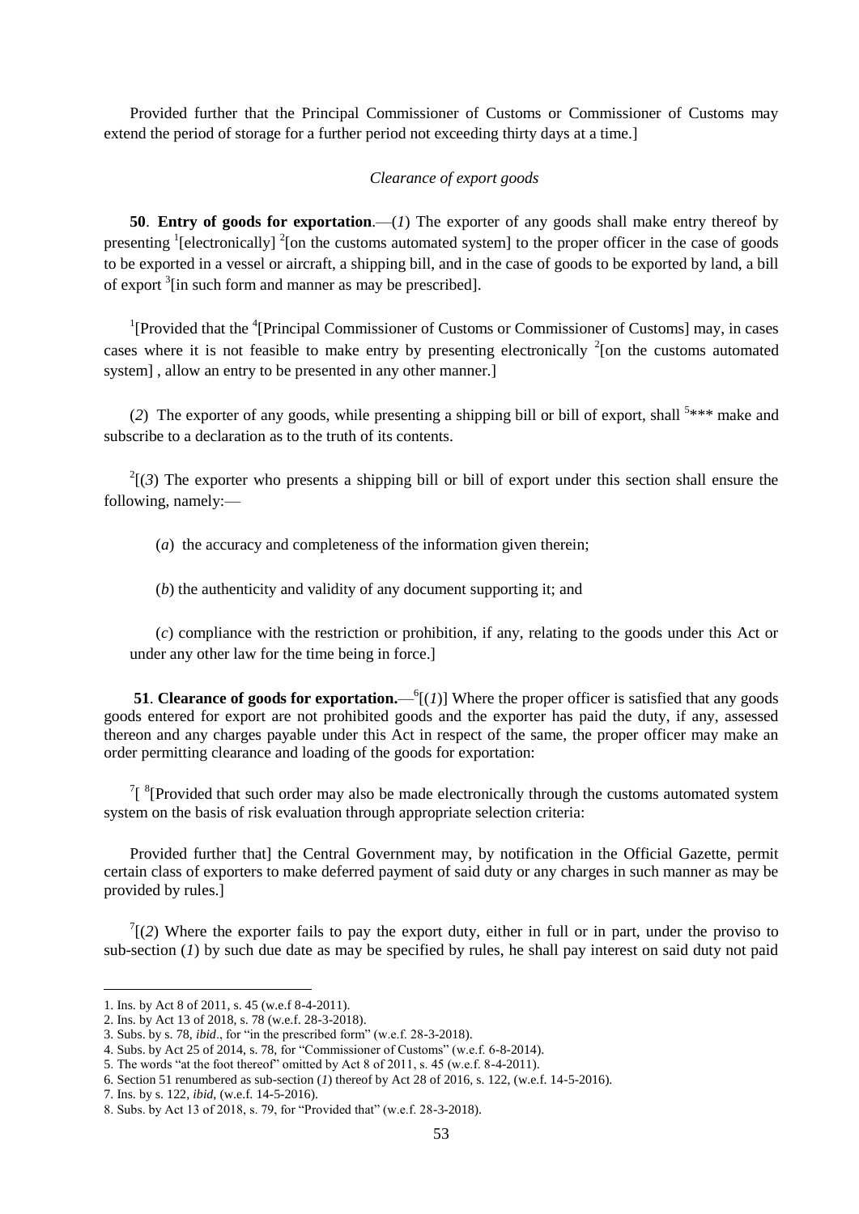Provided further that the Principal Commissioner of Customs or Commissioner of Customs may extend the period of storage for a further period not exceeding thirty days at a time.]

*Clearance of export goods*

**50**. **Entry of goods for exportation**.—(*1*) The exporter of any goods shall make entry thereof by presenting [1][electronically] [2][on the customs automated system] to the proper officer in the case of goods to be exported in a vessel or aircraft, a shipping bill, and in the case of goods to be exported by land, a bill of export [3][in such form and manner as may be prescribed].

[1][Provided that the [4][Principal Commissioner of Customs or Commissioner of Customs] may, in cases cases where it is not feasible to make entry by presenting electronically [2][on the customs automated system] , allow an entry to be presented in any other manner.]

(*2*) The exporter of any goods, while presenting a shipping bill or bill of export, shall [5]*** make and subscribe to a declaration as to the truth of its contents.

[2][(*3*) The exporter who presents a shipping bill or bill of export under this section shall ensure the following, namely:—

(*a*) the accuracy and completeness of the information given therein;

(*b*) the authenticity and validity of any document supporting it; and

(*c*) compliance with the restriction or prohibition, if any, relating to the goods under this Act or under any other law for the time being in force.]

**51**. **Clearance of goods for exportation.**—[6][(*1*)] Where the proper officer is satisfied that any goods goods entered for export are not prohibited goods and the exporter has paid the duty, if any, assessed thereon and any charges payable under this Act in respect of the same, the proper officer may make an order permitting clearance and loading of the goods for exportation:

[7][ [8][Provided that such order may also be made electronically through the customs automated system system on the basis of risk evaluation through appropriate selection criteria:

Provided further that] the Central Government may, by notification in the Official Gazette, permit certain class of exporters to make deferred payment of said duty or any charges in such manner as may be provided by rules.]

[7][(*2*) Where the exporter fails to pay the export duty, either in full or in part, under the proviso to sub-section (*1*) by such due date as may be specified by rules, he shall pay interest on said duty not paid

---

1. Ins. by Act 8 of 2011, s. 45 (w.e.f 8-4-2011).
2. Ins. by Act 13 of 2018, s. 78 (w.e.f. 28-3-2018).
3. Subs. by s. 78, *ibid*., for "in the prescribed form" (w.e.f. 28-3-2018).
4. Subs. by Act 25 of 2014, s. 78, for "Commissioner of Customs" (w.e.f. 6-8-2014).
5. The words "at the foot thereof" omitted by Act 8 of 2011, s. 45 (w.e.f. 8-4-2011).
6. Section 51 renumbered as sub-section (*1*) thereof by Act 28 of 2016, s. 122, (w.e.f. 14-5-2016).
7. Ins. by s. 122, *ibid*, (w.e.f. 14-5-2016).
8. Subs. by Act 13 of 2018, s. 79, for "Provided that" (w.e.f. 28-3-2018).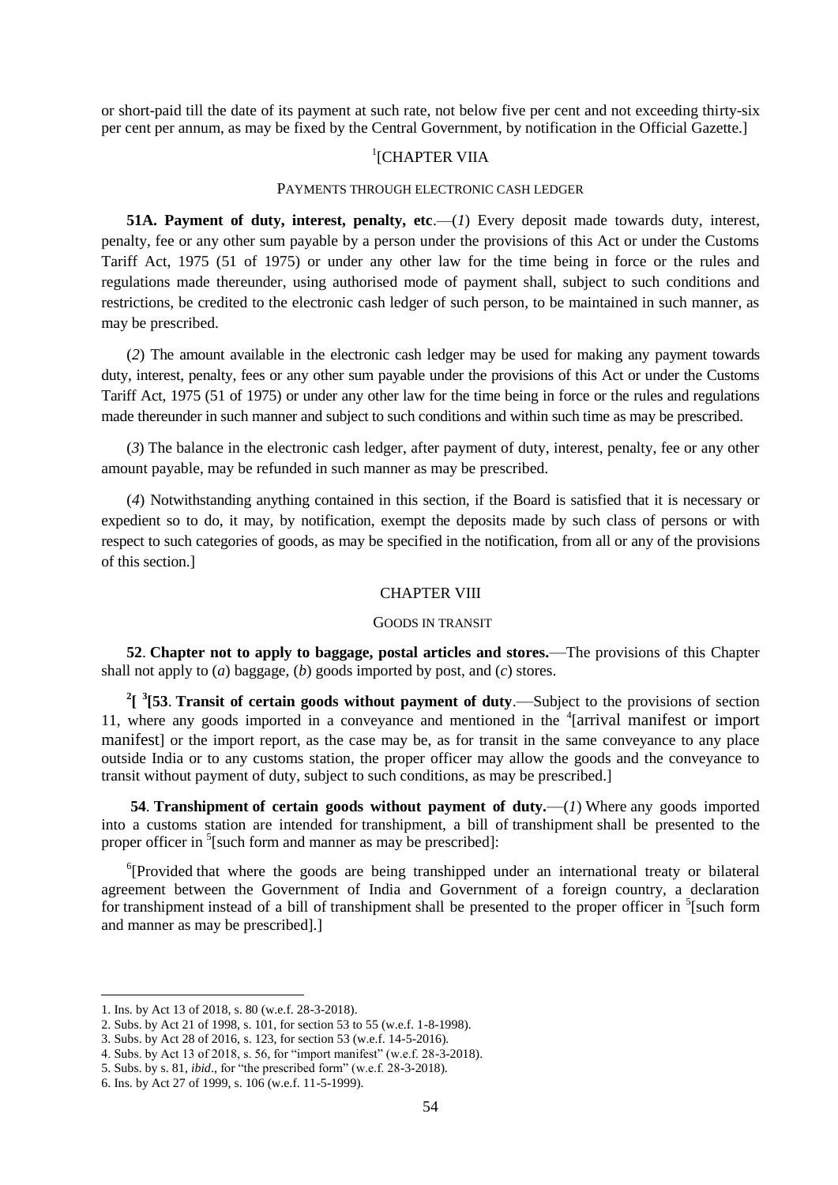or short-paid till the date of its payment at such rate, not below five per cent and not exceeding thirty-six per cent per annum, as may be fixed by the Central Government, by notification in the Official Gazette.]

[1][CHAPTER VIIA

PAYMENTS THROUGH ELECTRONIC CASH LEDGER

**51A. Payment of duty, interest, penalty, etc**.—(*1*) Every deposit made towards duty, interest, penalty, fee or any other sum payable by a person under the provisions of this Act or under the Customs Tariff Act, 1975 (51 of 1975) or under any other law for the time being in force or the rules and regulations made thereunder, using authorised mode of payment shall, subject to such conditions and restrictions, be credited to the electronic cash ledger of such person, to be maintained in such manner, as may be prescribed.

(*2*) The amount available in the electronic cash ledger may be used for making any payment towards duty, interest, penalty, fees or any other sum payable under the provisions of this Act or under the Customs Tariff Act, 1975 (51 of 1975) or under any other law for the time being in force or the rules and regulations made thereunder in such manner and subject to such conditions and within such time as may be prescribed.

(*3*) The balance in the electronic cash ledger, after payment of duty, interest, penalty, fee or any other amount payable, may be refunded in such manner as may be prescribed.

(*4*) Notwithstanding anything contained in this section, if the Board is satisfied that it is necessary or expedient so to do, it may, by notification, exempt the deposits made by such class of persons or with respect to such categories of goods, as may be specified in the notification, from all or any of the provisions of this section.]

CHAPTER VIII

GOODS IN TRANSIT

**52**. **Chapter not to apply to baggage, postal articles and stores.**—The provisions of this Chapter shall not apply to (*a*) baggage, (*b*) goods imported by post, and (*c*) stores.

[2][ [3][**53**. **Transit of certain goods without payment of duty**.—Subject to the provisions of section 11, where any goods imported in a conveyance and mentioned in the [4][arrival manifest or import manifest] or the import report, as the case may be, as for transit in the same conveyance to any place outside India or to any customs station, the proper officer may allow the goods and the conveyance to transit without payment of duty, subject to such conditions, as may be prescribed.]

**54**. **Transhipment of certain goods without payment of duty.**—(*1*) Where any goods imported into a customs station are intended for transhipment, a bill of transhipment shall be presented to the proper officer in [5][such form and manner as may be prescribed]:

[6][Provided that where the goods are being transhipped under an international treaty or bilateral agreement between the Government of India and Government of a foreign country, a declaration for transhipment instead of a bill of transhipment shall be presented to the proper officer in [5][such form and manner as may be prescribed].]

---

1. Ins. by Act 13 of 2018, s. 80 (w.e.f. 28-3-2018).
2. Subs. by Act 21 of 1998, s. 101, for section 53 to 55 (w.e.f. 1-8-1998).
3. Subs. by Act 28 of 2016, s. 123, for section 53 (w.e.f. 14-5-2016).
4. Subs. by Act 13 of 2018, s. 56, for "import manifest" (w.e.f. 28-3-2018).
5. Subs. by s. 81, *ibid*., for "the prescribed form" (w.e.f. 28-3-2018).
6. Ins. by Act 27 of 1999, s. 106 (w.e.f. 11-5-1999).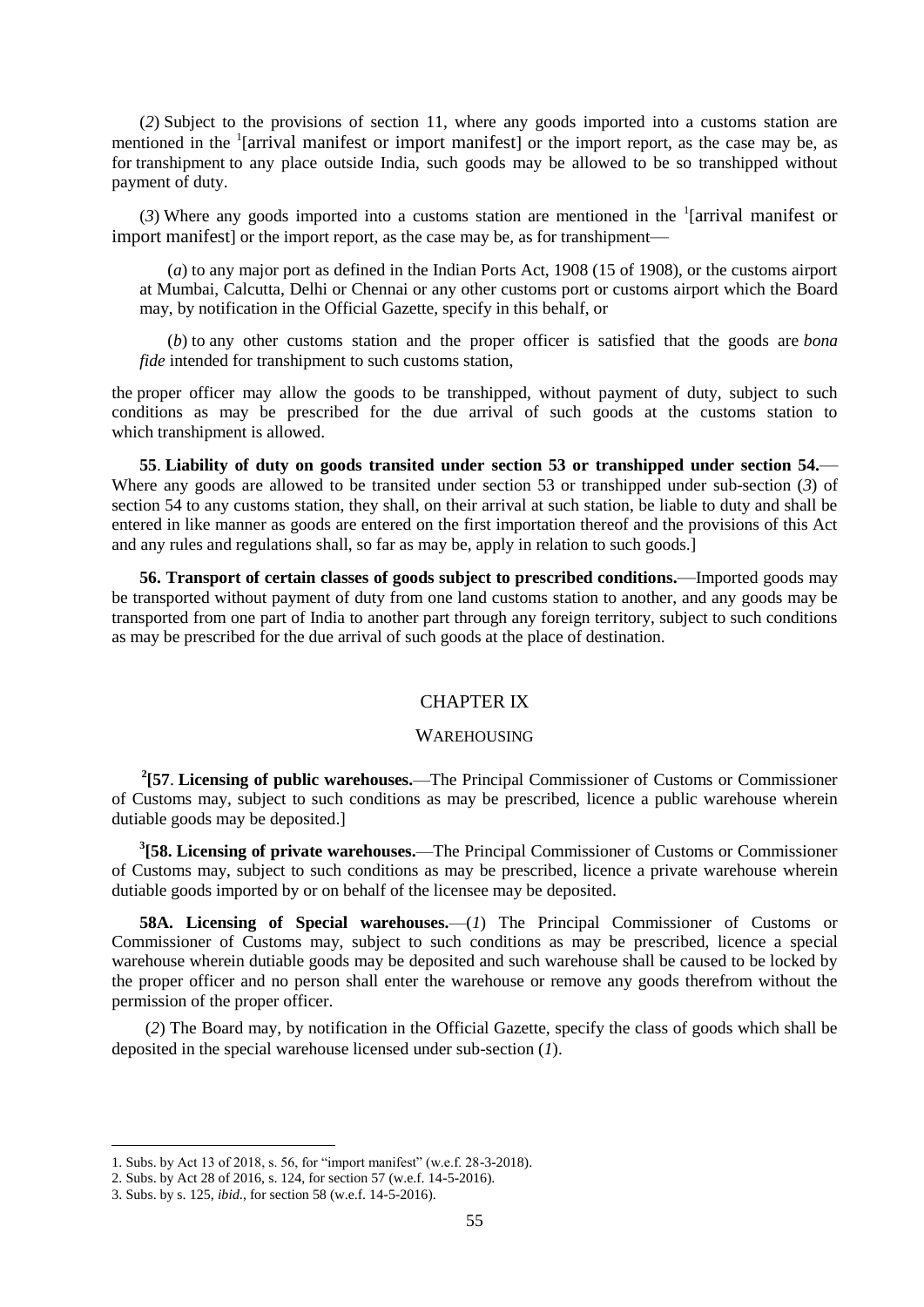(*2*) Subject to the provisions of section 11, where any goods imported into a customs station are mentioned in the [1][arrival manifest or import manifest] or the import report, as the case may be, as for transhipment to any place outside India, such goods may be allowed to be so transhipped without payment of duty.

(*3*) Where any goods imported into a customs station are mentioned in the [1][arrival manifest or import manifest] or the import report, as the case may be, as for transhipment––

(*a*) to any major port as defined in the Indian Ports Act, 1908 (15 of 1908), or the customs airport at Mumbai, Calcutta, Delhi or Chennai or any other customs port or customs airport which the Board may, by notification in the Official Gazette, specify in this behalf, or

(*b*) to any other customs station and the proper officer is satisfied that the goods are *bona fide* intended for transhipment to such customs station,

the proper officer may allow the goods to be transhipped, without payment of duty, subject to such conditions as may be prescribed for the due arrival of such goods at the customs station to which transhipment is allowed.

**55**. **Liability of duty on goods transited under section 53 or transhipped under section 54.**––Where any goods are allowed to be transited under section 53 or transhipped under sub-section (*3*) of section 54 to any customs station, they shall, on their arrival at such station, be liable to duty and shall be entered in like manner as goods are entered on the first importation thereof and the provisions of this Act and any rules and regulations shall, so far as may be, apply in relation to such goods.]

**56. Transport of certain classes of goods subject to prescribed conditions.**––Imported goods may be transported without payment of duty from one land customs station to another, and any goods may be transported from one part of India to another part through any foreign territory, subject to such conditions as may be prescribed for the due arrival of such goods at the place of destination.

## CHAPTER IX

### WAREHOUSING

**[2][57**. **Licensing of public warehouses.**––The Principal Commissioner of Customs or Commissioner of Customs may, subject to such conditions as may be prescribed, licence a public warehouse wherein dutiable goods may be deposited.]

**[3][58. Licensing of private warehouses.**––The Principal Commissioner of Customs or Commissioner of Customs may, subject to such conditions as may be prescribed, licence a private warehouse wherein dutiable goods imported by or on behalf of the licensee may be deposited.

**58A. Licensing of Special warehouses.**––(*1*) The Principal Commissioner of Customs or Commissioner of Customs may, subject to such conditions as may be prescribed, licence a special warehouse wherein dutiable goods may be deposited and such warehouse shall be caused to be locked by the proper officer and no person shall enter the warehouse or remove any goods therefrom without the permission of the proper officer.

(*2*) The Board may, by notification in the Official Gazette, specify the class of goods which shall be deposited in the special warehouse licensed under sub-section (*1*).

---

1. Subs. by Act 13 of 2018, s. 56, for "import manifest" (w.e.f. 28-3-2018).
2. Subs. by Act 28 of 2016, s. 124, for section 57 (w.e.f. 14-5-2016).
3. Subs. by s. 125, *ibid*., for section 58 (w.e.f. 14-5-2016).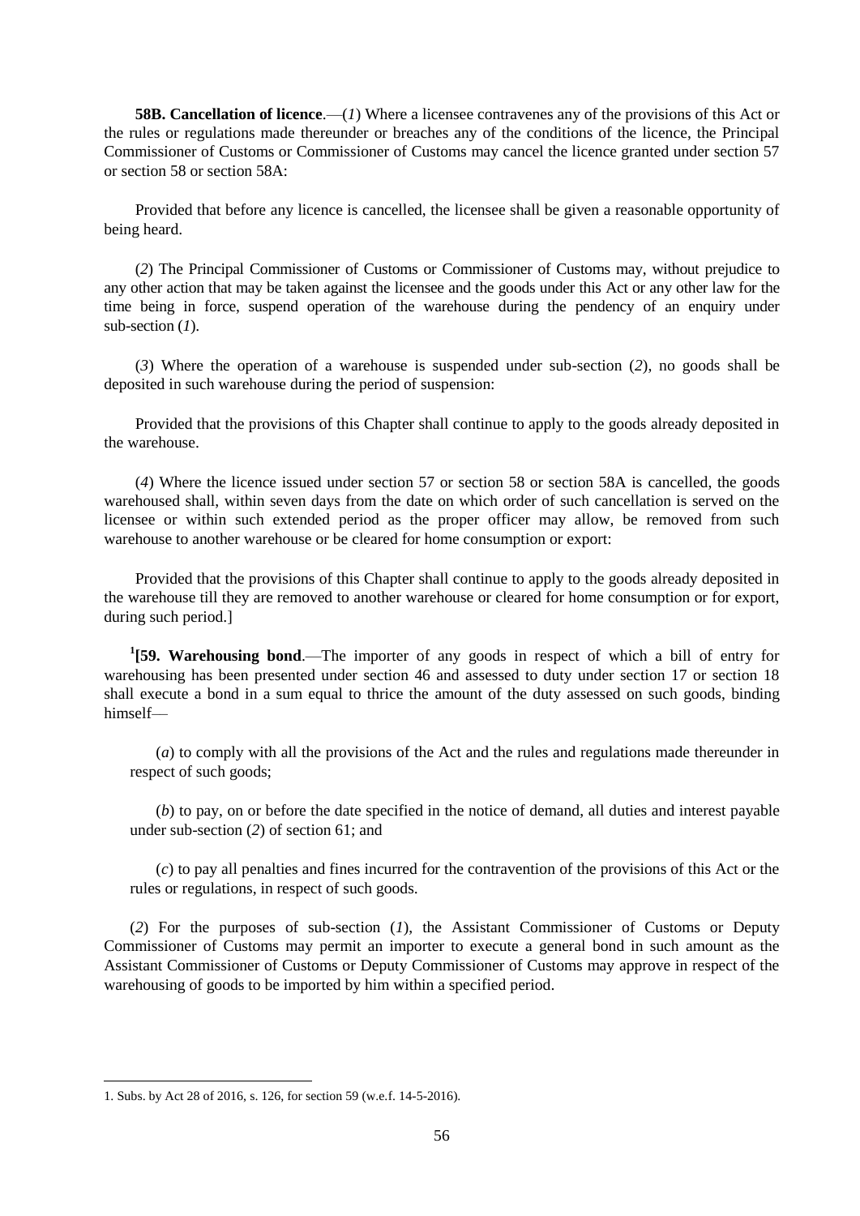**58B. Cancellation of licence**.—(*1*) Where a licensee contravenes any of the provisions of this Act or the rules or regulations made thereunder or breaches any of the conditions of the licence, the Principal Commissioner of Customs or Commissioner of Customs may cancel the licence granted under section 57 or section 58 or section 58A:

Provided that before any licence is cancelled, the licensee shall be given a reasonable opportunity of being heard.

(*2*) The Principal Commissioner of Customs or Commissioner of Customs may, without prejudice to any other action that may be taken against the licensee and the goods under this Act or any other law for the time being in force, suspend operation of the warehouse during the pendency of an enquiry under sub-section (*1*).

(*3*) Where the operation of a warehouse is suspended under sub-section (*2*), no goods shall be deposited in such warehouse during the period of suspension:

Provided that the provisions of this Chapter shall continue to apply to the goods already deposited in the warehouse.

(*4*) Where the licence issued under section 57 or section 58 or section 58A is cancelled, the goods warehoused shall, within seven days from the date on which order of such cancellation is served on the licensee or within such extended period as the proper officer may allow, be removed from such warehouse to another warehouse or be cleared for home consumption or export:

Provided that the provisions of this Chapter shall continue to apply to the goods already deposited in the warehouse till they are removed to another warehouse or cleared for home consumption or for export, during such period.]

[1][**59. Warehousing bond**.—The importer of any goods in respect of which a bill of entry for warehousing has been presented under section 46 and assessed to duty under section 17 or section 18 shall execute a bond in a sum equal to thrice the amount of the duty assessed on such goods, binding himself—

(*a*) to comply with all the provisions of the Act and the rules and regulations made thereunder in respect of such goods;

(*b*) to pay, on or before the date specified in the notice of demand, all duties and interest payable under sub-section (*2*) of section 61; and

(*c*) to pay all penalties and fines incurred for the contravention of the provisions of this Act or the rules or regulations, in respect of such goods.

(*2*) For the purposes of sub-section (*1*), the Assistant Commissioner of Customs or Deputy Commissioner of Customs may permit an importer to execute a general bond in such amount as the Assistant Commissioner of Customs or Deputy Commissioner of Customs may approve in respect of the warehousing of goods to be imported by him within a specified period.

---

1. Subs. by Act 28 of 2016, s. 126, for section 59 (w.e.f. 14-5-2016).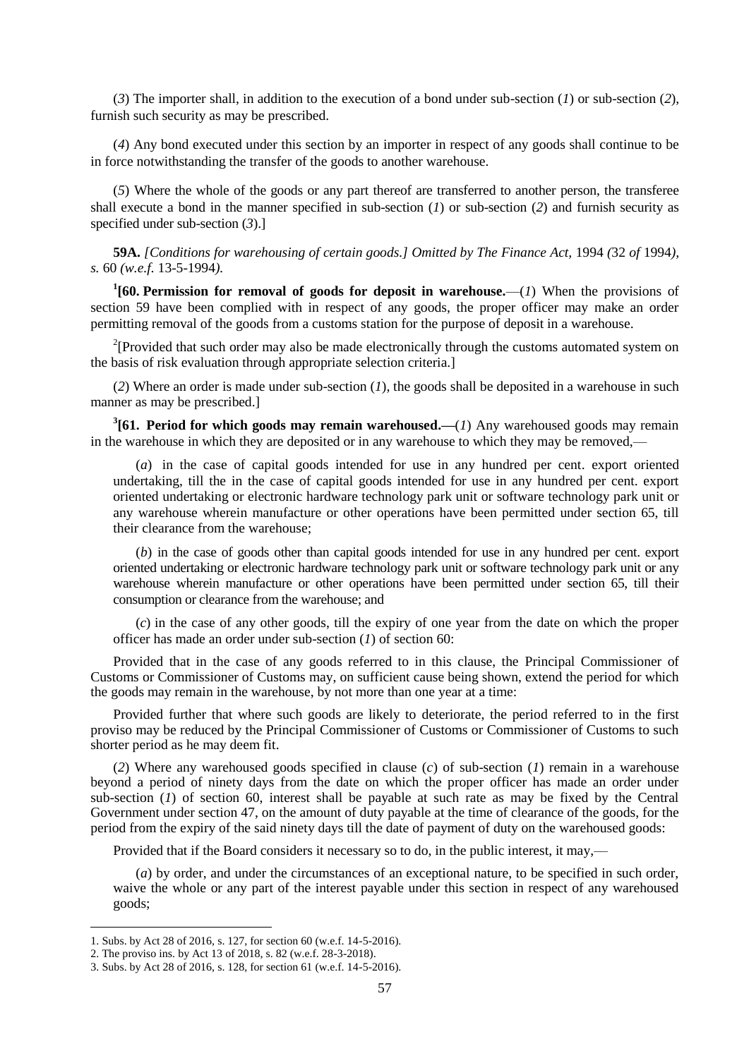(*3*) The importer shall, in addition to the execution of a bond under sub-section (*1*) or sub-section (*2*), furnish such security as may be prescribed.

(*4*) Any bond executed under this section by an importer in respect of any goods shall continue to be in force notwithstanding the transfer of the goods to another warehouse.

(*5*) Where the whole of the goods or any part thereof are transferred to another person, the transferee shall execute a bond in the manner specified in sub-section (*1*) or sub-section (*2*) and furnish security as specified under sub-section (*3*).]

**59A.** *[Conditions for warehousing of certain goods.] Omitted by The Finance Act,* 1994 *(*32 *of* 1994*), s.* 60 *(w.e.f.* 13-5-1994*).*

[1][**60. Permission for removal of goods for deposit in warehouse.**—(*1*) When the provisions of section 59 have been complied with in respect of any goods, the proper officer may make an order permitting removal of the goods from a customs station for the purpose of deposit in a warehouse.

[2][Provided that such order may also be made electronically through the customs automated system on the basis of risk evaluation through appropriate selection criteria.]

(*2*) Where an order is made under sub-section (*1*), the goods shall be deposited in a warehouse in such manner as may be prescribed.]

[3][**61. Period for which goods may remain warehoused.**—(*1*) Any warehoused goods may remain in the warehouse in which they are deposited or in any warehouse to which they may be removed,—

(*a*) in the case of capital goods intended for use in any hundred per cent. export oriented undertaking, till the in the case of capital goods intended for use in any hundred per cent. export oriented undertaking or electronic hardware technology park unit or software technology park unit or any warehouse wherein manufacture or other operations have been permitted under section 65, till their clearance from the warehouse;

(*b*) in the case of goods other than capital goods intended for use in any hundred per cent. export oriented undertaking or electronic hardware technology park unit or software technology park unit or any warehouse wherein manufacture or other operations have been permitted under section 65, till their consumption or clearance from the warehouse; and

(*c*) in the case of any other goods, till the expiry of one year from the date on which the proper officer has made an order under sub-section (*1*) of section 60:

Provided that in the case of any goods referred to in this clause, the Principal Commissioner of Customs or Commissioner of Customs may, on sufficient cause being shown, extend the period for which the goods may remain in the warehouse, by not more than one year at a time:

Provided further that where such goods are likely to deteriorate, the period referred to in the first proviso may be reduced by the Principal Commissioner of Customs or Commissioner of Customs to such shorter period as he may deem fit.

(*2*) Where any warehoused goods specified in clause (*c*) of sub-section (*1*) remain in a warehouse beyond a period of ninety days from the date on which the proper officer has made an order under sub-section (*1*) of section 60, interest shall be payable at such rate as may be fixed by the Central Government under section 47, on the amount of duty payable at the time of clearance of the goods, for the period from the expiry of the said ninety days till the date of payment of duty on the warehoused goods:

Provided that if the Board considers it necessary so to do, in the public interest, it may,—

(*a*) by order, and under the circumstances of an exceptional nature, to be specified in such order, waive the whole or any part of the interest payable under this section in respect of any warehoused goods;

---

1. Subs. by Act 28 of 2016, s. 127, for section 60 (w.e.f. 14-5-2016).
2. The proviso ins. by Act 13 of 2018, s. 82 (w.e.f. 28-3-2018).
3. Subs. by Act 28 of 2016, s. 128, for section 61 (w.e.f. 14-5-2016).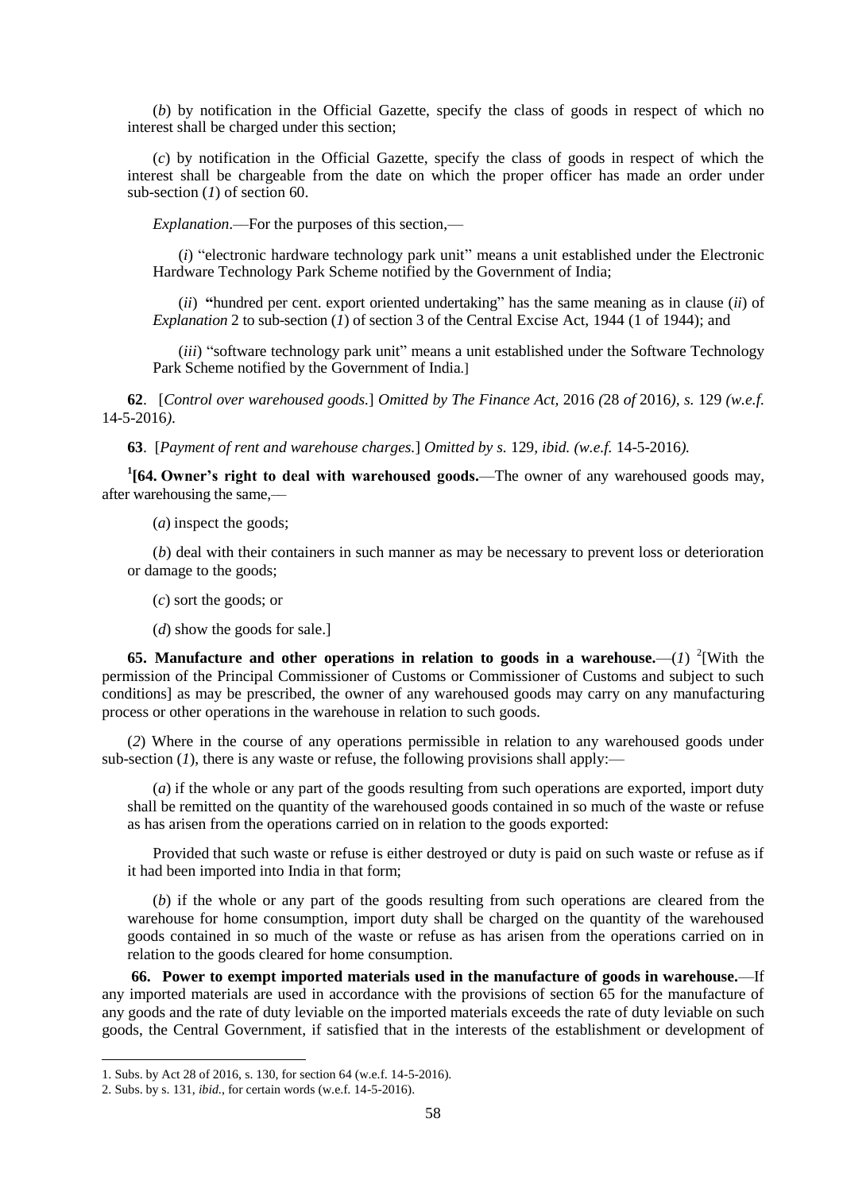(*b*) by notification in the Official Gazette, specify the class of goods in respect of which no interest shall be charged under this section;

(*c*) by notification in the Official Gazette, specify the class of goods in respect of which the interest shall be chargeable from the date on which the proper officer has made an order under sub-section (*1*) of section 60.

*Explanation*.—For the purposes of this section,—

(*i*) "electronic hardware technology park unit" means a unit established under the Electronic Hardware Technology Park Scheme notified by the Government of India;

(*ii*) "hundred per cent. export oriented undertaking" has the same meaning as in clause (*ii*) of *Explanation* 2 to sub-section (*1*) of section 3 of the Central Excise Act, 1944 (1 of 1944); and

(*iii*) "software technology park unit" means a unit established under the Software Technology Park Scheme notified by the Government of India.]

**62**. [*Control over warehoused goods.*] *Omitted by The Finance Act,* 2016 *(*28 *of* 2016*), s.* 129 *(w.e.f.* 14-5-2016*).*

**63**. [*Payment of rent and warehouse charges.*] *Omitted by s.* 129*, ibid. (w.e.f.* 14-5-2016*).*

[1][**64. Owner's right to deal with warehoused goods.**—The owner of any warehoused goods may, after warehousing the same,—

(*a*) inspect the goods;

(*b*) deal with their containers in such manner as may be necessary to prevent loss or deterioration or damage to the goods;

(*c*) sort the goods; or

(*d*) show the goods for sale.]

**65. Manufacture and other operations in relation to goods in a warehouse.**—(*1*) [2][With the permission of the Principal Commissioner of Customs or Commissioner of Customs and subject to such conditions] as may be prescribed, the owner of any warehoused goods may carry on any manufacturing process or other operations in the warehouse in relation to such goods.

(*2*) Where in the course of any operations permissible in relation to any warehoused goods under sub-section (*1*), there is any waste or refuse, the following provisions shall apply:—

(*a*) if the whole or any part of the goods resulting from such operations are exported, import duty shall be remitted on the quantity of the warehoused goods contained in so much of the waste or refuse as has arisen from the operations carried on in relation to the goods exported:

Provided that such waste or refuse is either destroyed or duty is paid on such waste or refuse as if it had been imported into India in that form;

(*b*) if the whole or any part of the goods resulting from such operations are cleared from the warehouse for home consumption, import duty shall be charged on the quantity of the warehoused goods contained in so much of the waste or refuse as has arisen from the operations carried on in relation to the goods cleared for home consumption.

**66. Power to exempt imported materials used in the manufacture of goods in warehouse.**—If any imported materials are used in accordance with the provisions of section 65 for the manufacture of any goods and the rate of duty leviable on the imported materials exceeds the rate of duty leviable on such goods, the Central Government, if satisfied that in the interests of the establishment or development of

---

1. Subs. by Act 28 of 2016, s. 130, for section 64 (w.e.f. 14-5-2016).
2. Subs. by s. 131, *ibid.*, for certain words (w.e.f. 14-5-2016).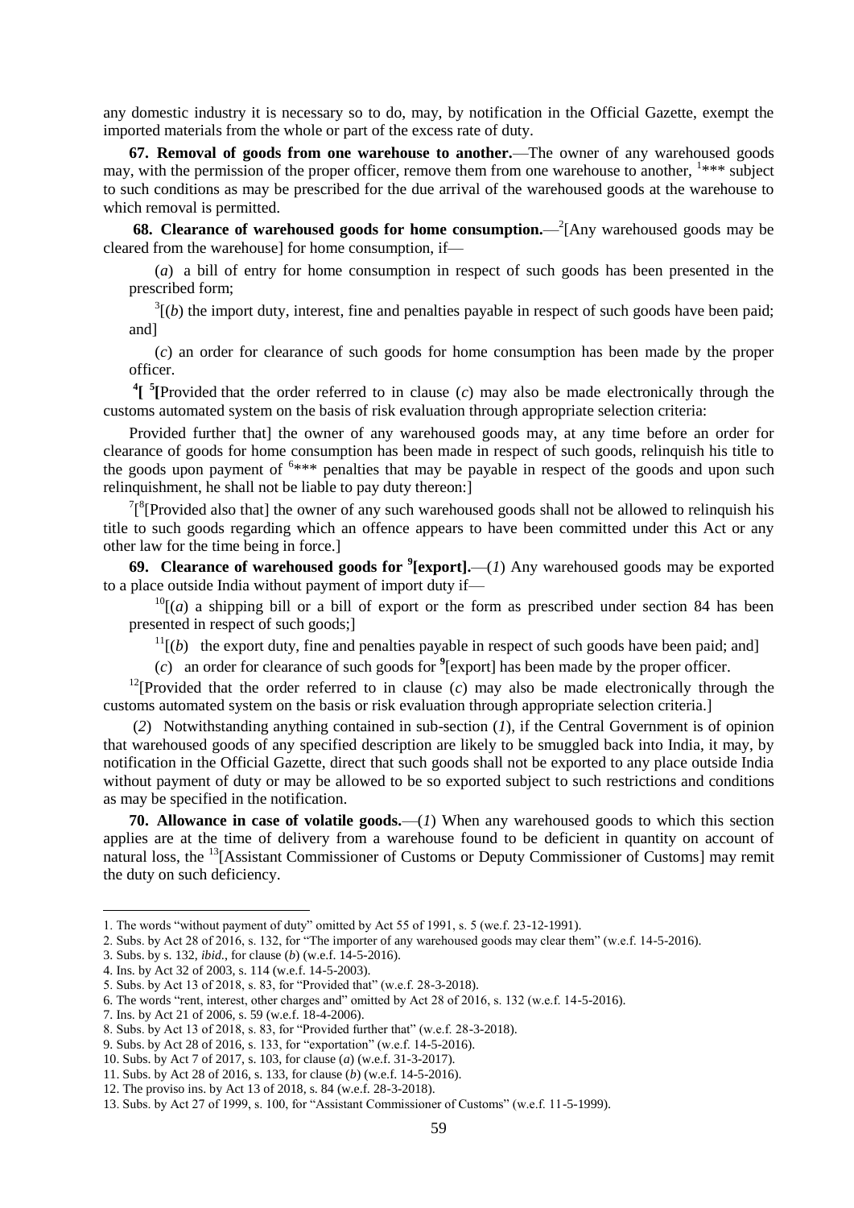any domestic industry it is necessary so to do, may, by notification in the Official Gazette, exempt the imported materials from the whole or part of the excess rate of duty.

**67. Removal of goods from one warehouse to another.**—The owner of any warehoused goods may, with the permission of the proper officer, remove them from one warehouse to another, [1]*** subject to such conditions as may be prescribed for the due arrival of the warehoused goods at the warehouse to which removal is permitted.

**68. Clearance of warehoused goods for home consumption.**—[2][Any warehoused goods may be cleared from the warehouse] for home consumption, if—

(*a*) a bill of entry for home consumption in respect of such goods has been presented in the prescribed form;

[3][(*b*) the import duty, interest, fine and penalties payable in respect of such goods have been paid; and]

(*c*) an order for clearance of such goods for home consumption has been made by the proper officer.

**[4][ [5][**Provided that the order referred to in clause (*c*) may also be made electronically through the customs automated system on the basis of risk evaluation through appropriate selection criteria:

Provided further that] the owner of any warehoused goods may, at any time before an order for clearance of goods for home consumption has been made in respect of such goods, relinquish his title to the goods upon payment of [6]*** penalties that may be payable in respect of the goods and upon such relinquishment, he shall not be liable to pay duty thereon:]

[7][[8][Provided also that] the owner of any such warehoused goods shall not be allowed to relinquish his title to such goods regarding which an offence appears to have been committed under this Act or any other law for the time being in force.]

**69. Clearance of warehoused goods for [9][export].**—(*1*) Any warehoused goods may be exported to a place outside India without payment of import duty if—

[10][(*a*) a shipping bill or a bill of export or the form as prescribed under section 84 has been presented in respect of such goods;]

[11][(*b*) the export duty, fine and penalties payable in respect of such goods have been paid; and]

(*c*) an order for clearance of such goods for [9][export] has been made by the proper officer.

[12][Provided that the order referred to in clause (*c*) may also be made electronically through the customs automated system on the basis or risk evaluation through appropriate selection criteria.]

(*2*) Notwithstanding anything contained in sub-section (*1*), if the Central Government is of opinion that warehoused goods of any specified description are likely to be smuggled back into India, it may, by notification in the Official Gazette, direct that such goods shall not be exported to any place outside India without payment of duty or may be allowed to be so exported subject to such restrictions and conditions as may be specified in the notification.

**70. Allowance in case of volatile goods.**—(*1*) When any warehoused goods to which this section applies are at the time of delivery from a warehouse found to be deficient in quantity on account of natural loss, the [13][Assistant Commissioner of Customs or Deputy Commissioner of Customs] may remit the duty on such deficiency.

---

1. The words "without payment of duty" omitted by Act 55 of 1991, s. 5 (we.f. 23-12-1991).
2. Subs. by Act 28 of 2016, s. 132, for "The importer of any warehoused goods may clear them" (w.e.f. 14-5-2016).
3. Subs. by s. 132, *ibid.*, for clause (*b*) (w.e.f. 14-5-2016).
4. Ins. by Act 32 of 2003, s. 114 (w.e.f. 14-5-2003).
5. Subs. by Act 13 of 2018, s. 83, for "Provided that" (w.e.f. 28-3-2018).
6. The words "rent, interest, other charges and" omitted by Act 28 of 2016, s. 132 (w.e.f. 14-5-2016).
7. Ins. by Act 21 of 2006, s. 59 (w.e.f. 18-4-2006).
8. Subs. by Act 13 of 2018, s. 83, for "Provided further that" (w.e.f. 28-3-2018).
9. Subs. by Act 28 of 2016, s. 133, for "exportation" (w.e.f. 14-5-2016).
10. Subs. by Act 7 of 2017, s. 103, for clause (*a*) (w.e.f. 31-3-2017).
11. Subs. by Act 28 of 2016, s. 133, for clause (*b*) (w.e.f. 14-5-2016).
12. The proviso ins. by Act 13 of 2018, s. 84 (w.e.f. 28-3-2018).
13. Subs. by Act 27 of 1999, s. 100, for "Assistant Commissioner of Customs" (w.e.f. 11-5-1999).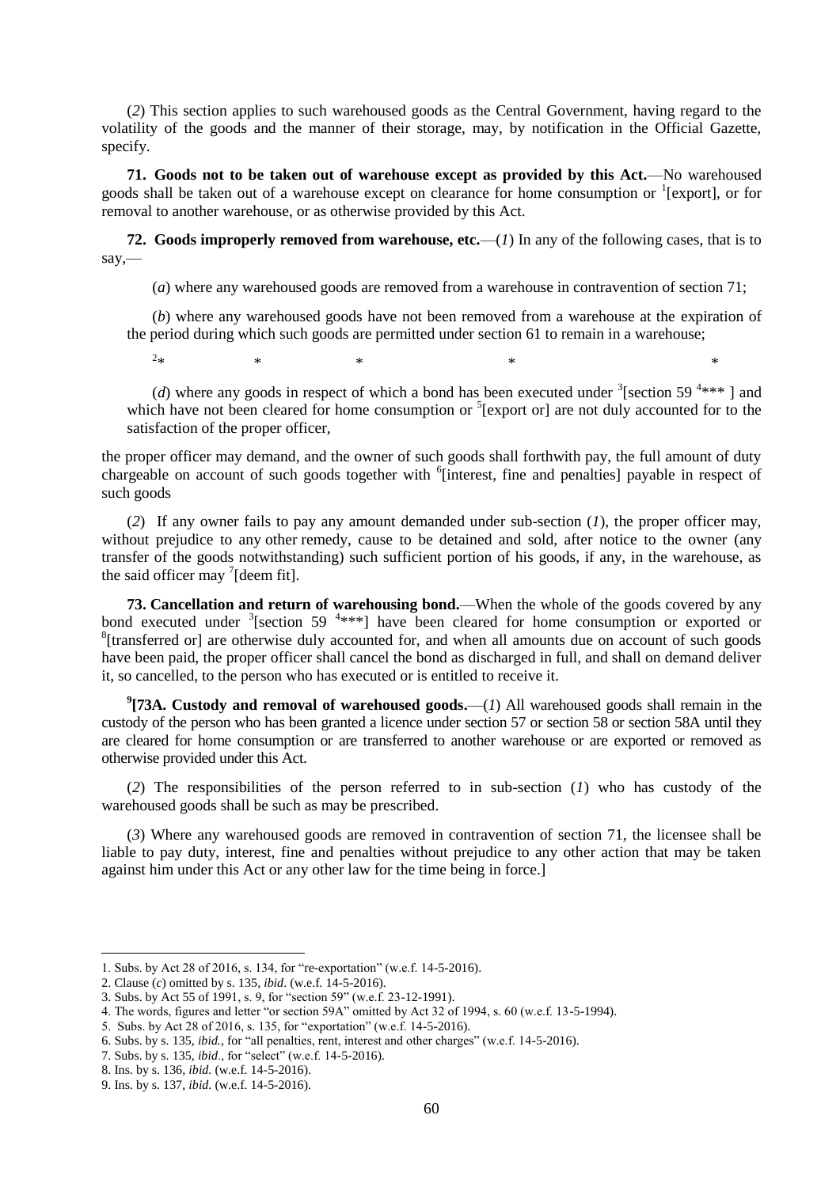(*2*) This section applies to such warehoused goods as the Central Government, having regard to the volatility of the goods and the manner of their storage, may, by notification in the Official Gazette, specify.

**71. Goods not to be taken out of warehouse except as provided by this Act.**—No warehoused goods shall be taken out of a warehouse except on clearance for home consumption or [1][export], or for removal to another warehouse, or as otherwise provided by this Act.

**72. Goods improperly removed from warehouse, etc.**—(*1*) In any of the following cases, that is to say,—

(*a*) where any warehoused goods are removed from a warehouse in contravention of section 71;

(*b*) where any warehoused goods have not been removed from a warehouse at the expiration of the period during which such goods are permitted under section 61 to remain in a warehouse;

[2]* * * * *

(*d*) where any goods in respect of which a bond has been executed under [3][section 59 [4]*** ] and which have not been cleared for home consumption or [5][export or] are not duly accounted for to the satisfaction of the proper officer,

the proper officer may demand, and the owner of such goods shall forthwith pay, the full amount of duty chargeable on account of such goods together with [6][interest, fine and penalties] payable in respect of such goods

(*2*) If any owner fails to pay any amount demanded under sub-section (*1*), the proper officer may, without prejudice to any other remedy, cause to be detained and sold, after notice to the owner (any transfer of the goods notwithstanding) such sufficient portion of his goods, if any, in the warehouse, as the said officer may [7][deem fit].

**73. Cancellation and return of warehousing bond.**—When the whole of the goods covered by any bond executed under [3][section 59 [4]***] have been cleared for home consumption or exported or [8][transferred or] are otherwise duly accounted for, and when all amounts due on account of such goods have been paid, the proper officer shall cancel the bond as discharged in full, and shall on demand deliver it, so cancelled, to the person who has executed or is entitled to receive it.

[9]**[73A. Custody and removal of warehoused goods.**—(*1*) All warehoused goods shall remain in the custody of the person who has been granted a licence under section 57 or section 58 or section 58A until they are cleared for home consumption or are transferred to another warehouse or are exported or removed as otherwise provided under this Act.

(*2*) The responsibilities of the person referred to in sub-section (*1*) who has custody of the warehoused goods shall be such as may be prescribed.

(*3*) Where any warehoused goods are removed in contravention of section 71, the licensee shall be liable to pay duty, interest, fine and penalties without prejudice to any other action that may be taken against him under this Act or any other law for the time being in force.]

---

1. Subs. by Act 28 of 2016, s. 134, for "re-exportation" (w.e.f. 14-5-2016).
2. Clause (*c*) omitted by s. 135, *ibid*. (w.e.f. 14-5-2016).
3. Subs. by Act 55 of 1991, s. 9, for "section 59" (w.e.f. 23-12-1991).
4. The words, figures and letter "or section 59A" omitted by Act 32 of 1994, s. 60 (w.e.f. 13-5-1994).
5. Subs. by Act 28 of 2016, s. 135, for "exportation" (w.e.f. 14-5-2016).
6. Subs. by s. 135, *ibid.*, for "all penalties, rent, interest and other charges" (w.e.f. 14-5-2016).
7. Subs. by s. 135, *ibid.*, for "select" (w.e.f. 14-5-2016).
8. Ins. by s. 136, *ibid*. (w.e.f. 14-5-2016).
9. Ins. by s. 137, *ibid*. (w.e.f. 14-5-2016).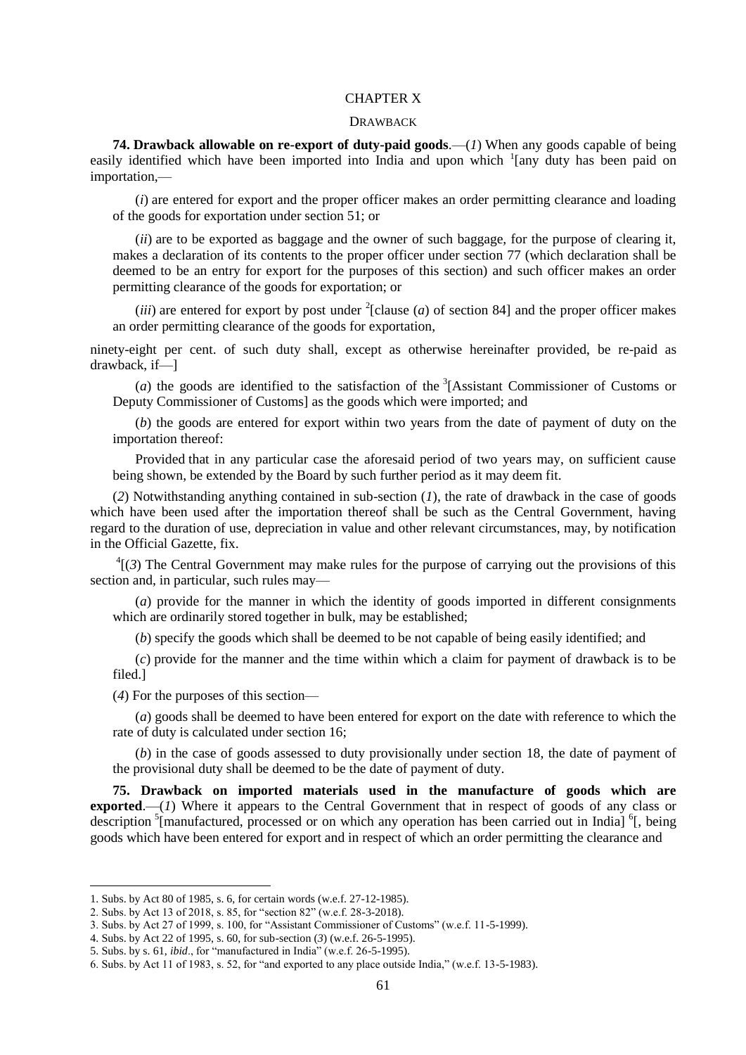# CHAPTER X

## DRAWBACK

**74. Drawback allowable on re-export of duty-paid goods**.—(*1*) When any goods capable of being easily identified which have been imported into India and upon which [1][any duty has been paid on importation,—

(*i*) are entered for export and the proper officer makes an order permitting clearance and loading of the goods for exportation under section 51; or

(*ii*) are to be exported as baggage and the owner of such baggage, for the purpose of clearing it, makes a declaration of its contents to the proper officer under section 77 (which declaration shall be deemed to be an entry for export for the purposes of this section) and such officer makes an order permitting clearance of the goods for exportation; or

(*iii*) are entered for export by post under [2][clause (*a*) of section 84] and the proper officer makes an order permitting clearance of the goods for exportation,

ninety-eight per cent. of such duty shall, except as otherwise hereinafter provided, be re-paid as drawback, if—]

(*a*) the goods are identified to the satisfaction of the [3][Assistant Commissioner of Customs or Deputy Commissioner of Customs] as the goods which were imported; and

(*b*) the goods are entered for export within two years from the date of payment of duty on the importation thereof:

Provided that in any particular case the aforesaid period of two years may, on sufficient cause being shown, be extended by the Board by such further period as it may deem fit.

(*2*) Notwithstanding anything contained in sub-section (*1*), the rate of drawback in the case of goods which have been used after the importation thereof shall be such as the Central Government, having regard to the duration of use, depreciation in value and other relevant circumstances, may, by notification in the Official Gazette, fix.

[4][(*3*) The Central Government may make rules for the purpose of carrying out the provisions of this section and, in particular, such rules may—

(*a*) provide for the manner in which the identity of goods imported in different consignments which are ordinarily stored together in bulk, may be established;

(*b*) specify the goods which shall be deemed to be not capable of being easily identified; and

(*c*) provide for the manner and the time within which a claim for payment of drawback is to be filed.]

(*4*) For the purposes of this section—

(*a*) goods shall be deemed to have been entered for export on the date with reference to which the rate of duty is calculated under section 16;

(*b*) in the case of goods assessed to duty provisionally under section 18, the date of payment of the provisional duty shall be deemed to be the date of payment of duty.

**75. Drawback on imported materials used in the manufacture of goods which are exported**.—(*1*) Where it appears to the Central Government that in respect of goods of any class or description [5][manufactured, processed or on which any operation has been carried out in India] [6][, being goods which have been entered for export and in respect of which an order permitting the clearance and

---

1. Subs. by Act 80 of 1985, s. 6, for certain words (w.e.f. 27-12-1985).
2. Subs. by Act 13 of 2018, s. 85, for "section 82" (w.e.f. 28-3-2018).
3. Subs. by Act 27 of 1999, s. 100, for "Assistant Commissioner of Customs" (w.e.f. 11-5-1999).
4. Subs. by Act 22 of 1995, s. 60, for sub-section (*3*) (w.e.f. 26-5-1995).
5. Subs. by s. 61, *ibid*., for "manufactured in India" (w.e.f. 26-5-1995).
6. Subs. by Act 11 of 1983, s. 52, for "and exported to any place outside India," (w.e.f. 13-5-1983).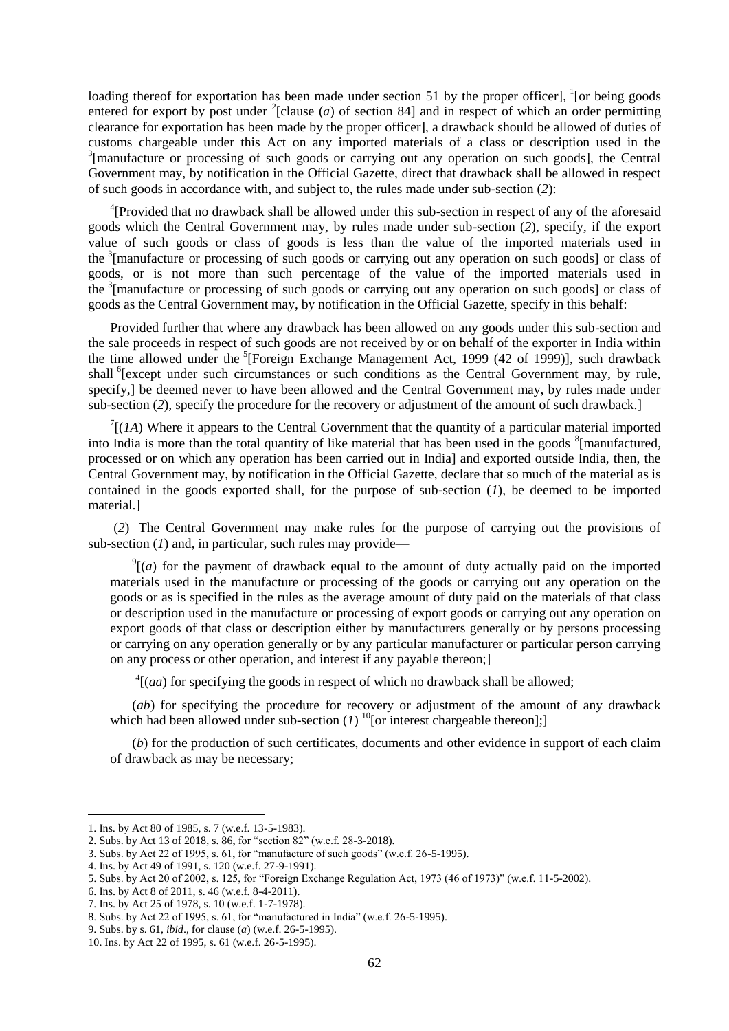loading thereof for exportation has been made under section 51 by the proper officer], [1][or being goods entered for export by post under [2][clause (*a*) of section 84] and in respect of which an order permitting clearance for exportation has been made by the proper officer], a drawback should be allowed of duties of customs chargeable under this Act on any imported materials of a class or description used in the [3][manufacture or processing of such goods or carrying out any operation on such goods], the Central Government may, by notification in the Official Gazette, direct that drawback shall be allowed in respect of such goods in accordance with, and subject to, the rules made under sub-section (*2*):

[4][Provided that no drawback shall be allowed under this sub-section in respect of any of the aforesaid goods which the Central Government may, by rules made under sub-section (*2*), specify, if the export value of such goods or class of goods is less than the value of the imported materials used in the [3][manufacture or processing of such goods or carrying out any operation on such goods] or class of goods, or is not more than such percentage of the value of the imported materials used in the [3][manufacture or processing of such goods or carrying out any operation on such goods] or class of goods as the Central Government may, by notification in the Official Gazette, specify in this behalf:

Provided further that where any drawback has been allowed on any goods under this sub-section and the sale proceeds in respect of such goods are not received by or on behalf of the exporter in India within the time allowed under the [5][Foreign Exchange Management Act, 1999 (42 of 1999)], such drawback shall [6][except under such circumstances or such conditions as the Central Government may, by rule, specify,] be deemed never to have been allowed and the Central Government may, by rules made under sub-section (*2*), specify the procedure for the recovery or adjustment of the amount of such drawback.]

[7][(*1A*) Where it appears to the Central Government that the quantity of a particular material imported into India is more than the total quantity of like material that has been used in the goods [8][manufactured, processed or on which any operation has been carried out in India] and exported outside India, then, the Central Government may, by notification in the Official Gazette, declare that so much of the material as is contained in the goods exported shall, for the purpose of sub-section (*1*), be deemed to be imported material.]

(*2*) The Central Government may make rules for the purpose of carrying out the provisions of sub-section (*1*) and, in particular, such rules may provide—

[9][(*a*) for the payment of drawback equal to the amount of duty actually paid on the imported materials used in the manufacture or processing of the goods or carrying out any operation on the goods or as is specified in the rules as the average amount of duty paid on the materials of that class or description used in the manufacture or processing of export goods or carrying out any operation on export goods of that class or description either by manufacturers generally or by persons processing or carrying on any operation generally or by any particular manufacturer or particular person carrying on any process or other operation, and interest if any payable thereon;]

[4][(*aa*) for specifying the goods in respect of which no drawback shall be allowed;

(*ab*) for specifying the procedure for recovery or adjustment of the amount of any drawback which had been allowed under sub-section (*1*) [10][or interest chargeable thereon];]

(*b*) for the production of such certificates, documents and other evidence in support of each claim of drawback as may be necessary;

1. Ins. by Act 80 of 1985, s. 7 (w.e.f. 13-5-1983).
2. Subs. by Act 13 of 2018, s. 86, for "section 82" (w.e.f. 28-3-2018).
3. Subs. by Act 22 of 1995, s. 61, for "manufacture of such goods" (w.e.f. 26-5-1995).
4. Ins. by Act 49 of 1991, s. 120 (w.e.f. 27-9-1991).
5. Subs. by Act 20 of 2002, s. 125, for "Foreign Exchange Regulation Act, 1973 (46 of 1973)" (w.e.f. 11-5-2002).
6. Ins. by Act 8 of 2011, s. 46 (w.e.f. 8-4-2011).
7. Ins. by Act 25 of 1978, s. 10 (w.e.f. 1-7-1978).
8. Subs. by Act 22 of 1995, s. 61, for "manufactured in India" (w.e.f. 26-5-1995).
9. Subs. by s. 61, *ibid*., for clause (*a*) (w.e.f. 26-5-1995).
10. Ins. by Act 22 of 1995, s. 61 (w.e.f. 26-5-1995).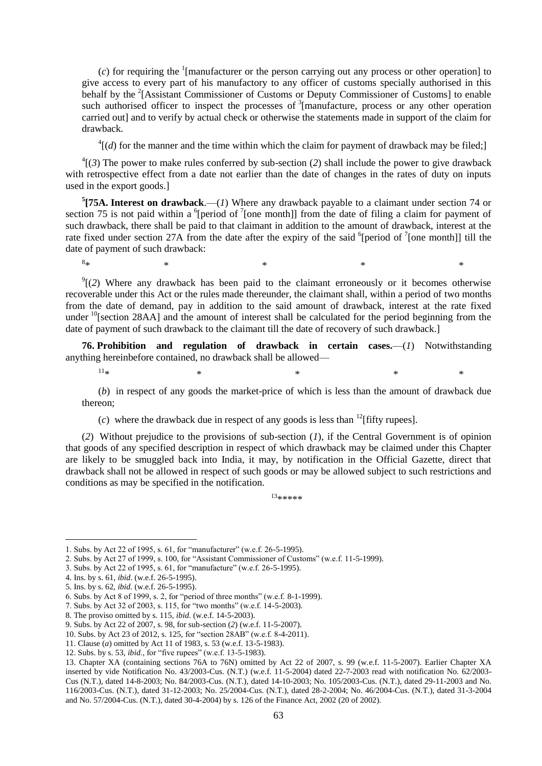(*c*) for requiring the [1][manufacturer or the person carrying out any process or other operation] to give access to every part of his manufactory to any officer of customs specially authorised in this behalf by the [2][Assistant Commissioner of Customs or Deputy Commissioner of Customs] to enable such authorised officer to inspect the processes of [3][manufacture, process or any other operation carried out] and to verify by actual check or otherwise the statements made in support of the claim for drawback.

[4][(*d*) for the manner and the time within which the claim for payment of drawback may be filed;]

[4][(*3*) The power to make rules conferred by sub-section (*2*) shall include the power to give drawback with retrospective effect from a date not earlier than the date of changes in the rates of duty on inputs used in the export goods.]

[5]**[75A. Interest on drawback**.—(*1*) Where any drawback payable to a claimant under section 74 or section 75 is not paid within a [6][period of [7][one month]] from the date of filing a claim for payment of such drawback, there shall be paid to that claimant in addition to the amount of drawback, interest at the rate fixed under section 27A from the date after the expiry of the said [6][period of [7][one month]] till the date of payment of such drawback:

[8]* * * * *

[9][(*2*) Where any drawback has been paid to the claimant erroneously or it becomes otherwise recoverable under this Act or the rules made thereunder, the claimant shall, within a period of two months from the date of demand, pay in addition to the said amount of drawback, interest at the rate fixed under [10][section 28AA] and the amount of interest shall be calculated for the period beginning from the date of payment of such drawback to the claimant till the date of recovery of such drawback.]

**76. Prohibition and regulation of drawback in certain cases.**—(*1*) Notwithstanding anything hereinbefore contained, no drawback shall be allowed—

[11]* * * * *

(*b*) in respect of any goods the market-price of which is less than the amount of drawback due thereon;

(*c*) where the drawback due in respect of any goods is less than [12][fifty rupees].

(*2*) Without prejudice to the provisions of sub-section (*1*), if the Central Government is of opinion that goods of any specified description in respect of which drawback may be claimed under this Chapter are likely to be smuggled back into India, it may, by notification in the Official Gazette, direct that drawback shall not be allowed in respect of such goods or may be allowed subject to such restrictions and conditions as may be specified in the notification.

[13]*****

---

1. Subs. by Act 22 of 1995, s. 61, for "manufacturer" (w.e.f. 26-5-1995).
2. Subs. by Act 27 of 1999, s. 100, for "Assistant Commissioner of Customs" (w.e.f. 11-5-1999).
3. Subs. by Act 22 of 1995, s. 61, for "manufacture" (w.e.f. 26-5-1995).
4. Ins. by s. 61, *ibid*. (w.e.f. 26-5-1995).
5. Ins. by s. 62, *ibid.* (w.e.f. 26-5-1995).
6. Subs. by Act 8 of 1999, s. 2, for "period of three months" (w.e.f. 8-1-1999).
7. Subs. by Act 32 of 2003, s. 115, for "two months" (w.e.f. 14-5-2003).
8. The proviso omitted by s. 115, *ibid.* (w.e.f. 14-5-2003).
9. Subs. by Act 22 of 2007, s. 98, for sub-section (*2*) (w.e.f. 11-5-2007).
10. Subs. by Act 23 of 2012, s. 125, for "section 28AB" (w.e.f. 8-4-2011).
11. Clause (*a*) omitted by Act 11 of 1983, s. 53 (w.e.f. 13-5-1983).
12. Subs. by s. 53, *ibid.*, for "five rupees" (w.e.f. 13-5-1983).
13. Chapter XA (containing sections 76A to 76N) omitted by Act 22 of 2007, s. 99 (w.e.f. 11-5-2007). Earlier Chapter XA inserted by vide Notification No. 43/2003-Cus. (N.T.) (w.e.f. 11-5-2004) dated 22-7-2003 read with notification No. 62/2003-Cus (N.T.), dated 14-8-2003; No. 84/2003-Cus. (N.T.), dated 14-10-2003; No. 105/2003-Cus. (N.T.), dated 29-11-2003 and No. 116/2003-Cus. (N.T.), dated 31-12-2003; No. 25/2004-Cus. (N.T.), dated 28-2-2004; No. 46/2004-Cus. (N.T.), dated 31-3-2004 and No. 57/2004-Cus. (N.T.), dated 30-4-2004) by s. 126 of the Finance Act, 2002 (20 of 2002).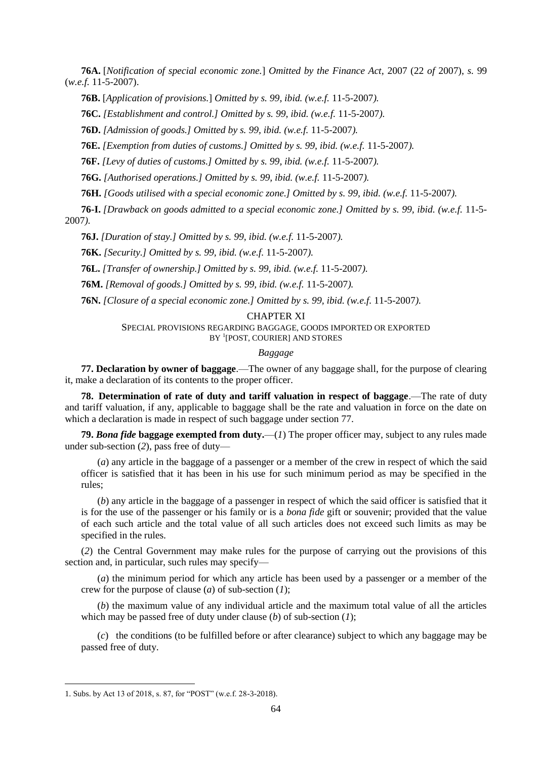**76A.** [*Notification of special economic zone.*] *Omitted by the Finance Act,* 2007 (22 *of* 2007), *s.* 99 (*w.e.f.* 11-5-2007).

**76B.** [*Application of provisions.*] *Omitted by s. 99, ibid. (w.e.f.* 11-5-2007*).*

**76C.** *[Establishment and control.] Omitted by s. 99, ibid. (w.e.f.* 11-5-2007*).*

**76D.** *[Admission of goods.] Omitted by s. 99, ibid. (w.e.f.* 11-5-2007*).*

**76E.** *[Exemption from duties of customs.] Omitted by s. 99, ibid. (w.e.f.* 11-5-2007*).*

**76F.** *[Levy of duties of customs.] Omitted by s. 99, ibid. (w.e.f.* 11-5-2007*).*

**76G.** *[Authorised operations.] Omitted by s. 99, ibid. (w.e.f.* 11-5-2007*).*

**76H.** *[Goods utilised with a special economic zone.] Omitted by s. 99, ibid. (w.e.f.* 11-5-2007*).*

**76-I.** *[Drawback on goods admitted to a special economic zone.] Omitted by s. 99, ibid. (w.e.f.* 11-5-2007*).*

**76J.** *[Duration of stay.] Omitted by s. 99, ibid. (w.e.f.* 11-5-2007*).*

**76K.** *[Security.] Omitted by s. 99, ibid. (w.e.f.* 11-5-2007*).*

**76L.** *[Transfer of ownership.] Omitted by s. 99, ibid. (w.e.f.* 11-5-2007*).*

**76M.** *[Removal of goods.] Omitted by s. 99, ibid. (w.e.f.* 11-5-2007*).*

**76N.** *[Closure of a special economic zone.] Omitted by s. 99, ibid. (w.e.f.* 11-5-2007*).*

## CHAPTER XI

### SPECIAL PROVISIONS REGARDING BAGGAGE, GOODS IMPORTED OR EXPORTED BY [1][POST, COURIER] AND STORES

*Baggage*

**77. Declaration by owner of baggage**.—The owner of any baggage shall, for the purpose of clearing it, make a declaration of its contents to the proper officer.

**78. Determination of rate of duty and tariff valuation in respect of baggage**.—The rate of duty and tariff valuation, if any, applicable to baggage shall be the rate and valuation in force on the date on which a declaration is made in respect of such baggage under section 77.

**79. *Bona fide* baggage exempted from duty.**—(*1*) The proper officer may, subject to any rules made under sub-section (*2*), pass free of duty—

(*a*) any article in the baggage of a passenger or a member of the crew in respect of which the said officer is satisfied that it has been in his use for such minimum period as may be specified in the rules;

(*b*) any article in the baggage of a passenger in respect of which the said officer is satisfied that it is for the use of the passenger or his family or is a *bona fide* gift or souvenir; provided that the value of each such article and the total value of all such articles does not exceed such limits as may be specified in the rules.

(*2*) the Central Government may make rules for the purpose of carrying out the provisions of this section and, in particular, such rules may specify—

(*a*) the minimum period for which any article has been used by a passenger or a member of the crew for the purpose of clause (*a*) of sub-section (*1*);

(*b*) the maximum value of any individual article and the maximum total value of all the articles which may be passed free of duty under clause (*b*) of sub-section (*1*);

(*c*) the conditions (to be fulfilled before or after clearance) subject to which any baggage may be passed free of duty.

---

1. Subs. by Act 13 of 2018, s. 87, for "POST" (w.e.f. 28-3-2018).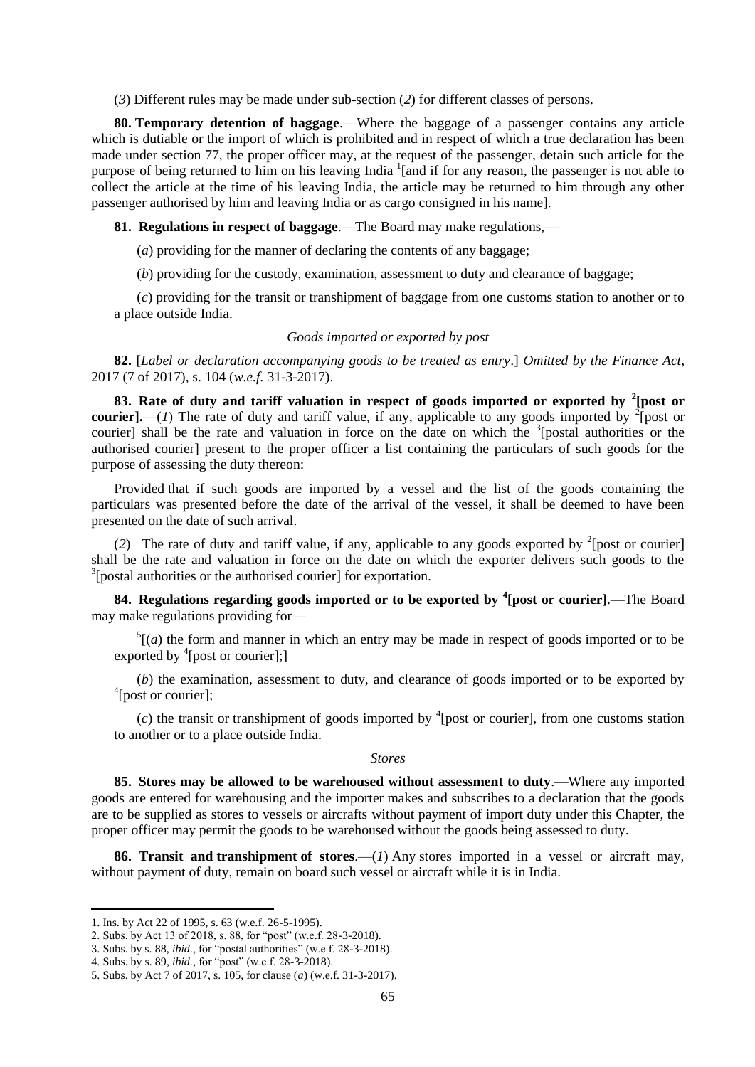(*3*) Different rules may be made under sub-section (*2*) for different classes of persons.

**80. Temporary detention of baggage**.—Where the baggage of a passenger contains any article which is dutiable or the import of which is prohibited and in respect of which a true declaration has been made under section 77, the proper officer may, at the request of the passenger, detain such article for the purpose of being returned to him on his leaving India [1][and if for any reason, the passenger is not able to collect the article at the time of his leaving India, the article may be returned to him through any other passenger authorised by him and leaving India or as cargo consigned in his name].

**81. Regulations in respect of baggage**.—The Board may make regulations,—

(*a*) providing for the manner of declaring the contents of any baggage;

(*b*) providing for the custody, examination, assessment to duty and clearance of baggage;

(*c*) providing for the transit or transhipment of baggage from one customs station to another or to a place outside India.

*Goods imported or exported by post*

**82.** [*Label or declaration accompanying goods to be treated as entry*.] *Omitted by the Finance Act*, 2017 (7 of 2017), s. 104 (*w.e.f.* 31-3-2017).

**83. Rate of duty and tariff valuation in respect of goods imported or exported by [2][post or courier].**—(*1*) The rate of duty and tariff value, if any, applicable to any goods imported by [2][post or courier] shall be the rate and valuation in force on the date on which the [3][postal authorities or the authorised courier] present to the proper officer a list containing the particulars of such goods for the purpose of assessing the duty thereon:

Provided that if such goods are imported by a vessel and the list of the goods containing the particulars was presented before the date of the arrival of the vessel, it shall be deemed to have been presented on the date of such arrival.

(*2*) The rate of duty and tariff value, if any, applicable to any goods exported by [2][post or courier] shall be the rate and valuation in force on the date on which the exporter delivers such goods to the [3][postal authorities or the authorised courier] for exportation.

**84. Regulations regarding goods imported or to be exported by [4][post or courier]**.—The Board may make regulations providing for—

[5][(*a*) the form and manner in which an entry may be made in respect of goods imported or to be exported by [4][post or courier];]

(*b*) the examination, assessment to duty, and clearance of goods imported or to be exported by [4][post or courier];

(*c*) the transit or transhipment of goods imported by [4][post or courier], from one customs station to another or to a place outside India.

*Stores*

**85. Stores may be allowed to be warehoused without assessment to duty**.—Where any imported goods are entered for warehousing and the importer makes and subscribes to a declaration that the goods are to be supplied as stores to vessels or aircrafts without payment of import duty under this Chapter, the proper officer may permit the goods to be warehoused without the goods being assessed to duty.

**86. Transit and transhipment of stores**.—(*1*) Any stores imported in a vessel or aircraft may, without payment of duty, remain on board such vessel or aircraft while it is in India.

---

1. Ins. by Act 22 of 1995, s. 63 (w.e.f. 26-5-1995).
2. Subs. by Act 13 of 2018, s. 88, for "post" (w.e.f. 28-3-2018).
3. Subs. by s. 88, *ibid*., for "postal authorities" (w.e.f. 28-3-2018).
4. Subs. by s. 89, *ibid*., for "post" (w.e.f. 28-3-2018).
5. Subs. by Act 7 of 2017, s. 105, for clause (*a*) (w.e.f. 31-3-2017).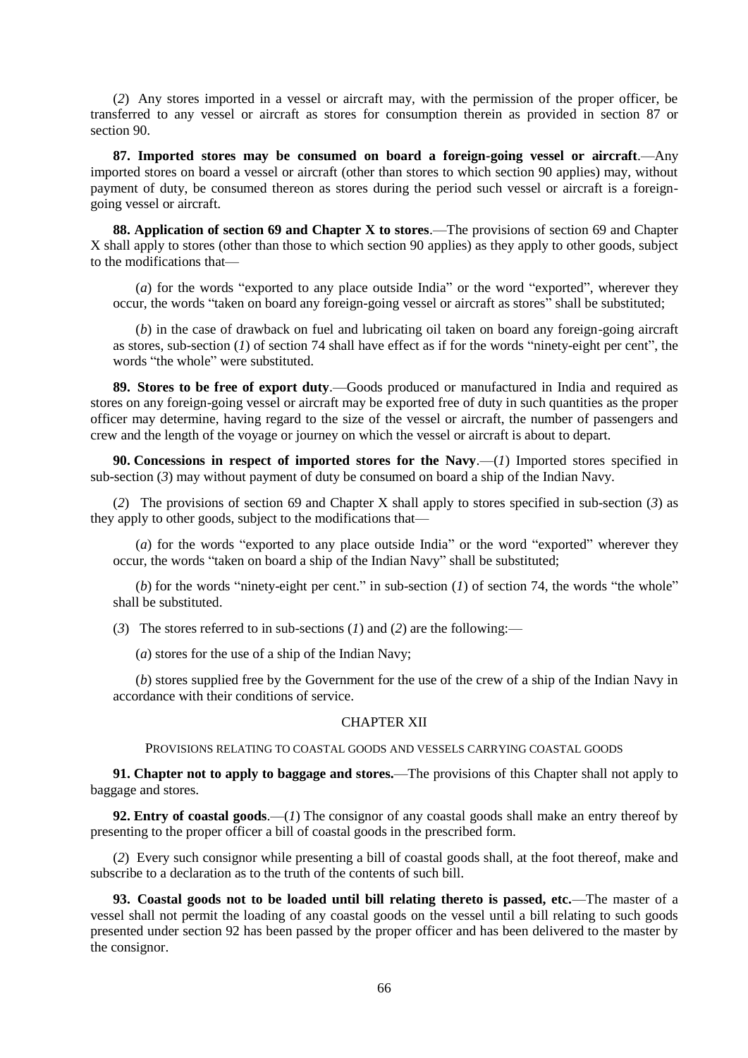(*2*) Any stores imported in a vessel or aircraft may, with the permission of the proper officer, be transferred to any vessel or aircraft as stores for consumption therein as provided in section 87 or section 90.

**87. Imported stores may be consumed on board a foreign-going vessel or aircraft**.—Any imported stores on board a vessel or aircraft (other than stores to which section 90 applies) may, without payment of duty, be consumed thereon as stores during the period such vessel or aircraft is a foreign-going vessel or aircraft.

**88. Application of section 69 and Chapter X to stores**.—The provisions of section 69 and Chapter X shall apply to stores (other than those to which section 90 applies) as they apply to other goods, subject to the modifications that—

(*a*) for the words "exported to any place outside India" or the word "exported", wherever they occur, the words "taken on board any foreign-going vessel or aircraft as stores" shall be substituted;

(*b*) in the case of drawback on fuel and lubricating oil taken on board any foreign-going aircraft as stores, sub-section (*1*) of section 74 shall have effect as if for the words "ninety-eight per cent", the words "the whole" were substituted.

**89. Stores to be free of export duty**.—Goods produced or manufactured in India and required as stores on any foreign-going vessel or aircraft may be exported free of duty in such quantities as the proper officer may determine, having regard to the size of the vessel or aircraft, the number of passengers and crew and the length of the voyage or journey on which the vessel or aircraft is about to depart.

**90. Concessions in respect of imported stores for the Navy**.—(*1*) Imported stores specified in sub-section (*3*) may without payment of duty be consumed on board a ship of the Indian Navy.

(*2*) The provisions of section 69 and Chapter X shall apply to stores specified in sub-section (*3*) as they apply to other goods, subject to the modifications that—

(*a*) for the words "exported to any place outside India" or the word "exported" wherever they occur, the words "taken on board a ship of the Indian Navy" shall be substituted;

(*b*) for the words "ninety-eight per cent." in sub-section (*1*) of section 74, the words "the whole" shall be substituted.

(*3*) The stores referred to in sub-sections (*1*) and (*2*) are the following:—

(*a*) stores for the use of a ship of the Indian Navy;

(*b*) stores supplied free by the Government for the use of the crew of a ship of the Indian Navy in accordance with their conditions of service.

## CHAPTER XII

### PROVISIONS RELATING TO COASTAL GOODS AND VESSELS CARRYING COASTAL GOODS

**91. Chapter not to apply to baggage and stores.**—The provisions of this Chapter shall not apply to baggage and stores.

**92. Entry of coastal goods**.—(*1*) The consignor of any coastal goods shall make an entry thereof by presenting to the proper officer a bill of coastal goods in the prescribed form.

(*2*) Every such consignor while presenting a bill of coastal goods shall, at the foot thereof, make and subscribe to a declaration as to the truth of the contents of such bill.

**93. Coastal goods not to be loaded until bill relating thereto is passed, etc.**—The master of a vessel shall not permit the loading of any coastal goods on the vessel until a bill relating to such goods presented under section 92 has been passed by the proper officer and has been delivered to the master by the consignor.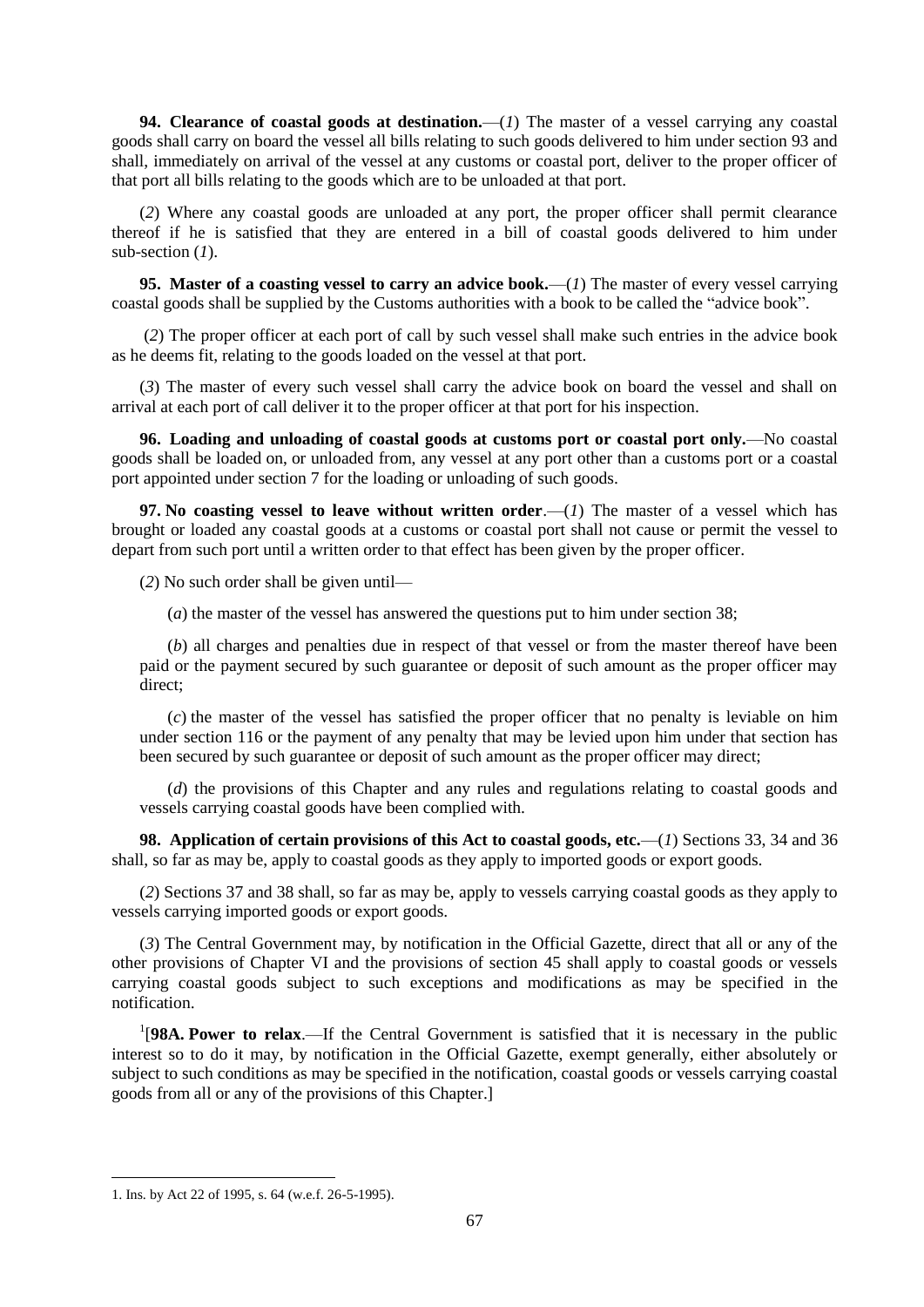**94. Clearance of coastal goods at destination.**—(*1*) The master of a vessel carrying any coastal goods shall carry on board the vessel all bills relating to such goods delivered to him under section 93 and shall, immediately on arrival of the vessel at any customs or coastal port, deliver to the proper officer of that port all bills relating to the goods which are to be unloaded at that port.

(*2*) Where any coastal goods are unloaded at any port, the proper officer shall permit clearance thereof if he is satisfied that they are entered in a bill of coastal goods delivered to him under sub-section (*1*).

**95. Master of a coasting vessel to carry an advice book.**—(*1*) The master of every vessel carrying coastal goods shall be supplied by the Customs authorities with a book to be called the "advice book".

(*2*) The proper officer at each port of call by such vessel shall make such entries in the advice book as he deems fit, relating to the goods loaded on the vessel at that port.

(*3*) The master of every such vessel shall carry the advice book on board the vessel and shall on arrival at each port of call deliver it to the proper officer at that port for his inspection.

**96. Loading and unloading of coastal goods at customs port or coastal port only.**—No coastal goods shall be loaded on, or unloaded from, any vessel at any port other than a customs port or a coastal port appointed under section 7 for the loading or unloading of such goods.

**97. No coasting vessel to leave without written order**.—(*1*) The master of a vessel which has brought or loaded any coastal goods at a customs or coastal port shall not cause or permit the vessel to depart from such port until a written order to that effect has been given by the proper officer.

(*2*) No such order shall be given until—

(*a*) the master of the vessel has answered the questions put to him under section 38;

(*b*) all charges and penalties due in respect of that vessel or from the master thereof have been paid or the payment secured by such guarantee or deposit of such amount as the proper officer may direct;

(*c*) the master of the vessel has satisfied the proper officer that no penalty is leviable on him under section 116 or the payment of any penalty that may be levied upon him under that section has been secured by such guarantee or deposit of such amount as the proper officer may direct;

(*d*) the provisions of this Chapter and any rules and regulations relating to coastal goods and vessels carrying coastal goods have been complied with.

**98. Application of certain provisions of this Act to coastal goods, etc.**—(*1*) Sections 33, 34 and 36 shall, so far as may be, apply to coastal goods as they apply to imported goods or export goods.

(*2*) Sections 37 and 38 shall, so far as may be, apply to vessels carrying coastal goods as they apply to vessels carrying imported goods or export goods.

(*3*) The Central Government may, by notification in the Official Gazette, direct that all or any of the other provisions of Chapter VI and the provisions of section 45 shall apply to coastal goods or vessels carrying coastal goods subject to such exceptions and modifications as may be specified in the notification.

[1][**98A. Power to relax**.—If the Central Government is satisfied that it is necessary in the public interest so to do it may, by notification in the Official Gazette, exempt generally, either absolutely or subject to such conditions as may be specified in the notification, coastal goods or vessels carrying coastal goods from all or any of the provisions of this Chapter.]

---

1. Ins. by Act 22 of 1995, s. 64 (w.e.f. 26-5-1995).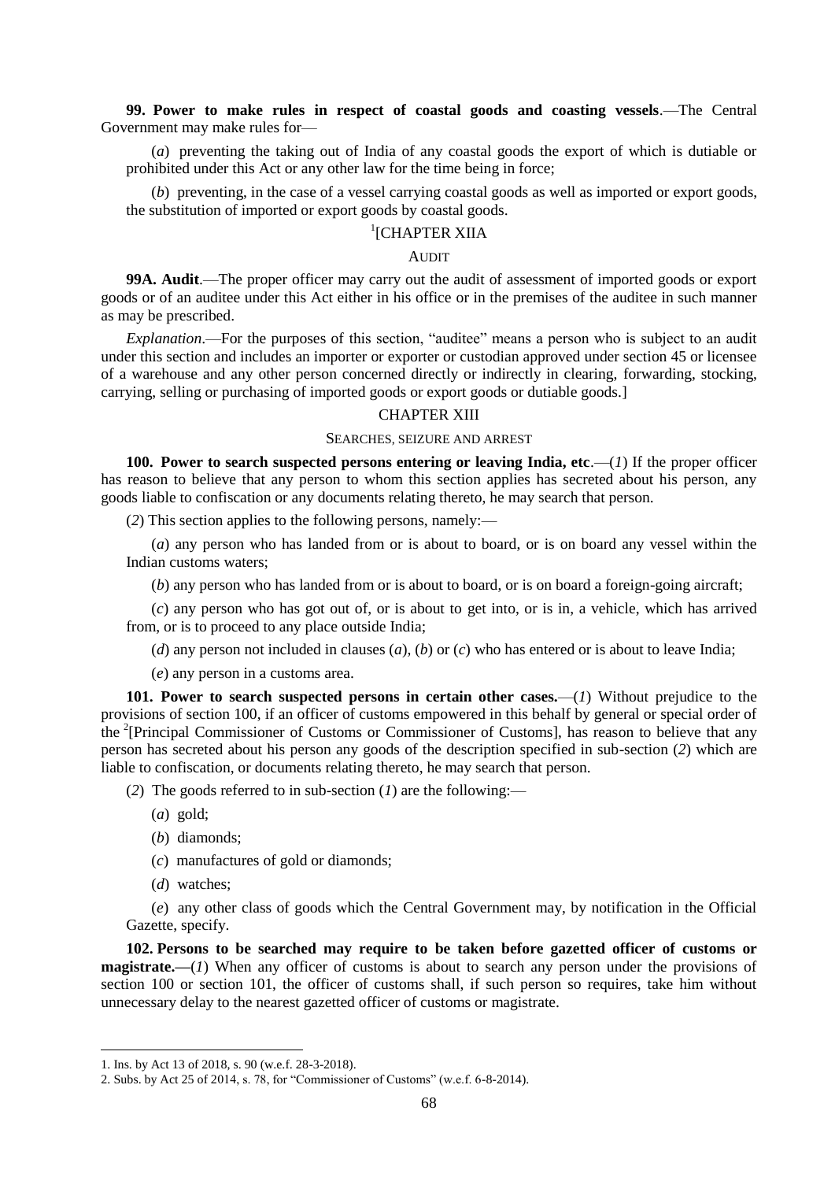**99. Power to make rules in respect of coastal goods and coasting vessels**.—The Central Government may make rules for—

(*a*) preventing the taking out of India of any coastal goods the export of which is dutiable or prohibited under this Act or any other law for the time being in force;

(*b*) preventing, in the case of a vessel carrying coastal goods as well as imported or export goods, the substitution of imported or export goods by coastal goods.

## [1][CHAPTER XIIA

### AUDIT

**99A. Audit**.—The proper officer may carry out the audit of assessment of imported goods or export goods or of an auditee under this Act either in his office or in the premises of the auditee in such manner as may be prescribed.

*Explanation*.—For the purposes of this section, "auditee" means a person who is subject to an audit under this section and includes an importer or exporter or custodian approved under section 45 or licensee of a warehouse and any other person concerned directly or indirectly in clearing, forwarding, stocking, carrying, selling or purchasing of imported goods or export goods or dutiable goods.]

## CHAPTER XIII

### SEARCHES, SEIZURE AND ARREST

**100. Power to search suspected persons entering or leaving India, etc**.—(*1*) If the proper officer has reason to believe that any person to whom this section applies has secreted about his person, any goods liable to confiscation or any documents relating thereto, he may search that person.

(*2*) This section applies to the following persons, namely:—

(*a*) any person who has landed from or is about to board, or is on board any vessel within the Indian customs waters;

(*b*) any person who has landed from or is about to board, or is on board a foreign-going aircraft;

(*c*) any person who has got out of, or is about to get into, or is in, a vehicle, which has arrived from, or is to proceed to any place outside India;

(*d*) any person not included in clauses (*a*), (*b*) or (*c*) who has entered or is about to leave India;

(*e*) any person in a customs area.

**101. Power to search suspected persons in certain other cases.**—(*1*) Without prejudice to the provisions of section 100, if an officer of customs empowered in this behalf by general or special order of the [2][Principal Commissioner of Customs or Commissioner of Customs], has reason to believe that any person has secreted about his person any goods of the description specified in sub-section (*2*) which are liable to confiscation, or documents relating thereto, he may search that person.

(*2*) The goods referred to in sub-section (*1*) are the following:—

(*a*) gold;

(*b*) diamonds;

(*c*) manufactures of gold or diamonds;

(*d*) watches;

(*e*) any other class of goods which the Central Government may, by notification in the Official Gazette, specify.

**102. Persons to be searched may require to be taken before gazetted officer of customs or magistrate.—**(*1*) When any officer of customs is about to search any person under the provisions of section 100 or section 101, the officer of customs shall, if such person so requires, take him without unnecessary delay to the nearest gazetted officer of customs or magistrate.

---

1. Ins. by Act 13 of 2018, s. 90 (w.e.f. 28-3-2018).
2. Subs. by Act 25 of 2014, s. 78, for "Commissioner of Customs" (w.e.f. 6-8-2014).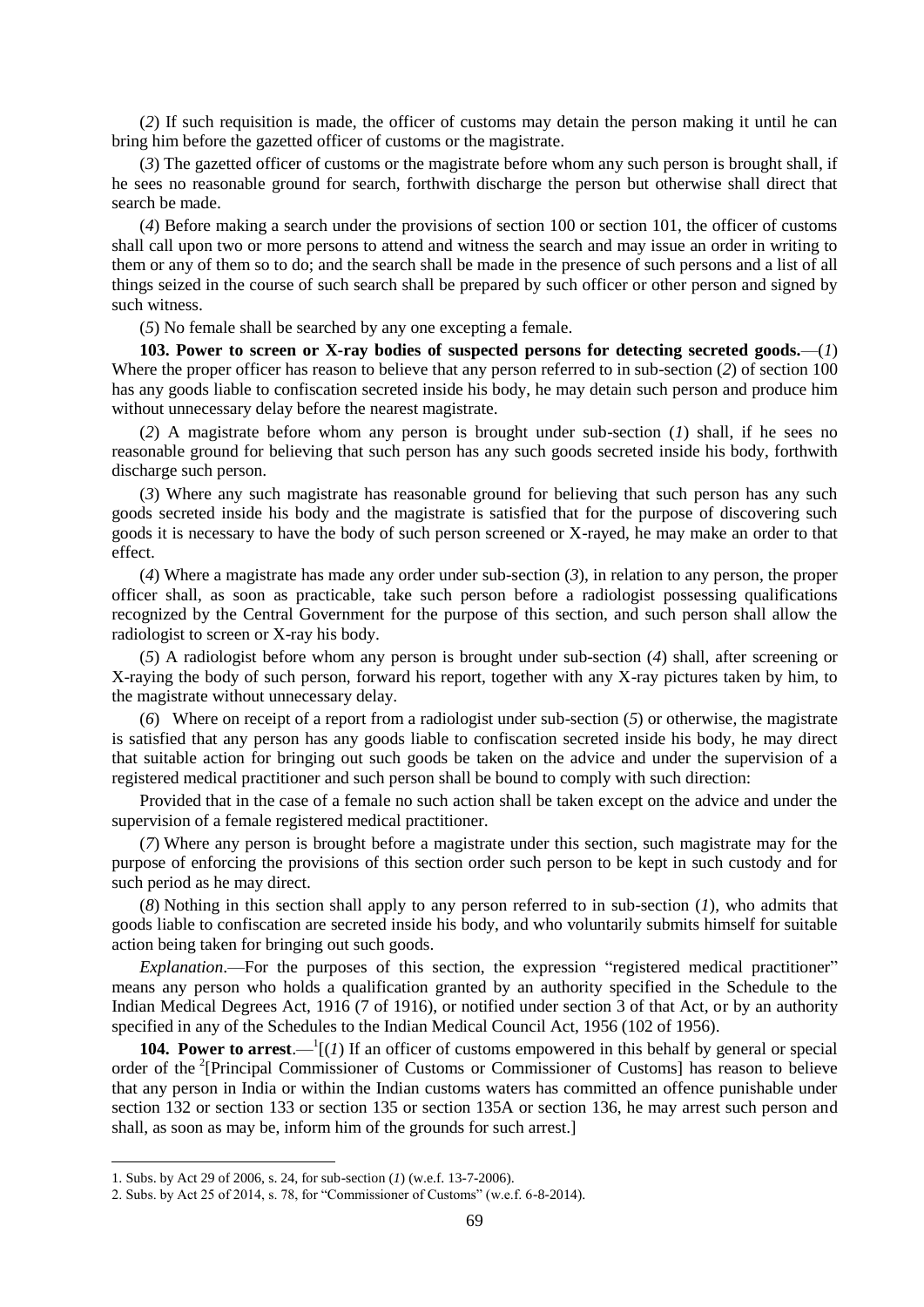(*2*) If such requisition is made, the officer of customs may detain the person making it until he can bring him before the gazetted officer of customs or the magistrate.

(*3*) The gazetted officer of customs or the magistrate before whom any such person is brought shall, if he sees no reasonable ground for search, forthwith discharge the person but otherwise shall direct that search be made.

(*4*) Before making a search under the provisions of section 100 or section 101, the officer of customs shall call upon two or more persons to attend and witness the search and may issue an order in writing to them or any of them so to do; and the search shall be made in the presence of such persons and a list of all things seized in the course of such search shall be prepared by such officer or other person and signed by such witness.

(*5*) No female shall be searched by any one excepting a female.

**103. Power to screen or X-ray bodies of suspected persons for detecting secreted goods.**—(*1*) Where the proper officer has reason to believe that any person referred to in sub-section (*2*) of section 100 has any goods liable to confiscation secreted inside his body, he may detain such person and produce him without unnecessary delay before the nearest magistrate.

(*2*) A magistrate before whom any person is brought under sub-section (*1*) shall, if he sees no reasonable ground for believing that such person has any such goods secreted inside his body, forthwith discharge such person.

(*3*) Where any such magistrate has reasonable ground for believing that such person has any such goods secreted inside his body and the magistrate is satisfied that for the purpose of discovering such goods it is necessary to have the body of such person screened or X-rayed, he may make an order to that effect.

(*4*) Where a magistrate has made any order under sub-section (*3*), in relation to any person, the proper officer shall, as soon as practicable, take such person before a radiologist possessing qualifications recognized by the Central Government for the purpose of this section, and such person shall allow the radiologist to screen or X-ray his body.

(*5*) A radiologist before whom any person is brought under sub-section (*4*) shall, after screening or X-raying the body of such person, forward his report, together with any X-ray pictures taken by him, to the magistrate without unnecessary delay.

(*6*) Where on receipt of a report from a radiologist under sub-section (*5*) or otherwise, the magistrate is satisfied that any person has any goods liable to confiscation secreted inside his body, he may direct that suitable action for bringing out such goods be taken on the advice and under the supervision of a registered medical practitioner and such person shall be bound to comply with such direction:

Provided that in the case of a female no such action shall be taken except on the advice and under the supervision of a female registered medical practitioner.

(*7*) Where any person is brought before a magistrate under this section, such magistrate may for the purpose of enforcing the provisions of this section order such person to be kept in such custody and for such period as he may direct.

(*8*) Nothing in this section shall apply to any person referred to in sub-section (*1*), who admits that goods liable to confiscation are secreted inside his body, and who voluntarily submits himself for suitable action being taken for bringing out such goods.

*Explanation*.—For the purposes of this section, the expression "registered medical practitioner" means any person who holds a qualification granted by an authority specified in the Schedule to the Indian Medical Degrees Act, 1916 (7 of 1916), or notified under section 3 of that Act, or by an authority specified in any of the Schedules to the Indian Medical Council Act, 1956 (102 of 1956).

**104. Power to arrest**.—[1][(*1*) If an officer of customs empowered in this behalf by general or special order of the [2][Principal Commissioner of Customs or Commissioner of Customs] has reason to believe that any person in India or within the Indian customs waters has committed an offence punishable under section 132 or section 133 or section 135 or section 135A or section 136, he may arrest such person and shall, as soon as may be, inform him of the grounds for such arrest.]

---

1. Subs. by Act 29 of 2006, s. 24, for sub-section (*1*) (w.e.f. 13-7-2006).
2. Subs. by Act 25 of 2014, s. 78, for "Commissioner of Customs" (w.e.f. 6-8-2014).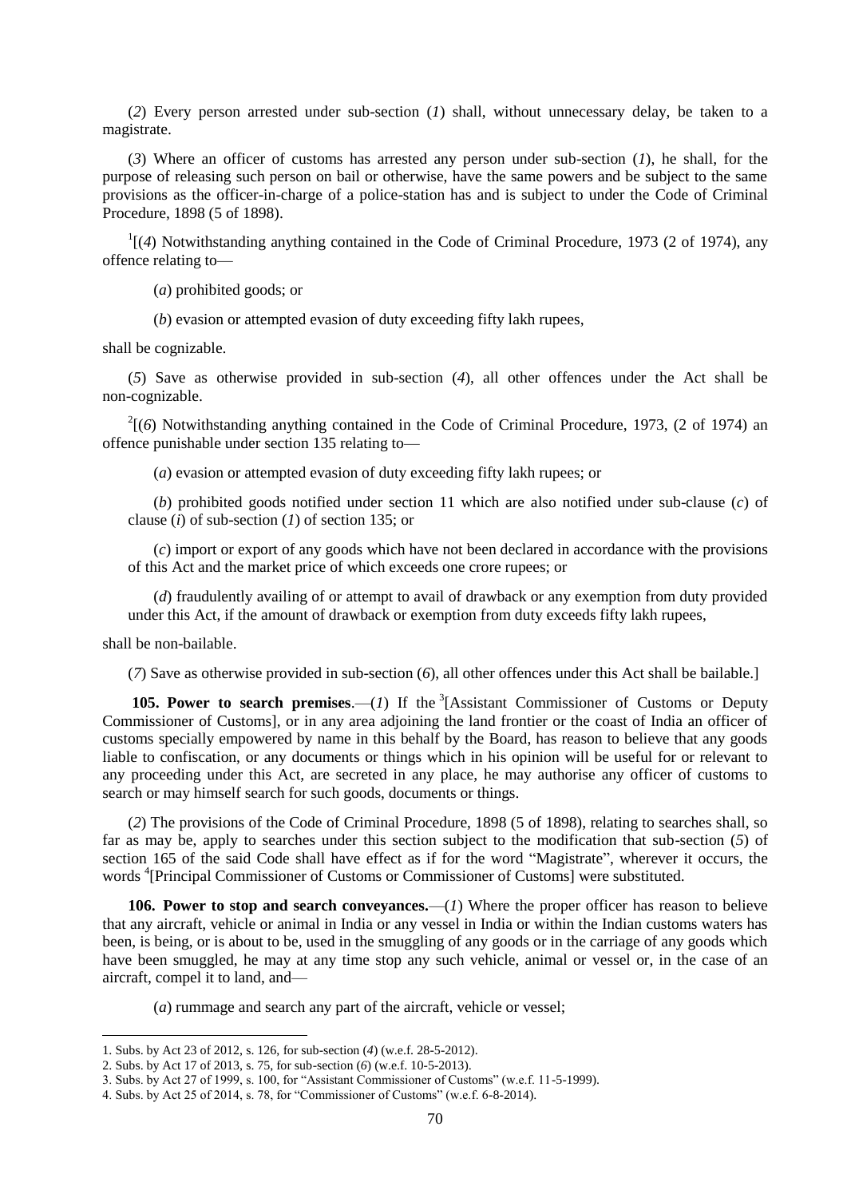(*2*) Every person arrested under sub-section (*1*) shall, without unnecessary delay, be taken to a magistrate.

(*3*) Where an officer of customs has arrested any person under sub-section (*1*), he shall, for the purpose of releasing such person on bail or otherwise, have the same powers and be subject to the same provisions as the officer-in-charge of a police-station has and is subject to under the Code of Criminal Procedure, 1898 (5 of 1898).

[1][(*4*) Notwithstanding anything contained in the Code of Criminal Procedure, 1973 (2 of 1974), any offence relating to—

(*a*) prohibited goods; or

(*b*) evasion or attempted evasion of duty exceeding fifty lakh rupees,

shall be cognizable.

(*5*) Save as otherwise provided in sub-section (*4*), all other offences under the Act shall be non-cognizable.

[2][(*6*) Notwithstanding anything contained in the Code of Criminal Procedure, 1973, (2 of 1974) an offence punishable under section 135 relating to—

(*a*) evasion or attempted evasion of duty exceeding fifty lakh rupees; or

(*b*) prohibited goods notified under section 11 which are also notified under sub-clause (*c*) of clause (*i*) of sub-section (*1*) of section 135; or

(*c*) import or export of any goods which have not been declared in accordance with the provisions of this Act and the market price of which exceeds one crore rupees; or

(*d*) fraudulently availing of or attempt to avail of drawback or any exemption from duty provided under this Act, if the amount of drawback or exemption from duty exceeds fifty lakh rupees,

shall be non-bailable.

(*7*) Save as otherwise provided in sub-section (*6*), all other offences under this Act shall be bailable.]

**105. Power to search premises**.—(*1*) If the [3][Assistant Commissioner of Customs or Deputy Commissioner of Customs], or in any area adjoining the land frontier or the coast of India an officer of customs specially empowered by name in this behalf by the Board, has reason to believe that any goods liable to confiscation, or any documents or things which in his opinion will be useful for or relevant to any proceeding under this Act, are secreted in any place, he may authorise any officer of customs to search or may himself search for such goods, documents or things.

(*2*) The provisions of the Code of Criminal Procedure, 1898 (5 of 1898), relating to searches shall, so far as may be, apply to searches under this section subject to the modification that sub-section (*5*) of section 165 of the said Code shall have effect as if for the word "Magistrate", wherever it occurs, the words [4][Principal Commissioner of Customs or Commissioner of Customs] were substituted.

**106. Power to stop and search conveyances.**—(*1*) Where the proper officer has reason to believe that any aircraft, vehicle or animal in India or any vessel in India or within the Indian customs waters has been, is being, or is about to be, used in the smuggling of any goods or in the carriage of any goods which have been smuggled, he may at any time stop any such vehicle, animal or vessel or, in the case of an aircraft, compel it to land, and—

(*a*) rummage and search any part of the aircraft, vehicle or vessel;

---

1. Subs. by Act 23 of 2012, s. 126, for sub-section (*4*) (w.e.f. 28-5-2012).
2. Subs. by Act 17 of 2013, s. 75, for sub-section (*6*) (w.e.f. 10-5-2013).
3. Subs. by Act 27 of 1999, s. 100, for "Assistant Commissioner of Customs" (w.e.f. 11-5-1999).
4. Subs. by Act 25 of 2014, s. 78, for "Commissioner of Customs" (w.e.f. 6-8-2014).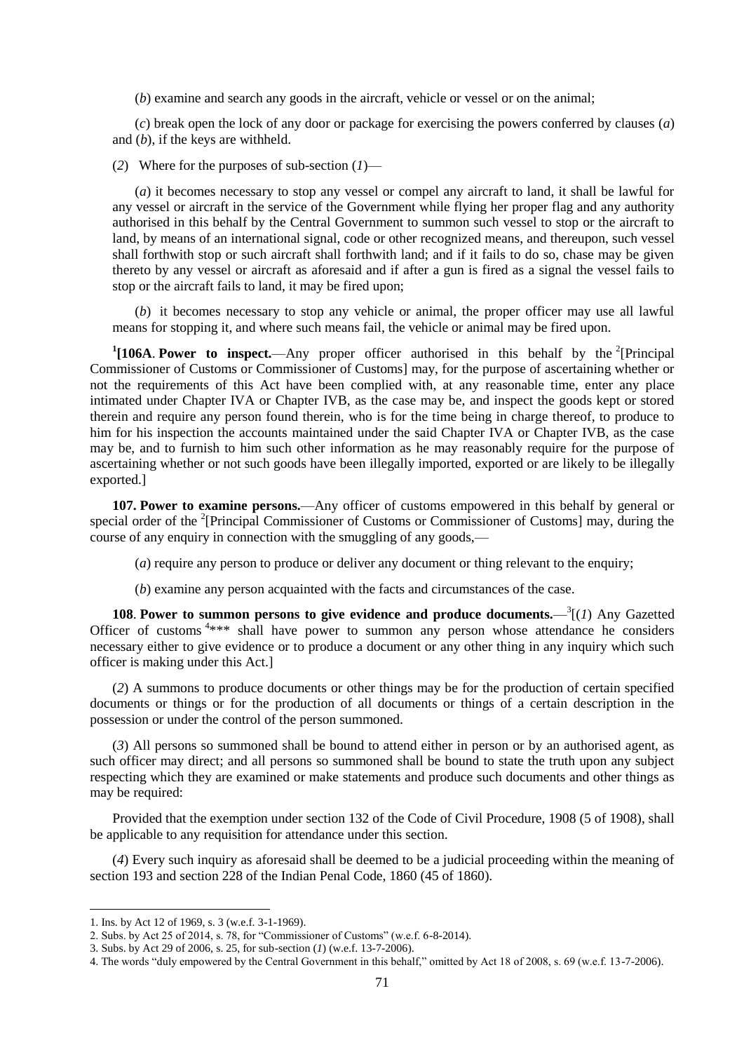(*b*) examine and search any goods in the aircraft, vehicle or vessel or on the animal;

(*c*) break open the lock of any door or package for exercising the powers conferred by clauses (*a*) and (*b*), if the keys are withheld.

(*2*) Where for the purposes of sub-section (*1*)—

(*a*) it becomes necessary to stop any vessel or compel any aircraft to land, it shall be lawful for any vessel or aircraft in the service of the Government while flying her proper flag and any authority authorised in this behalf by the Central Government to summon such vessel to stop or the aircraft to land, by means of an international signal, code or other recognized means, and thereupon, such vessel shall forthwith stop or such aircraft shall forthwith land; and if it fails to do so, chase may be given thereto by any vessel or aircraft as aforesaid and if after a gun is fired as a signal the vessel fails to stop or the aircraft fails to land, it may be fired upon;

(*b*) it becomes necessary to stop any vehicle or animal, the proper officer may use all lawful means for stopping it, and where such means fail, the vehicle or animal may be fired upon.

[1][**106A**. **Power to inspect.**—Any proper officer authorised in this behalf by the [2][Principal Commissioner of Customs or Commissioner of Customs] may, for the purpose of ascertaining whether or not the requirements of this Act have been complied with, at any reasonable time, enter any place intimated under Chapter IVA or Chapter IVB, as the case may be, and inspect the goods kept or stored therein and require any person found therein, who is for the time being in charge thereof, to produce to him for his inspection the accounts maintained under the said Chapter IVA or Chapter IVB, as the case may be, and to furnish to him such other information as he may reasonably require for the purpose of ascertaining whether or not such goods have been illegally imported, exported or are likely to be illegally exported.]

**107. Power to examine persons.**—Any officer of customs empowered in this behalf by general or special order of the [2][Principal Commissioner of Customs or Commissioner of Customs] may, during the course of any enquiry in connection with the smuggling of any goods,—

(*a*) require any person to produce or deliver any document or thing relevant to the enquiry;

(*b*) examine any person acquainted with the facts and circumstances of the case.

**108**. **Power to summon persons to give evidence and produce documents.**—[3][(*1*) Any Gazetted Officer of customs [4]*** shall have power to summon any person whose attendance he considers necessary either to give evidence or to produce a document or any other thing in any inquiry which such officer is making under this Act.]

(*2*) A summons to produce documents or other things may be for the production of certain specified documents or things or for the production of all documents or things of a certain description in the possession or under the control of the person summoned.

(*3*) All persons so summoned shall be bound to attend either in person or by an authorised agent, as such officer may direct; and all persons so summoned shall be bound to state the truth upon any subject respecting which they are examined or make statements and produce such documents and other things as may be required:

Provided that the exemption under section 132 of the Code of Civil Procedure, 1908 (5 of 1908), shall be applicable to any requisition for attendance under this section.

(*4*) Every such inquiry as aforesaid shall be deemed to be a judicial proceeding within the meaning of section 193 and section 228 of the Indian Penal Code, 1860 (45 of 1860).

---

1. Ins. by Act 12 of 1969, s. 3 (w.e.f. 3-1-1969).
2. Subs. by Act 25 of 2014, s. 78, for "Commissioner of Customs" (w.e.f. 6-8-2014).
3. Subs. by Act 29 of 2006, s. 25, for sub-section (*1*) (w.e.f. 13-7-2006).
4. The words "duly empowered by the Central Government in this behalf," omitted by Act 18 of 2008, s. 69 (w.e.f. 13-7-2006).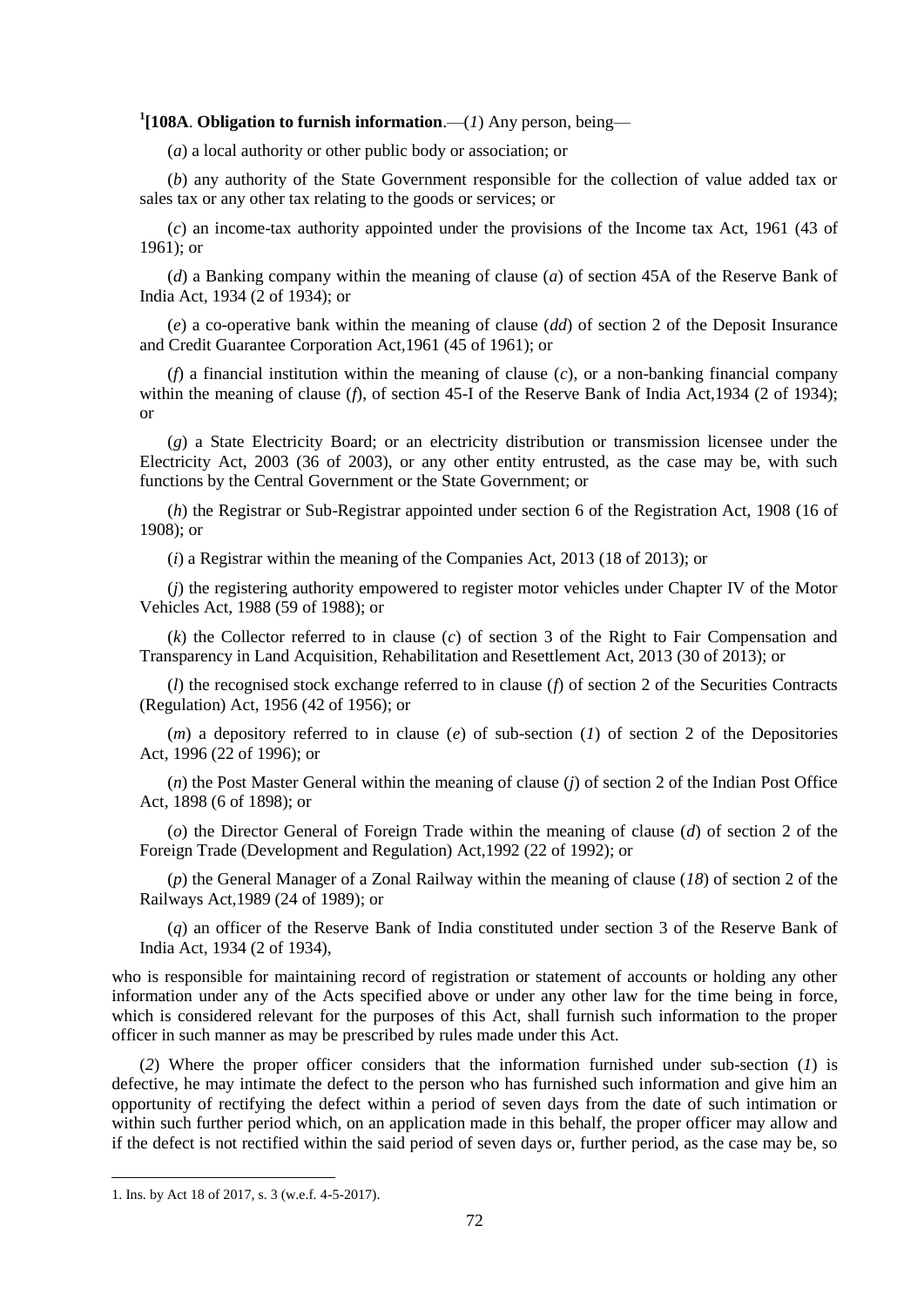[1][**108A**. **Obligation to furnish information**.—(*1*) Any person, being—

(*a*) a local authority or other public body or association; or

(*b*) any authority of the State Government responsible for the collection of value added tax or sales tax or any other tax relating to the goods or services; or

(*c*) an income-tax authority appointed under the provisions of the Income tax Act, 1961 (43 of 1961); or

(*d*) a Banking company within the meaning of clause (*a*) of section 45A of the Reserve Bank of India Act, 1934 (2 of 1934); or

(*e*) a co-operative bank within the meaning of clause (*dd*) of section 2 of the Deposit Insurance and Credit Guarantee Corporation Act,1961 (45 of 1961); or

(*f*) a financial institution within the meaning of clause (*c*), or a non-banking financial company within the meaning of clause (*f*), of section 45-I of the Reserve Bank of India Act,1934 (2 of 1934); or

(*g*) a State Electricity Board; or an electricity distribution or transmission licensee under the Electricity Act, 2003 (36 of 2003), or any other entity entrusted, as the case may be, with such functions by the Central Government or the State Government; or

(*h*) the Registrar or Sub-Registrar appointed under section 6 of the Registration Act, 1908 (16 of 1908); or

(*i*) a Registrar within the meaning of the Companies Act, 2013 (18 of 2013); or

(*j*) the registering authority empowered to register motor vehicles under Chapter IV of the Motor Vehicles Act, 1988 (59 of 1988); or

(*k*) the Collector referred to in clause (*c*) of section 3 of the Right to Fair Compensation and Transparency in Land Acquisition, Rehabilitation and Resettlement Act, 2013 (30 of 2013); or

(*l*) the recognised stock exchange referred to in clause (*f*) of section 2 of the Securities Contracts (Regulation) Act, 1956 (42 of 1956); or

(*m*) a depository referred to in clause (*e*) of sub-section (*1*) of section 2 of the Depositories Act, 1996 (22 of 1996); or

(*n*) the Post Master General within the meaning of clause (*j*) of section 2 of the Indian Post Office Act, 1898 (6 of 1898); or

(*o*) the Director General of Foreign Trade within the meaning of clause (*d*) of section 2 of the Foreign Trade (Development and Regulation) Act,1992 (22 of 1992); or

(*p*) the General Manager of a Zonal Railway within the meaning of clause (*18*) of section 2 of the Railways Act,1989 (24 of 1989); or

(*q*) an officer of the Reserve Bank of India constituted under section 3 of the Reserve Bank of India Act, 1934 (2 of 1934),

who is responsible for maintaining record of registration or statement of accounts or holding any other information under any of the Acts specified above or under any other law for the time being in force, which is considered relevant for the purposes of this Act, shall furnish such information to the proper officer in such manner as may be prescribed by rules made under this Act.

(*2*) Where the proper officer considers that the information furnished under sub-section (*1*) is defective, he may intimate the defect to the person who has furnished such information and give him an opportunity of rectifying the defect within a period of seven days from the date of such intimation or within such further period which, on an application made in this behalf, the proper officer may allow and if the defect is not rectified within the said period of seven days or, further period, as the case may be, so

---

1. Ins. by Act 18 of 2017, s. 3 (w.e.f. 4-5-2017).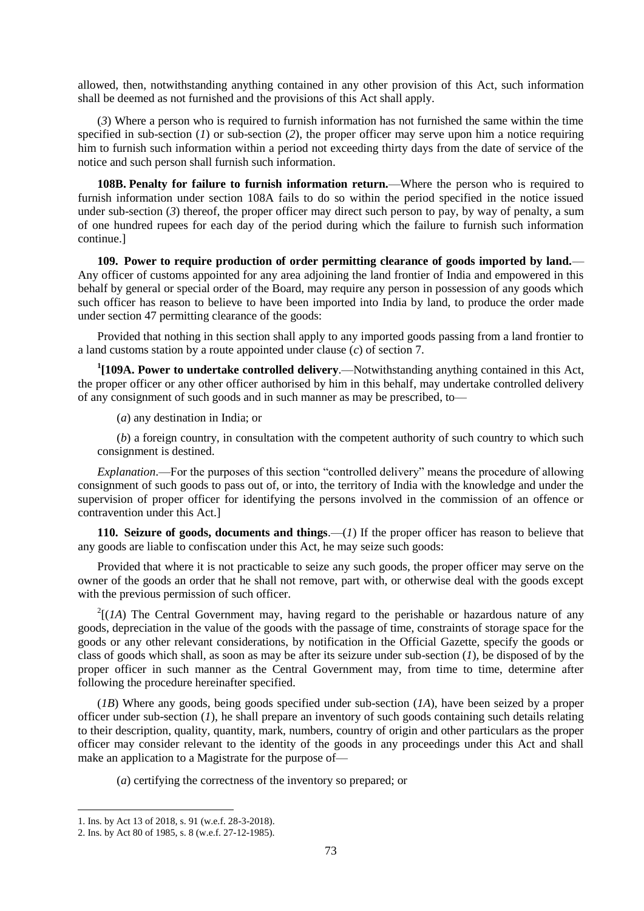allowed, then, notwithstanding anything contained in any other provision of this Act, such information shall be deemed as not furnished and the provisions of this Act shall apply.

(*3*) Where a person who is required to furnish information has not furnished the same within the time specified in sub-section (*1*) or sub-section (*2*), the proper officer may serve upon him a notice requiring him to furnish such information within a period not exceeding thirty days from the date of service of the notice and such person shall furnish such information.

**108B. Penalty for failure to furnish information return.**—Where the person who is required to furnish information under section 108A fails to do so within the period specified in the notice issued under sub-section (*3*) thereof, the proper officer may direct such person to pay, by way of penalty, a sum of one hundred rupees for each day of the period during which the failure to furnish such information continue.]

**109. Power to require production of order permitting clearance of goods imported by land.**—Any officer of customs appointed for any area adjoining the land frontier of India and empowered in this behalf by general or special order of the Board, may require any person in possession of any goods which such officer has reason to believe to have been imported into India by land, to produce the order made under section 47 permitting clearance of the goods:

Provided that nothing in this section shall apply to any imported goods passing from a land frontier to a land customs station by a route appointed under clause (*c*) of section 7.

[1][**109A. Power to undertake controlled delivery**.—Notwithstanding anything contained in this Act, the proper officer or any other officer authorised by him in this behalf, may undertake controlled delivery of any consignment of such goods and in such manner as may be prescribed, to—

(*a*) any destination in India; or

(*b*) a foreign country, in consultation with the competent authority of such country to which such consignment is destined.

*Explanation*.—For the purposes of this section "controlled delivery" means the procedure of allowing consignment of such goods to pass out of, or into, the territory of India with the knowledge and under the supervision of proper officer for identifying the persons involved in the commission of an offence or contravention under this Act.]

**110. Seizure of goods, documents and things**.—(*1*) If the proper officer has reason to believe that any goods are liable to confiscation under this Act, he may seize such goods:

Provided that where it is not practicable to seize any such goods, the proper officer may serve on the owner of the goods an order that he shall not remove, part with, or otherwise deal with the goods except with the previous permission of such officer.

[2][(*1A*) The Central Government may, having regard to the perishable or hazardous nature of any goods, depreciation in the value of the goods with the passage of time, constraints of storage space for the goods or any other relevant considerations, by notification in the Official Gazette, specify the goods or class of goods which shall, as soon as may be after its seizure under sub-section (*1*), be disposed of by the proper officer in such manner as the Central Government may, from time to time, determine after following the procedure hereinafter specified.

(*1B*) Where any goods, being goods specified under sub-section (*1A*), have been seized by a proper officer under sub-section (*1*), he shall prepare an inventory of such goods containing such details relating to their description, quality, quantity, mark, numbers, country of origin and other particulars as the proper officer may consider relevant to the identity of the goods in any proceedings under this Act and shall make an application to a Magistrate for the purpose of—

(*a*) certifying the correctness of the inventory so prepared; or

---

1. Ins. by Act 13 of 2018, s. 91 (w.e.f. 28-3-2018).
2. Ins. by Act 80 of 1985, s. 8 (w.e.f. 27-12-1985).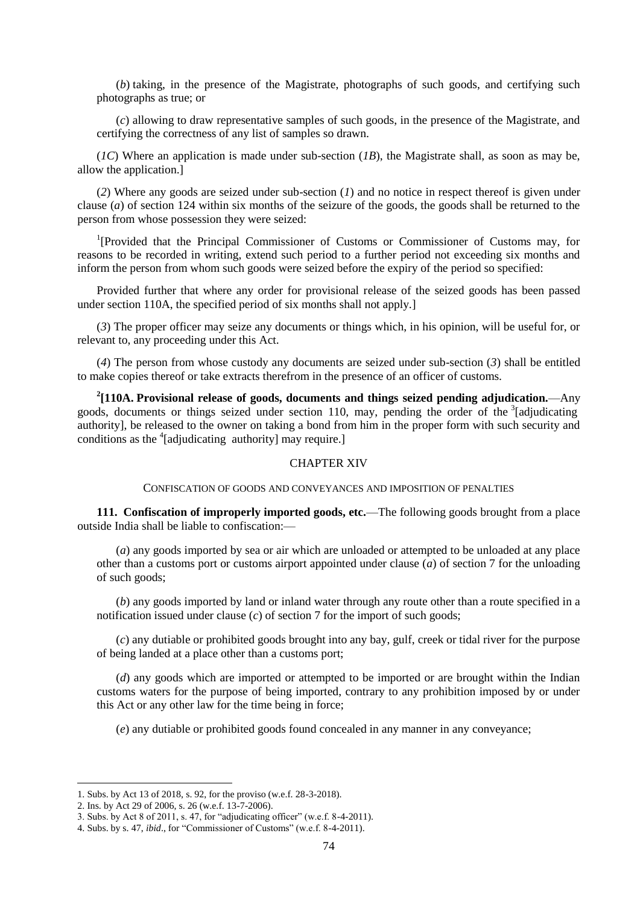(*b*) taking, in the presence of the Magistrate, photographs of such goods, and certifying such photographs as true; or

(*c*) allowing to draw representative samples of such goods, in the presence of the Magistrate, and certifying the correctness of any list of samples so drawn.

(*1C*) Where an application is made under sub-section (*1B*), the Magistrate shall, as soon as may be, allow the application.]

(*2*) Where any goods are seized under sub-section (*1*) and no notice in respect thereof is given under clause (*a*) of section 124 within six months of the seizure of the goods, the goods shall be returned to the person from whose possession they were seized:

[1][Provided that the Principal Commissioner of Customs or Commissioner of Customs may, for reasons to be recorded in writing, extend such period to a further period not exceeding six months and inform the person from whom such goods were seized before the expiry of the period so specified:

Provided further that where any order for provisional release of the seized goods has been passed under section 110A, the specified period of six months shall not apply.]

(*3*) The proper officer may seize any documents or things which, in his opinion, will be useful for, or relevant to, any proceeding under this Act.

(*4*) The person from whose custody any documents are seized under sub-section (*3*) shall be entitled to make copies thereof or take extracts therefrom in the presence of an officer of customs.

[2]**[110A. Provisional release of goods, documents and things seized pending adjudication.**—Any goods, documents or things seized under section 110, may, pending the order of the [3][adjudicating authority], be released to the owner on taking a bond from him in the proper form with such security and conditions as the [4][adjudicating authority] may require.]

## CHAPTER XIV

### CONFISCATION OF GOODS AND CONVEYANCES AND IMPOSITION OF PENALTIES

**111. Confiscation of improperly imported goods, etc.**—The following goods brought from a place outside India shall be liable to confiscation:—

(*a*) any goods imported by sea or air which are unloaded or attempted to be unloaded at any place other than a customs port or customs airport appointed under clause (*a*) of section 7 for the unloading of such goods;

(*b*) any goods imported by land or inland water through any route other than a route specified in a notification issued under clause (*c*) of section 7 for the import of such goods;

(*c*) any dutiable or prohibited goods brought into any bay, gulf, creek or tidal river for the purpose of being landed at a place other than a customs port;

(*d*) any goods which are imported or attempted to be imported or are brought within the Indian customs waters for the purpose of being imported, contrary to any prohibition imposed by or under this Act or any other law for the time being in force;

(*e*) any dutiable or prohibited goods found concealed in any manner in any conveyance;

---

1. Subs. by Act 13 of 2018, s. 92, for the proviso (w.e.f. 28-3-2018).
2. Ins. by Act 29 of 2006, s. 26 (w.e.f. 13-7-2006).
3. Subs. by Act 8 of 2011, s. 47, for "adjudicating officer" (w.e.f. 8-4-2011).
4. Subs. by s. 47, *ibid*., for "Commissioner of Customs" (w.e.f. 8-4-2011).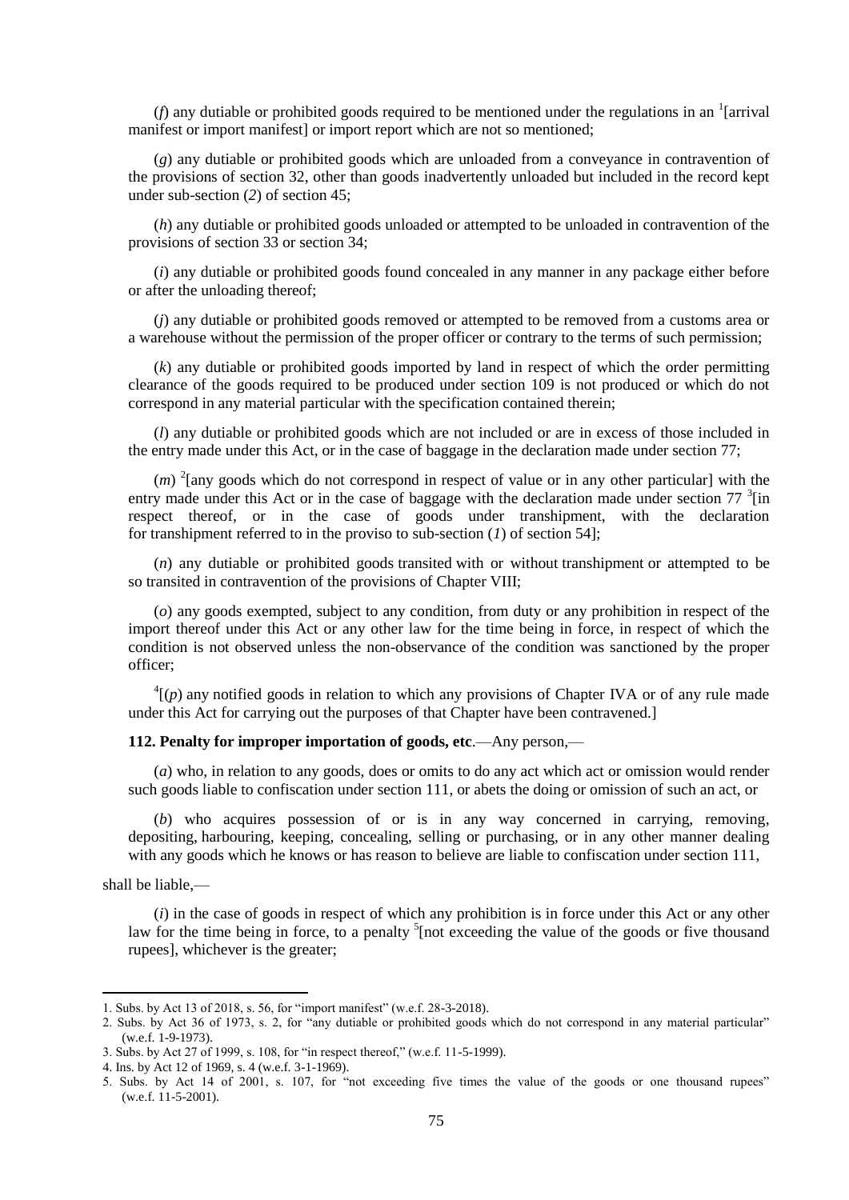(*f*) any dutiable or prohibited goods required to be mentioned under the regulations in an [1][arrival manifest or import manifest] or import report which are not so mentioned;

(*g*) any dutiable or prohibited goods which are unloaded from a conveyance in contravention of the provisions of section 32, other than goods inadvertently unloaded but included in the record kept under sub-section (*2*) of section 45;

(*h*) any dutiable or prohibited goods unloaded or attempted to be unloaded in contravention of the provisions of section 33 or section 34;

(*i*) any dutiable or prohibited goods found concealed in any manner in any package either before or after the unloading thereof;

(*j*) any dutiable or prohibited goods removed or attempted to be removed from a customs area or a warehouse without the permission of the proper officer or contrary to the terms of such permission;

(*k*) any dutiable or prohibited goods imported by land in respect of which the order permitting clearance of the goods required to be produced under section 109 is not produced or which do not correspond in any material particular with the specification contained therein;

(*l*) any dutiable or prohibited goods which are not included or are in excess of those included in the entry made under this Act, or in the case of baggage in the declaration made under section 77;

(*m*) [2][any goods which do not correspond in respect of value or in any other particular] with the entry made under this Act or in the case of baggage with the declaration made under section 77 [3][in respect thereof, or in the case of goods under transhipment, with the declaration for transhipment referred to in the proviso to sub-section (*1*) of section 54];

(*n*) any dutiable or prohibited goods transited with or without transhipment or attempted to be so transited in contravention of the provisions of Chapter VIII;

(*o*) any goods exempted, subject to any condition, from duty or any prohibition in respect of the import thereof under this Act or any other law for the time being in force, in respect of which the condition is not observed unless the non-observance of the condition was sanctioned by the proper officer;

[4][(*p*) any notified goods in relation to which any provisions of Chapter IVA or of any rule made under this Act for carrying out the purposes of that Chapter have been contravened.]

**112. Penalty for improper importation of goods, etc**.—Any person,—

(*a*) who, in relation to any goods, does or omits to do any act which act or omission would render such goods liable to confiscation under section 111, or abets the doing or omission of such an act, or

(*b*) who acquires possession of or is in any way concerned in carrying, removing, depositing, harbouring, keeping, concealing, selling or purchasing, or in any other manner dealing with any goods which he knows or has reason to believe are liable to confiscation under section 111,

shall be liable,—

(*i*) in the case of goods in respect of which any prohibition is in force under this Act or any other law for the time being in force, to a penalty [5][not exceeding the value of the goods or five thousand rupees], whichever is the greater;

---

1. Subs. by Act 13 of 2018, s. 56, for "import manifest" (w.e.f. 28-3-2018).
2. Subs. by Act 36 of 1973, s. 2, for "any dutiable or prohibited goods which do not correspond in any material particular" (w.e.f. 1-9-1973).
3. Subs. by Act 27 of 1999, s. 108, for "in respect thereof," (w.e.f. 11-5-1999).
4. Ins. by Act 12 of 1969, s. 4 (w.e.f. 3-1-1969).
5. Subs. by Act 14 of 2001, s. 107, for "not exceeding five times the value of the goods or one thousand rupees" (w.e.f. 11-5-2001).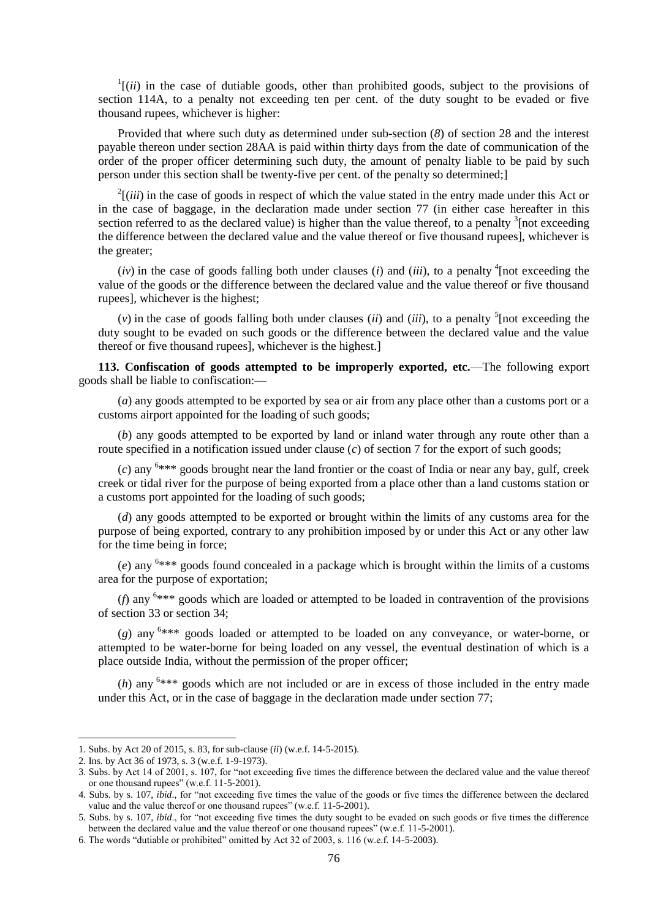[1][(*ii*) in the case of dutiable goods, other than prohibited goods, subject to the provisions of section 114A, to a penalty not exceeding ten per cent. of the duty sought to be evaded or five thousand rupees, whichever is higher:

Provided that where such duty as determined under sub-section (*8*) of section 28 and the interest payable thereon under section 28AA is paid within thirty days from the date of communication of the order of the proper officer determining such duty, the amount of penalty liable to be paid by such person under this section shall be twenty-five per cent. of the penalty so determined;]

[2][(*iii*) in the case of goods in respect of which the value stated in the entry made under this Act or in the case of baggage, in the declaration made under section 77 (in either case hereafter in this section referred to as the declared value) is higher than the value thereof, to a penalty [3][not exceeding the difference between the declared value and the value thereof or five thousand rupees], whichever is the greater;

(*iv*) in the case of goods falling both under clauses (*i*) and (*iii*), to a penalty [4][not exceeding the value of the goods or the difference between the declared value and the value thereof or five thousand rupees], whichever is the highest;

(*v*) in the case of goods falling both under clauses (*ii*) and (*iii*), to a penalty [5][not exceeding the duty sought to be evaded on such goods or the difference between the declared value and the value thereof or five thousand rupees], whichever is the highest.]

**113. Confiscation of goods attempted to be improperly exported, etc.**—The following export goods shall be liable to confiscation:—

(*a*) any goods attempted to be exported by sea or air from any place other than a customs port or a customs airport appointed for the loading of such goods;

(*b*) any goods attempted to be exported by land or inland water through any route other than a route specified in a notification issued under clause (*c*) of section 7 for the export of such goods;

(*c*) any [6]*** goods brought near the land frontier or the coast of India or near any bay, gulf, creek creek or tidal river for the purpose of being exported from a place other than a land customs station or a customs port appointed for the loading of such goods;

(*d*) any goods attempted to be exported or brought within the limits of any customs area for the purpose of being exported, contrary to any prohibition imposed by or under this Act or any other law for the time being in force;

(*e*) any [6]*** goods found concealed in a package which is brought within the limits of a customs area for the purpose of exportation;

(*f*) any [6]*** goods which are loaded or attempted to be loaded in contravention of the provisions of section 33 or section 34;

(*g*) any [6]*** goods loaded or attempted to be loaded on any conveyance, or water-borne, or attempted to be water-borne for being loaded on any vessel, the eventual destination of which is a place outside India, without the permission of the proper officer;

(*h*) any [6]*** goods which are not included or are in excess of those included in the entry made under this Act, or in the case of baggage in the declaration made under section 77;

---

1. Subs. by Act 20 of 2015, s. 83, for sub-clause (*ii*) (w.e.f. 14-5-2015).
2. Ins. by Act 36 of 1973, s. 3 (w.e.f. 1-9-1973).
3. Subs. by Act 14 of 2001, s. 107, for "not exceeding five times the difference between the declared value and the value thereof or one thousand rupees" (w.e.f. 11-5-2001).
4. Subs. by s. 107, *ibid*., for "not exceeding five times the value of the goods or five times the difference between the declared value and the value thereof or one thousand rupees" (w.e.f. 11-5-2001).
5. Subs. by s. 107, *ibid*., for "not exceeding five times the duty sought to be evaded on such goods or five times the difference between the declared value and the value thereof or one thousand rupees" (w.e.f. 11-5-2001).
6. The words "dutiable or prohibited" omitted by Act 32 of 2003, s. 116 (w.e.f. 14-5-2003).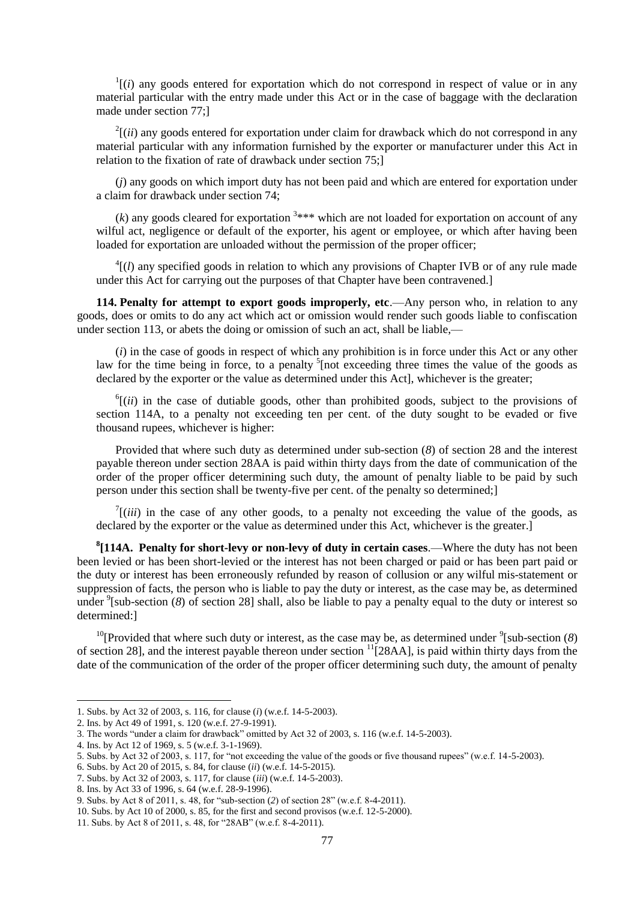[1][(*i*) any goods entered for exportation which do not correspond in respect of value or in any material particular with the entry made under this Act or in the case of baggage with the declaration made under section 77;]

[2][(*ii*) any goods entered for exportation under claim for drawback which do not correspond in any material particular with any information furnished by the exporter or manufacturer under this Act in relation to the fixation of rate of drawback under section 75;]

(*j*) any goods on which import duty has not been paid and which are entered for exportation under a claim for drawback under section 74;

(*k*) any goods cleared for exportation [3]*** which are not loaded for exportation on account of any wilful act, negligence or default of the exporter, his agent or employee, or which after having been loaded for exportation are unloaded without the permission of the proper officer;

[4][(*l*) any specified goods in relation to which any provisions of Chapter IVB or of any rule made under this Act for carrying out the purposes of that Chapter have been contravened.]

**114. Penalty for attempt to export goods improperly, etc**.—Any person who, in relation to any goods, does or omits to do any act which act or omission would render such goods liable to confiscation under section 113, or abets the doing or omission of such an act, shall be liable,—

(*i*) in the case of goods in respect of which any prohibition is in force under this Act or any other law for the time being in force, to a penalty [5][not exceeding three times the value of the goods as declared by the exporter or the value as determined under this Act], whichever is the greater;

[6][(*ii*) in the case of dutiable goods, other than prohibited goods, subject to the provisions of section 114A, to a penalty not exceeding ten per cent. of the duty sought to be evaded or five thousand rupees, whichever is higher:

Provided that where such duty as determined under sub-section (*8*) of section 28 and the interest payable thereon under section 28AA is paid within thirty days from the date of communication of the order of the proper officer determining such duty, the amount of penalty liable to be paid by such person under this section shall be twenty-five per cent. of the penalty so determined;]

[7][(*iii*) in the case of any other goods, to a penalty not exceeding the value of the goods, as declared by the exporter or the value as determined under this Act, whichever is the greater.]

**[8][114A. Penalty for short-levy or non-levy of duty in certain cases**.—Where the duty has not been been levied or has been short-levied or the interest has not been charged or paid or has been part paid or the duty or interest has been erroneously refunded by reason of collusion or any wilful mis-statement or suppression of facts, the person who is liable to pay the duty or interest, as the case may be, as determined under [9][sub-section (*8*) of section 28] shall, also be liable to pay a penalty equal to the duty or interest so determined:]

[10][Provided that where such duty or interest, as the case may be, as determined under [9][sub-section (*8*) of section 28], and the interest payable thereon under section [11][28AA], is paid within thirty days from the date of the communication of the order of the proper officer determining such duty, the amount of penalty

---

1. Subs. by Act 32 of 2003, s. 116, for clause (*i*) (w.e.f. 14-5-2003).
2. Ins. by Act 49 of 1991, s. 120 (w.e.f. 27-9-1991).
3. The words "under a claim for drawback" omitted by Act 32 of 2003, s. 116 (w.e.f. 14-5-2003).
4. Ins. by Act 12 of 1969, s. 5 (w.e.f. 3-1-1969).
5. Subs. by Act 32 of 2003, s. 117, for "not exceeding the value of the goods or five thousand rupees" (w.e.f. 14-5-2003).
6. Subs. by Act 20 of 2015, s. 84, for clause (*ii*) (w.e.f. 14-5-2015).
7. Subs. by Act 32 of 2003, s. 117, for clause (*iii*) (w.e.f. 14-5-2003).
8. Ins. by Act 33 of 1996, s. 64 (w.e.f. 28-9-1996).
9. Subs. by Act 8 of 2011, s. 48, for "sub-section (*2*) of section 28" (w.e.f. 8-4-2011).
10. Subs. by Act 10 of 2000, s. 85, for the first and second provisos (w.e.f. 12-5-2000).
11. Subs. by Act 8 of 2011, s. 48, for "28AB" (w.e.f. 8-4-2011).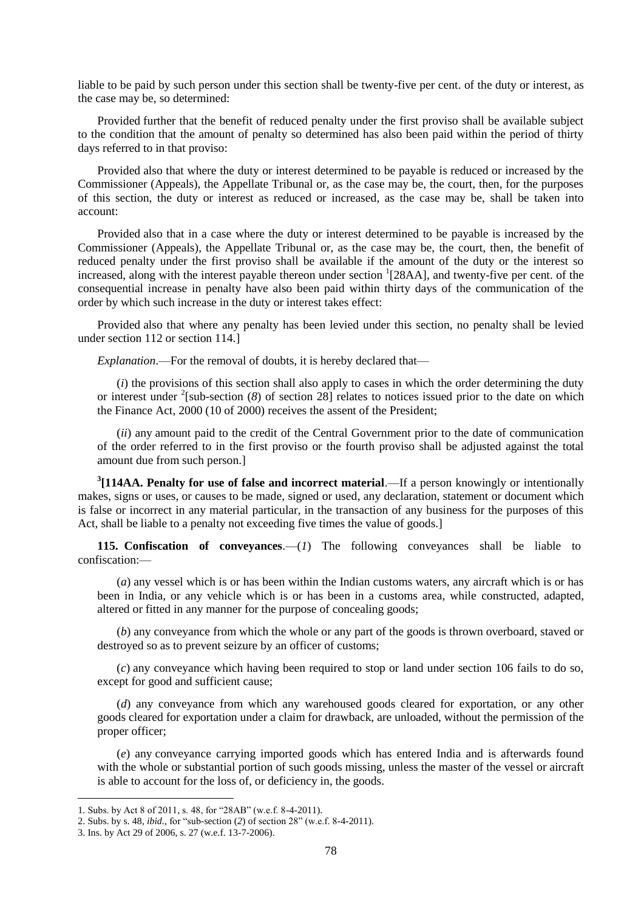liable to be paid by such person under this section shall be twenty-five per cent. of the duty or interest, as the case may be, so determined:

Provided further that the benefit of reduced penalty under the first proviso shall be available subject to the condition that the amount of penalty so determined has also been paid within the period of thirty days referred to in that proviso:

Provided also that where the duty or interest determined to be payable is reduced or increased by the Commissioner (Appeals), the Appellate Tribunal or, as the case may be, the court, then, for the purposes of this section, the duty or interest as reduced or increased, as the case may be, shall be taken into account:

Provided also that in a case where the duty or interest determined to be payable is increased by the Commissioner (Appeals), the Appellate Tribunal or, as the case may be, the court, then, the benefit of reduced penalty under the first proviso shall be available if the amount of the duty or the interest so increased, along with the interest payable thereon under section [1][28AA], and twenty-five per cent. of the consequential increase in penalty have also been paid within thirty days of the communication of the order by which such increase in the duty or interest takes effect:

Provided also that where any penalty has been levied under this section, no penalty shall be levied under section 112 or section 114.]

*Explanation*.—For the removal of doubts, it is hereby declared that—

(*i*) the provisions of this section shall also apply to cases in which the order determining the duty or interest under [2][sub-section (*8*) of section 28] relates to notices issued prior to the date on which the Finance Act, 2000 (10 of 2000) receives the assent of the President;

(*ii*) any amount paid to the credit of the Central Government prior to the date of communication of the order referred to in the first proviso or the fourth proviso shall be adjusted against the total amount due from such person.]

[3]**[114AA. Penalty for use of false and incorrect material**.—If a person knowingly or intentionally makes, signs or uses, or causes to be made, signed or used, any declaration, statement or document which is false or incorrect in any material particular, in the transaction of any business for the purposes of this Act, shall be liable to a penalty not exceeding five times the value of goods.]

**115. Confiscation of conveyances**.—(*1*) The following conveyances shall be liable to confiscation:—

(*a*) any vessel which is or has been within the Indian customs waters, any aircraft which is or has been in India, or any vehicle which is or has been in a customs area, while constructed, adapted, altered or fitted in any manner for the purpose of concealing goods;

(*b*) any conveyance from which the whole or any part of the goods is thrown overboard, staved or destroyed so as to prevent seizure by an officer of customs;

(*c*) any conveyance which having been required to stop or land under section 106 fails to do so, except for good and sufficient cause;

(*d*) any conveyance from which any warehoused goods cleared for exportation, or any other goods cleared for exportation under a claim for drawback, are unloaded, without the permission of the proper officer;

(*e*) any conveyance carrying imported goods which has entered India and is afterwards found with the whole or substantial portion of such goods missing, unless the master of the vessel or aircraft is able to account for the loss of, or deficiency in, the goods.

---

1. Subs. by Act 8 of 2011, s. 48, for "28AB" (w.e.f. 8-4-2011).
2. Subs. by s. 48, *ibid.*, for "sub-section (*2*) of section 28" (w.e.f. 8-4-2011).
3. Ins. by Act 29 of 2006, s. 27 (w.e.f. 13-7-2006).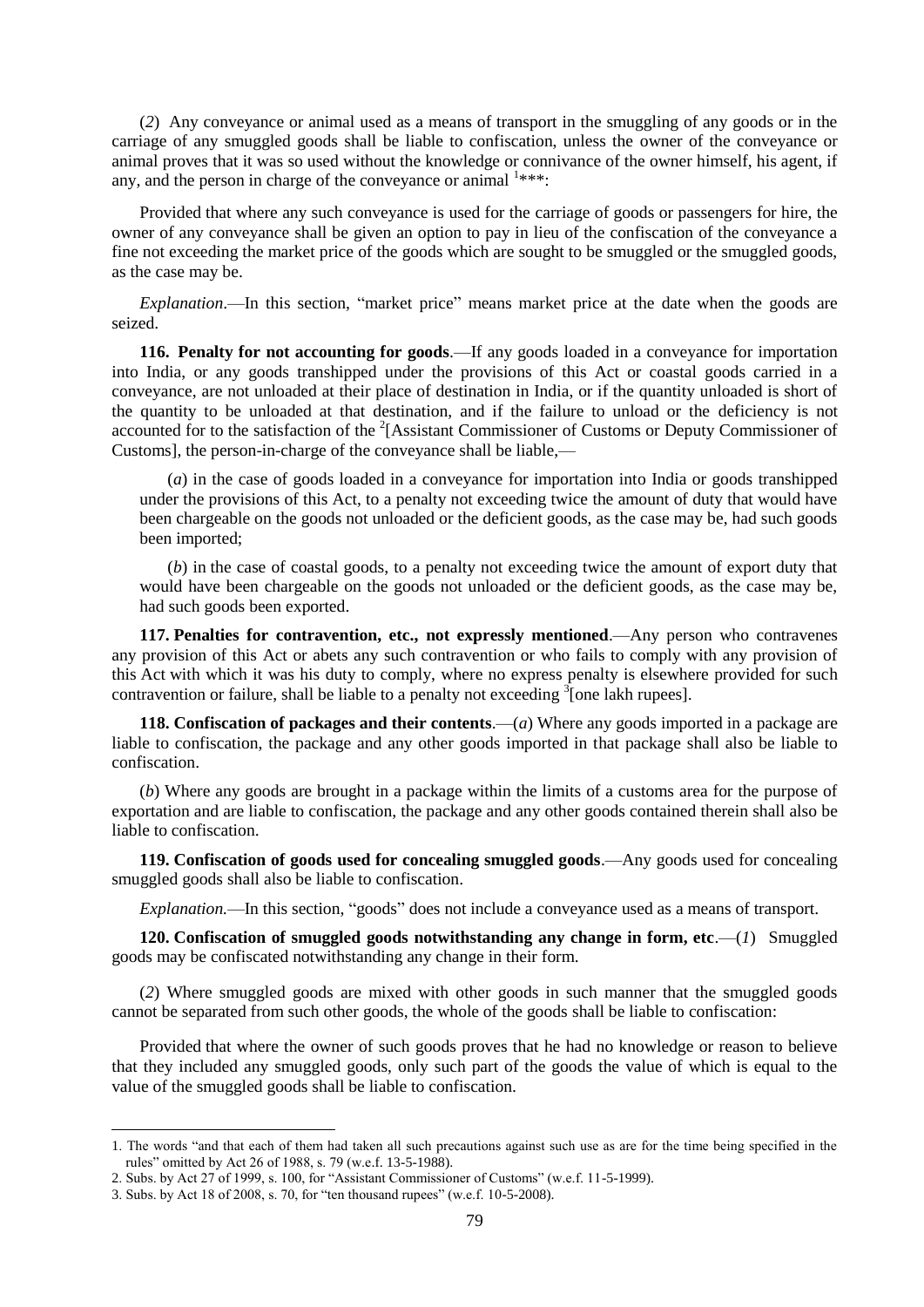(*2*) Any conveyance or animal used as a means of transport in the smuggling of any goods or in the carriage of any smuggled goods shall be liable to confiscation, unless the owner of the conveyance or animal proves that it was so used without the knowledge or connivance of the owner himself, his agent, if any, and the person in charge of the conveyance or animal [1]***:

Provided that where any such conveyance is used for the carriage of goods or passengers for hire, the owner of any conveyance shall be given an option to pay in lieu of the confiscation of the conveyance a fine not exceeding the market price of the goods which are sought to be smuggled or the smuggled goods, as the case may be.

*Explanation*.—In this section, "market price" means market price at the date when the goods are seized.

**116. Penalty for not accounting for goods**.—If any goods loaded in a conveyance for importation into India, or any goods transhipped under the provisions of this Act or coastal goods carried in a conveyance, are not unloaded at their place of destination in India, or if the quantity unloaded is short of the quantity to be unloaded at that destination, and if the failure to unload or the deficiency is not accounted for to the satisfaction of the [2][Assistant Commissioner of Customs or Deputy Commissioner of Customs], the person-in-charge of the conveyance shall be liable,—

(*a*) in the case of goods loaded in a conveyance for importation into India or goods transhipped under the provisions of this Act, to a penalty not exceeding twice the amount of duty that would have been chargeable on the goods not unloaded or the deficient goods, as the case may be, had such goods been imported;

(*b*) in the case of coastal goods, to a penalty not exceeding twice the amount of export duty that would have been chargeable on the goods not unloaded or the deficient goods, as the case may be, had such goods been exported.

**117. Penalties for contravention, etc., not expressly mentioned**.—Any person who contravenes any provision of this Act or abets any such contravention or who fails to comply with any provision of this Act with which it was his duty to comply, where no express penalty is elsewhere provided for such contravention or failure, shall be liable to a penalty not exceeding [3][one lakh rupees].

**118. Confiscation of packages and their contents**.—(*a*) Where any goods imported in a package are liable to confiscation, the package and any other goods imported in that package shall also be liable to confiscation.

(*b*) Where any goods are brought in a package within the limits of a customs area for the purpose of exportation and are liable to confiscation, the package and any other goods contained therein shall also be liable to confiscation.

**119. Confiscation of goods used for concealing smuggled goods**.—Any goods used for concealing smuggled goods shall also be liable to confiscation.

*Explanation.*—In this section, "goods" does not include a conveyance used as a means of transport.

**120. Confiscation of smuggled goods notwithstanding any change in form, etc**.—(*1*) Smuggled goods may be confiscated notwithstanding any change in their form.

(*2*) Where smuggled goods are mixed with other goods in such manner that the smuggled goods cannot be separated from such other goods, the whole of the goods shall be liable to confiscation:

Provided that where the owner of such goods proves that he had no knowledge or reason to believe that they included any smuggled goods, only such part of the goods the value of which is equal to the value of the smuggled goods shall be liable to confiscation.

---

1. The words "and that each of them had taken all such precautions against such use as are for the time being specified in the rules" omitted by Act 26 of 1988, s. 79 (w.e.f. 13-5-1988).
2. Subs. by Act 27 of 1999, s. 100, for "Assistant Commissioner of Customs" (w.e.f. 11-5-1999).
3. Subs. by Act 18 of 2008, s. 70, for "ten thousand rupees" (w.e.f. 10-5-2008).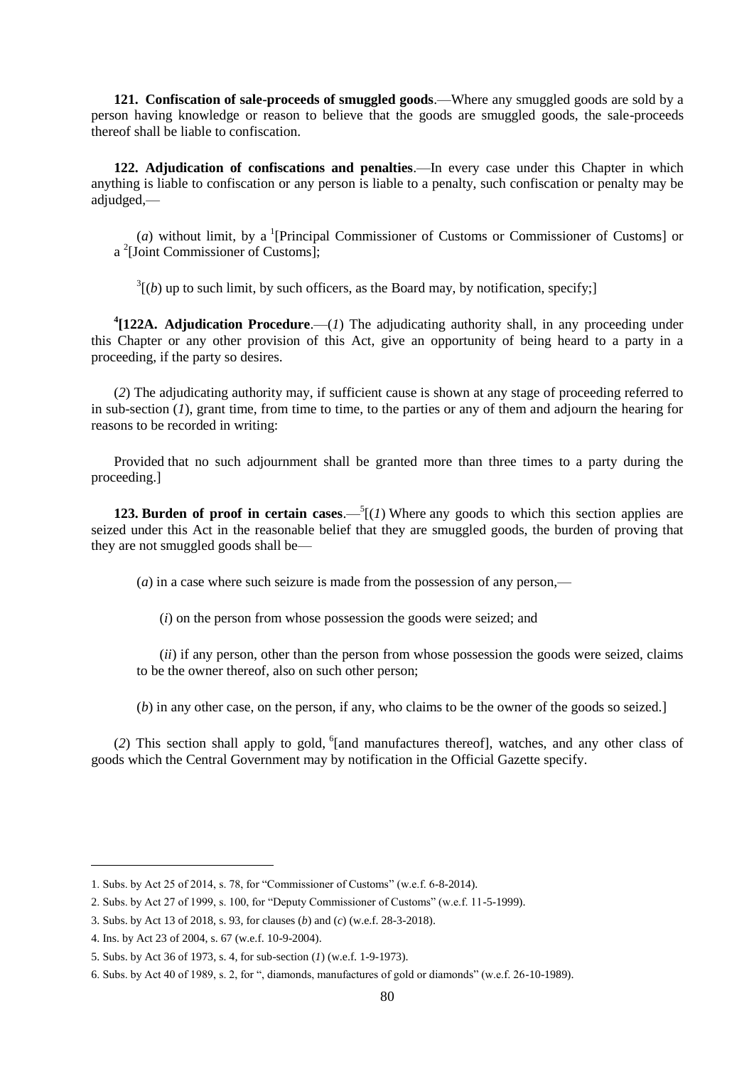**121. Confiscation of sale-proceeds of smuggled goods**.—Where any smuggled goods are sold by a person having knowledge or reason to believe that the goods are smuggled goods, the sale-proceeds thereof shall be liable to confiscation.

**122. Adjudication of confiscations and penalties**.—In every case under this Chapter in which anything is liable to confiscation or any person is liable to a penalty, such confiscation or penalty may be adjudged,—

(*a*) without limit, by a [1][Principal Commissioner of Customs or Commissioner of Customs] or a [2][Joint Commissioner of Customs];

[3][(*b*) up to such limit, by such officers, as the Board may, by notification, specify;]

**[4][122A. Adjudication Procedure**.—(*1*) The adjudicating authority shall, in any proceeding under this Chapter or any other provision of this Act, give an opportunity of being heard to a party in a proceeding, if the party so desires.

(*2*) The adjudicating authority may, if sufficient cause is shown at any stage of proceeding referred to in sub-section (*1*), grant time, from time to time, to the parties or any of them and adjourn the hearing for reasons to be recorded in writing:

Provided that no such adjournment shall be granted more than three times to a party during the proceeding.]

**123. Burden of proof in certain cases**.—[5][(*1*) Where any goods to which this section applies are seized under this Act in the reasonable belief that they are smuggled goods, the burden of proving that they are not smuggled goods shall be—

(*a*) in a case where such seizure is made from the possession of any person,—

(*i*) on the person from whose possession the goods were seized; and

(*ii*) if any person, other than the person from whose possession the goods were seized, claims to be the owner thereof, also on such other person;

(*b*) in any other case, on the person, if any, who claims to be the owner of the goods so seized.]

(*2*) This section shall apply to gold, [6][and manufactures thereof], watches, and any other class of goods which the Central Government may by notification in the Official Gazette specify.

---

1. Subs. by Act 25 of 2014, s. 78, for "Commissioner of Customs" (w.e.f. 6-8-2014).
2. Subs. by Act 27 of 1999, s. 100, for "Deputy Commissioner of Customs" (w.e.f. 11-5-1999).
3. Subs. by Act 13 of 2018, s. 93, for clauses (*b*) and (*c*) (w.e.f. 28-3-2018).
4. Ins. by Act 23 of 2004, s. 67 (w.e.f. 10-9-2004).
5. Subs. by Act 36 of 1973, s. 4, for sub-section (*1*) (w.e.f. 1-9-1973).
6. Subs. by Act 40 of 1989, s. 2, for ", diamonds, manufactures of gold or diamonds" (w.e.f. 26-10-1989).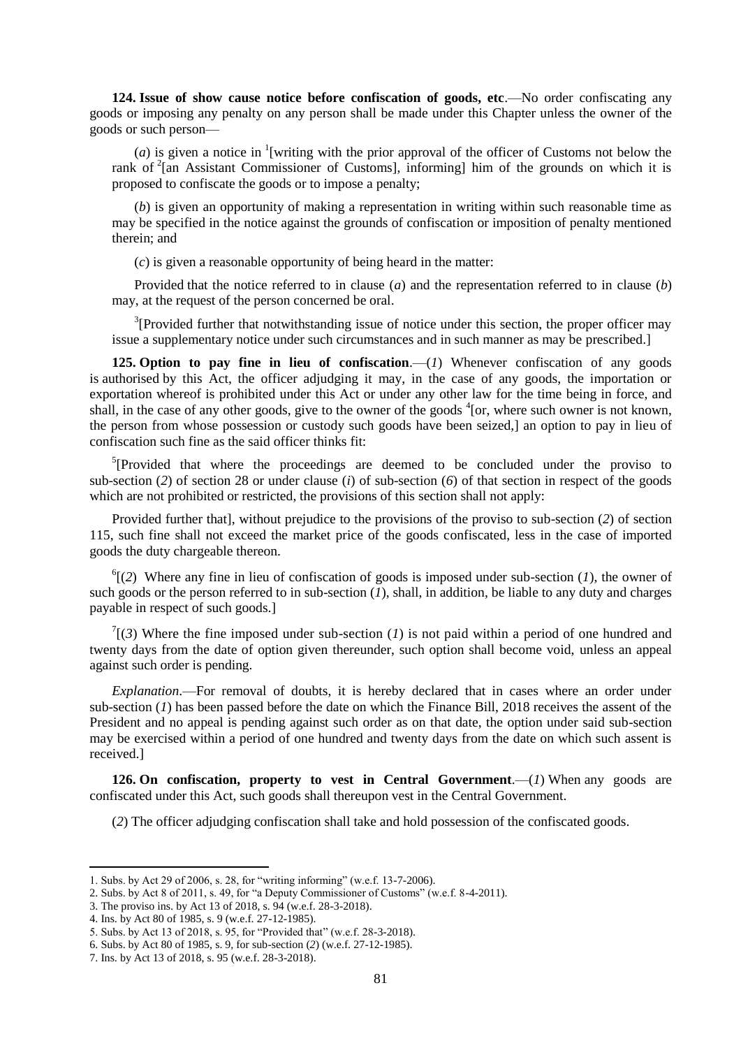**124. Issue of show cause notice before confiscation of goods, etc**.—No order confiscating any goods or imposing any penalty on any person shall be made under this Chapter unless the owner of the goods or such person—

(*a*) is given a notice in [1][writing with the prior approval of the officer of Customs not below the rank of [2][an Assistant Commissioner of Customs], informing] him of the grounds on which it is proposed to confiscate the goods or to impose a penalty;

(*b*) is given an opportunity of making a representation in writing within such reasonable time as may be specified in the notice against the grounds of confiscation or imposition of penalty mentioned therein; and

(*c*) is given a reasonable opportunity of being heard in the matter:

Provided that the notice referred to in clause (*a*) and the representation referred to in clause (*b*) may, at the request of the person concerned be oral.

[3][Provided further that notwithstanding issue of notice under this section, the proper officer may issue a supplementary notice under such circumstances and in such manner as may be prescribed.]

**125. Option to pay fine in lieu of confiscation**.—(*1*) Whenever confiscation of any goods is authorised by this Act, the officer adjudging it may, in the case of any goods, the importation or exportation whereof is prohibited under this Act or under any other law for the time being in force, and shall, in the case of any other goods, give to the owner of the goods [4][or, where such owner is not known, the person from whose possession or custody such goods have been seized,] an option to pay in lieu of confiscation such fine as the said officer thinks fit:

[5][Provided that where the proceedings are deemed to be concluded under the proviso to sub-section (*2*) of section 28 or under clause (*i*) of sub-section (*6*) of that section in respect of the goods which are not prohibited or restricted, the provisions of this section shall not apply:

Provided further that], without prejudice to the provisions of the proviso to sub-section (*2*) of section 115, such fine shall not exceed the market price of the goods confiscated, less in the case of imported goods the duty chargeable thereon.

[6][(*2*) Where any fine in lieu of confiscation of goods is imposed under sub-section (*1*), the owner of such goods or the person referred to in sub-section (*1*), shall, in addition, be liable to any duty and charges payable in respect of such goods.]

[7][(*3*) Where the fine imposed under sub-section (*1*) is not paid within a period of one hundred and twenty days from the date of option given thereunder, such option shall become void, unless an appeal against such order is pending.

*Explanation*.—For removal of doubts, it is hereby declared that in cases where an order under sub-section (*1*) has been passed before the date on which the Finance Bill, 2018 receives the assent of the President and no appeal is pending against such order as on that date, the option under said sub-section may be exercised within a period of one hundred and twenty days from the date on which such assent is received.]

**126. On confiscation, property to vest in Central Government**.—(*1*) When any goods are confiscated under this Act, such goods shall thereupon vest in the Central Government.

(*2*) The officer adjudging confiscation shall take and hold possession of the confiscated goods.

---

1. Subs. by Act 29 of 2006, s. 28, for "writing informing" (w.e.f. 13-7-2006).
2. Subs. by Act 8 of 2011, s. 49, for "a Deputy Commissioner of Customs" (w.e.f. 8-4-2011).
3. The proviso ins. by Act 13 of 2018, s. 94 (w.e.f. 28-3-2018).
4. Ins. by Act 80 of 1985, s. 9 (w.e.f. 27-12-1985).
5. Subs. by Act 13 of 2018, s. 95, for "Provided that" (w.e.f. 28-3-2018).
6. Subs. by Act 80 of 1985, s. 9, for sub-section (*2*) (w.e.f. 27-12-1985).
7. Ins. by Act 13 of 2018, s. 95 (w.e.f. 28-3-2018).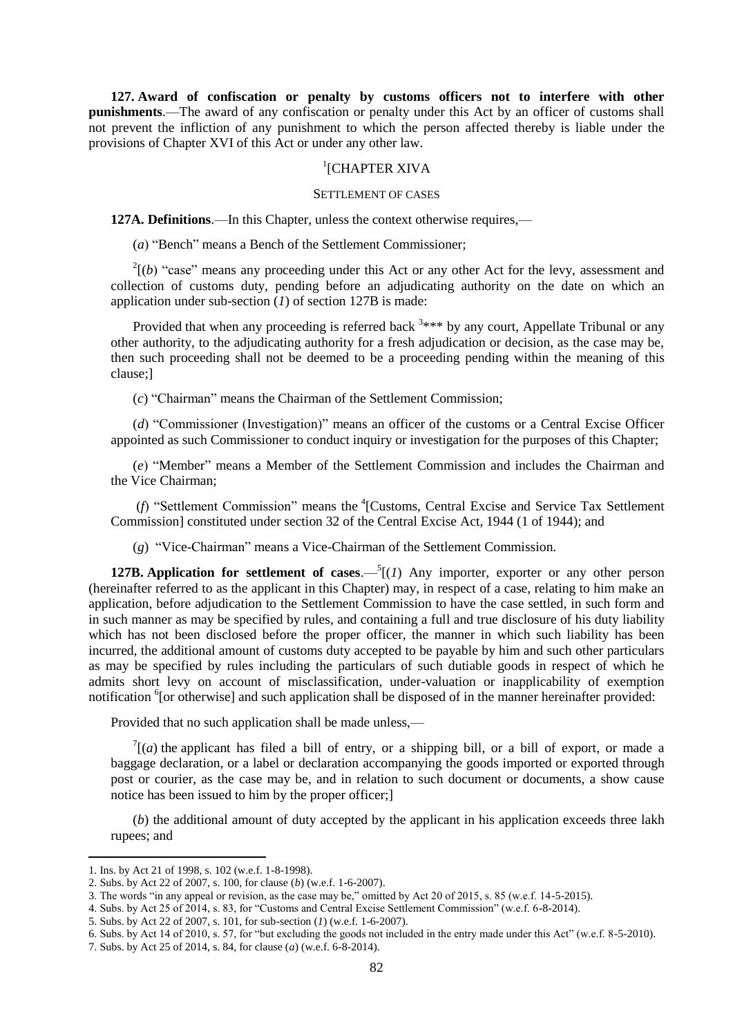**127. Award of confiscation or penalty by customs officers not to interfere with other punishments**.—The award of any confiscation or penalty under this Act by an officer of customs shall not prevent the infliction of any punishment to which the person affected thereby is liable under the provisions of Chapter XVI of this Act or under any other law.

[1][CHAPTER XIVA

SETTLEMENT OF CASES

**127A. Definitions**.—In this Chapter, unless the context otherwise requires,—

(*a*) "Bench" means a Bench of the Settlement Commissioner;

[2][(*b*) "case" means any proceeding under this Act or any other Act for the levy, assessment and collection of customs duty, pending before an adjudicating authority on the date on which an application under sub-section (*1*) of section 127B is made:

Provided that when any proceeding is referred back [3]*** by any court, Appellate Tribunal or any other authority, to the adjudicating authority for a fresh adjudication or decision, as the case may be, then such proceeding shall not be deemed to be a proceeding pending within the meaning of this clause;]

(*c*) "Chairman" means the Chairman of the Settlement Commission;

(*d*) "Commissioner (Investigation)" means an officer of the customs or a Central Excise Officer appointed as such Commissioner to conduct inquiry or investigation for the purposes of this Chapter;

(*e*) "Member" means a Member of the Settlement Commission and includes the Chairman and the Vice Chairman;

(*f*) "Settlement Commission" means the [4][Customs, Central Excise and Service Tax Settlement Commission] constituted under section 32 of the Central Excise Act, 1944 (1 of 1944); and

(*g*) "Vice-Chairman" means a Vice-Chairman of the Settlement Commission.

**127B. Application for settlement of cases**.—[5][(*1*) Any importer, exporter or any other person (hereinafter referred to as the applicant in this Chapter) may, in respect of a case, relating to him make an application, before adjudication to the Settlement Commission to have the case settled, in such form and in such manner as may be specified by rules, and containing a full and true disclosure of his duty liability which has not been disclosed before the proper officer, the manner in which such liability has been incurred, the additional amount of customs duty accepted to be payable by him and such other particulars as may be specified by rules including the particulars of such dutiable goods in respect of which he admits short levy on account of misclassification, under-valuation or inapplicability of exemption notification [6][or otherwise] and such application shall be disposed of in the manner hereinafter provided:

Provided that no such application shall be made unless,—

[7][(*a*) the applicant has filed a bill of entry, or a shipping bill, or a bill of export, or made a baggage declaration, or a label or declaration accompanying the goods imported or exported through post or courier, as the case may be, and in relation to such document or documents, a show cause notice has been issued to him by the proper officer;]

(*b*) the additional amount of duty accepted by the applicant in his application exceeds three lakh rupees; and

---

1. Ins. by Act 21 of 1998, s. 102 (w.e.f. 1-8-1998).
2. Subs. by Act 22 of 2007, s. 100, for clause (*b*) (w.e.f. 1-6-2007).
3. The words "in any appeal or revision, as the case may be," omitted by Act 20 of 2015, s. 85 (w.e.f. 14-5-2015).
4. Subs. by Act 25 of 2014, s. 83, for "Customs and Central Excise Settlement Commission" (w.e.f. 6-8-2014).
5. Subs. by Act 22 of 2007, s. 101, for sub-section (*1*) (w.e.f. 1-6-2007).
6. Subs. by Act 14 of 2010, s. 57, for "but excluding the goods not included in the entry made under this Act" (w.e.f. 8-5-2010).
7. Subs. by Act 25 of 2014, s. 84, for clause (*a*) (w.e.f. 6-8-2014).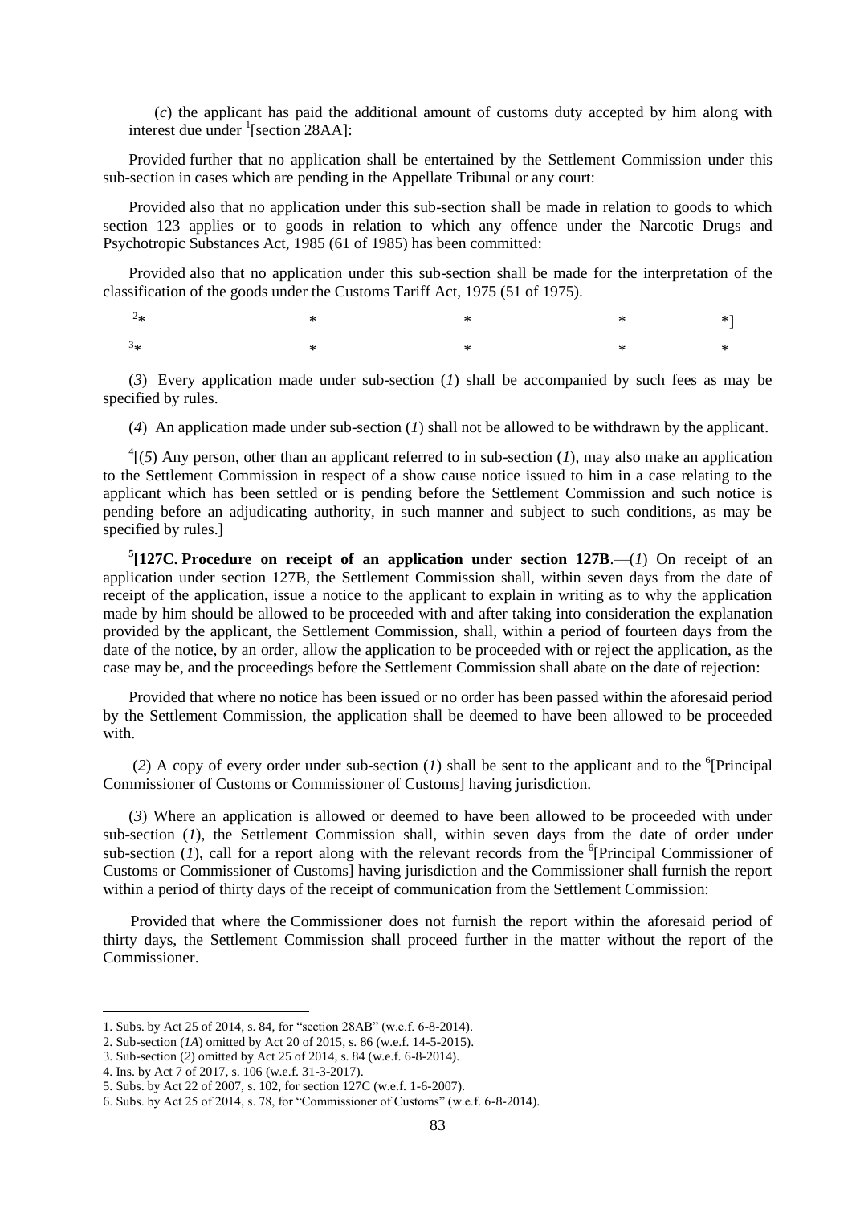(*c*) the applicant has paid the additional amount of customs duty accepted by him along with interest due under [1][section 28AA]:

Provided further that no application shall be entertained by the Settlement Commission under this sub-section in cases which are pending in the Appellate Tribunal or any court:

Provided also that no application under this sub-section shall be made in relation to goods to which section 123 applies or to goods in relation to which any offence under the Narcotic Drugs and Psychotropic Substances Act, 1985 (61 of 1985) has been committed:

Provided also that no application under this sub-section shall be made for the interpretation of the classification of the goods under the Customs Tariff Act, 1975 (51 of 1975).

[2]* * * * *]

[3]* * * * *

(*3*) Every application made under sub-section (*1*) shall be accompanied by such fees as may be specified by rules.

(*4*) An application made under sub-section (*1*) shall not be allowed to be withdrawn by the applicant.

[4][(*5*) Any person, other than an applicant referred to in sub-section (*1*), may also make an application to the Settlement Commission in respect of a show cause notice issued to him in a case relating to the applicant which has been settled or is pending before the Settlement Commission and such notice is pending before an adjudicating authority, in such manner and subject to such conditions, as may be specified by rules.]

**[5][127C. Procedure on receipt of an application under section 127B**.—(*1*) On receipt of an application under section 127B, the Settlement Commission shall, within seven days from the date of receipt of the application, issue a notice to the applicant to explain in writing as to why the application made by him should be allowed to be proceeded with and after taking into consideration the explanation provided by the applicant, the Settlement Commission, shall, within a period of fourteen days from the date of the notice, by an order, allow the application to be proceeded with or reject the application, as the case may be, and the proceedings before the Settlement Commission shall abate on the date of rejection:

Provided that where no notice has been issued or no order has been passed within the aforesaid period by the Settlement Commission, the application shall be deemed to have been allowed to be proceeded with.

(*2*) A copy of every order under sub-section (*1*) shall be sent to the applicant and to the [6][Principal Commissioner of Customs or Commissioner of Customs] having jurisdiction.

(*3*) Where an application is allowed or deemed to have been allowed to be proceeded with under sub-section (*1*), the Settlement Commission shall, within seven days from the date of order under sub-section (*1*), call for a report along with the relevant records from the [6][Principal Commissioner of Customs or Commissioner of Customs] having jurisdiction and the Commissioner shall furnish the report within a period of thirty days of the receipt of communication from the Settlement Commission:

Provided that where the Commissioner does not furnish the report within the aforesaid period of thirty days, the Settlement Commission shall proceed further in the matter without the report of the Commissioner.

---

1. Subs. by Act 25 of 2014, s. 84, for "section 28AB" (w.e.f. 6-8-2014).
2. Sub-section (*1A*) omitted by Act 20 of 2015, s. 86 (w.e.f. 14-5-2015).
3. Sub-section (*2*) omitted by Act 25 of 2014, s. 84 (w.e.f. 6-8-2014).
4. Ins. by Act 7 of 2017, s. 106 (w.e.f. 31-3-2017).
5. Subs. by Act 22 of 2007, s. 102, for section 127C (w.e.f. 1-6-2007).
6. Subs. by Act 25 of 2014, s. 78, for "Commissioner of Customs" (w.e.f. 6-8-2014).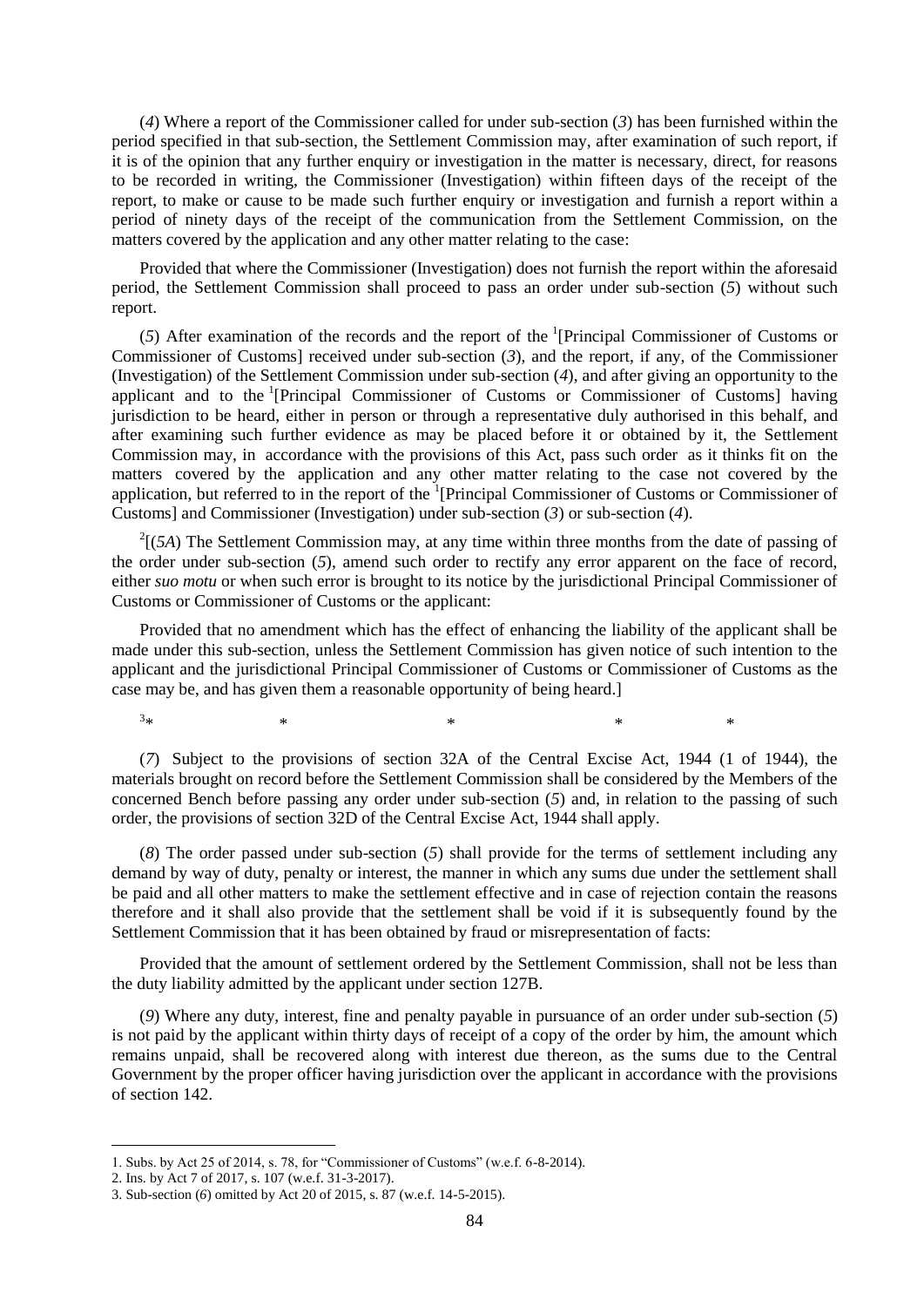(*4*) Where a report of the Commissioner called for under sub-section (*3*) has been furnished within the period specified in that sub-section, the Settlement Commission may, after examination of such report, if it is of the opinion that any further enquiry or investigation in the matter is necessary, direct, for reasons to be recorded in writing, the Commissioner (Investigation) within fifteen days of the receipt of the report, to make or cause to be made such further enquiry or investigation and furnish a report within a period of ninety days of the receipt of the communication from the Settlement Commission, on the matters covered by the application and any other matter relating to the case:

Provided that where the Commissioner (Investigation) does not furnish the report within the aforesaid period, the Settlement Commission shall proceed to pass an order under sub-section (*5*) without such report.

(*5*) After examination of the records and the report of the [1][Principal Commissioner of Customs or Commissioner of Customs] received under sub-section (*3*), and the report, if any, of the Commissioner (Investigation) of the Settlement Commission under sub-section (*4*), and after giving an opportunity to the applicant and to the [1][Principal Commissioner of Customs or Commissioner of Customs] having jurisdiction to be heard, either in person or through a representative duly authorised in this behalf, and after examining such further evidence as may be placed before it or obtained by it, the Settlement Commission may, in accordance with the provisions of this Act, pass such order as it thinks fit on the matters covered by the application and any other matter relating to the case not covered by the application, but referred to in the report of the [1][Principal Commissioner of Customs or Commissioner of Customs] and Commissioner (Investigation) under sub-section (*3*) or sub-section (*4*).

[2][(*5A*) The Settlement Commission may, at any time within three months from the date of passing of the order under sub-section (*5*), amend such order to rectify any error apparent on the face of record, either *suo motu* or when such error is brought to its notice by the jurisdictional Principal Commissioner of Customs or Commissioner of Customs or the applicant:

Provided that no amendment which has the effect of enhancing the liability of the applicant shall be made under this sub-section, unless the Settlement Commission has given notice of such intention to the applicant and the jurisdictional Principal Commissioner of Customs or Commissioner of Customs as the case may be, and has given them a reasonable opportunity of being heard.]

[3]* * * * *

(*7*) Subject to the provisions of section 32A of the Central Excise Act, 1944 (1 of 1944), the materials brought on record before the Settlement Commission shall be considered by the Members of the concerned Bench before passing any order under sub-section (*5*) and, in relation to the passing of such order, the provisions of section 32D of the Central Excise Act, 1944 shall apply.

(*8*) The order passed under sub-section (*5*) shall provide for the terms of settlement including any demand by way of duty, penalty or interest, the manner in which any sums due under the settlement shall be paid and all other matters to make the settlement effective and in case of rejection contain the reasons therefore and it shall also provide that the settlement shall be void if it is subsequently found by the Settlement Commission that it has been obtained by fraud or misrepresentation of facts:

Provided that the amount of settlement ordered by the Settlement Commission, shall not be less than the duty liability admitted by the applicant under section 127B.

(*9*) Where any duty, interest, fine and penalty payable in pursuance of an order under sub-section (*5*) is not paid by the applicant within thirty days of receipt of a copy of the order by him, the amount which remains unpaid, shall be recovered along with interest due thereon, as the sums due to the Central Government by the proper officer having jurisdiction over the applicant in accordance with the provisions of section 142.

---

1. Subs. by Act 25 of 2014, s. 78, for "Commissioner of Customs" (w.e.f. 6-8-2014).
2. Ins. by Act 7 of 2017, s. 107 (w.e.f. 31-3-2017).
3. Sub-section (*6*) omitted by Act 20 of 2015, s. 87 (w.e.f. 14-5-2015).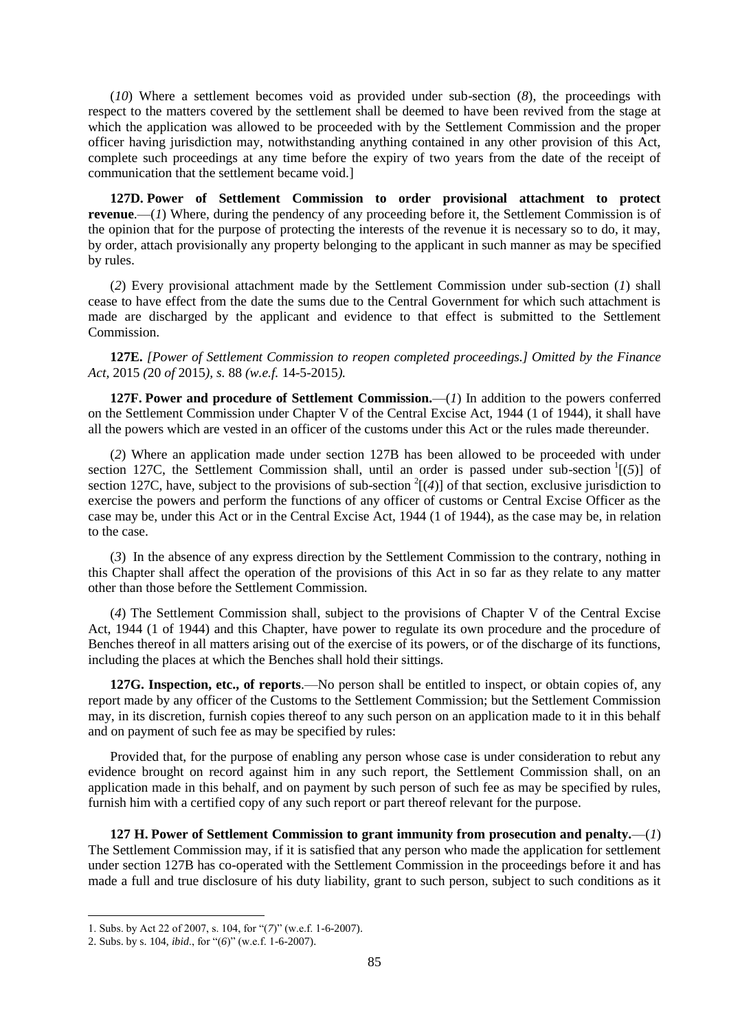(*10*) Where a settlement becomes void as provided under sub-section (*8*), the proceedings with respect to the matters covered by the settlement shall be deemed to have been revived from the stage at which the application was allowed to be proceeded with by the Settlement Commission and the proper officer having jurisdiction may, notwithstanding anything contained in any other provision of this Act, complete such proceedings at any time before the expiry of two years from the date of the receipt of communication that the settlement became void.]

**127D. Power of Settlement Commission to order provisional attachment to protect revenue**.—(*1*) Where, during the pendency of any proceeding before it, the Settlement Commission is of the opinion that for the purpose of protecting the interests of the revenue it is necessary so to do, it may, by order, attach provisionally any property belonging to the applicant in such manner as may be specified by rules.

(*2*) Every provisional attachment made by the Settlement Commission under sub-section (*1*) shall cease to have effect from the date the sums due to the Central Government for which such attachment is made are discharged by the applicant and evidence to that effect is submitted to the Settlement Commission.

**127E.** *[Power of Settlement Commission to reopen completed proceedings.] Omitted by the Finance Act,* 2015 *(*20 *of* 2015*), s.* 88 *(w.e.f.* 14-5-2015*).*

**127F. Power and procedure of Settlement Commission.**—(*1*) In addition to the powers conferred on the Settlement Commission under Chapter V of the Central Excise Act, 1944 (1 of 1944), it shall have all the powers which are vested in an officer of the customs under this Act or the rules made thereunder.

(*2*) Where an application made under section 127B has been allowed to be proceeded with under section 127C, the Settlement Commission shall, until an order is passed under sub-section [1][(*5*)] of section 127C, have, subject to the provisions of sub-section [2][(*4*)] of that section, exclusive jurisdiction to exercise the powers and perform the functions of any officer of customs or Central Excise Officer as the case may be, under this Act or in the Central Excise Act, 1944 (1 of 1944), as the case may be, in relation to the case.

(*3*) In the absence of any express direction by the Settlement Commission to the contrary, nothing in this Chapter shall affect the operation of the provisions of this Act in so far as they relate to any matter other than those before the Settlement Commission.

(*4*) The Settlement Commission shall, subject to the provisions of Chapter V of the Central Excise Act, 1944 (1 of 1944) and this Chapter, have power to regulate its own procedure and the procedure of Benches thereof in all matters arising out of the exercise of its powers, or of the discharge of its functions, including the places at which the Benches shall hold their sittings.

**127G. Inspection, etc., of reports**.—No person shall be entitled to inspect, or obtain copies of, any report made by any officer of the Customs to the Settlement Commission; but the Settlement Commission may, in its discretion, furnish copies thereof to any such person on an application made to it in this behalf and on payment of such fee as may be specified by rules:

Provided that, for the purpose of enabling any person whose case is under consideration to rebut any evidence brought on record against him in any such report, the Settlement Commission shall, on an application made in this behalf, and on payment by such person of such fee as may be specified by rules, furnish him with a certified copy of any such report or part thereof relevant for the purpose.

**127 H. Power of Settlement Commission to grant immunity from prosecution and penalty.**—(*1*) The Settlement Commission may, if it is satisfied that any person who made the application for settlement under section 127B has co-operated with the Settlement Commission in the proceedings before it and has made a full and true disclosure of his duty liability, grant to such person, subject to such conditions as it

---

1. Subs. by Act 22 of 2007, s. 104, for "(*7*)" (w.e.f. 1-6-2007).

2. Subs. by s. 104, *ibid*., for "(*6*)" (w.e.f. 1-6-2007).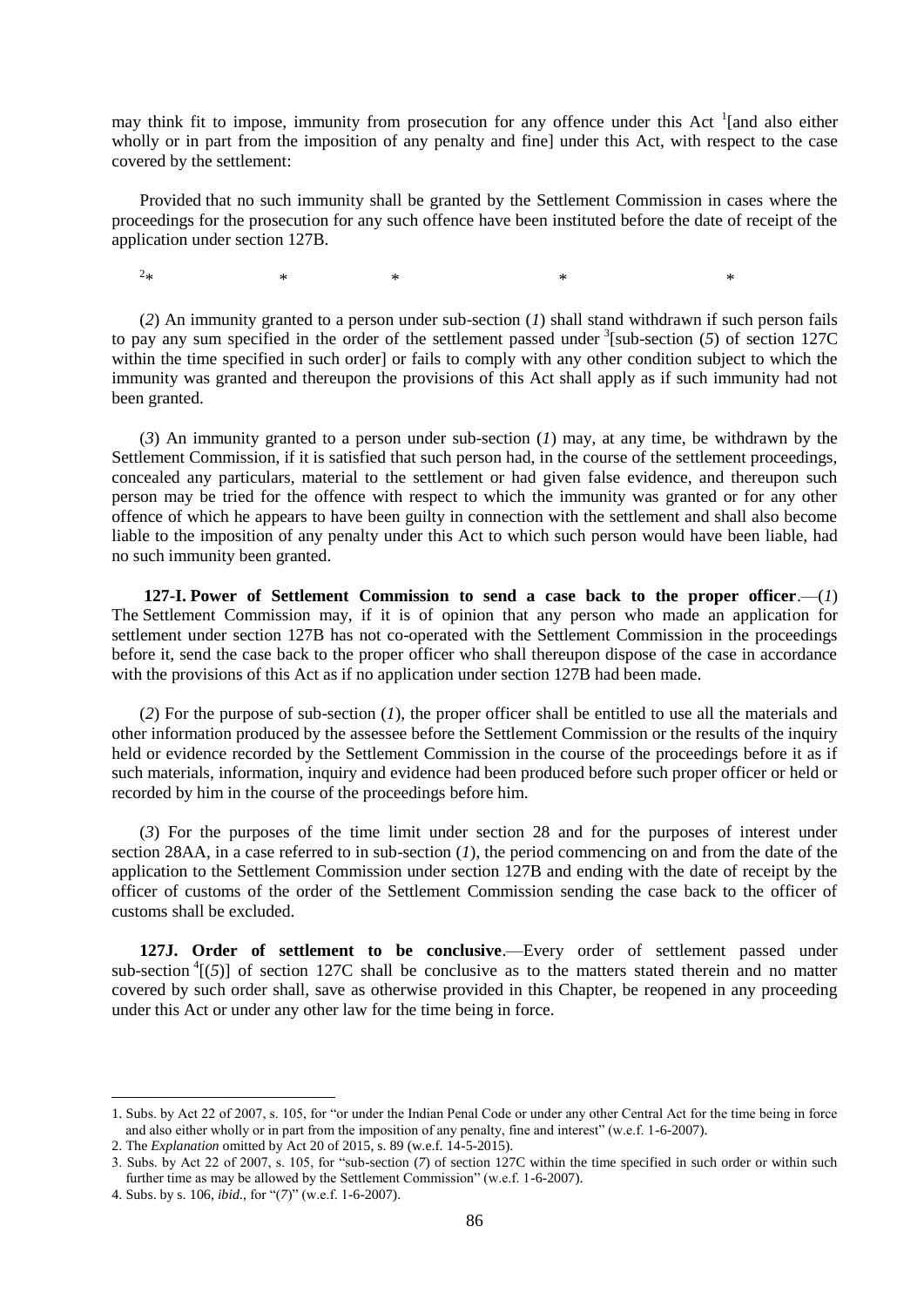may think fit to impose, immunity from prosecution for any offence under this Act [1][and also either wholly or in part from the imposition of any penalty and fine] under this Act, with respect to the case covered by the settlement:

Provided that no such immunity shall be granted by the Settlement Commission in cases where the proceedings for the prosecution for any such offence have been instituted before the date of receipt of the application under section 127B.

[2]* * * * *

(*2*) An immunity granted to a person under sub-section (*1*) shall stand withdrawn if such person fails to pay any sum specified in the order of the settlement passed under [3][sub-section (*5*) of section 127C within the time specified in such order] or fails to comply with any other condition subject to which the immunity was granted and thereupon the provisions of this Act shall apply as if such immunity had not been granted.

(*3*) An immunity granted to a person under sub-section (*1*) may, at any time, be withdrawn by the Settlement Commission, if it is satisfied that such person had, in the course of the settlement proceedings, concealed any particulars, material to the settlement or had given false evidence, and thereupon such person may be tried for the offence with respect to which the immunity was granted or for any other offence of which he appears to have been guilty in connection with the settlement and shall also become liable to the imposition of any penalty under this Act to which such person would have been liable, had no such immunity been granted.

**127-I. Power of Settlement Commission to send a case back to the proper officer**.—(*1*) The Settlement Commission may, if it is of opinion that any person who made an application for settlement under section 127B has not co-operated with the Settlement Commission in the proceedings before it, send the case back to the proper officer who shall thereupon dispose of the case in accordance with the provisions of this Act as if no application under section 127B had been made.

(*2*) For the purpose of sub-section (*1*), the proper officer shall be entitled to use all the materials and other information produced by the assessee before the Settlement Commission or the results of the inquiry held or evidence recorded by the Settlement Commission in the course of the proceedings before it as if such materials, information, inquiry and evidence had been produced before such proper officer or held or recorded by him in the course of the proceedings before him.

(*3*) For the purposes of the time limit under section 28 and for the purposes of interest under section 28AA, in a case referred to in sub-section (*1*), the period commencing on and from the date of the application to the Settlement Commission under section 127B and ending with the date of receipt by the officer of customs of the order of the Settlement Commission sending the case back to the officer of customs shall be excluded.

**127J. Order of settlement to be conclusive**.—Every order of settlement passed under sub-section [4][(*5*)] of section 127C shall be conclusive as to the matters stated therein and no matter covered by such order shall, save as otherwise provided in this Chapter, be reopened in any proceeding under this Act or under any other law for the time being in force.

---

1. Subs. by Act 22 of 2007, s. 105, for "or under the Indian Penal Code or under any other Central Act for the time being in force and also either wholly or in part from the imposition of any penalty, fine and interest" (w.e.f. 1-6-2007).
2. The *Explanation* omitted by Act 20 of 2015, s. 89 (w.e.f. 14-5-2015).
3. Subs. by Act 22 of 2007, s. 105, for "sub-section (*7*) of section 127C within the time specified in such order or within such further time as may be allowed by the Settlement Commission" (w.e.f. 1-6-2007).
4. Subs. by s. 106, *ibid.*, for "(*7*)" (w.e.f. 1-6-2007).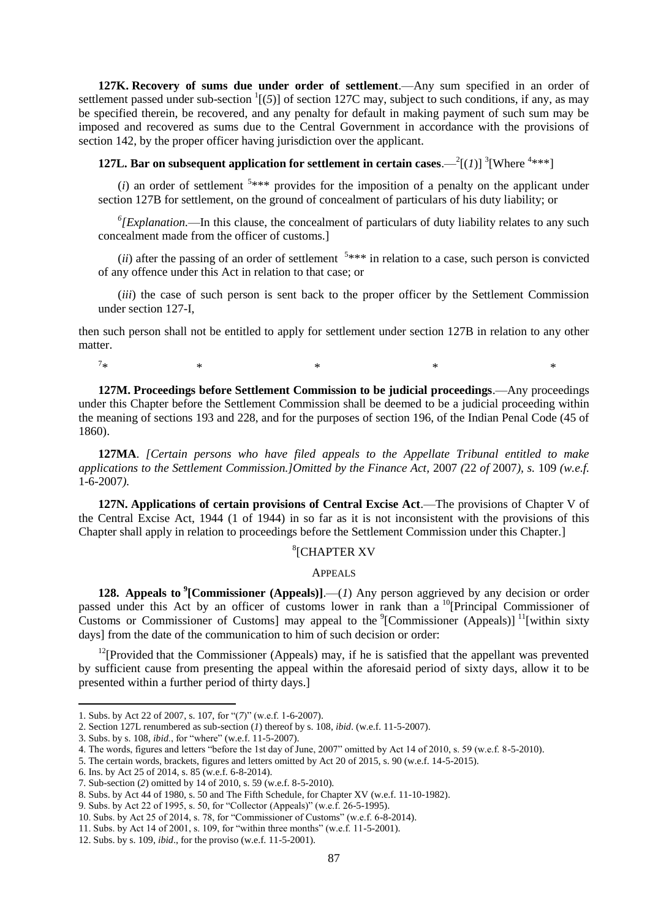**127K. Recovery of sums due under order of settlement**.—Any sum specified in an order of settlement passed under sub-section [1][(*5*)] of section 127C may, subject to such conditions, if any, as may be specified therein, be recovered, and any penalty for default in making payment of such sum may be imposed and recovered as sums due to the Central Government in accordance with the provisions of section 142, by the proper officer having jurisdiction over the applicant.

**127L. Bar on subsequent application for settlement in certain cases**.—[2][(*1*)] [3][Where [4]***]

(*i*) an order of settlement [5]*** provides for the imposition of a penalty on the applicant under section 127B for settlement, on the ground of concealment of particulars of his duty liability; or

[6][*Explanation*.—In this clause, the concealment of particulars of duty liability relates to any such concealment made from the officer of customs.]

(*ii*) after the passing of an order of settlement [5]*** in relation to a case, such person is convicted of any offence under this Act in relation to that case; or

(*iii*) the case of such person is sent back to the proper officer by the Settlement Commission under section 127-I,

then such person shall not be entitled to apply for settlement under section 127B in relation to any other matter.

[7]* * * * *

**127M. Proceedings before Settlement Commission to be judicial proceedings**.—Any proceedings under this Chapter before the Settlement Commission shall be deemed to be a judicial proceeding within the meaning of sections 193 and 228, and for the purposes of section 196, of the Indian Penal Code (45 of 1860).

**127MA**. *[Certain persons who have filed appeals to the Appellate Tribunal entitled to make applications to the Settlement Commission.]Omitted by the Finance Act*, 2007 *(*22 *of* 2007*), s.* 109 *(w.e.f.* 1-6-2007*).*

**127N. Applications of certain provisions of Central Excise Act**.—The provisions of Chapter V of the Central Excise Act, 1944 (1 of 1944) in so far as it is not inconsistent with the provisions of this Chapter shall apply in relation to proceedings before the Settlement Commission under this Chapter.]

## [8][CHAPTER XV

### APPEALS

**128. Appeals to [9][Commissioner (Appeals)]**.—(*1*) Any person aggrieved by any decision or order passed under this Act by an officer of customs lower in rank than a [10][Principal Commissioner of Customs or Commissioner of Customs] may appeal to the [9][Commissioner (Appeals)] [11][within sixty days] from the date of the communication to him of such decision or order:

[12][Provided that the Commissioner (Appeals) may, if he is satisfied that the appellant was prevented by sufficient cause from presenting the appeal within the aforesaid period of sixty days, allow it to be presented within a further period of thirty days.]

---

1. Subs. by Act 22 of 2007, s. 107, for "(*7*)" (w.e.f. 1-6-2007).
2. Section 127L renumbered as sub-section (*1*) thereof by s. 108, *ibid*. (w.e.f. 11-5-2007).
3. Subs. by s. 108, *ibid*., for "where" (w.e.f. 11-5-2007).
4. The words, figures and letters "before the 1st day of June, 2007" omitted by Act 14 of 2010, s. 59 (w.e.f. 8-5-2010).
5. The certain words, brackets, figures and letters omitted by Act 20 of 2015, s. 90 (w.e.f. 14-5-2015).
6. Ins. by Act 25 of 2014, s. 85 (w.e.f. 6-8-2014).
7. Sub-section (*2*) omitted by 14 of 2010, s. 59 (w.e.f. 8-5-2010).
8. Subs. by Act 44 of 1980, s. 50 and The Fifth Schedule, for Chapter XV (w.e.f. 11-10-1982).
9. Subs. by Act 22 of 1995, s. 50, for "Collector (Appeals)" (w.e.f. 26-5-1995).
10. Subs. by Act 25 of 2014, s. 78, for "Commissioner of Customs" (w.e.f. 6-8-2014).
11. Subs. by Act 14 of 2001, s. 109, for "within three months" (w.e.f. 11-5-2001).
12. Subs. by s. 109, *ibid*., for the proviso (w.e.f. 11-5-2001).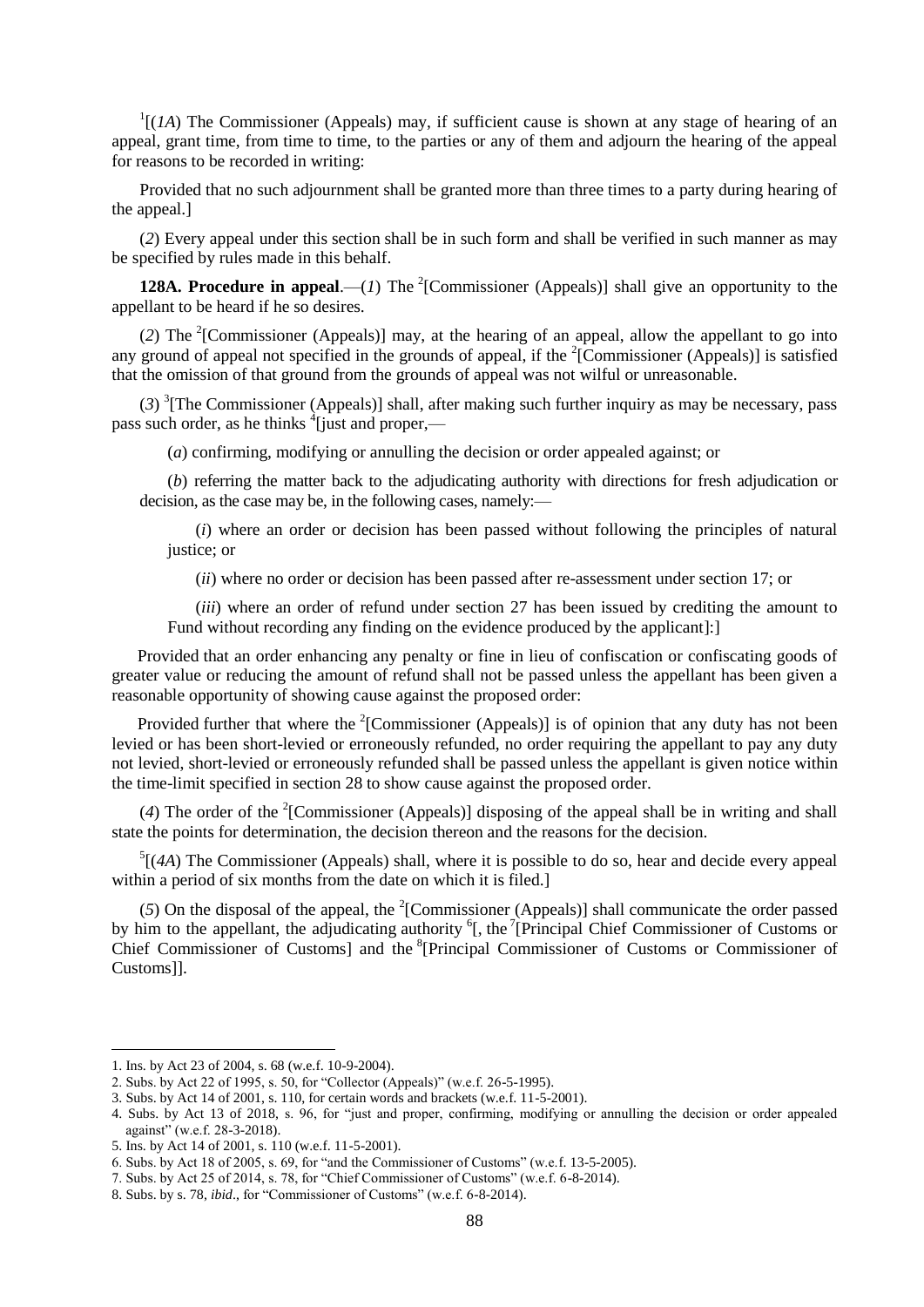[1][(*1A*) The Commissioner (Appeals) may, if sufficient cause is shown at any stage of hearing of an appeal, grant time, from time to time, to the parties or any of them and adjourn the hearing of the appeal for reasons to be recorded in writing:

Provided that no such adjournment shall be granted more than three times to a party during hearing of the appeal.]

(*2*) Every appeal under this section shall be in such form and shall be verified in such manner as may be specified by rules made in this behalf.

**128A. Procedure in appeal**.—(*1*) The [2][Commissioner (Appeals)] shall give an opportunity to the appellant to be heard if he so desires.

(*2*) The [2][Commissioner (Appeals)] may, at the hearing of an appeal, allow the appellant to go into any ground of appeal not specified in the grounds of appeal, if the [2][Commissioner (Appeals)] is satisfied that the omission of that ground from the grounds of appeal was not wilful or unreasonable.

(*3*) [3][The Commissioner (Appeals)] shall, after making such further inquiry as may be necessary, pass pass such order, as he thinks [4][just and proper,—

(*a*) confirming, modifying or annulling the decision or order appealed against; or

(*b*) referring the matter back to the adjudicating authority with directions for fresh adjudication or decision, as the case may be, in the following cases, namely:—

(*i*) where an order or decision has been passed without following the principles of natural justice; or

(*ii*) where no order or decision has been passed after re-assessment under section 17; or

(*iii*) where an order of refund under section 27 has been issued by crediting the amount to Fund without recording any finding on the evidence produced by the applicant]:]

Provided that an order enhancing any penalty or fine in lieu of confiscation or confiscating goods of greater value or reducing the amount of refund shall not be passed unless the appellant has been given a reasonable opportunity of showing cause against the proposed order:

Provided further that where the [2][Commissioner (Appeals)] is of opinion that any duty has not been levied or has been short-levied or erroneously refunded, no order requiring the appellant to pay any duty not levied, short-levied or erroneously refunded shall be passed unless the appellant is given notice within the time-limit specified in section 28 to show cause against the proposed order.

(*4*) The order of the [2][Commissioner (Appeals)] disposing of the appeal shall be in writing and shall state the points for determination, the decision thereon and the reasons for the decision.

[5][(*4A*) The Commissioner (Appeals) shall, where it is possible to do so, hear and decide every appeal within a period of six months from the date on which it is filed.]

(*5*) On the disposal of the appeal, the [2][Commissioner (Appeals)] shall communicate the order passed by him to the appellant, the adjudicating authority [6][, the [7][Principal Chief Commissioner of Customs or Chief Commissioner of Customs] and the [8][Principal Commissioner of Customs or Commissioner of Customs]].

---

1. Ins. by Act 23 of 2004, s. 68 (w.e.f. 10-9-2004).
2. Subs. by Act 22 of 1995, s. 50, for "Collector (Appeals)" (w.e.f. 26-5-1995).
3. Subs. by Act 14 of 2001, s. 110, for certain words and brackets (w.e.f. 11-5-2001).
4. Subs. by Act 13 of 2018, s. 96, for "just and proper, confirming, modifying or annulling the decision or order appealed against" (w.e.f. 28-3-2018).
5. Ins. by Act 14 of 2001, s. 110 (w.e.f. 11-5-2001).
6. Subs. by Act 18 of 2005, s. 69, for "and the Commissioner of Customs" (w.e.f. 13-5-2005).
7. Subs. by Act 25 of 2014, s. 78, for "Chief Commissioner of Customs" (w.e.f. 6-8-2014).
8. Subs. by s. 78, *ibid*., for "Commissioner of Customs" (w.e.f. 6-8-2014).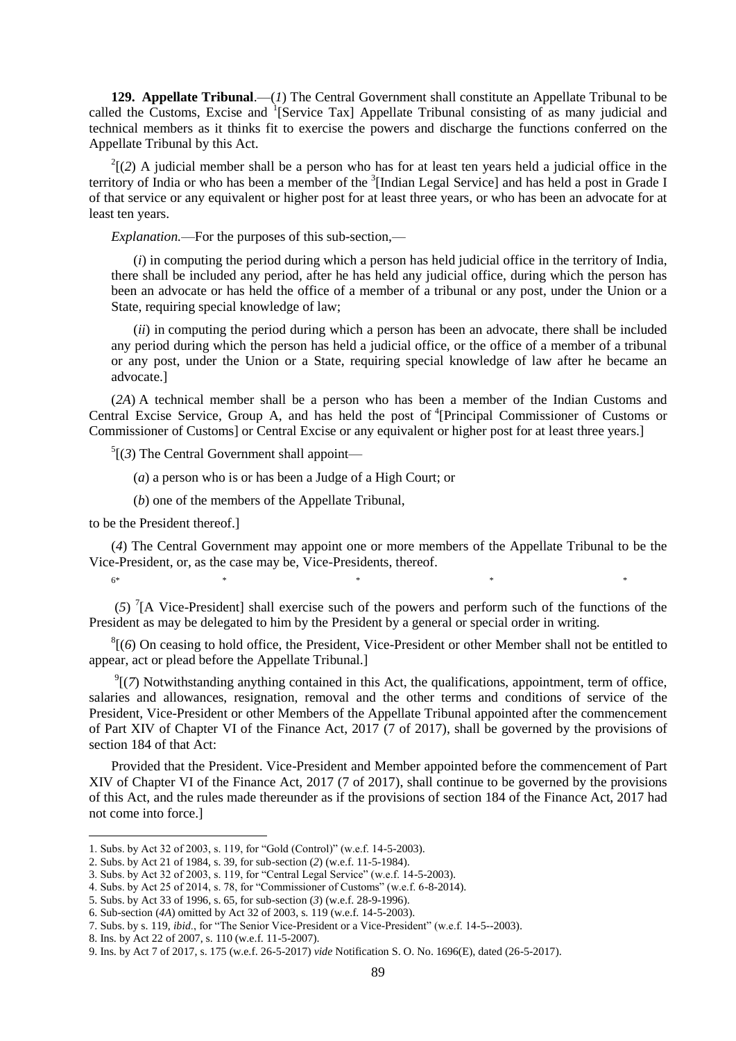**129. Appellate Tribunal**.—(*1*) The Central Government shall constitute an Appellate Tribunal to be called the Customs, Excise and [1][Service Tax] Appellate Tribunal consisting of as many judicial and technical members as it thinks fit to exercise the powers and discharge the functions conferred on the Appellate Tribunal by this Act.

[2][(*2*) A judicial member shall be a person who has for at least ten years held a judicial office in the territory of India or who has been a member of the [3][Indian Legal Service] and has held a post in Grade I of that service or any equivalent or higher post for at least three years, or who has been an advocate for at least ten years.

*Explanation.*—For the purposes of this sub-section,—

(*i*) in computing the period during which a person has held judicial office in the territory of India, there shall be included any period, after he has held any judicial office, during which the person has been an advocate or has held the office of a member of a tribunal or any post, under the Union or a State, requiring special knowledge of law;

(*ii*) in computing the period during which a person has been an advocate, there shall be included any period during which the person has held a judicial office, or the office of a member of a tribunal or any post, under the Union or a State, requiring special knowledge of law after he became an advocate.]

(*2A*) A technical member shall be a person who has been a member of the Indian Customs and Central Excise Service, Group A, and has held the post of [4][Principal Commissioner of Customs or Commissioner of Customs] or Central Excise or any equivalent or higher post for at least three years.]

[5][(*3*) The Central Government shall appoint—

(*a*) a person who is or has been a Judge of a High Court; or

(*b*) one of the members of the Appellate Tribunal,

to be the President thereof.]

(*4*) The Central Government may appoint one or more members of the Appellate Tribunal to be the Vice-President, or, as the case may be, Vice-Presidents, thereof.

[6]* * * * *

(*5*) [7][A Vice-President] shall exercise such of the powers and perform such of the functions of the President as may be delegated to him by the President by a general or special order in writing.

[8][(*6*) On ceasing to hold office, the President, Vice-President or other Member shall not be entitled to appear, act or plead before the Appellate Tribunal.]

[9][(*7*) Notwithstanding anything contained in this Act, the qualifications, appointment, term of office, salaries and allowances, resignation, removal and the other terms and conditions of service of the President, Vice-President or other Members of the Appellate Tribunal appointed after the commencement of Part XIV of Chapter VI of the Finance Act, 2017 (7 of 2017), shall be governed by the provisions of section 184 of that Act:

Provided that the President. Vice-President and Member appointed before the commencement of Part XIV of Chapter VI of the Finance Act, 2017 (7 of 2017), shall continue to be governed by the provisions of this Act, and the rules made thereunder as if the provisions of section 184 of the Finance Act, 2017 had not come into force.]

---

1. Subs. by Act 32 of 2003, s. 119, for "Gold (Control)" (w.e.f. 14-5-2003).
2. Subs. by Act 21 of 1984, s. 39, for sub-section (*2*) (w.e.f. 11-5-1984).
3. Subs. by Act 32 of 2003, s. 119, for "Central Legal Service" (w.e.f. 14-5-2003).
4. Subs. by Act 25 of 2014, s. 78, for "Commissioner of Customs" (w.e.f. 6-8-2014).
5. Subs. by Act 33 of 1996, s. 65, for sub-section (*3*) (w.e.f. 28-9-1996).
6. Sub-section (*4A*) omitted by Act 32 of 2003, s. 119 (w.e.f. 14-5-2003).
7. Subs. by s. 119, *ibid*., for "The Senior Vice-President or a Vice-President" (w.e.f. 14-5--2003).
8. Ins. by Act 22 of 2007, s. 110 (w.e.f. 11-5-2007).
9. Ins. by Act 7 of 2017, s. 175 (w.e.f. 26-5-2017) *vide* Notification S. O. No. 1696(E), dated (26-5-2017).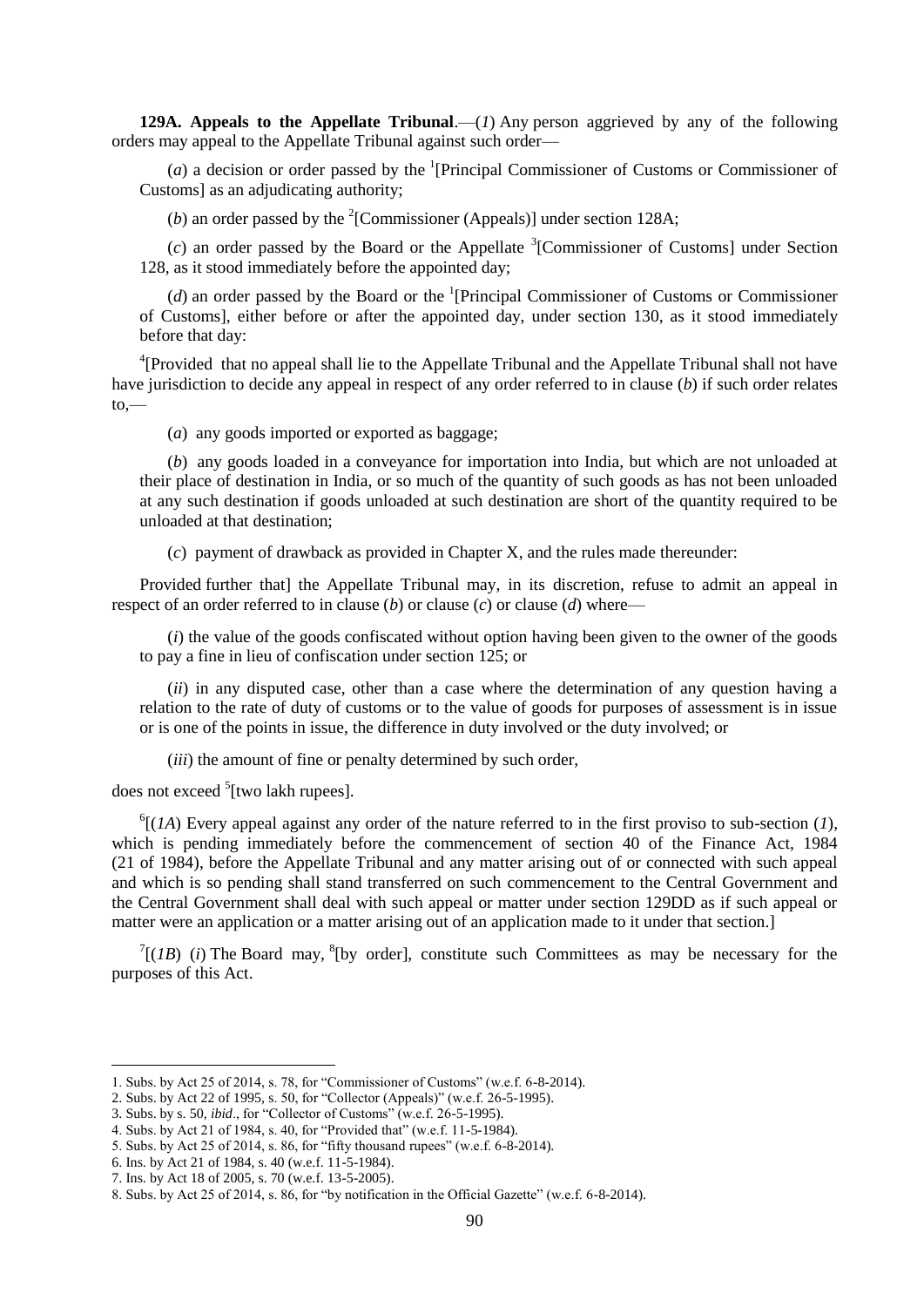**129A. Appeals to the Appellate Tribunal**.—(*1*) Any person aggrieved by any of the following orders may appeal to the Appellate Tribunal against such order—

(*a*) a decision or order passed by the [1][Principal Commissioner of Customs or Commissioner of Customs] as an adjudicating authority;

(*b*) an order passed by the [2][Commissioner (Appeals)] under section 128A;

(*c*) an order passed by the Board or the Appellate [3][Commissioner of Customs] under Section 128, as it stood immediately before the appointed day;

(*d*) an order passed by the Board or the [1][Principal Commissioner of Customs or Commissioner of Customs], either before or after the appointed day, under section 130, as it stood immediately before that day:

[4][Provided that no appeal shall lie to the Appellate Tribunal and the Appellate Tribunal shall not have have jurisdiction to decide any appeal in respect of any order referred to in clause (*b*) if such order relates to,—

(*a*) any goods imported or exported as baggage;

(*b*) any goods loaded in a conveyance for importation into India, but which are not unloaded at their place of destination in India, or so much of the quantity of such goods as has not been unloaded at any such destination if goods unloaded at such destination are short of the quantity required to be unloaded at that destination;

(*c*) payment of drawback as provided in Chapter X, and the rules made thereunder:

Provided further that] the Appellate Tribunal may, in its discretion, refuse to admit an appeal in respect of an order referred to in clause (*b*) or clause (*c*) or clause (*d*) where—

(*i*) the value of the goods confiscated without option having been given to the owner of the goods to pay a fine in lieu of confiscation under section 125; or

(*ii*) in any disputed case, other than a case where the determination of any question having a relation to the rate of duty of customs or to the value of goods for purposes of assessment is in issue or is one of the points in issue, the difference in duty involved or the duty involved; or

(*iii*) the amount of fine or penalty determined by such order,

does not exceed [5][two lakh rupees].

[6][(*1A*) Every appeal against any order of the nature referred to in the first proviso to sub-section (*1*), which is pending immediately before the commencement of section 40 of the Finance Act, 1984 (21 of 1984), before the Appellate Tribunal and any matter arising out of or connected with such appeal and which is so pending shall stand transferred on such commencement to the Central Government and the Central Government shall deal with such appeal or matter under section 129DD as if such appeal or matter were an application or a matter arising out of an application made to it under that section.]

[7][(*1B*) (*i*) The Board may, [8][by order], constitute such Committees as may be necessary for the purposes of this Act.

---

1. Subs. by Act 25 of 2014, s. 78, for "Commissioner of Customs" (w.e.f. 6-8-2014).
2. Subs. by Act 22 of 1995, s. 50, for "Collector (Appeals)" (w.e.f. 26-5-1995).
3. Subs. by s. 50, *ibid*., for "Collector of Customs" (w.e.f. 26-5-1995).
4. Subs. by Act 21 of 1984, s. 40, for "Provided that" (w.e.f. 11-5-1984).
5. Subs. by Act 25 of 2014, s. 86, for "fifty thousand rupees" (w.e.f. 6-8-2014).
6. Ins. by Act 21 of 1984, s. 40 (w.e.f. 11-5-1984).
7. Ins. by Act 18 of 2005, s. 70 (w.e.f. 13-5-2005).
8. Subs. by Act 25 of 2014, s. 86, for "by notification in the Official Gazette" (w.e.f. 6-8-2014).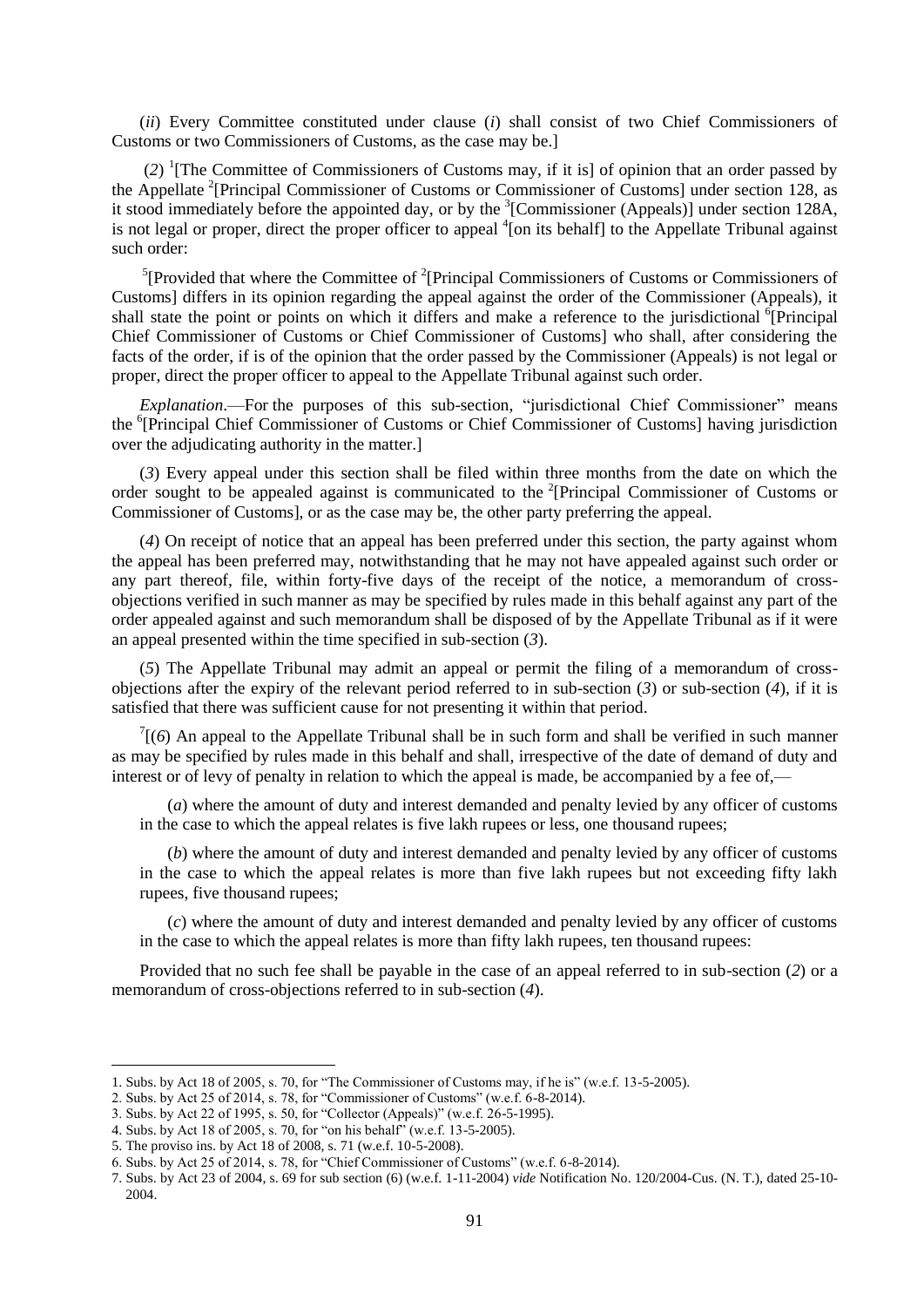(*ii*) Every Committee constituted under clause (*i*) shall consist of two Chief Commissioners of Customs or two Commissioners of Customs, as the case may be.]

(*2*) [1][The Committee of Commissioners of Customs may, if it is] of opinion that an order passed by the Appellate [2][Principal Commissioner of Customs or Commissioner of Customs] under section 128, as it stood immediately before the appointed day, or by the [3][Commissioner (Appeals)] under section 128A, is not legal or proper, direct the proper officer to appeal [4][on its behalf] to the Appellate Tribunal against such order:

[5][Provided that where the Committee of [2][Principal Commissioners of Customs or Commissioners of Customs] differs in its opinion regarding the appeal against the order of the Commissioner (Appeals), it shall state the point or points on which it differs and make a reference to the jurisdictional [6][Principal Chief Commissioner of Customs or Chief Commissioner of Customs] who shall, after considering the facts of the order, if is of the opinion that the order passed by the Commissioner (Appeals) is not legal or proper, direct the proper officer to appeal to the Appellate Tribunal against such order.

*Explanation*.—For the purposes of this sub-section, "jurisdictional Chief Commissioner" means the [6][Principal Chief Commissioner of Customs or Chief Commissioner of Customs] having jurisdiction over the adjudicating authority in the matter.]

(*3*) Every appeal under this section shall be filed within three months from the date on which the order sought to be appealed against is communicated to the [2][Principal Commissioner of Customs or Commissioner of Customs], or as the case may be, the other party preferring the appeal.

(*4*) On receipt of notice that an appeal has been preferred under this section, the party against whom the appeal has been preferred may, notwithstanding that he may not have appealed against such order or any part thereof, file, within forty-five days of the receipt of the notice, a memorandum of cross-objections verified in such manner as may be specified by rules made in this behalf against any part of the order appealed against and such memorandum shall be disposed of by the Appellate Tribunal as if it were an appeal presented within the time specified in sub-section (*3*).

(*5*) The Appellate Tribunal may admit an appeal or permit the filing of a memorandum of cross-objections after the expiry of the relevant period referred to in sub-section (*3*) or sub-section (*4*), if it is satisfied that there was sufficient cause for not presenting it within that period.

[7][(*6*) An appeal to the Appellate Tribunal shall be in such form and shall be verified in such manner as may be specified by rules made in this behalf and shall, irrespective of the date of demand of duty and interest or of levy of penalty in relation to which the appeal is made, be accompanied by a fee of,—

(*a*) where the amount of duty and interest demanded and penalty levied by any officer of customs in the case to which the appeal relates is five lakh rupees or less, one thousand rupees;

(*b*) where the amount of duty and interest demanded and penalty levied by any officer of customs in the case to which the appeal relates is more than five lakh rupees but not exceeding fifty lakh rupees, five thousand rupees;

(*c*) where the amount of duty and interest demanded and penalty levied by any officer of customs in the case to which the appeal relates is more than fifty lakh rupees, ten thousand rupees:

Provided that no such fee shall be payable in the case of an appeal referred to in sub-section (*2*) or a memorandum of cross-objections referred to in sub-section (*4*).

1. Subs. by Act 18 of 2005, s. 70, for "The Commissioner of Customs may, if he is" (w.e.f. 13-5-2005).
2. Subs. by Act 25 of 2014, s. 78, for "Commissioner of Customs" (w.e.f. 6-8-2014).
3. Subs. by Act 22 of 1995, s. 50, for "Collector (Appeals)" (w.e.f. 26-5-1995).
4. Subs. by Act 18 of 2005, s. 70, for "on his behalf" (w.e.f. 13-5-2005).
5. The proviso ins. by Act 18 of 2008, s. 71 (w.e.f. 10-5-2008).
6. Subs. by Act 25 of 2014, s. 78, for "Chief Commissioner of Customs" (w.e.f. 6-8-2014).
7. Subs. by Act 23 of 2004, s. 69 for sub section (6) (w.e.f. 1-11-2004) *vide* Notification No. 120/2004-Cus. (N. T.), dated 25-10-2004.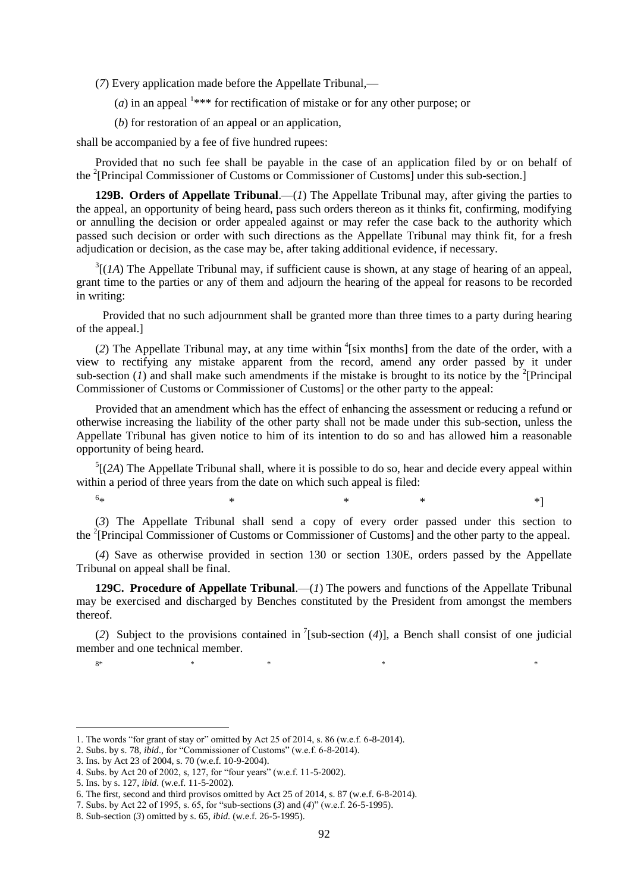(*7*) Every application made before the Appellate Tribunal,—

(*a*) in an appeal [1]*** for rectification of mistake or for any other purpose; or

(*b*) for restoration of an appeal or an application,

shall be accompanied by a fee of five hundred rupees:

Provided that no such fee shall be payable in the case of an application filed by or on behalf of the [2][Principal Commissioner of Customs or Commissioner of Customs] under this sub-section.]

**129B. Orders of Appellate Tribunal**.—(*1*) The Appellate Tribunal may, after giving the parties to the appeal, an opportunity of being heard, pass such orders thereon as it thinks fit, confirming, modifying or annulling the decision or order appealed against or may refer the case back to the authority which passed such decision or order with such directions as the Appellate Tribunal may think fit, for a fresh adjudication or decision, as the case may be, after taking additional evidence, if necessary.

[3][(*1A*) The Appellate Tribunal may, if sufficient cause is shown, at any stage of hearing of an appeal, grant time to the parties or any of them and adjourn the hearing of the appeal for reasons to be recorded in writing:

Provided that no such adjournment shall be granted more than three times to a party during hearing of the appeal.]

(*2*) The Appellate Tribunal may, at any time within [4][six months] from the date of the order, with a view to rectifying any mistake apparent from the record, amend any order passed by it under sub-section (*1*) and shall make such amendments if the mistake is brought to its notice by the [2][Principal Commissioner of Customs or Commissioner of Customs] or the other party to the appeal:

Provided that an amendment which has the effect of enhancing the assessment or reducing a refund or otherwise increasing the liability of the other party shall not be made under this sub-section, unless the Appellate Tribunal has given notice to him of its intention to do so and has allowed him a reasonable opportunity of being heard.

[5][(*2A*) The Appellate Tribunal shall, where it is possible to do so, hear and decide every appeal within within a period of three years from the date on which such appeal is filed:

[6]* * * * *]

(*3*) The Appellate Tribunal shall send a copy of every order passed under this section to the [2][Principal Commissioner of Customs or Commissioner of Customs] and the other party to the appeal.

(*4*) Save as otherwise provided in section 130 or section 130E, orders passed by the Appellate Tribunal on appeal shall be final.

**129C. Procedure of Appellate Tribunal**.—(*1*) The powers and functions of the Appellate Tribunal may be exercised and discharged by Benches constituted by the President from amongst the members thereof.

(*2*) Subject to the provisions contained in [7][sub-section (*4*)], a Bench shall consist of one judicial member and one technical member.

[8]* * * * *

---

1. The words "for grant of stay or" omitted by Act 25 of 2014, s. 86 (w.e.f. 6-8-2014).
2. Subs. by s. 78, *ibid*., for "Commissioner of Customs" (w.e.f. 6-8-2014).
3. Ins. by Act 23 of 2004, s. 70 (w.e.f. 10-9-2004).
4. Subs. by Act 20 of 2002, s, 127, for "four years" (w.e.f. 11-5-2002).
5. Ins. by s. 127, *ibid*. (w.e.f. 11-5-2002).
6. The first, second and third provisos omitted by Act 25 of 2014, s. 87 (w.e.f. 6-8-2014).
7. Subs. by Act 22 of 1995, s. 65, for "sub-sections (*3*) and (*4*)" (w.e.f. 26-5-1995).
8. Sub-section (*3*) omitted by s. 65, *ibid.* (w.e.f. 26-5-1995).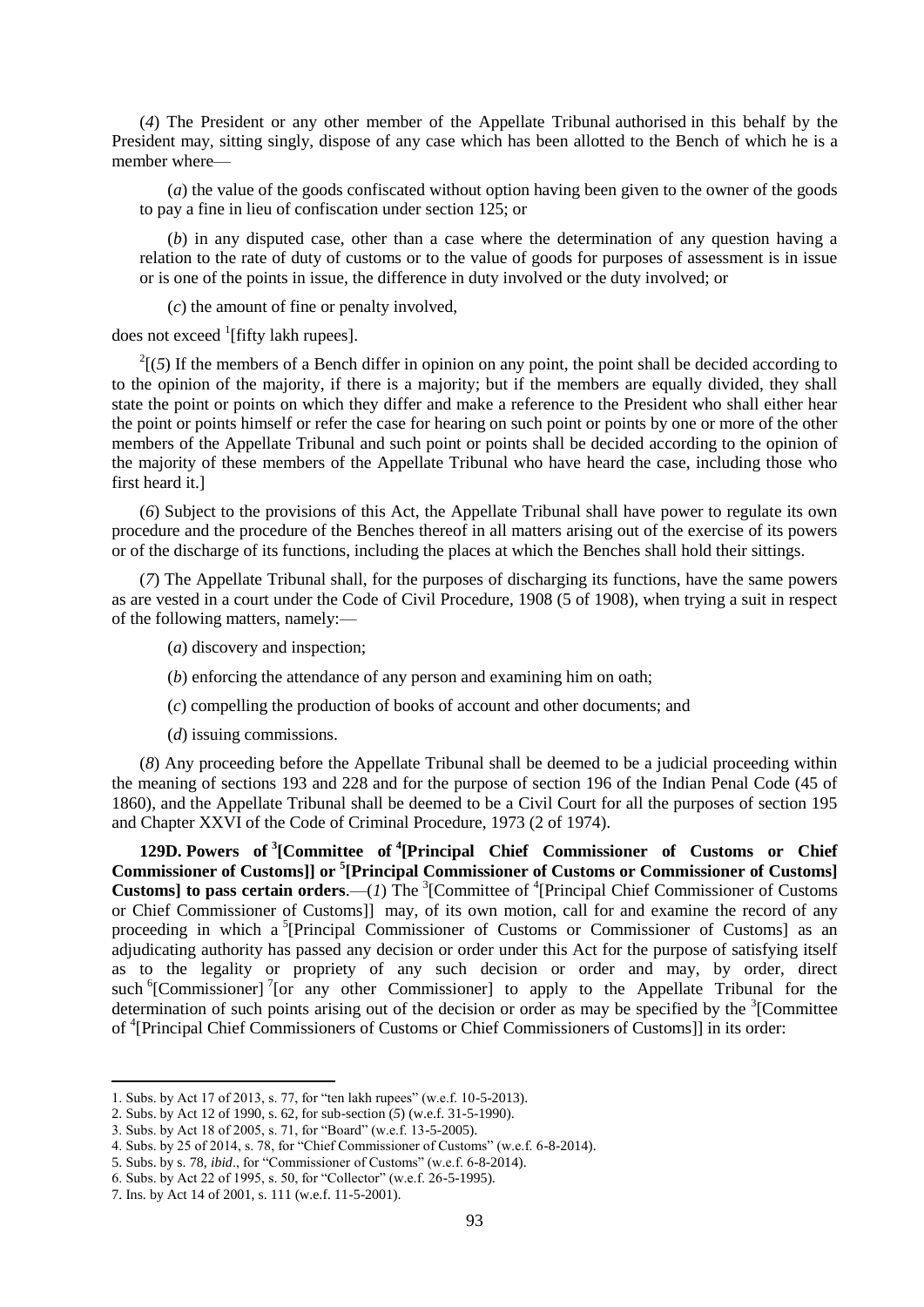(*4*) The President or any other member of the Appellate Tribunal authorised in this behalf by the President may, sitting singly, dispose of any case which has been allotted to the Bench of which he is a member where—

(*a*) the value of the goods confiscated without option having been given to the owner of the goods to pay a fine in lieu of confiscation under section 125; or

(*b*) in any disputed case, other than a case where the determination of any question having a relation to the rate of duty of customs or to the value of goods for purposes of assessment is in issue or is one of the points in issue, the difference in duty involved or the duty involved; or

(*c*) the amount of fine or penalty involved,

does not exceed [1][fifty lakh rupees].

[2][(*5*) If the members of a Bench differ in opinion on any point, the point shall be decided according to to the opinion of the majority, if there is a majority; but if the members are equally divided, they shall state the point or points on which they differ and make a reference to the President who shall either hear the point or points himself or refer the case for hearing on such point or points by one or more of the other members of the Appellate Tribunal and such point or points shall be decided according to the opinion of the majority of these members of the Appellate Tribunal who have heard the case, including those who first heard it.]

(*6*) Subject to the provisions of this Act, the Appellate Tribunal shall have power to regulate its own procedure and the procedure of the Benches thereof in all matters arising out of the exercise of its powers or of the discharge of its functions, including the places at which the Benches shall hold their sittings.

(*7*) The Appellate Tribunal shall, for the purposes of discharging its functions, have the same powers as are vested in a court under the Code of Civil Procedure, 1908 (5 of 1908), when trying a suit in respect of the following matters, namely:—

(*a*) discovery and inspection;

(*b*) enforcing the attendance of any person and examining him on oath;

(*c*) compelling the production of books of account and other documents; and

(*d*) issuing commissions.

(*8*) Any proceeding before the Appellate Tribunal shall be deemed to be a judicial proceeding within the meaning of sections 193 and 228 and for the purpose of section 196 of the Indian Penal Code (45 of 1860), and the Appellate Tribunal shall be deemed to be a Civil Court for all the purposes of section 195 and Chapter XXVI of the Code of Criminal Procedure, 1973 (2 of 1974).

**129D. Powers of [3][Committee of [4][Principal Chief Commissioner of Customs or Chief Commissioner of Customs]] or [5][Principal Commissioner of Customs or Commissioner of Customs] Customs] to pass certain orders**.—(*1*) The [3][Committee of [4][Principal Chief Commissioner of Customs or Chief Commissioner of Customs]] may, of its own motion, call for and examine the record of any proceeding in which a [5][Principal Commissioner of Customs or Commissioner of Customs] as an adjudicating authority has passed any decision or order under this Act for the purpose of satisfying itself as to the legality or propriety of any such decision or order and may, by order, direct such [6][Commissioner] [7][or any other Commissioner] to apply to the Appellate Tribunal for the determination of such points arising out of the decision or order as may be specified by the [3][Committee of [4][Principal Chief Commissioners of Customs or Chief Commissioners of Customs]] in its order:

---

1. Subs. by Act 17 of 2013, s. 77, for "ten lakh rupees" (w.e.f. 10-5-2013).
2. Subs. by Act 12 of 1990, s. 62, for sub-section (*5*) (w.e.f. 31-5-1990).
3. Subs. by Act 18 of 2005, s. 71, for "Board" (w.e.f. 13-5-2005).
4. Subs. by 25 of 2014, s. 78, for "Chief Commissioner of Customs" (w.e.f. 6-8-2014).
5. Subs. by s. 78, *ibid*., for "Commissioner of Customs" (w.e.f. 6-8-2014).
6. Subs. by Act 22 of 1995, s. 50, for "Collector" (w.e.f. 26-5-1995).
7. Ins. by Act 14 of 2001, s. 111 (w.e.f. 11-5-2001).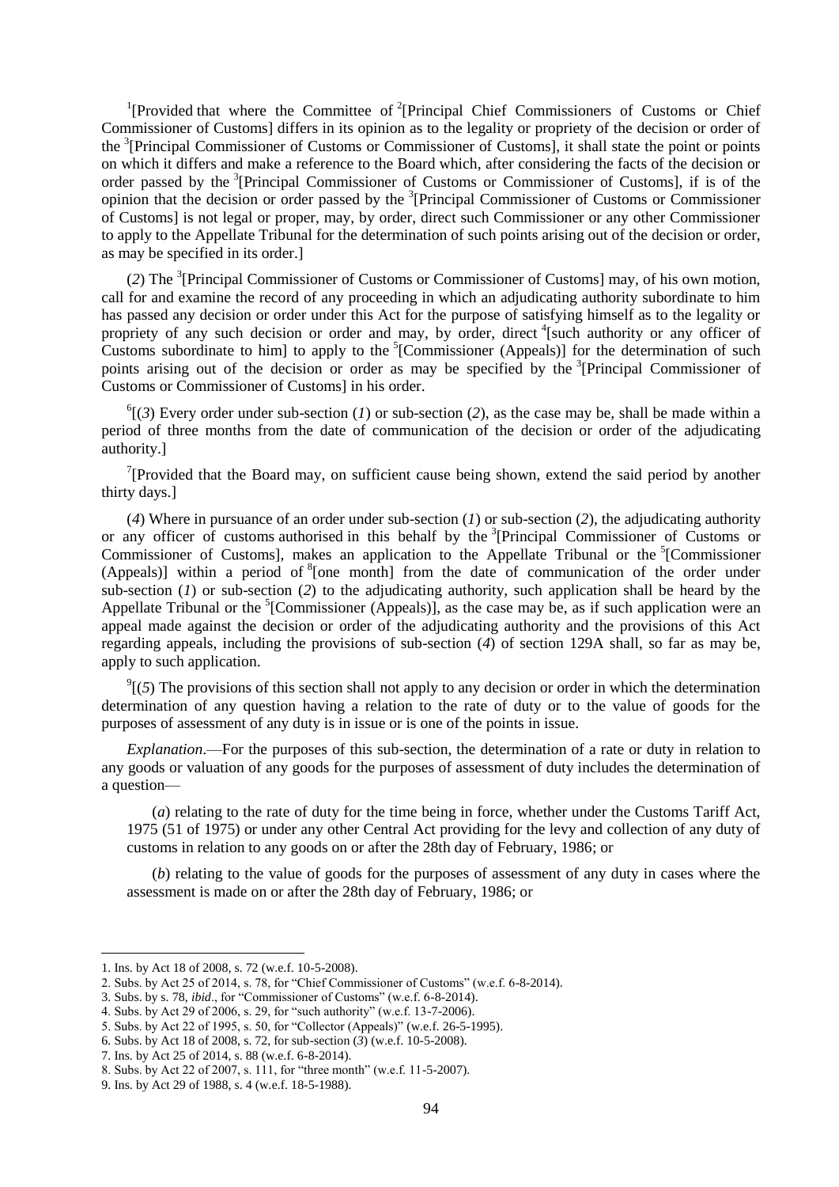[1][Provided that where the Committee of [2][Principal Chief Commissioners of Customs or Chief Commissioner of Customs] differs in its opinion as to the legality or propriety of the decision or order of the [3][Principal Commissioner of Customs or Commissioner of Customs], it shall state the point or points on which it differs and make a reference to the Board which, after considering the facts of the decision or order passed by the [3][Principal Commissioner of Customs or Commissioner of Customs], if is of the opinion that the decision or order passed by the [3][Principal Commissioner of Customs or Commissioner of Customs] is not legal or proper, may, by order, direct such Commissioner or any other Commissioner to apply to the Appellate Tribunal for the determination of such points arising out of the decision or order, as may be specified in its order.]

(*2*) The [3][Principal Commissioner of Customs or Commissioner of Customs] may, of his own motion, call for and examine the record of any proceeding in which an adjudicating authority subordinate to him has passed any decision or order under this Act for the purpose of satisfying himself as to the legality or propriety of any such decision or order and may, by order, direct [4][such authority or any officer of Customs subordinate to him] to apply to the [5][Commissioner (Appeals)] for the determination of such points arising out of the decision or order as may be specified by the [3][Principal Commissioner of Customs or Commissioner of Customs] in his order.

[6][(*3*) Every order under sub-section (*1*) or sub-section (*2*), as the case may be, shall be made within a period of three months from the date of communication of the decision or order of the adjudicating authority.]

[7][Provided that the Board may, on sufficient cause being shown, extend the said period by another thirty days.]

(*4*) Where in pursuance of an order under sub-section (*1*) or sub-section (*2*), the adjudicating authority or any officer of customs authorised in this behalf by the [3][Principal Commissioner of Customs or Commissioner of Customs], makes an application to the Appellate Tribunal or the [5][Commissioner (Appeals)] within a period of [8][one month] from the date of communication of the order under sub-section (*1*) or sub-section (*2*) to the adjudicating authority, such application shall be heard by the Appellate Tribunal or the [5][Commissioner (Appeals)], as the case may be, as if such application were an appeal made against the decision or order of the adjudicating authority and the provisions of this Act regarding appeals, including the provisions of sub-section (*4*) of section 129A shall, so far as may be, apply to such application.

[9][(*5*) The provisions of this section shall not apply to any decision or order in which the determination determination of any question having a relation to the rate of duty or to the value of goods for the purposes of assessment of any duty is in issue or is one of the points in issue.

*Explanation*.—For the purposes of this sub-section, the determination of a rate or duty in relation to any goods or valuation of any goods for the purposes of assessment of duty includes the determination of a question—

(*a*) relating to the rate of duty for the time being in force, whether under the Customs Tariff Act, 1975 (51 of 1975) or under any other Central Act providing for the levy and collection of any duty of customs in relation to any goods on or after the 28th day of February, 1986; or

(*b*) relating to the value of goods for the purposes of assessment of any duty in cases where the assessment is made on or after the 28th day of February, 1986; or

---

1. Ins. by Act 18 of 2008, s. 72 (w.e.f. 10-5-2008).
2. Subs. by Act 25 of 2014, s. 78, for "Chief Commissioner of Customs" (w.e.f. 6-8-2014).
3. Subs. by s. 78, *ibid*., for "Commissioner of Customs" (w.e.f. 6-8-2014).
4. Subs. by Act 29 of 2006, s. 29, for "such authority" (w.e.f. 13-7-2006).
5. Subs. by Act 22 of 1995, s. 50, for "Collector (Appeals)" (w.e.f. 26-5-1995).
6. Subs. by Act 18 of 2008, s. 72, for sub-section (*3*) (w.e.f. 10-5-2008).
7. Ins. by Act 25 of 2014, s. 88 (w.e.f. 6-8-2014).
8. Subs. by Act 22 of 2007, s. 111, for "three month" (w.e.f. 11-5-2007).
9. Ins. by Act 29 of 1988, s. 4 (w.e.f. 18-5-1988).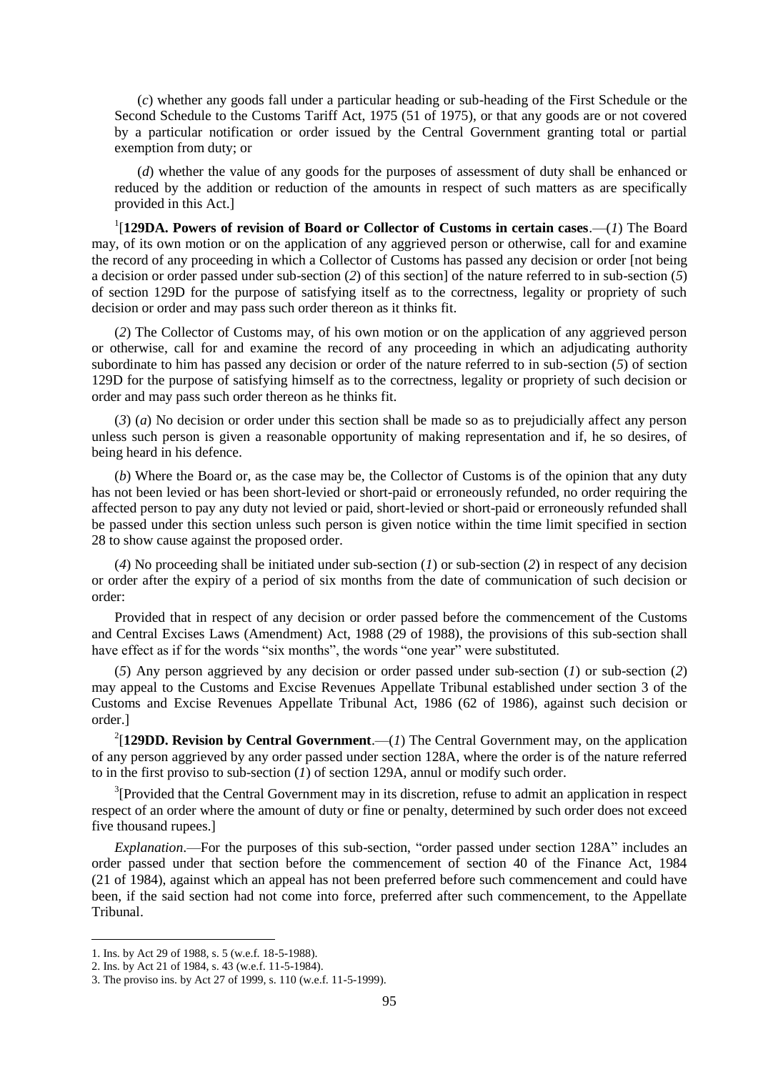(*c*) whether any goods fall under a particular heading or sub-heading of the First Schedule or the Second Schedule to the Customs Tariff Act, 1975 (51 of 1975), or that any goods are or not covered by a particular notification or order issued by the Central Government granting total or partial exemption from duty; or

(*d*) whether the value of any goods for the purposes of assessment of duty shall be enhanced or reduced by the addition or reduction of the amounts in respect of such matters as are specifically provided in this Act.]

[1][**129DA. Powers of revision of Board or Collector of Customs in certain cases**.—(*1*) The Board may, of its own motion or on the application of any aggrieved person or otherwise, call for and examine the record of any proceeding in which a Collector of Customs has passed any decision or order [not being a decision or order passed under sub-section (*2*) of this section] of the nature referred to in sub-section (*5*) of section 129D for the purpose of satisfying itself as to the correctness, legality or propriety of such decision or order and may pass such order thereon as it thinks fit.

(*2*) The Collector of Customs may, of his own motion or on the application of any aggrieved person or otherwise, call for and examine the record of any proceeding in which an adjudicating authority subordinate to him has passed any decision or order of the nature referred to in sub-section (*5*) of section 129D for the purpose of satisfying himself as to the correctness, legality or propriety of such decision or order and may pass such order thereon as he thinks fit.

(*3*) (*a*) No decision or order under this section shall be made so as to prejudicially affect any person unless such person is given a reasonable opportunity of making representation and if, he so desires, of being heard in his defence.

(*b*) Where the Board or, as the case may be, the Collector of Customs is of the opinion that any duty has not been levied or has been short-levied or short-paid or erroneously refunded, no order requiring the affected person to pay any duty not levied or paid, short-levied or short-paid or erroneously refunded shall be passed under this section unless such person is given notice within the time limit specified in section 28 to show cause against the proposed order.

(*4*) No proceeding shall be initiated under sub-section (*1*) or sub-section (*2*) in respect of any decision or order after the expiry of a period of six months from the date of communication of such decision or order:

Provided that in respect of any decision or order passed before the commencement of the Customs and Central Excises Laws (Amendment) Act, 1988 (29 of 1988), the provisions of this sub-section shall have effect as if for the words "six months", the words "one year" were substituted.

(*5*) Any person aggrieved by any decision or order passed under sub-section (*1*) or sub-section (*2*) may appeal to the Customs and Excise Revenues Appellate Tribunal established under section 3 of the Customs and Excise Revenues Appellate Tribunal Act, 1986 (62 of 1986), against such decision or order.]

[2][**129DD. Revision by Central Government**.—(*1*) The Central Government may, on the application of any person aggrieved by any order passed under section 128A, where the order is of the nature referred to in the first proviso to sub-section (*1*) of section 129A, annul or modify such order.

[3][Provided that the Central Government may in its discretion, refuse to admit an application in respect respect of an order where the amount of duty or fine or penalty, determined by such order does not exceed five thousand rupees.]

*Explanation*.—For the purposes of this sub-section, "order passed under section 128A" includes an order passed under that section before the commencement of section 40 of the Finance Act, 1984 (21 of 1984), against which an appeal has not been preferred before such commencement and could have been, if the said section had not come into force, preferred after such commencement, to the Appellate Tribunal.

1. Ins. by Act 29 of 1988, s. 5 (w.e.f. 18-5-1988).
2. Ins. by Act 21 of 1984, s. 43 (w.e.f. 11-5-1984).
3. The proviso ins. by Act 27 of 1999, s. 110 (w.e.f. 11-5-1999).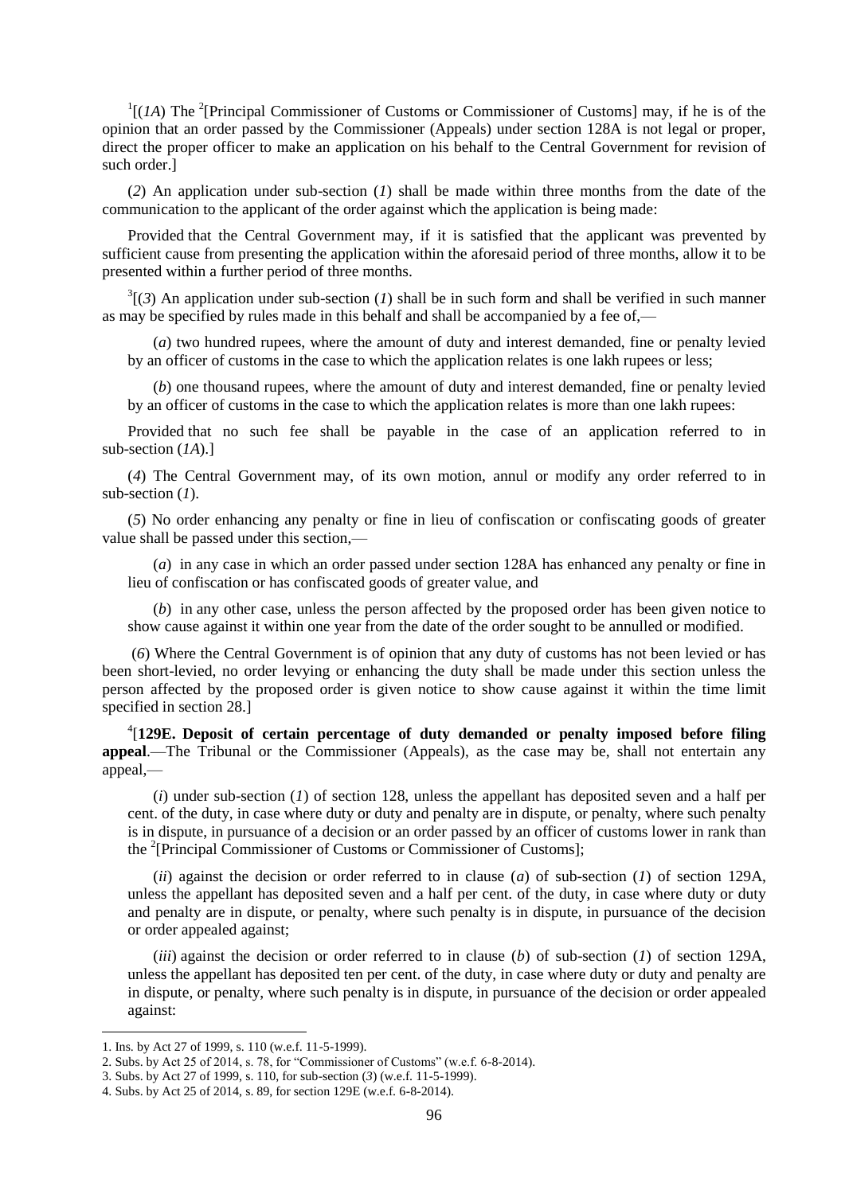[1][(*1A*) The [2][Principal Commissioner of Customs or Commissioner of Customs] may, if he is of the opinion that an order passed by the Commissioner (Appeals) under section 128A is not legal or proper, direct the proper officer to make an application on his behalf to the Central Government for revision of such order.]

(*2*) An application under sub-section (*1*) shall be made within three months from the date of the communication to the applicant of the order against which the application is being made:

Provided that the Central Government may, if it is satisfied that the applicant was prevented by sufficient cause from presenting the application within the aforesaid period of three months, allow it to be presented within a further period of three months.

[3][(*3*) An application under sub-section (*1*) shall be in such form and shall be verified in such manner as may be specified by rules made in this behalf and shall be accompanied by a fee of,—

(*a*) two hundred rupees, where the amount of duty and interest demanded, fine or penalty levied by an officer of customs in the case to which the application relates is one lakh rupees or less;

(*b*) one thousand rupees, where the amount of duty and interest demanded, fine or penalty levied by an officer of customs in the case to which the application relates is more than one lakh rupees:

Provided that no such fee shall be payable in the case of an application referred to in sub-section (*1A*).]

(*4*) The Central Government may, of its own motion, annul or modify any order referred to in sub-section (*1*).

(*5*) No order enhancing any penalty or fine in lieu of confiscation or confiscating goods of greater value shall be passed under this section,—

(*a*) in any case in which an order passed under section 128A has enhanced any penalty or fine in lieu of confiscation or has confiscated goods of greater value, and

(*b*) in any other case, unless the person affected by the proposed order has been given notice to show cause against it within one year from the date of the order sought to be annulled or modified.

(*6*) Where the Central Government is of opinion that any duty of customs has not been levied or has been short-levied, no order levying or enhancing the duty shall be made under this section unless the person affected by the proposed order is given notice to show cause against it within the time limit specified in section 28.]

[4][**129E. Deposit of certain percentage of duty demanded or penalty imposed before filing appeal**.—The Tribunal or the Commissioner (Appeals), as the case may be, shall not entertain any appeal,—

(*i*) under sub-section (*1*) of section 128, unless the appellant has deposited seven and a half per cent. of the duty, in case where duty or duty and penalty are in dispute, or penalty, where such penalty is in dispute, in pursuance of a decision or an order passed by an officer of customs lower in rank than the [2][Principal Commissioner of Customs or Commissioner of Customs];

(*ii*) against the decision or order referred to in clause (*a*) of sub-section (*1*) of section 129A, unless the appellant has deposited seven and a half per cent. of the duty, in case where duty or duty and penalty are in dispute, or penalty, where such penalty is in dispute, in pursuance of the decision or order appealed against;

(*iii*) against the decision or order referred to in clause (*b*) of sub-section (*1*) of section 129A, unless the appellant has deposited ten per cent. of the duty, in case where duty or duty and penalty are in dispute, or penalty, where such penalty is in dispute, in pursuance of the decision or order appealed against:

---

1. Ins. by Act 27 of 1999, s. 110 (w.e.f. 11-5-1999).
2. Subs. by Act 25 of 2014, s. 78, for "Commissioner of Customs" (w.e.f. 6-8-2014).
3. Subs. by Act 27 of 1999, s. 110, for sub-section (*3*) (w.e.f. 11-5-1999).
4. Subs. by Act 25 of 2014, s. 89, for section 129E (w.e.f. 6-8-2014).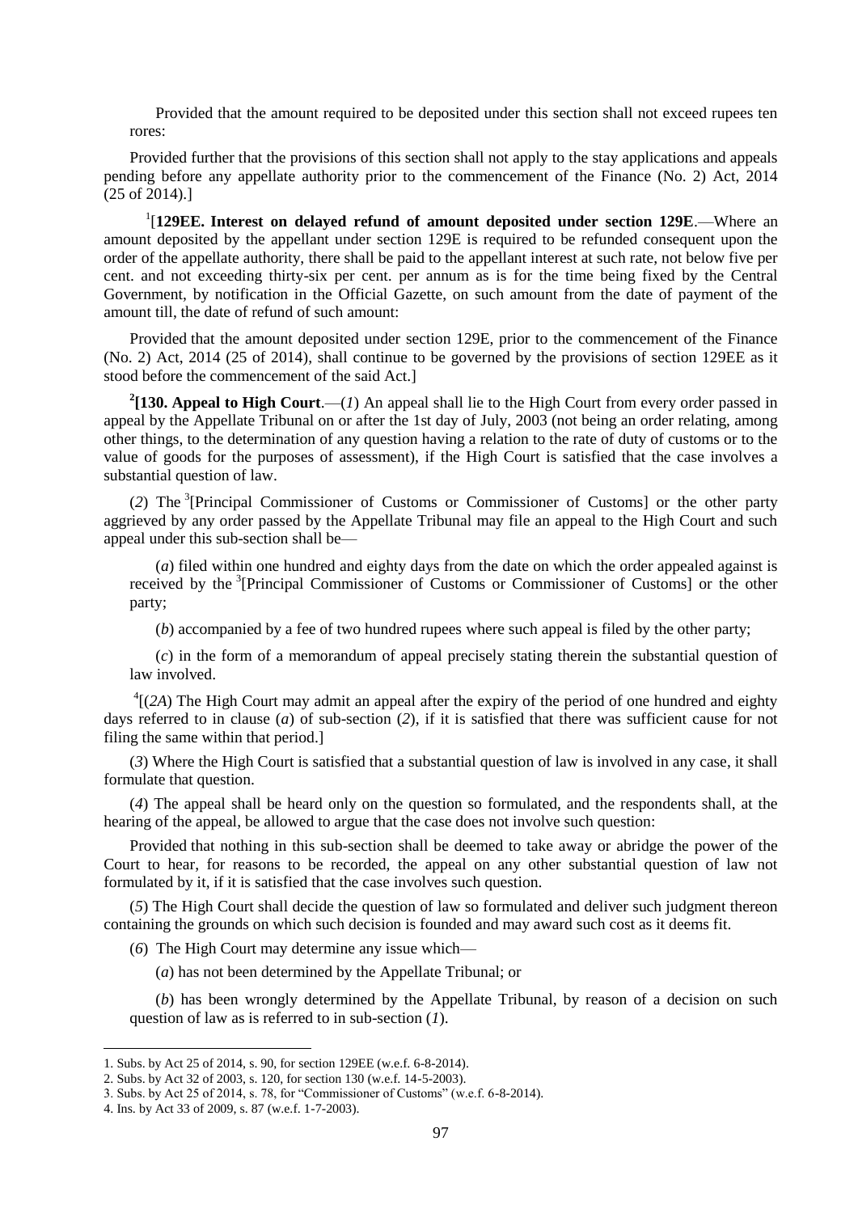Provided that the amount required to be deposited under this section shall not exceed rupees ten rores:

Provided further that the provisions of this section shall not apply to the stay applications and appeals pending before any appellate authority prior to the commencement of the Finance (No. 2) Act, 2014 (25 of 2014).]

[1][**129EE. Interest on delayed refund of amount deposited under section 129E**.—Where an amount deposited by the appellant under section 129E is required to be refunded consequent upon the order of the appellate authority, there shall be paid to the appellant interest at such rate, not below five per cent. and not exceeding thirty-six per cent. per annum as is for the time being fixed by the Central Government, by notification in the Official Gazette, on such amount from the date of payment of the amount till, the date of refund of such amount:

Provided that the amount deposited under section 129E, prior to the commencement of the Finance (No. 2) Act, 2014 (25 of 2014), shall continue to be governed by the provisions of section 129EE as it stood before the commencement of the said Act.]

[2]**[130. Appeal to High Court**.—(*1*) An appeal shall lie to the High Court from every order passed in appeal by the Appellate Tribunal on or after the 1st day of July, 2003 (not being an order relating, among other things, to the determination of any question having a relation to the rate of duty of customs or to the value of goods for the purposes of assessment), if the High Court is satisfied that the case involves a substantial question of law.

(*2*) The [3][Principal Commissioner of Customs or Commissioner of Customs] or the other party aggrieved by any order passed by the Appellate Tribunal may file an appeal to the High Court and such appeal under this sub-section shall be—

(*a*) filed within one hundred and eighty days from the date on which the order appealed against is received by the [3][Principal Commissioner of Customs or Commissioner of Customs] or the other party;

(*b*) accompanied by a fee of two hundred rupees where such appeal is filed by the other party;

(*c*) in the form of a memorandum of appeal precisely stating therein the substantial question of law involved.

[4][(*2A*) The High Court may admit an appeal after the expiry of the period of one hundred and eighty days referred to in clause (*a*) of sub-section (*2*), if it is satisfied that there was sufficient cause for not filing the same within that period.]

(*3*) Where the High Court is satisfied that a substantial question of law is involved in any case, it shall formulate that question.

(*4*) The appeal shall be heard only on the question so formulated, and the respondents shall, at the hearing of the appeal, be allowed to argue that the case does not involve such question:

Provided that nothing in this sub-section shall be deemed to take away or abridge the power of the Court to hear, for reasons to be recorded, the appeal on any other substantial question of law not formulated by it, if it is satisfied that the case involves such question.

(*5*) The High Court shall decide the question of law so formulated and deliver such judgment thereon containing the grounds on which such decision is founded and may award such cost as it deems fit.

(*6*) The High Court may determine any issue which—

(*a*) has not been determined by the Appellate Tribunal; or

(*b*) has been wrongly determined by the Appellate Tribunal, by reason of a decision on such question of law as is referred to in sub-section (*1*).

---

1. Subs. by Act 25 of 2014, s. 90, for section 129EE (w.e.f. 6-8-2014).
2. Subs. by Act 32 of 2003, s. 120, for section 130 (w.e.f. 14-5-2003).
3. Subs. by Act 25 of 2014, s. 78, for "Commissioner of Customs" (w.e.f. 6-8-2014).
4. Ins. by Act 33 of 2009, s. 87 (w.e.f. 1-7-2003).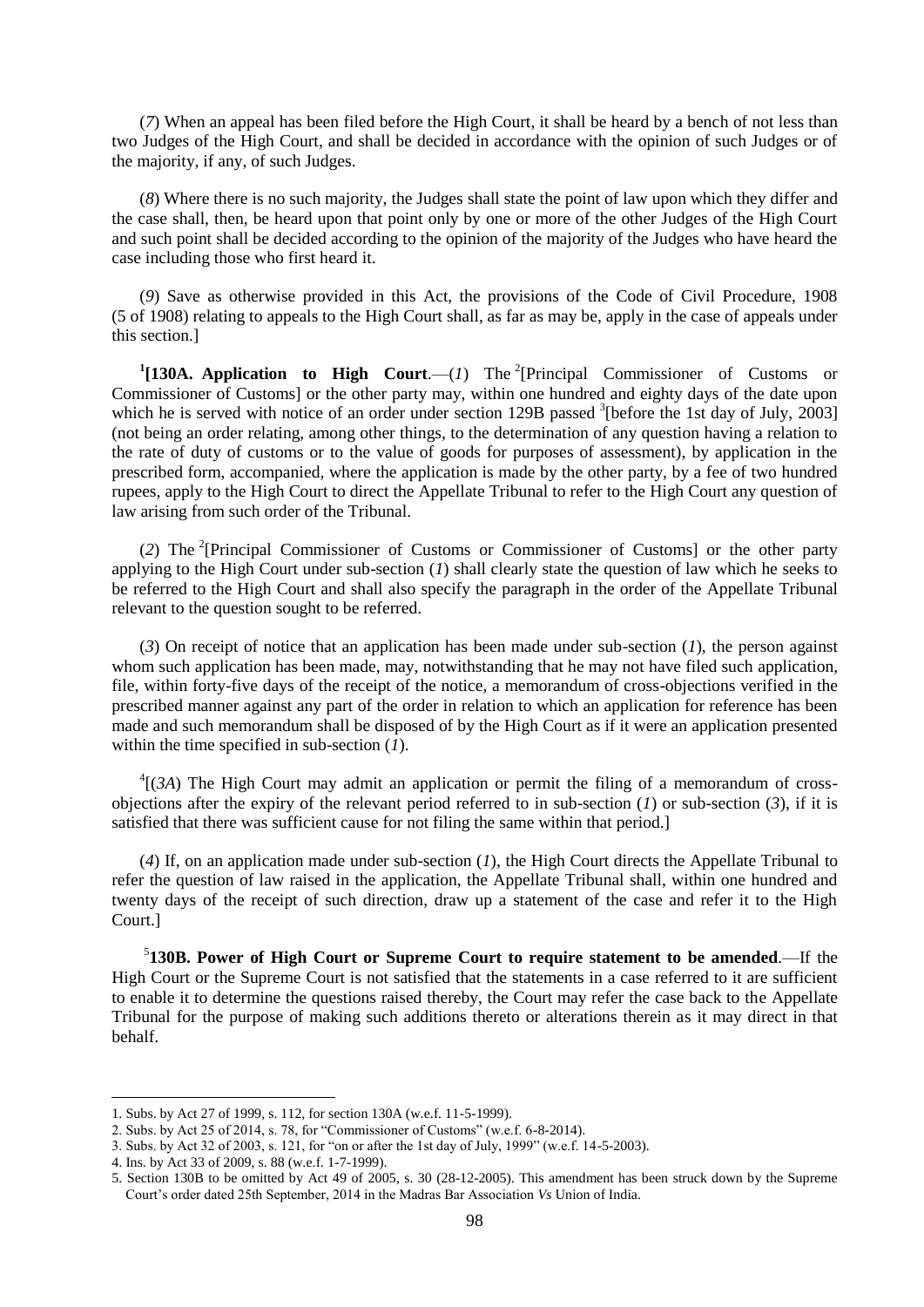(*7*) When an appeal has been filed before the High Court, it shall be heard by a bench of not less than two Judges of the High Court, and shall be decided in accordance with the opinion of such Judges or of the majority, if any, of such Judges.

(*8*) Where there is no such majority, the Judges shall state the point of law upon which they differ and the case shall, then, be heard upon that point only by one or more of the other Judges of the High Court and such point shall be decided according to the opinion of the majority of the Judges who have heard the case including those who first heard it.

(*9*) Save as otherwise provided in this Act, the provisions of the Code of Civil Procedure, 1908 (5 of 1908) relating to appeals to the High Court shall, as far as may be, apply in the case of appeals under this section.]

[1][**130A. Application to High Court**.—(*1*) The [2][Principal Commissioner of Customs or Commissioner of Customs] or the other party may, within one hundred and eighty days of the date upon which he is served with notice of an order under section 129B passed [3][before the 1st day of July, 2003] (not being an order relating, among other things, to the determination of any question having a relation to the rate of duty of customs or to the value of goods for purposes of assessment), by application in the prescribed form, accompanied, where the application is made by the other party, by a fee of two hundred rupees, apply to the High Court to direct the Appellate Tribunal to refer to the High Court any question of law arising from such order of the Tribunal.

(*2*) The [2][Principal Commissioner of Customs or Commissioner of Customs] or the other party applying to the High Court under sub-section (*1*) shall clearly state the question of law which he seeks to be referred to the High Court and shall also specify the paragraph in the order of the Appellate Tribunal relevant to the question sought to be referred.

(*3*) On receipt of notice that an application has been made under sub-section (*1*), the person against whom such application has been made, may, notwithstanding that he may not have filed such application, file, within forty-five days of the receipt of the notice, a memorandum of cross-objections verified in the prescribed manner against any part of the order in relation to which an application for reference has been made and such memorandum shall be disposed of by the High Court as if it were an application presented within the time specified in sub-section (*1*).

[4][(*3A*) The High Court may admit an application or permit the filing of a memorandum of cross-objections after the expiry of the relevant period referred to in sub-section (*1*) or sub-section (*3*), if it is satisfied that there was sufficient cause for not filing the same within that period.]

(*4*) If, on an application made under sub-section (*1*), the High Court directs the Appellate Tribunal to refer the question of law raised in the application, the Appellate Tribunal shall, within one hundred and twenty days of the receipt of such direction, draw up a statement of the case and refer it to the High Court.]

[5]**130B. Power of High Court or Supreme Court to require statement to be amended**.—If the High Court or the Supreme Court is not satisfied that the statements in a case referred to it are sufficient to enable it to determine the questions raised thereby, the Court may refer the case back to the Appellate Tribunal for the purpose of making such additions thereto or alterations therein as it may direct in that behalf.

---

1. Subs. by Act 27 of 1999, s. 112, for section 130A (w.e.f. 11-5-1999).
2. Subs. by Act 25 of 2014, s. 78, for "Commissioner of Customs" (w.e.f. 6-8-2014).
3. Subs. by Act 32 of 2003, s. 121, for "on or after the 1st day of July, 1999" (w.e.f. 14-5-2003).
4. Ins. by Act 33 of 2009, s. 88 (w.e.f. 1-7-1999).
5. Section 130B to be omitted by Act 49 of 2005, s. 30 (28-12-2005). This amendment has been struck down by the Supreme Court's order dated 25th September, 2014 in the Madras Bar Association *Vs* Union of India.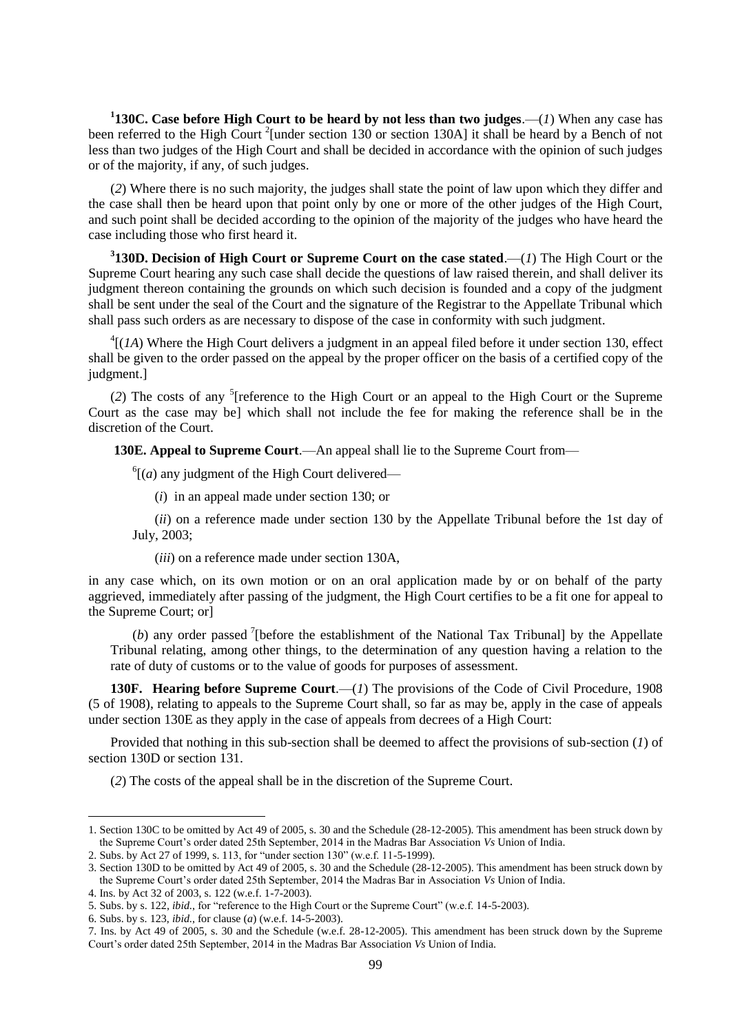[1]**130C. Case before High Court to be heard by not less than two judges**.—(*1*) When any case has been referred to the High Court [2][under section 130 or section 130A] it shall be heard by a Bench of not less than two judges of the High Court and shall be decided in accordance with the opinion of such judges or of the majority, if any, of such judges.

(*2*) Where there is no such majority, the judges shall state the point of law upon which they differ and the case shall then be heard upon that point only by one or more of the other judges of the High Court, and such point shall be decided according to the opinion of the majority of the judges who have heard the case including those who first heard it.

[3]**130D. Decision of High Court or Supreme Court on the case stated**.—(*1*) The High Court or the Supreme Court hearing any such case shall decide the questions of law raised therein, and shall deliver its judgment thereon containing the grounds on which such decision is founded and a copy of the judgment shall be sent under the seal of the Court and the signature of the Registrar to the Appellate Tribunal which shall pass such orders as are necessary to dispose of the case in conformity with such judgment.

[4][(*1A*) Where the High Court delivers a judgment in an appeal filed before it under section 130, effect shall be given to the order passed on the appeal by the proper officer on the basis of a certified copy of the judgment.]

(*2*) The costs of any [5][reference to the High Court or an appeal to the High Court or the Supreme Court as the case may be] which shall not include the fee for making the reference shall be in the discretion of the Court.

**130E. Appeal to Supreme Court**.—An appeal shall lie to the Supreme Court from—

[6][(*a*) any judgment of the High Court delivered—

(*i*) in an appeal made under section 130; or

(*ii*) on a reference made under section 130 by the Appellate Tribunal before the 1st day of July, 2003;

(*iii*) on a reference made under section 130A,

in any case which, on its own motion or on an oral application made by or on behalf of the party aggrieved, immediately after passing of the judgment, the High Court certifies to be a fit one for appeal to the Supreme Court; or]

(*b*) any order passed [7][before the establishment of the National Tax Tribunal] by the Appellate Tribunal relating, among other things, to the determination of any question having a relation to the rate of duty of customs or to the value of goods for purposes of assessment.

**130F. Hearing before Supreme Court**.—(*1*) The provisions of the Code of Civil Procedure, 1908 (5 of 1908), relating to appeals to the Supreme Court shall, so far as may be, apply in the case of appeals under section 130E as they apply in the case of appeals from decrees of a High Court:

Provided that nothing in this sub-section shall be deemed to affect the provisions of sub-section (*1*) of section 130D or section 131.

(*2*) The costs of the appeal shall be in the discretion of the Supreme Court.

---

1. Section 130C to be omitted by Act 49 of 2005, s. 30 and the Schedule (28-12-2005). This amendment has been struck down by the Supreme Court's order dated 25th September, 2014 in the Madras Bar Association *Vs* Union of India.
2. Subs. by Act 27 of 1999, s. 113, for "under section 130" (w.e.f. 11-5-1999).
3. Section 130D to be omitted by Act 49 of 2005, s. 30 and the Schedule (28-12-2005). This amendment has been struck down by the Supreme Court's order dated 25th September, 2014 the Madras Bar in Association *Vs* Union of India.
4. Ins. by Act 32 of 2003, s. 122 (w.e.f. 1-7-2003).
5. Subs. by s. 122, *ibid*., for "reference to the High Court or the Supreme Court" (w.e.f. 14-5-2003).
6. Subs. by s. 123, *ibid*., for clause (*a*) (w.e.f. 14-5-2003).
7. Ins. by Act 49 of 2005, s. 30 and the Schedule (w.e.f. 28-12-2005). This amendment has been struck down by the Supreme Court's order dated 25th September, 2014 in the Madras Bar Association *Vs* Union of India.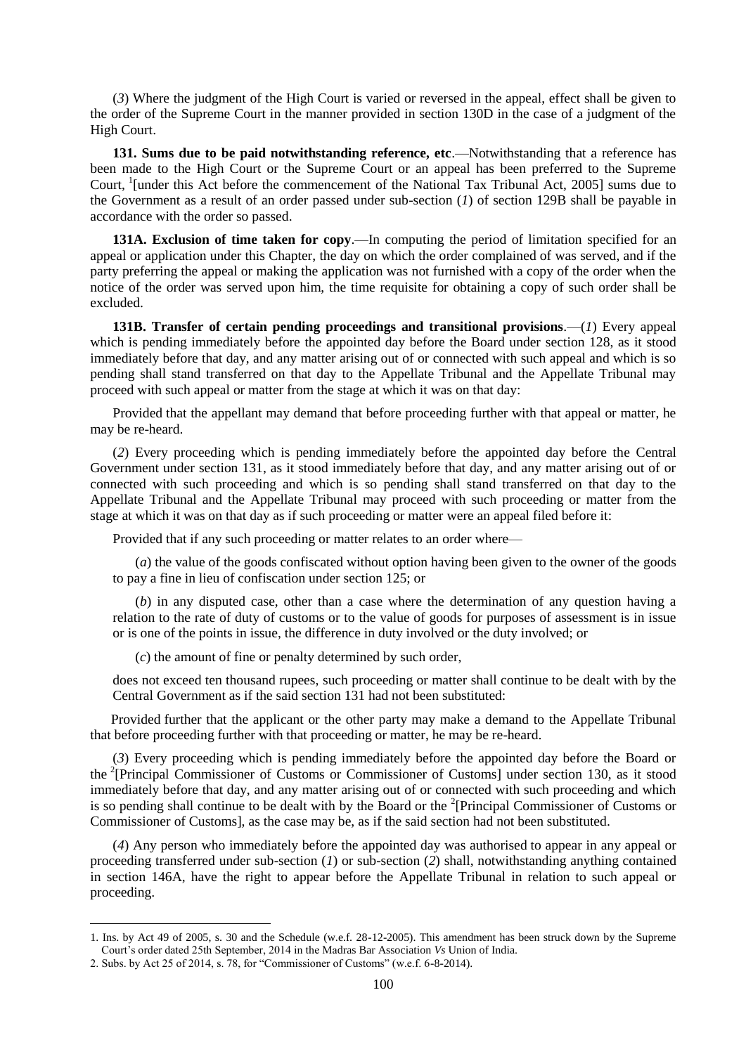(*3*) Where the judgment of the High Court is varied or reversed in the appeal, effect shall be given to the order of the Supreme Court in the manner provided in section 130D in the case of a judgment of the High Court.

**131. Sums due to be paid notwithstanding reference, etc**.—Notwithstanding that a reference has been made to the High Court or the Supreme Court or an appeal has been preferred to the Supreme Court, [1][under this Act before the commencement of the National Tax Tribunal Act, 2005] sums due to the Government as a result of an order passed under sub-section (*1*) of section 129B shall be payable in accordance with the order so passed.

**131A. Exclusion of time taken for copy**.—In computing the period of limitation specified for an appeal or application under this Chapter, the day on which the order complained of was served, and if the party preferring the appeal or making the application was not furnished with a copy of the order when the notice of the order was served upon him, the time requisite for obtaining a copy of such order shall be excluded.

**131B. Transfer of certain pending proceedings and transitional provisions**.—(*1*) Every appeal which is pending immediately before the appointed day before the Board under section 128, as it stood immediately before that day, and any matter arising out of or connected with such appeal and which is so pending shall stand transferred on that day to the Appellate Tribunal and the Appellate Tribunal may proceed with such appeal or matter from the stage at which it was on that day:

Provided that the appellant may demand that before proceeding further with that appeal or matter, he may be re-heard.

(*2*) Every proceeding which is pending immediately before the appointed day before the Central Government under section 131, as it stood immediately before that day, and any matter arising out of or connected with such proceeding and which is so pending shall stand transferred on that day to the Appellate Tribunal and the Appellate Tribunal may proceed with such proceeding or matter from the stage at which it was on that day as if such proceeding or matter were an appeal filed before it:

Provided that if any such proceeding or matter relates to an order where—

(*a*) the value of the goods confiscated without option having been given to the owner of the goods to pay a fine in lieu of confiscation under section 125; or

(*b*) in any disputed case, other than a case where the determination of any question having a relation to the rate of duty of customs or to the value of goods for purposes of assessment is in issue or is one of the points in issue, the difference in duty involved or the duty involved; or

(*c*) the amount of fine or penalty determined by such order,

does not exceed ten thousand rupees, such proceeding or matter shall continue to be dealt with by the Central Government as if the said section 131 had not been substituted:

Provided further that the applicant or the other party may make a demand to the Appellate Tribunal that before proceeding further with that proceeding or matter, he may be re-heard.

(*3*) Every proceeding which is pending immediately before the appointed day before the Board or the [2][Principal Commissioner of Customs or Commissioner of Customs] under section 130, as it stood immediately before that day, and any matter arising out of or connected with such proceeding and which is so pending shall continue to be dealt with by the Board or the [2][Principal Commissioner of Customs or Commissioner of Customs], as the case may be, as if the said section had not been substituted.

(*4*) Any person who immediately before the appointed day was authorised to appear in any appeal or proceeding transferred under sub-section (*1*) or sub-section (*2*) shall, notwithstanding anything contained in section 146A, have the right to appear before the Appellate Tribunal in relation to such appeal or proceeding.

---

1. Ins. by Act 49 of 2005, s. 30 and the Schedule (w.e.f. 28-12-2005). This amendment has been struck down by the Supreme Court's order dated 25th September, 2014 in the Madras Bar Association *Vs* Union of India.
2. Subs. by Act 25 of 2014, s. 78, for "Commissioner of Customs" (w.e.f. 6-8-2014).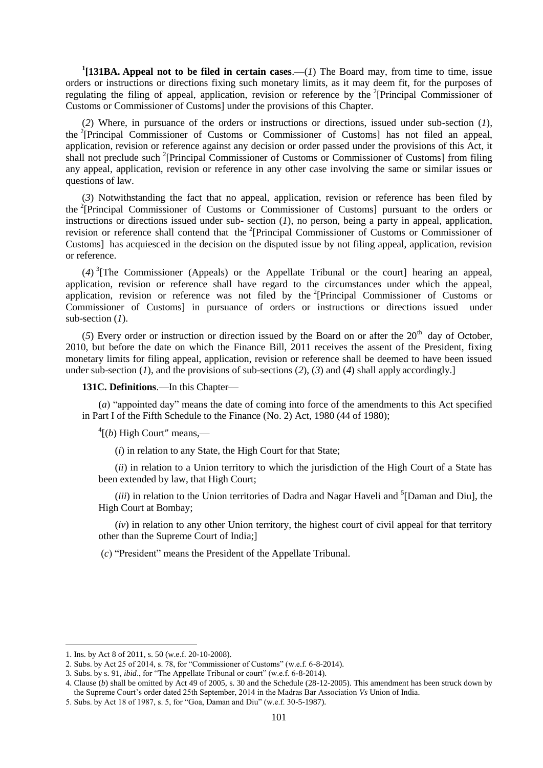[1][**131BA. Appeal not to be filed in certain cases**.—(*1*) The Board may, from time to time, issue orders or instructions or directions fixing such monetary limits, as it may deem fit, for the purposes of regulating the filing of appeal, application, revision or reference by the [2][Principal Commissioner of Customs or Commissioner of Customs] under the provisions of this Chapter.

(*2*) Where, in pursuance of the orders or instructions or directions, issued under sub-section (*1*), the [2][Principal Commissioner of Customs or Commissioner of Customs] has not filed an appeal, application, revision or reference against any decision or order passed under the provisions of this Act, it shall not preclude such [2][Principal Commissioner of Customs or Commissioner of Customs] from filing any appeal, application, revision or reference in any other case involving the same or similar issues or questions of law.

(*3*) Notwithstanding the fact that no appeal, application, revision or reference has been filed by the [2][Principal Commissioner of Customs or Commissioner of Customs] pursuant to the orders or instructions or directions issued under sub- section (*1*), no person, being a party in appeal, application, revision or reference shall contend that the [2][Principal Commissioner of Customs or Commissioner of Customs] has acquiesced in the decision on the disputed issue by not filing appeal, application, revision or reference.

(*4*) [3][The Commissioner (Appeals) or the Appellate Tribunal or the court] hearing an appeal, application, revision or reference shall have regard to the circumstances under which the appeal, application, revision or reference was not filed by the [2][Principal Commissioner of Customs or Commissioner of Customs] in pursuance of orders or instructions or directions issued under sub-section (*1*).

(*5*) Every order or instruction or direction issued by the Board on or after the 20th day of October, 2010, but before the date on which the Finance Bill, 2011 receives the assent of the President, fixing monetary limits for filing appeal, application, revision or reference shall be deemed to have been issued under sub-section (*1*), and the provisions of sub-sections (*2*), (*3*) and (*4*) shall apply accordingly.]

**131C. Definitions**.—In this Chapter—

(*a*) "appointed day" means the date of coming into force of the amendments to this Act specified in Part I of the Fifth Schedule to the Finance (No. 2) Act, 1980 (44 of 1980);

[4][(*b*) High Court" means,—

(*i*) in relation to any State, the High Court for that State;

(*ii*) in relation to a Union territory to which the jurisdiction of the High Court of a State has been extended by law, that High Court;

(*iii*) in relation to the Union territories of Dadra and Nagar Haveli and [5][Daman and Diu], the High Court at Bombay;

(*iv*) in relation to any other Union territory, the highest court of civil appeal for that territory other than the Supreme Court of India;]

(*c*) "President" means the President of the Appellate Tribunal.

---

1. Ins. by Act 8 of 2011, s. 50 (w.e.f. 20-10-2008).
2. Subs. by Act 25 of 2014, s. 78, for "Commissioner of Customs" (w.e.f. 6-8-2014).
3. Subs. by s. 91, *ibid*., for "The Appellate Tribunal or court" (w.e.f. 6-8-2014).
4. Clause (*b*) shall be omitted by Act 49 of 2005, s. 30 and the Schedule (28-12-2005). This amendment has been struck down by the Supreme Court's order dated 25th September, 2014 in the Madras Bar Association *Vs* Union of India.
5. Subs. by Act 18 of 1987, s. 5, for "Goa, Daman and Diu" (w.e.f. 30-5-1987).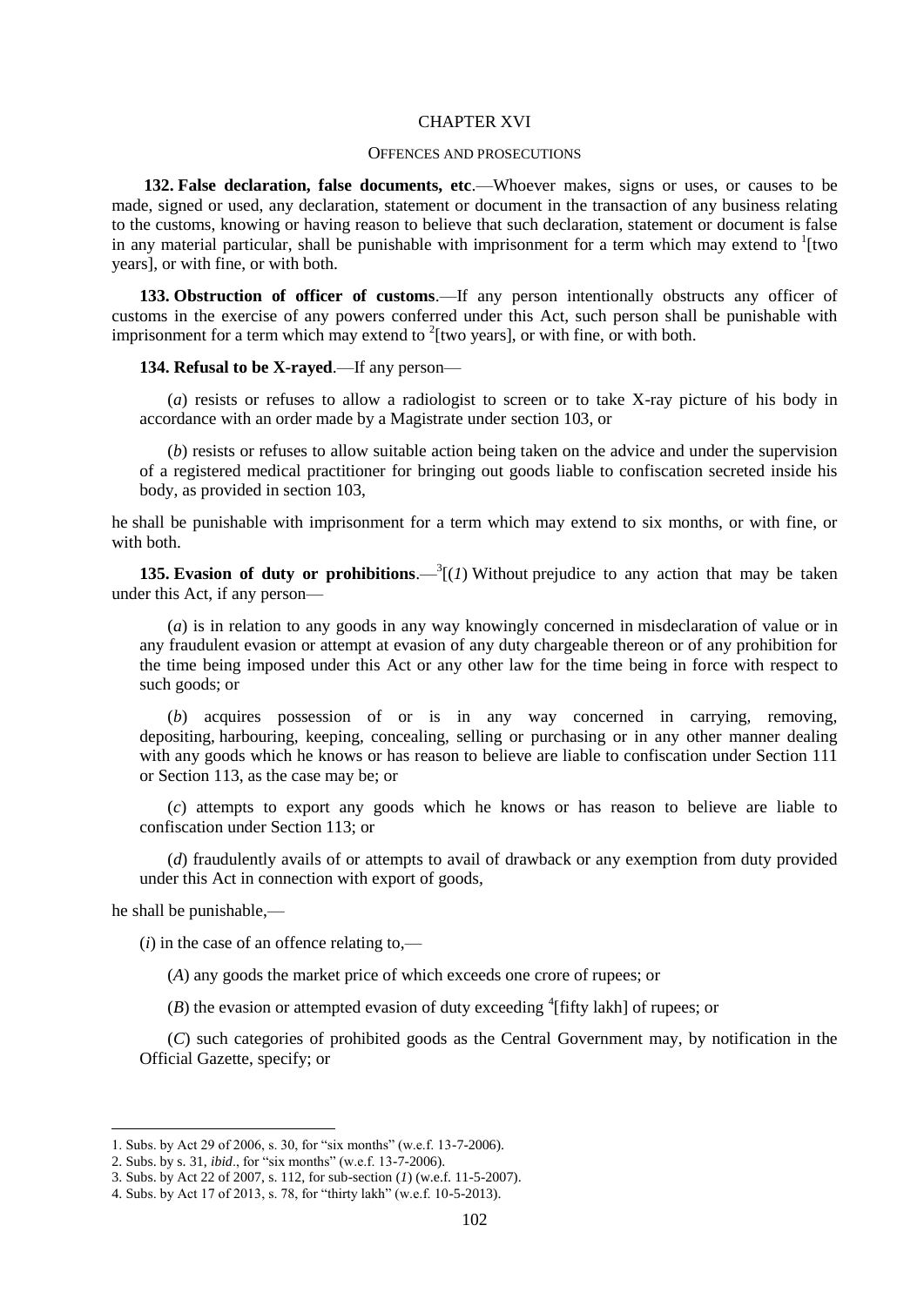## CHAPTER XVI

### OFFENCES AND PROSECUTIONS

**132. False declaration, false documents, etc**.—Whoever makes, signs or uses, or causes to be made, signed or used, any declaration, statement or document in the transaction of any business relating to the customs, knowing or having reason to believe that such declaration, statement or document is false in any material particular, shall be punishable with imprisonment for a term which may extend to [1][two years], or with fine, or with both.

**133. Obstruction of officer of customs**.—If any person intentionally obstructs any officer of customs in the exercise of any powers conferred under this Act, such person shall be punishable with imprisonment for a term which may extend to [2][two years], or with fine, or with both.

**134. Refusal to be X-rayed**.—If any person—

(*a*) resists or refuses to allow a radiologist to screen or to take X-ray picture of his body in accordance with an order made by a Magistrate under section 103, or

(*b*) resists or refuses to allow suitable action being taken on the advice and under the supervision of a registered medical practitioner for bringing out goods liable to confiscation secreted inside his body, as provided in section 103,

he shall be punishable with imprisonment for a term which may extend to six months, or with fine, or with both.

**135. Evasion of duty or prohibitions**.—[3][(*1*) Without prejudice to any action that may be taken under this Act, if any person—

(*a*) is in relation to any goods in any way knowingly concerned in misdeclaration of value or in any fraudulent evasion or attempt at evasion of any duty chargeable thereon or of any prohibition for the time being imposed under this Act or any other law for the time being in force with respect to such goods; or

(*b*) acquires possession of or is in any way concerned in carrying, removing, depositing, harbouring, keeping, concealing, selling or purchasing or in any other manner dealing with any goods which he knows or has reason to believe are liable to confiscation under Section 111 or Section 113, as the case may be; or

(*c*) attempts to export any goods which he knows or has reason to believe are liable to confiscation under Section 113; or

(*d*) fraudulently avails of or attempts to avail of drawback or any exemption from duty provided under this Act in connection with export of goods,

he shall be punishable,—

(*i*) in the case of an offence relating to,—

(*A*) any goods the market price of which exceeds one crore of rupees; or

(*B*) the evasion or attempted evasion of duty exceeding [4][fifty lakh] of rupees; or

(*C*) such categories of prohibited goods as the Central Government may, by notification in the Official Gazette, specify; or

---

1. Subs. by Act 29 of 2006, s. 30, for "six months" (w.e.f. 13-7-2006).
2. Subs. by s. 31, *ibid*., for "six months" (w.e.f. 13-7-2006).
3. Subs. by Act 22 of 2007, s. 112, for sub-section (*1*) (w.e.f. 11-5-2007).
4. Subs. by Act 17 of 2013, s. 78, for "thirty lakh" (w.e.f. 10-5-2013).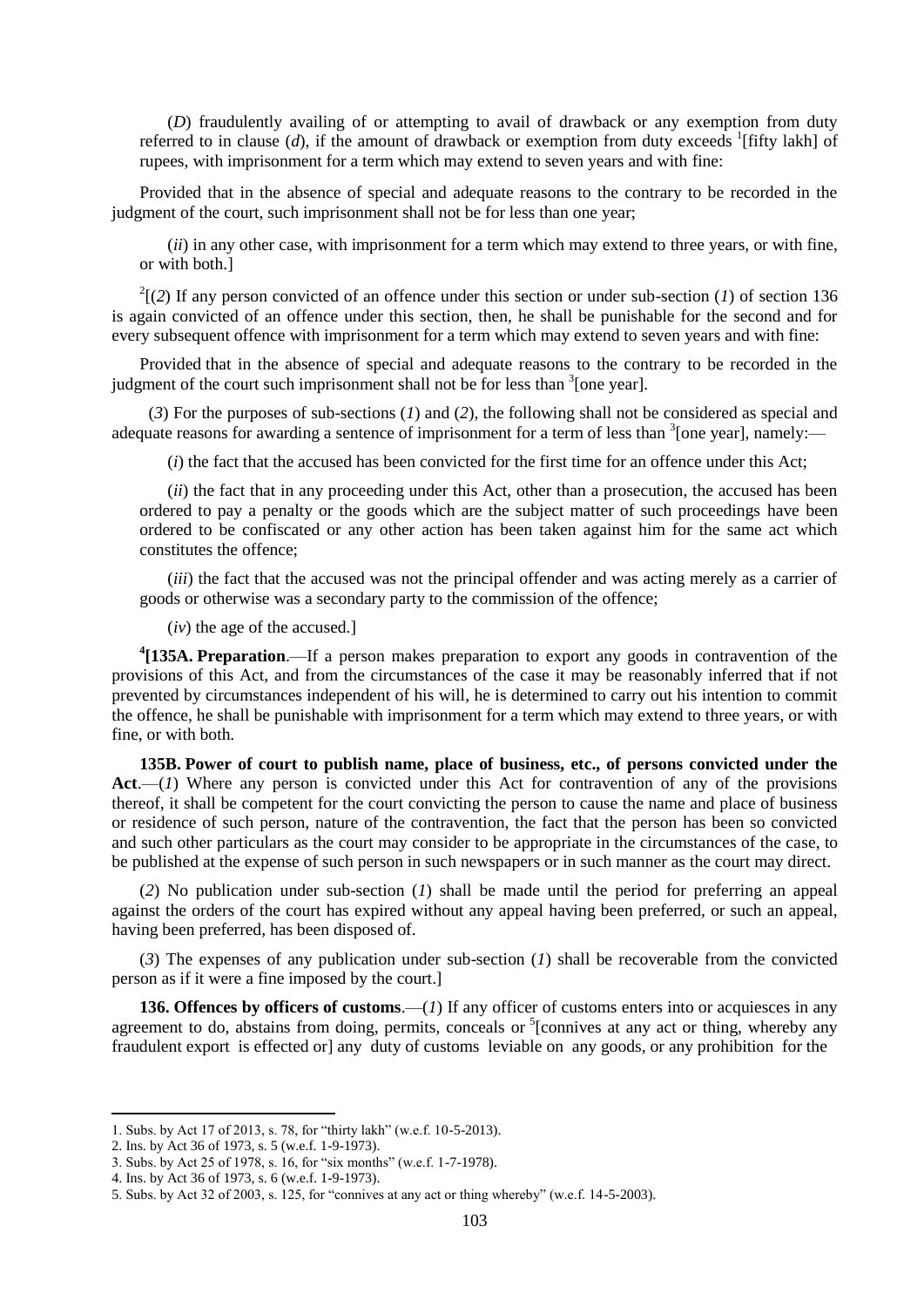(*D*) fraudulently availing of or attempting to avail of drawback or any exemption from duty referred to in clause (*d*), if the amount of drawback or exemption from duty exceeds [1][fifty lakh] of rupees, with imprisonment for a term which may extend to seven years and with fine:

Provided that in the absence of special and adequate reasons to the contrary to be recorded in the judgment of the court, such imprisonment shall not be for less than one year;

(*ii*) in any other case, with imprisonment for a term which may extend to three years, or with fine, or with both.]

[2][(*2*) If any person convicted of an offence under this section or under sub-section (*1*) of section 136 is again convicted of an offence under this section, then, he shall be punishable for the second and for every subsequent offence with imprisonment for a term which may extend to seven years and with fine:

Provided that in the absence of special and adequate reasons to the contrary to be recorded in the judgment of the court such imprisonment shall not be for less than [3][one year].

(*3*) For the purposes of sub-sections (*1*) and (*2*), the following shall not be considered as special and adequate reasons for awarding a sentence of imprisonment for a term of less than [3][one year], namely:—

(*i*) the fact that the accused has been convicted for the first time for an offence under this Act;

(*ii*) the fact that in any proceeding under this Act, other than a prosecution, the accused has been ordered to pay a penalty or the goods which are the subject matter of such proceedings have been ordered to be confiscated or any other action has been taken against him for the same act which constitutes the offence;

(*iii*) the fact that the accused was not the principal offender and was acting merely as a carrier of goods or otherwise was a secondary party to the commission of the offence;

(*iv*) the age of the accused.]

[4]**[135A. Preparation**.—If a person makes preparation to export any goods in contravention of the provisions of this Act, and from the circumstances of the case it may be reasonably inferred that if not prevented by circumstances independent of his will, he is determined to carry out his intention to commit the offence, he shall be punishable with imprisonment for a term which may extend to three years, or with fine, or with both.

**135B. Power of court to publish name, place of business, etc., of persons convicted under the Act**.—(*1*) Where any person is convicted under this Act for contravention of any of the provisions thereof, it shall be competent for the court convicting the person to cause the name and place of business or residence of such person, nature of the contravention, the fact that the person has been so convicted and such other particulars as the court may consider to be appropriate in the circumstances of the case, to be published at the expense of such person in such newspapers or in such manner as the court may direct.

(*2*) No publication under sub-section (*1*) shall be made until the period for preferring an appeal against the orders of the court has expired without any appeal having been preferred, or such an appeal, having been preferred, has been disposed of.

(*3*) The expenses of any publication under sub-section (*1*) shall be recoverable from the convicted person as if it were a fine imposed by the court.]

**136. Offences by officers of customs**.—(*1*) If any officer of customs enters into or acquiesces in any agreement to do, abstains from doing, permits, conceals or [5][connives at any act or thing, whereby any fraudulent export is effected or] any duty of customs leviable on any goods, or any prohibition for the

---

1. Subs. by Act 17 of 2013, s. 78, for "thirty lakh" (w.e.f. 10-5-2013).
2. Ins. by Act 36 of 1973, s. 5 (w.e.f. 1-9-1973).
3. Subs. by Act 25 of 1978, s. 16, for "six months" (w.e.f. 1-7-1978).
4. Ins. by Act 36 of 1973, s. 6 (w.e.f. 1-9-1973).
5. Subs. by Act 32 of 2003, s. 125, for "connives at any act or thing whereby" (w.e.f. 14-5-2003).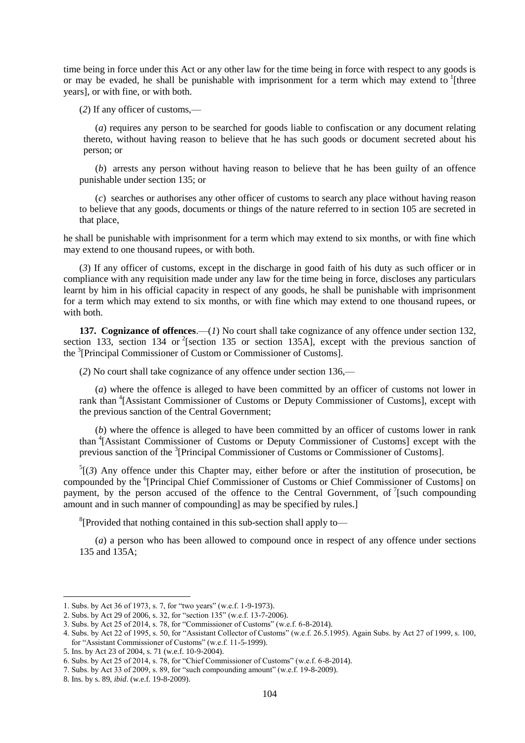time being in force under this Act or any other law for the time being in force with respect to any goods is or may be evaded, he shall be punishable with imprisonment for a term which may extend to [1][three years], or with fine, or with both.

(*2*) If any officer of customs,—

(*a*) requires any person to be searched for goods liable to confiscation or any document relating thereto, without having reason to believe that he has such goods or document secreted about his person; or

(*b*) arrests any person without having reason to believe that he has been guilty of an offence punishable under section 135; or

(*c*) searches or authorises any other officer of customs to search any place without having reason to believe that any goods, documents or things of the nature referred to in section 105 are secreted in that place,

he shall be punishable with imprisonment for a term which may extend to six months, or with fine which may extend to one thousand rupees, or with both.

(*3*) If any officer of customs, except in the discharge in good faith of his duty as such officer or in compliance with any requisition made under any law for the time being in force, discloses any particulars learnt by him in his official capacity in respect of any goods, he shall be punishable with imprisonment for a term which may extend to six months, or with fine which may extend to one thousand rupees, or with both.

**137. Cognizance of offences**.—(*1*) No court shall take cognizance of any offence under section 132, section 133, section 134 or [2][section 135 or section 135A], except with the previous sanction of the [3][Principal Commissioner of Custom or Commissioner of Customs].

(*2*) No court shall take cognizance of any offence under section 136,—

(*a*) where the offence is alleged to have been committed by an officer of customs not lower in rank than [4][Assistant Commissioner of Customs or Deputy Commissioner of Customs], except with the previous sanction of the Central Government;

(*b*) where the offence is alleged to have been committed by an officer of customs lower in rank than [4][Assistant Commissioner of Customs or Deputy Commissioner of Customs] except with the previous sanction of the [3][Principal Commissioner of Customs or Commissioner of Customs].

[5][(*3*) Any offence under this Chapter may, either before or after the institution of prosecution, be compounded by the [6][Principal Chief Commissioner of Customs or Chief Commissioner of Customs] on payment, by the person accused of the offence to the Central Government, of [7][such compounding amount and in such manner of compounding] as may be specified by rules.]

[8][Provided that nothing contained in this sub-section shall apply to—

(*a*) a person who has been allowed to compound once in respect of any offence under sections 135 and 135A;

---

1. Subs. by Act 36 of 1973, s. 7, for "two years" (w.e.f. 1-9-1973).
2. Subs. by Act 29 of 2006, s. 32, for "section 135" (w.e.f. 13-7-2006).
3. Subs. by Act 25 of 2014, s. 78, for "Commissioner of Customs" (w.e.f. 6-8-2014).
4. Subs. by Act 22 of 1995, s. 50, for "Assistant Collector of Customs" (w.e.f. 26.5.1995). Again Subs. by Act 27 of 1999, s. 100, for "Assistant Commissioner of Customs" (w.e.f. 11-5-1999).
5. Ins. by Act 23 of 2004, s. 71 (w.e.f. 10-9-2004).
6. Subs. by Act 25 of 2014, s. 78, for "Chief Commissioner of Customs" (w.e.f. 6-8-2014).
7. Subs. by Act 33 of 2009, s. 89, for "such compounding amount" (w.e.f. 19-8-2009).
8. Ins. by s. 89, *ibid*. (w.e.f. 19-8-2009).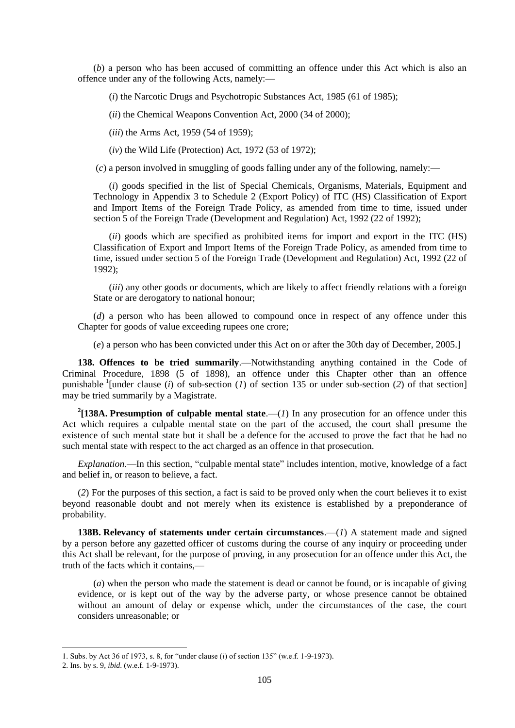(*b*) a person who has been accused of committing an offence under this Act which is also an offence under any of the following Acts, namely:—

(*i*) the Narcotic Drugs and Psychotropic Substances Act, 1985 (61 of 1985);

(*ii*) the Chemical Weapons Convention Act, 2000 (34 of 2000);

(*iii*) the Arms Act, 1959 (54 of 1959);

(*iv*) the Wild Life (Protection) Act, 1972 (53 of 1972);

(*c*) a person involved in smuggling of goods falling under any of the following, namely:—

(*i*) goods specified in the list of Special Chemicals, Organisms, Materials, Equipment and Technology in Appendix 3 to Schedule 2 (Export Policy) of ITC (HS) Classification of Export and Import Items of the Foreign Trade Policy, as amended from time to time, issued under section 5 of the Foreign Trade (Development and Regulation) Act, 1992 (22 of 1992);

(*ii*) goods which are specified as prohibited items for import and export in the ITC (HS) Classification of Export and Import Items of the Foreign Trade Policy, as amended from time to time, issued under section 5 of the Foreign Trade (Development and Regulation) Act, 1992 (22 of 1992);

(*iii*) any other goods or documents, which are likely to affect friendly relations with a foreign State or are derogatory to national honour;

(*d*) a person who has been allowed to compound once in respect of any offence under this Chapter for goods of value exceeding rupees one crore;

(*e*) a person who has been convicted under this Act on or after the 30th day of December, 2005.]

**138. Offences to be tried summarily**.—Notwithstanding anything contained in the Code of Criminal Procedure, 1898 (5 of 1898), an offence under this Chapter other than an offence punishable [1][under clause (*i*) of sub-section (*1*) of section 135 or under sub-section (*2*) of that section] may be tried summarily by a Magistrate.

[2][**138A. Presumption of culpable mental state**.—(*1*) In any prosecution for an offence under this Act which requires a culpable mental state on the part of the accused, the court shall presume the existence of such mental state but it shall be a defence for the accused to prove the fact that he had no such mental state with respect to the act charged as an offence in that prosecution.

*Explanation.*—In this section, "culpable mental state" includes intention, motive, knowledge of a fact and belief in, or reason to believe, a fact.

(*2*) For the purposes of this section, a fact is said to be proved only when the court believes it to exist beyond reasonable doubt and not merely when its existence is established by a preponderance of probability.

**138B. Relevancy of statements under certain circumstances**.—(*1*) A statement made and signed by a person before any gazetted officer of customs during the course of any inquiry or proceeding under this Act shall be relevant, for the purpose of proving, in any prosecution for an offence under this Act, the truth of the facts which it contains,—

(*a*) when the person who made the statement is dead or cannot be found, or is incapable of giving evidence, or is kept out of the way by the adverse party, or whose presence cannot be obtained without an amount of delay or expense which, under the circumstances of the case, the court considers unreasonable; or

---

1. Subs. by Act 36 of 1973, s. 8, for "under clause (*i*) of section 135" (w.e.f. 1-9-1973).
2. Ins. by s. 9, *ibid*. (w.e.f. 1-9-1973).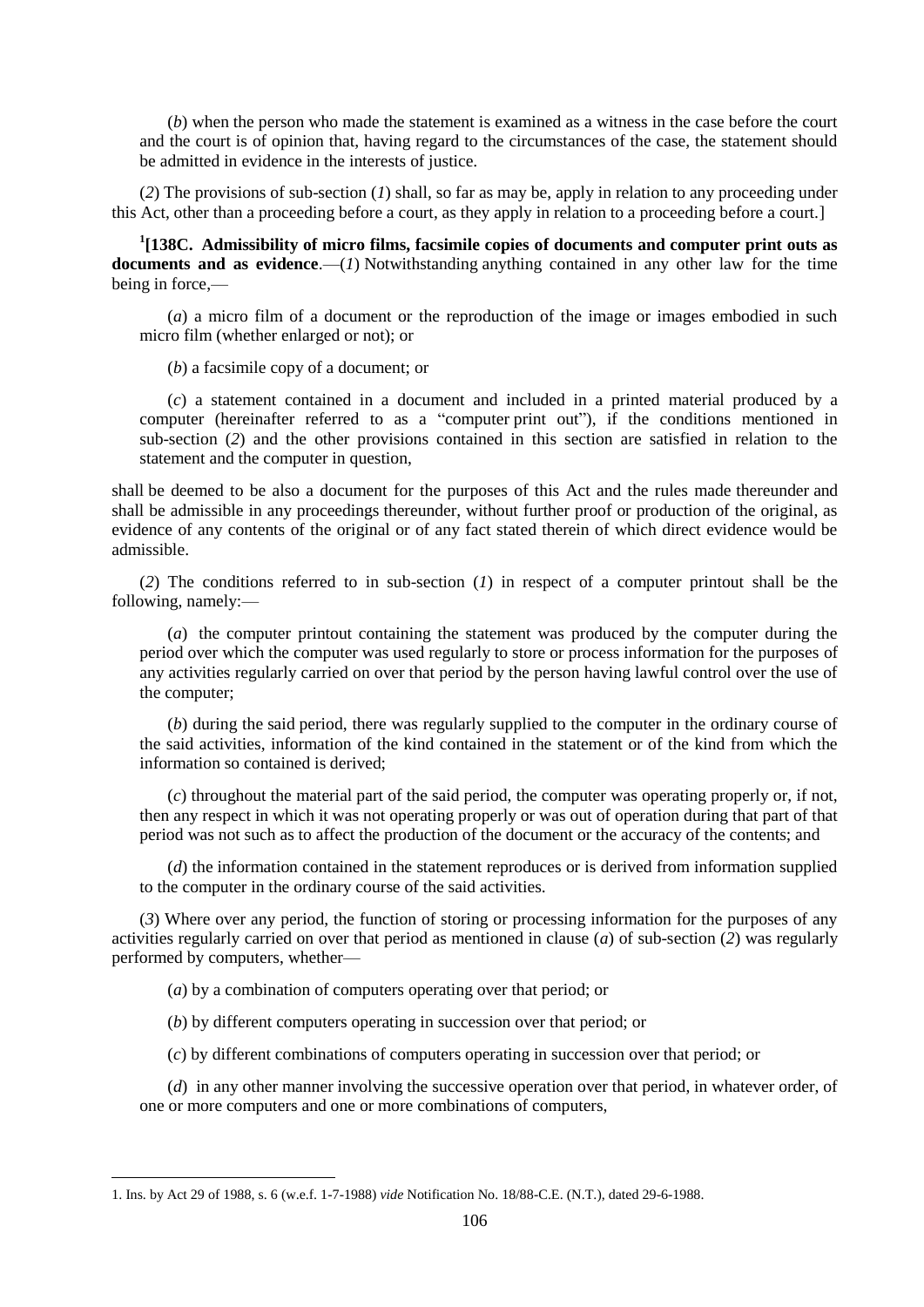(*b*) when the person who made the statement is examined as a witness in the case before the court and the court is of opinion that, having regard to the circumstances of the case, the statement should be admitted in evidence in the interests of justice.

(*2*) The provisions of sub-section (*1*) shall, so far as may be, apply in relation to any proceeding under this Act, other than a proceeding before a court, as they apply in relation to a proceeding before a court.]

[1][**138C. Admissibility of micro films, facsimile copies of documents and computer print outs as documents and as evidence**.—(*1*) Notwithstanding anything contained in any other law for the time being in force,—

(*a*) a micro film of a document or the reproduction of the image or images embodied in such micro film (whether enlarged or not); or

(*b*) a facsimile copy of a document; or

(*c*) a statement contained in a document and included in a printed material produced by a computer (hereinafter referred to as a "computer print out"), if the conditions mentioned in sub-section (*2*) and the other provisions contained in this section are satisfied in relation to the statement and the computer in question,

shall be deemed to be also a document for the purposes of this Act and the rules made thereunder and shall be admissible in any proceedings thereunder, without further proof or production of the original, as evidence of any contents of the original or of any fact stated therein of which direct evidence would be admissible.

(*2*) The conditions referred to in sub-section (*1*) in respect of a computer printout shall be the following, namely:—

(*a*) the computer printout containing the statement was produced by the computer during the period over which the computer was used regularly to store or process information for the purposes of any activities regularly carried on over that period by the person having lawful control over the use of the computer;

(*b*) during the said period, there was regularly supplied to the computer in the ordinary course of the said activities, information of the kind contained in the statement or of the kind from which the information so contained is derived;

(*c*) throughout the material part of the said period, the computer was operating properly or, if not, then any respect in which it was not operating properly or was out of operation during that part of that period was not such as to affect the production of the document or the accuracy of the contents; and

(*d*) the information contained in the statement reproduces or is derived from information supplied to the computer in the ordinary course of the said activities.

(*3*) Where over any period, the function of storing or processing information for the purposes of any activities regularly carried on over that period as mentioned in clause (*a*) of sub-section (*2*) was regularly performed by computers, whether—

(*a*) by a combination of computers operating over that period; or

(*b*) by different computers operating in succession over that period; or

(*c*) by different combinations of computers operating in succession over that period; or

(*d*) in any other manner involving the successive operation over that period, in whatever order, of one or more computers and one or more combinations of computers,

---

1. Ins. by Act 29 of 1988, s. 6 (w.e.f. 1-7-1988) *vide* Notification No. 18/88-C.E. (N.T.), dated 29-6-1988.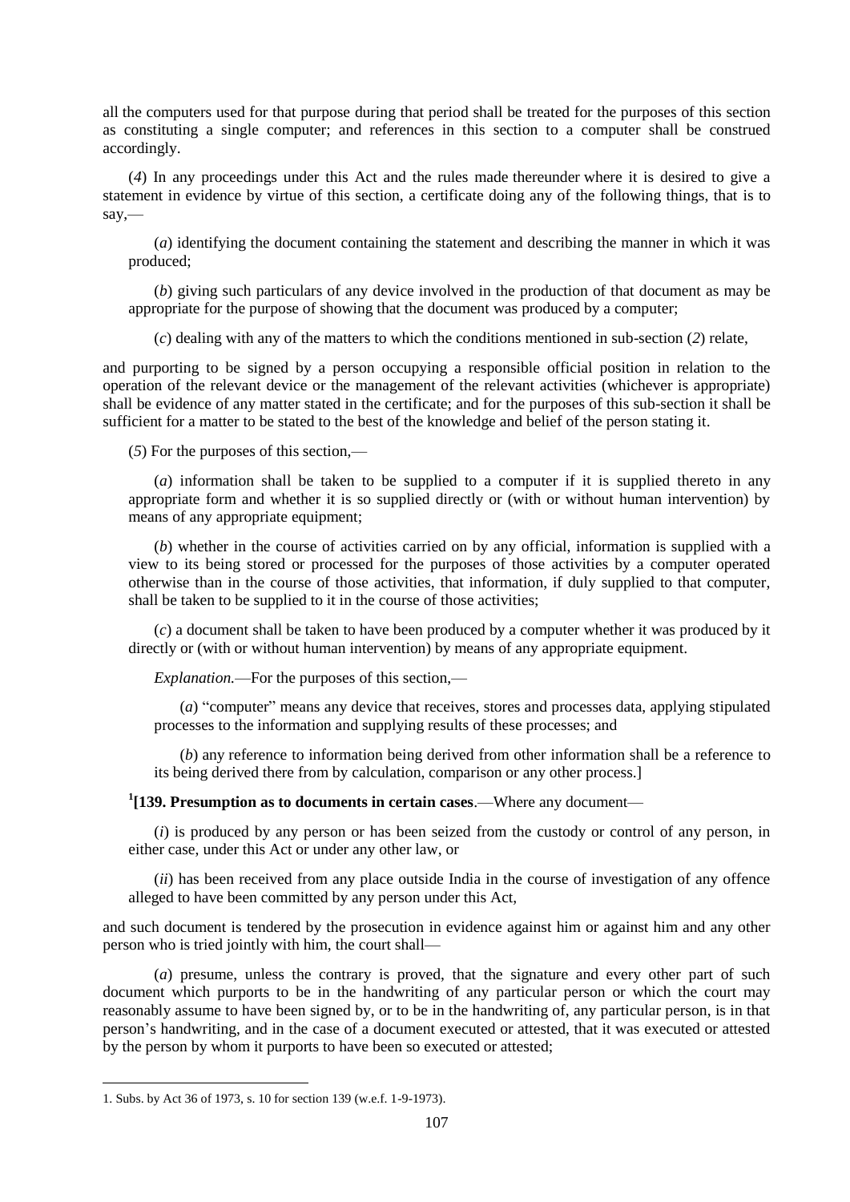all the computers used for that purpose during that period shall be treated for the purposes of this section as constituting a single computer; and references in this section to a computer shall be construed accordingly.

(*4*) In any proceedings under this Act and the rules made thereunder where it is desired to give a statement in evidence by virtue of this section, a certificate doing any of the following things, that is to say,—

(*a*) identifying the document containing the statement and describing the manner in which it was produced;

(*b*) giving such particulars of any device involved in the production of that document as may be appropriate for the purpose of showing that the document was produced by a computer;

(*c*) dealing with any of the matters to which the conditions mentioned in sub-section (*2*) relate,

and purporting to be signed by a person occupying a responsible official position in relation to the operation of the relevant device or the management of the relevant activities (whichever is appropriate) shall be evidence of any matter stated in the certificate; and for the purposes of this sub-section it shall be sufficient for a matter to be stated to the best of the knowledge and belief of the person stating it.

(*5*) For the purposes of this section,—

(*a*) information shall be taken to be supplied to a computer if it is supplied thereto in any appropriate form and whether it is so supplied directly or (with or without human intervention) by means of any appropriate equipment;

(*b*) whether in the course of activities carried on by any official, information is supplied with a view to its being stored or processed for the purposes of those activities by a computer operated otherwise than in the course of those activities, that information, if duly supplied to that computer, shall be taken to be supplied to it in the course of those activities;

(*c*) a document shall be taken to have been produced by a computer whether it was produced by it directly or (with or without human intervention) by means of any appropriate equipment.

*Explanation.*—For the purposes of this section,—

(*a*) "computer" means any device that receives, stores and processes data, applying stipulated processes to the information and supplying results of these processes; and

(*b*) any reference to information being derived from other information shall be a reference to its being derived there from by calculation, comparison or any other process.]

[1][**139. Presumption as to documents in certain cases**.—Where any document—

(*i*) is produced by any person or has been seized from the custody or control of any person, in either case, under this Act or under any other law, or

(*ii*) has been received from any place outside India in the course of investigation of any offence alleged to have been committed by any person under this Act,

and such document is tendered by the prosecution in evidence against him or against him and any other person who is tried jointly with him, the court shall—

(*a*) presume, unless the contrary is proved, that the signature and every other part of such document which purports to be in the handwriting of any particular person or which the court may reasonably assume to have been signed by, or to be in the handwriting of, any particular person, is in that person's handwriting, and in the case of a document executed or attested, that it was executed or attested by the person by whom it purports to have been so executed or attested;

1. Subs. by Act 36 of 1973, s. 10 for section 139 (w.e.f. 1-9-1973).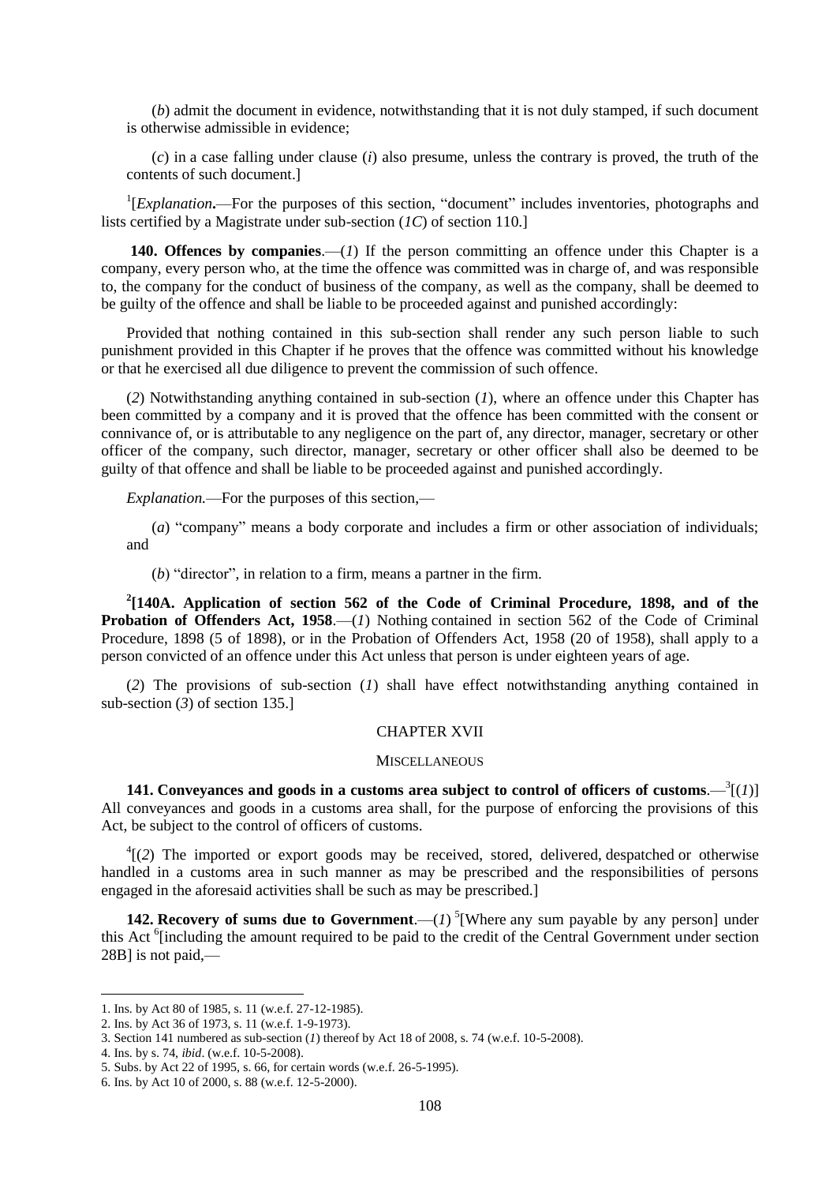(*b*) admit the document in evidence, notwithstanding that it is not duly stamped, if such document is otherwise admissible in evidence;

(*c*) in a case falling under clause (*i*) also presume, unless the contrary is proved, the truth of the contents of such document.]

[1][*Explanation***.**—For the purposes of this section, "document" includes inventories, photographs and lists certified by a Magistrate under sub-section (*1C*) of section 110.]

**140. Offences by companies**.—(*1*) If the person committing an offence under this Chapter is a company, every person who, at the time the offence was committed was in charge of, and was responsible to, the company for the conduct of business of the company, as well as the company, shall be deemed to be guilty of the offence and shall be liable to be proceeded against and punished accordingly:

Provided that nothing contained in this sub-section shall render any such person liable to such punishment provided in this Chapter if he proves that the offence was committed without his knowledge or that he exercised all due diligence to prevent the commission of such offence.

(*2*) Notwithstanding anything contained in sub-section (*1*), where an offence under this Chapter has been committed by a company and it is proved that the offence has been committed with the consent or connivance of, or is attributable to any negligence on the part of, any director, manager, secretary or other officer of the company, such director, manager, secretary or other officer shall also be deemed to be guilty of that offence and shall be liable to be proceeded against and punished accordingly.

*Explanation.*—For the purposes of this section,—

(*a*) "company" means a body corporate and includes a firm or other association of individuals; and

(*b*) "director", in relation to a firm, means a partner in the firm.

**[2][140A. Application of section 562 of the Code of Criminal Procedure, 1898, and of the Probation of Offenders Act, 1958**.—(*1*) Nothing contained in section 562 of the Code of Criminal Procedure, 1898 (5 of 1898), or in the Probation of Offenders Act, 1958 (20 of 1958), shall apply to a person convicted of an offence under this Act unless that person is under eighteen years of age.

(*2*) The provisions of sub-section (*1*) shall have effect notwithstanding anything contained in sub-section (*3*) of section 135.]

## CHAPTER XVII

### MISCELLANEOUS

**141. Conveyances and goods in a customs area subject to control of officers of customs**.—[3][(*1*)] All conveyances and goods in a customs area shall, for the purpose of enforcing the provisions of this Act, be subject to the control of officers of customs.

[4][(*2*) The imported or export goods may be received, stored, delivered, despatched or otherwise handled in a customs area in such manner as may be prescribed and the responsibilities of persons engaged in the aforesaid activities shall be such as may be prescribed.]

**142. Recovery of sums due to Government**.—(*1*) [5][Where any sum payable by any person] under this Act [6][including the amount required to be paid to the credit of the Central Government under section 28B] is not paid,—

---

1. Ins. by Act 80 of 1985, s. 11 (w.e.f. 27-12-1985).
2. Ins. by Act 36 of 1973, s. 11 (w.e.f. 1-9-1973).
3. Section 141 numbered as sub-section (*1*) thereof by Act 18 of 2008, s. 74 (w.e.f. 10-5-2008).
4. Ins. by s. 74, *ibid*. (w.e.f. 10-5-2008).
5. Subs. by Act 22 of 1995, s. 66, for certain words (w.e.f. 26-5-1995).
6. Ins. by Act 10 of 2000, s. 88 (w.e.f. 12-5-2000).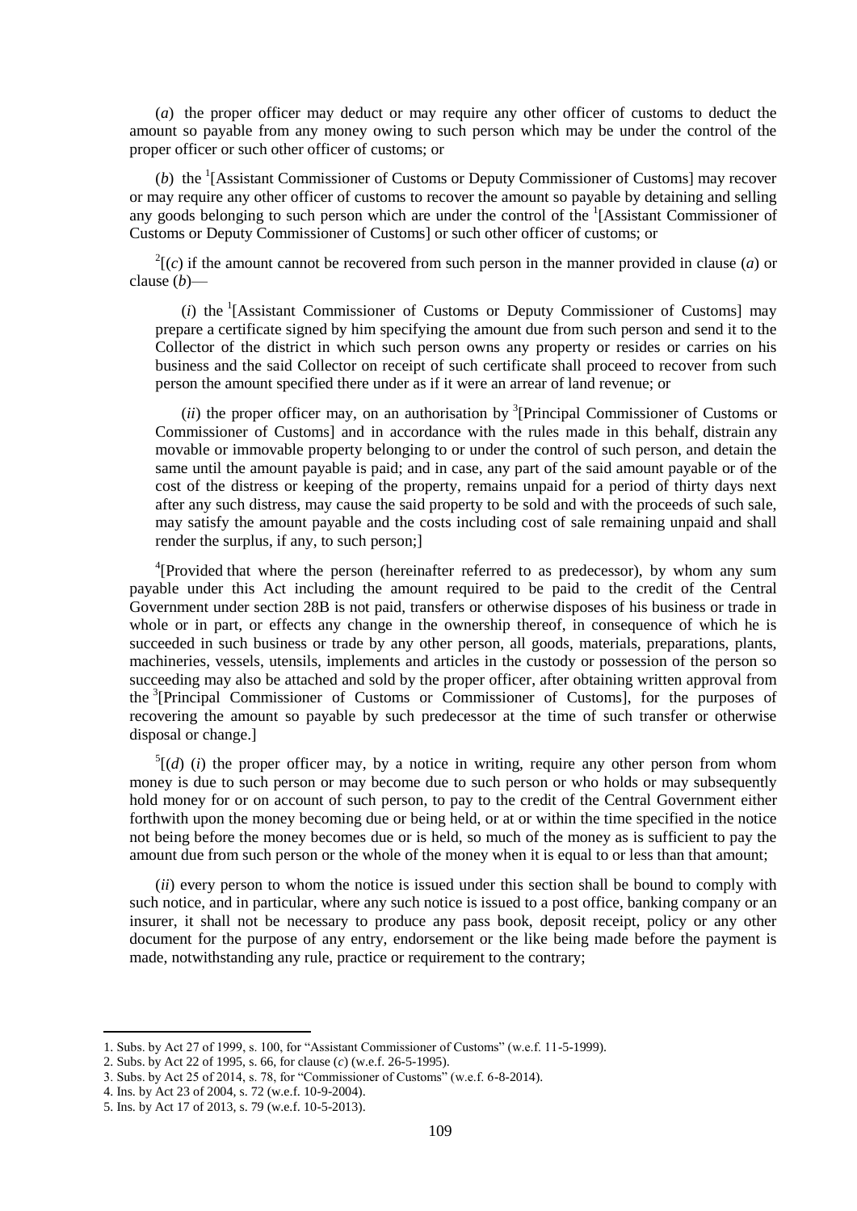(*a*) the proper officer may deduct or may require any other officer of customs to deduct the amount so payable from any money owing to such person which may be under the control of the proper officer or such other officer of customs; or

(*b*) the [1][Assistant Commissioner of Customs or Deputy Commissioner of Customs] may recover or may require any other officer of customs to recover the amount so payable by detaining and selling any goods belonging to such person which are under the control of the [1][Assistant Commissioner of Customs or Deputy Commissioner of Customs] or such other officer of customs; or

[2][(*c*) if the amount cannot be recovered from such person in the manner provided in clause (*a*) or clause (*b*)—

(*i*) the [1][Assistant Commissioner of Customs or Deputy Commissioner of Customs] may prepare a certificate signed by him specifying the amount due from such person and send it to the Collector of the district in which such person owns any property or resides or carries on his business and the said Collector on receipt of such certificate shall proceed to recover from such person the amount specified there under as if it were an arrear of land revenue; or

(*ii*) the proper officer may, on an authorisation by [3][Principal Commissioner of Customs or Commissioner of Customs] and in accordance with the rules made in this behalf, distrain any movable or immovable property belonging to or under the control of such person, and detain the same until the amount payable is paid; and in case, any part of the said amount payable or of the cost of the distress or keeping of the property, remains unpaid for a period of thirty days next after any such distress, may cause the said property to be sold and with the proceeds of such sale, may satisfy the amount payable and the costs including cost of sale remaining unpaid and shall render the surplus, if any, to such person;]

[4][Provided that where the person (hereinafter referred to as predecessor), by whom any sum payable under this Act including the amount required to be paid to the credit of the Central Government under section 28B is not paid, transfers or otherwise disposes of his business or trade in whole or in part, or effects any change in the ownership thereof, in consequence of which he is succeeded in such business or trade by any other person, all goods, materials, preparations, plants, machineries, vessels, utensils, implements and articles in the custody or possession of the person so succeeding may also be attached and sold by the proper officer, after obtaining written approval from the [3][Principal Commissioner of Customs or Commissioner of Customs], for the purposes of recovering the amount so payable by such predecessor at the time of such transfer or otherwise disposal or change.]

[5][(*d*) (*i*) the proper officer may, by a notice in writing, require any other person from whom money is due to such person or may become due to such person or who holds or may subsequently hold money for or on account of such person, to pay to the credit of the Central Government either forthwith upon the money becoming due or being held, or at or within the time specified in the notice not being before the money becomes due or is held, so much of the money as is sufficient to pay the amount due from such person or the whole of the money when it is equal to or less than that amount;

(*ii*) every person to whom the notice is issued under this section shall be bound to comply with such notice, and in particular, where any such notice is issued to a post office, banking company or an insurer, it shall not be necessary to produce any pass book, deposit receipt, policy or any other document for the purpose of any entry, endorsement or the like being made before the payment is made, notwithstanding any rule, practice or requirement to the contrary;

---

1. Subs. by Act 27 of 1999, s. 100, for "Assistant Commissioner of Customs" (w.e.f. 11-5-1999).
2. Subs. by Act 22 of 1995, s. 66, for clause (*c*) (w.e.f. 26-5-1995).
3. Subs. by Act 25 of 2014, s. 78, for "Commissioner of Customs" (w.e.f. 6-8-2014).
4. Ins. by Act 23 of 2004, s. 72 (w.e.f. 10-9-2004).
5. Ins. by Act 17 of 2013, s. 79 (w.e.f. 10-5-2013).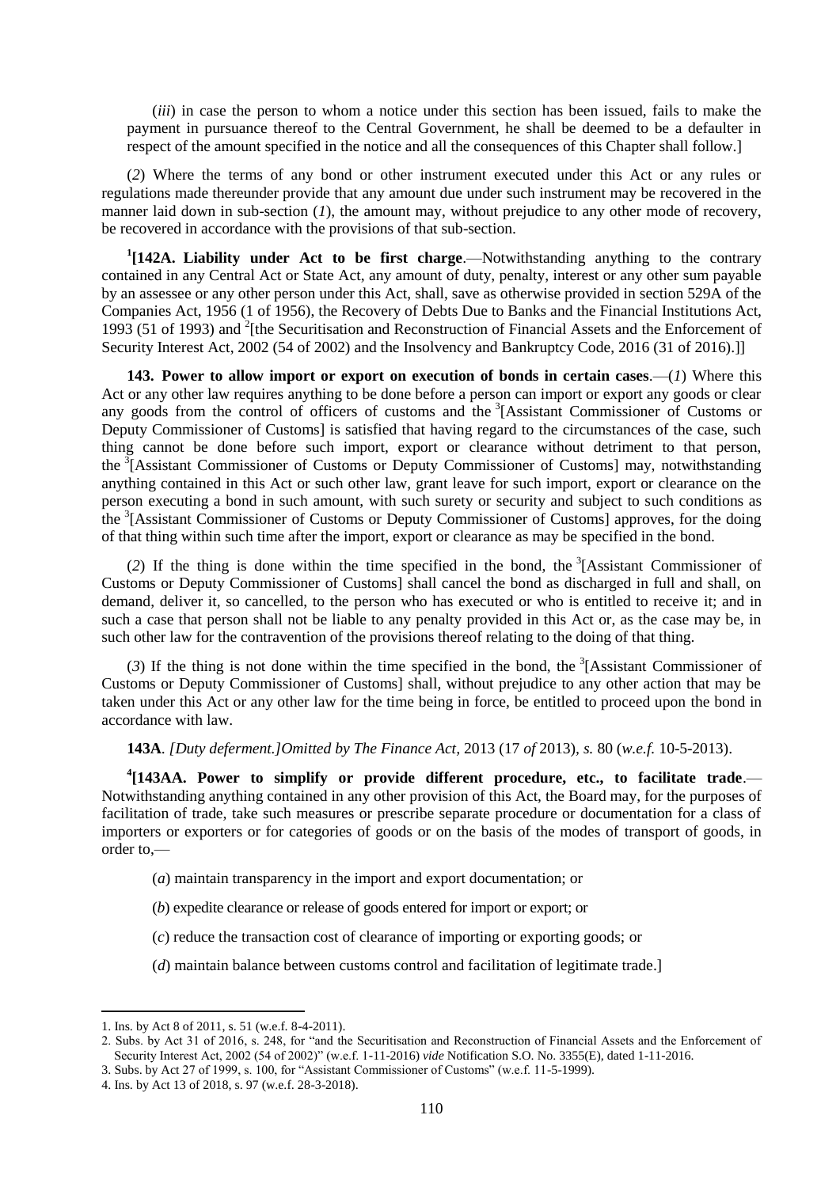(*iii*) in case the person to whom a notice under this section has been issued, fails to make the payment in pursuance thereof to the Central Government, he shall be deemed to be a defaulter in respect of the amount specified in the notice and all the consequences of this Chapter shall follow.]

(*2*) Where the terms of any bond or other instrument executed under this Act or any rules or regulations made thereunder provide that any amount due under such instrument may be recovered in the manner laid down in sub-section (*1*), the amount may, without prejudice to any other mode of recovery, be recovered in accordance with the provisions of that sub-section.

[1][**142A. Liability under Act to be first charge**.—Notwithstanding anything to the contrary contained in any Central Act or State Act, any amount of duty, penalty, interest or any other sum payable by an assessee or any other person under this Act, shall, save as otherwise provided in section 529A of the Companies Act, 1956 (1 of 1956), the Recovery of Debts Due to Banks and the Financial Institutions Act, 1993 (51 of 1993) and [2][the Securitisation and Reconstruction of Financial Assets and the Enforcement of Security Interest Act, 2002 (54 of 2002) and the Insolvency and Bankruptcy Code, 2016 (31 of 2016).]]

**143. Power to allow import or export on execution of bonds in certain cases**.—(*1*) Where this Act or any other law requires anything to be done before a person can import or export any goods or clear any goods from the control of officers of customs and the [3][Assistant Commissioner of Customs or Deputy Commissioner of Customs] is satisfied that having regard to the circumstances of the case, such thing cannot be done before such import, export or clearance without detriment to that person, the [3][Assistant Commissioner of Customs or Deputy Commissioner of Customs] may, notwithstanding anything contained in this Act or such other law, grant leave for such import, export or clearance on the person executing a bond in such amount, with such surety or security and subject to such conditions as the [3][Assistant Commissioner of Customs or Deputy Commissioner of Customs] approves, for the doing of that thing within such time after the import, export or clearance as may be specified in the bond.

(*2*) If the thing is done within the time specified in the bond, the [3][Assistant Commissioner of Customs or Deputy Commissioner of Customs] shall cancel the bond as discharged in full and shall, on demand, deliver it, so cancelled, to the person who has executed or who is entitled to receive it; and in such a case that person shall not be liable to any penalty provided in this Act or, as the case may be, in such other law for the contravention of the provisions thereof relating to the doing of that thing.

(*3*) If the thing is not done within the time specified in the bond, the [3][Assistant Commissioner of Customs or Deputy Commissioner of Customs] shall, without prejudice to any other action that may be taken under this Act or any other law for the time being in force, be entitled to proceed upon the bond in accordance with law.

**143A**. *[Duty deferment.]Omitted by The Finance Act*, 2013 (17 *of* 2013), *s.* 80 (*w.e.f.* 10-5-2013).

[4][**143AA. Power to simplify or provide different procedure, etc., to facilitate trade**.—Notwithstanding anything contained in any other provision of this Act, the Board may, for the purposes of facilitation of trade, take such measures or prescribe separate procedure or documentation for a class of importers or exporters or for categories of goods or on the basis of the modes of transport of goods, in order to,—

(*a*) maintain transparency in the import and export documentation; or

(*b*) expedite clearance or release of goods entered for import or export; or

(*c*) reduce the transaction cost of clearance of importing or exporting goods; or

(*d*) maintain balance between customs control and facilitation of legitimate trade.]

---

1. Ins. by Act 8 of 2011, s. 51 (w.e.f. 8-4-2011).
2. Subs. by Act 31 of 2016, s. 248, for "and the Securitisation and Reconstruction of Financial Assets and the Enforcement of Security Interest Act, 2002 (54 of 2002)" (w.e.f. 1-11-2016) *vide* Notification S.O. No. 3355(E), dated 1-11-2016.
3. Subs. by Act 27 of 1999, s. 100, for "Assistant Commissioner of Customs" (w.e.f. 11-5-1999).
4. Ins. by Act 13 of 2018, s. 97 (w.e.f. 28-3-2018).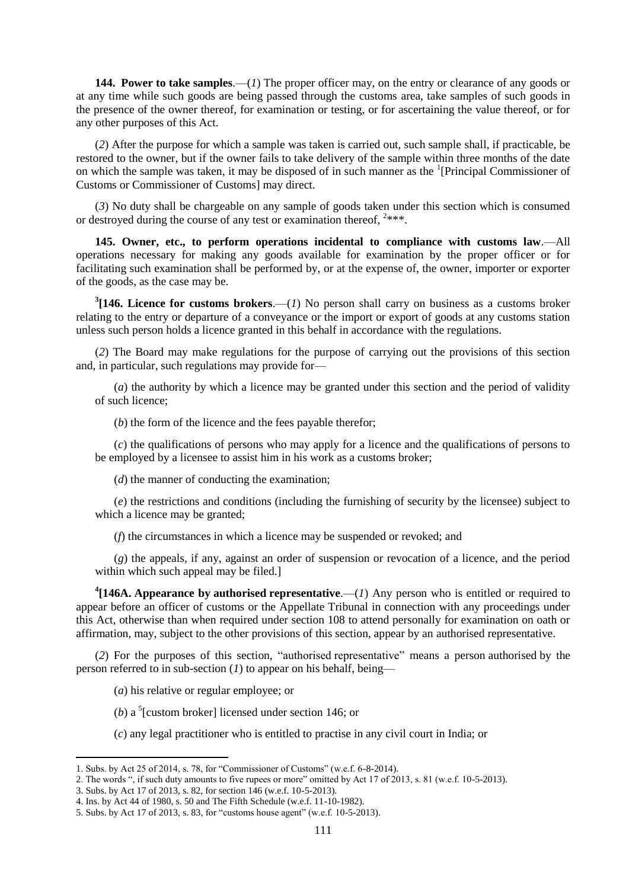**144. Power to take samples**.—(*1*) The proper officer may, on the entry or clearance of any goods or at any time while such goods are being passed through the customs area, take samples of such goods in the presence of the owner thereof, for examination or testing, or for ascertaining the value thereof, or for any other purposes of this Act.

(*2*) After the purpose for which a sample was taken is carried out, such sample shall, if practicable, be restored to the owner, but if the owner fails to take delivery of the sample within three months of the date on which the sample was taken, it may be disposed of in such manner as the [1][Principal Commissioner of Customs or Commissioner of Customs] may direct.

(*3*) No duty shall be chargeable on any sample of goods taken under this section which is consumed or destroyed during the course of any test or examination thereof, [2]***.

**145. Owner, etc., to perform operations incidental to compliance with customs law**.—All operations necessary for making any goods available for examination by the proper officer or for facilitating such examination shall be performed by, or at the expense of, the owner, importer or exporter of the goods, as the case may be.

[3]**[146. Licence for customs brokers**.—(*1*) No person shall carry on business as a customs broker relating to the entry or departure of a conveyance or the import or export of goods at any customs station unless such person holds a licence granted in this behalf in accordance with the regulations.

(*2*) The Board may make regulations for the purpose of carrying out the provisions of this section and, in particular, such regulations may provide for—

(*a*) the authority by which a licence may be granted under this section and the period of validity of such licence;

(*b*) the form of the licence and the fees payable therefor;

(*c*) the qualifications of persons who may apply for a licence and the qualifications of persons to be employed by a licensee to assist him in his work as a customs broker;

(*d*) the manner of conducting the examination;

(*e*) the restrictions and conditions (including the furnishing of security by the licensee) subject to which a licence may be granted;

(*f*) the circumstances in which a licence may be suspended or revoked; and

(*g*) the appeals, if any, against an order of suspension or revocation of a licence, and the period within which such appeal may be filed.]

[4]**[146A. Appearance by authorised representative**.—(*1*) Any person who is entitled or required to appear before an officer of customs or the Appellate Tribunal in connection with any proceedings under this Act, otherwise than when required under section 108 to attend personally for examination on oath or affirmation, may, subject to the other provisions of this section, appear by an authorised representative.

(*2*) For the purposes of this section, "authorised representative" means a person authorised by the person referred to in sub-section (*1*) to appear on his behalf, being—

(*a*) his relative or regular employee; or

(*b*) a [5][custom broker] licensed under section 146; or

(*c*) any legal practitioner who is entitled to practise in any civil court in India; or

---

1. Subs. by Act 25 of 2014, s. 78, for "Commissioner of Customs" (w.e.f. 6-8-2014).
2. The words ", if such duty amounts to five rupees or more" omitted by Act 17 of 2013, s. 81 (w.e.f. 10-5-2013).
3. Subs. by Act 17 of 2013, s. 82, for section 146 (w.e.f. 10-5-2013).
4. Ins. by Act 44 of 1980, s. 50 and The Fifth Schedule (w.e.f. 11-10-1982).
5. Subs. by Act 17 of 2013, s. 83, for "customs house agent" (w.e.f. 10-5-2013).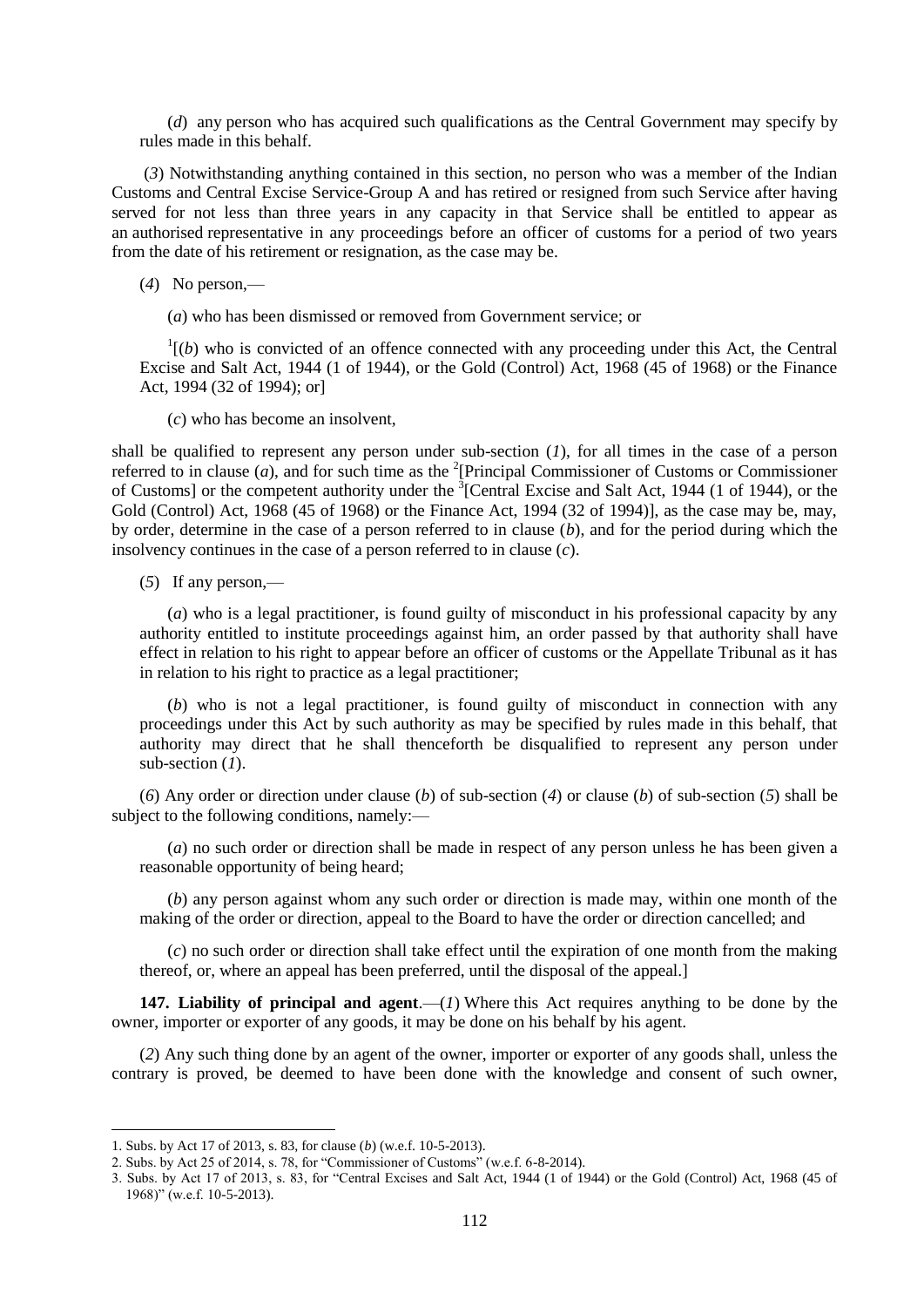(*d*) any person who has acquired such qualifications as the Central Government may specify by rules made in this behalf.

(*3*) Notwithstanding anything contained in this section, no person who was a member of the Indian Customs and Central Excise Service-Group A and has retired or resigned from such Service after having served for not less than three years in any capacity in that Service shall be entitled to appear as an authorised representative in any proceedings before an officer of customs for a period of two years from the date of his retirement or resignation, as the case may be.

(*4*) No person,—

(*a*) who has been dismissed or removed from Government service; or

[1][(*b*) who is convicted of an offence connected with any proceeding under this Act, the Central Excise and Salt Act, 1944 (1 of 1944), or the Gold (Control) Act, 1968 (45 of 1968) or the Finance Act, 1994 (32 of 1994); or]

(*c*) who has become an insolvent,

shall be qualified to represent any person under sub-section (*1*), for all times in the case of a person referred to in clause (*a*), and for such time as the [2][Principal Commissioner of Customs or Commissioner of Customs] or the competent authority under the [3][Central Excise and Salt Act, 1944 (1 of 1944), or the Gold (Control) Act, 1968 (45 of 1968) or the Finance Act, 1994 (32 of 1994)], as the case may be, may, by order, determine in the case of a person referred to in clause (*b*), and for the period during which the insolvency continues in the case of a person referred to in clause (*c*).

(*5*) If any person,—

(*a*) who is a legal practitioner, is found guilty of misconduct in his professional capacity by any authority entitled to institute proceedings against him, an order passed by that authority shall have effect in relation to his right to appear before an officer of customs or the Appellate Tribunal as it has in relation to his right to practice as a legal practitioner;

(*b*) who is not a legal practitioner, is found guilty of misconduct in connection with any proceedings under this Act by such authority as may be specified by rules made in this behalf, that authority may direct that he shall thenceforth be disqualified to represent any person under sub-section (*1*).

(*6*) Any order or direction under clause (*b*) of sub-section (*4*) or clause (*b*) of sub-section (*5*) shall be subject to the following conditions, namely:—

(*a*) no such order or direction shall be made in respect of any person unless he has been given a reasonable opportunity of being heard;

(*b*) any person against whom any such order or direction is made may, within one month of the making of the order or direction, appeal to the Board to have the order or direction cancelled; and

(*c*) no such order or direction shall take effect until the expiration of one month from the making thereof, or, where an appeal has been preferred, until the disposal of the appeal.]

**147. Liability of principal and agent**.—(*1*) Where this Act requires anything to be done by the owner, importer or exporter of any goods, it may be done on his behalf by his agent.

(*2*) Any such thing done by an agent of the owner, importer or exporter of any goods shall, unless the contrary is proved, be deemed to have been done with the knowledge and consent of such owner,

---

1. Subs. by Act 17 of 2013, s. 83, for clause (*b*) (w.e.f. 10-5-2013).
2. Subs. by Act 25 of 2014, s. 78, for "Commissioner of Customs" (w.e.f. 6-8-2014).
3. Subs. by Act 17 of 2013, s. 83, for "Central Excises and Salt Act, 1944 (1 of 1944) or the Gold (Control) Act, 1968 (45 of 1968)" (w.e.f. 10-5-2013).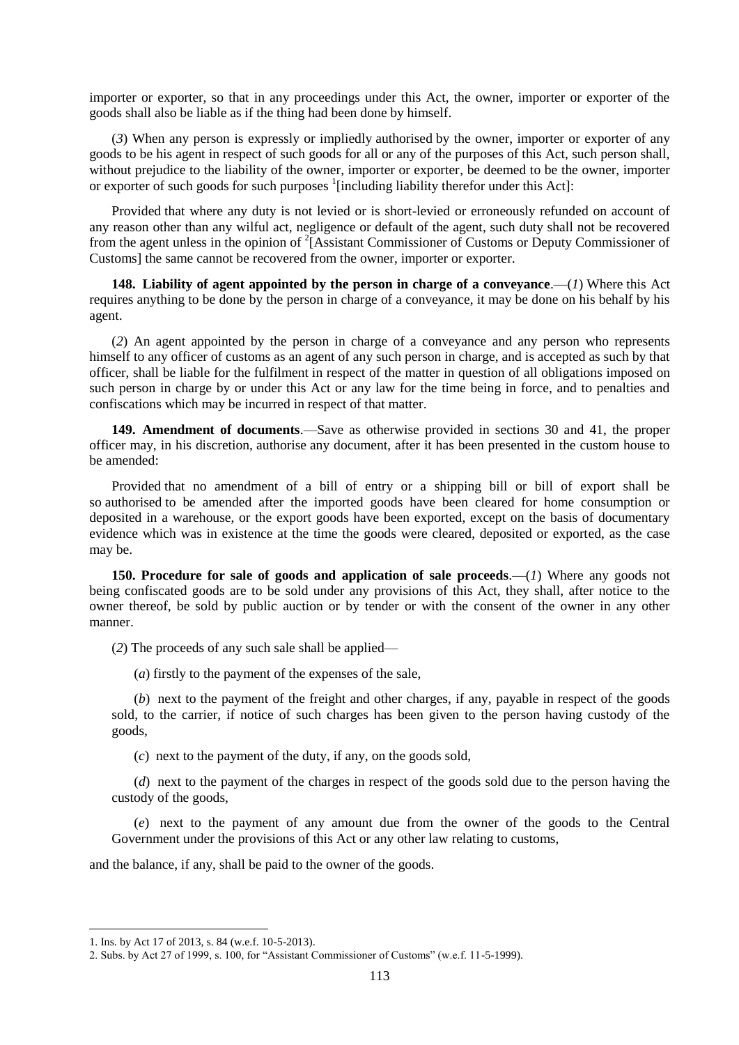importer or exporter, so that in any proceedings under this Act, the owner, importer or exporter of the goods shall also be liable as if the thing had been done by himself.

(*3*) When any person is expressly or impliedly authorised by the owner, importer or exporter of any goods to be his agent in respect of such goods for all or any of the purposes of this Act, such person shall, without prejudice to the liability of the owner, importer or exporter, be deemed to be the owner, importer or exporter of such goods for such purposes [1][including liability therefor under this Act]:

Provided that where any duty is not levied or is short-levied or erroneously refunded on account of any reason other than any wilful act, negligence or default of the agent, such duty shall not be recovered from the agent unless in the opinion of [2][Assistant Commissioner of Customs or Deputy Commissioner of Customs] the same cannot be recovered from the owner, importer or exporter.

**148. Liability of agent appointed by the person in charge of a conveyance**.—(*1*) Where this Act requires anything to be done by the person in charge of a conveyance, it may be done on his behalf by his agent.

(*2*) An agent appointed by the person in charge of a conveyance and any person who represents himself to any officer of customs as an agent of any such person in charge, and is accepted as such by that officer, shall be liable for the fulfilment in respect of the matter in question of all obligations imposed on such person in charge by or under this Act or any law for the time being in force, and to penalties and confiscations which may be incurred in respect of that matter.

**149. Amendment of documents**.—Save as otherwise provided in sections 30 and 41, the proper officer may, in his discretion, authorise any document, after it has been presented in the custom house to be amended:

Provided that no amendment of a bill of entry or a shipping bill or bill of export shall be so authorised to be amended after the imported goods have been cleared for home consumption or deposited in a warehouse, or the export goods have been exported, except on the basis of documentary evidence which was in existence at the time the goods were cleared, deposited or exported, as the case may be.

**150. Procedure for sale of goods and application of sale proceeds**.—(*1*) Where any goods not being confiscated goods are to be sold under any provisions of this Act, they shall, after notice to the owner thereof, be sold by public auction or by tender or with the consent of the owner in any other manner.

(*2*) The proceeds of any such sale shall be applied—

(*a*) firstly to the payment of the expenses of the sale,

(*b*) next to the payment of the freight and other charges, if any, payable in respect of the goods sold, to the carrier, if notice of such charges has been given to the person having custody of the goods,

(*c*) next to the payment of the duty, if any, on the goods sold,

(*d*) next to the payment of the charges in respect of the goods sold due to the person having the custody of the goods,

(*e*) next to the payment of any amount due from the owner of the goods to the Central Government under the provisions of this Act or any other law relating to customs,

and the balance, if any, shall be paid to the owner of the goods.

---

1. Ins. by Act 17 of 2013, s. 84 (w.e.f. 10-5-2013).

2. Subs. by Act 27 of 1999, s. 100, for "Assistant Commissioner of Customs" (w.e.f. 11-5-1999).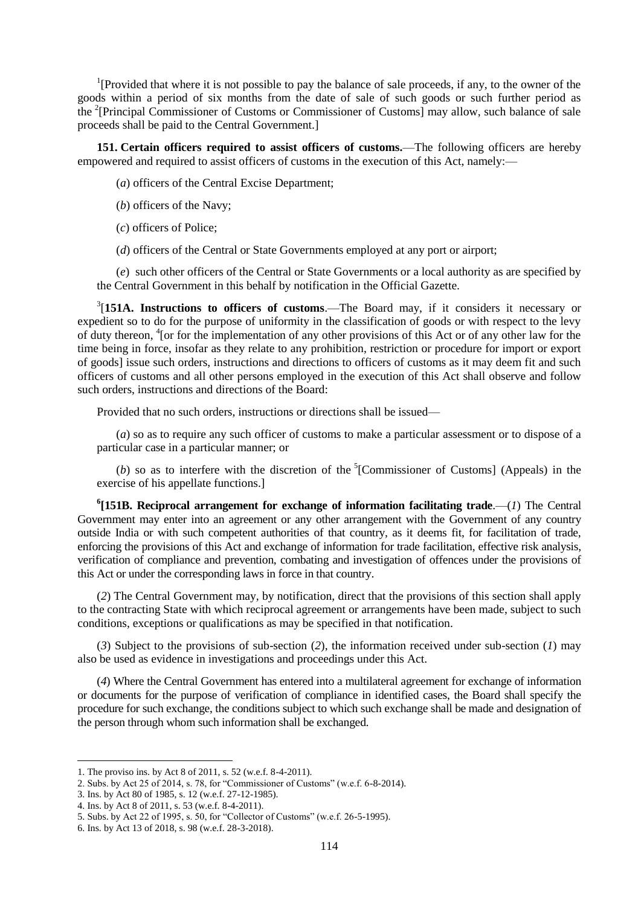[1][Provided that where it is not possible to pay the balance of sale proceeds, if any, to the owner of the goods within a period of six months from the date of sale of such goods or such further period as the [2][Principal Commissioner of Customs or Commissioner of Customs] may allow, such balance of sale proceeds shall be paid to the Central Government.]

**151. Certain officers required to assist officers of customs.**—The following officers are hereby empowered and required to assist officers of customs in the execution of this Act, namely:—

(*a*) officers of the Central Excise Department;

(*b*) officers of the Navy;

(*c*) officers of Police;

(*d*) officers of the Central or State Governments employed at any port or airport;

(*e*) such other officers of the Central or State Governments or a local authority as are specified by the Central Government in this behalf by notification in the Official Gazette.

[3][**151A. Instructions to officers of customs**.—The Board may, if it considers it necessary or expedient so to do for the purpose of uniformity in the classification of goods or with respect to the levy of duty thereon, [4][or for the implementation of any other provisions of this Act or of any other law for the time being in force, insofar as they relate to any prohibition, restriction or procedure for import or export of goods] issue such orders, instructions and directions to officers of customs as it may deem fit and such officers of customs and all other persons employed in the execution of this Act shall observe and follow such orders, instructions and directions of the Board:

Provided that no such orders, instructions or directions shall be issued—

(*a*) so as to require any such officer of customs to make a particular assessment or to dispose of a particular case in a particular manner; or

(*b*) so as to interfere with the discretion of the [5][Commissioner of Customs] (Appeals) in the exercise of his appellate functions.]

[6]**[151B. Reciprocal arrangement for exchange of information facilitating trade**.—(*1*) The Central Government may enter into an agreement or any other arrangement with the Government of any country outside India or with such competent authorities of that country, as it deems fit, for facilitation of trade, enforcing the provisions of this Act and exchange of information for trade facilitation, effective risk analysis, verification of compliance and prevention, combating and investigation of offences under the provisions of this Act or under the corresponding laws in force in that country.

(*2*) The Central Government may, by notification, direct that the provisions of this section shall apply to the contracting State with which reciprocal agreement or arrangements have been made, subject to such conditions, exceptions or qualifications as may be specified in that notification.

(*3*) Subject to the provisions of sub-section (*2*), the information received under sub-section (*1*) may also be used as evidence in investigations and proceedings under this Act.

(*4*) Where the Central Government has entered into a multilateral agreement for exchange of information or documents for the purpose of verification of compliance in identified cases, the Board shall specify the procedure for such exchange, the conditions subject to which such exchange shall be made and designation of the person through whom such information shall be exchanged.

---

1. The proviso ins. by Act 8 of 2011, s. 52 (w.e.f. 8-4-2011).
2. Subs. by Act 25 of 2014, s. 78, for "Commissioner of Customs" (w.e.f. 6-8-2014).
3. Ins. by Act 80 of 1985, s. 12 (w.e.f. 27-12-1985).
4. Ins. by Act 8 of 2011, s. 53 (w.e.f. 8-4-2011).
5. Subs. by Act 22 of 1995, s. 50, for "Collector of Customs" (w.e.f. 26-5-1995).
6. Ins. by Act 13 of 2018, s. 98 (w.e.f. 28-3-2018).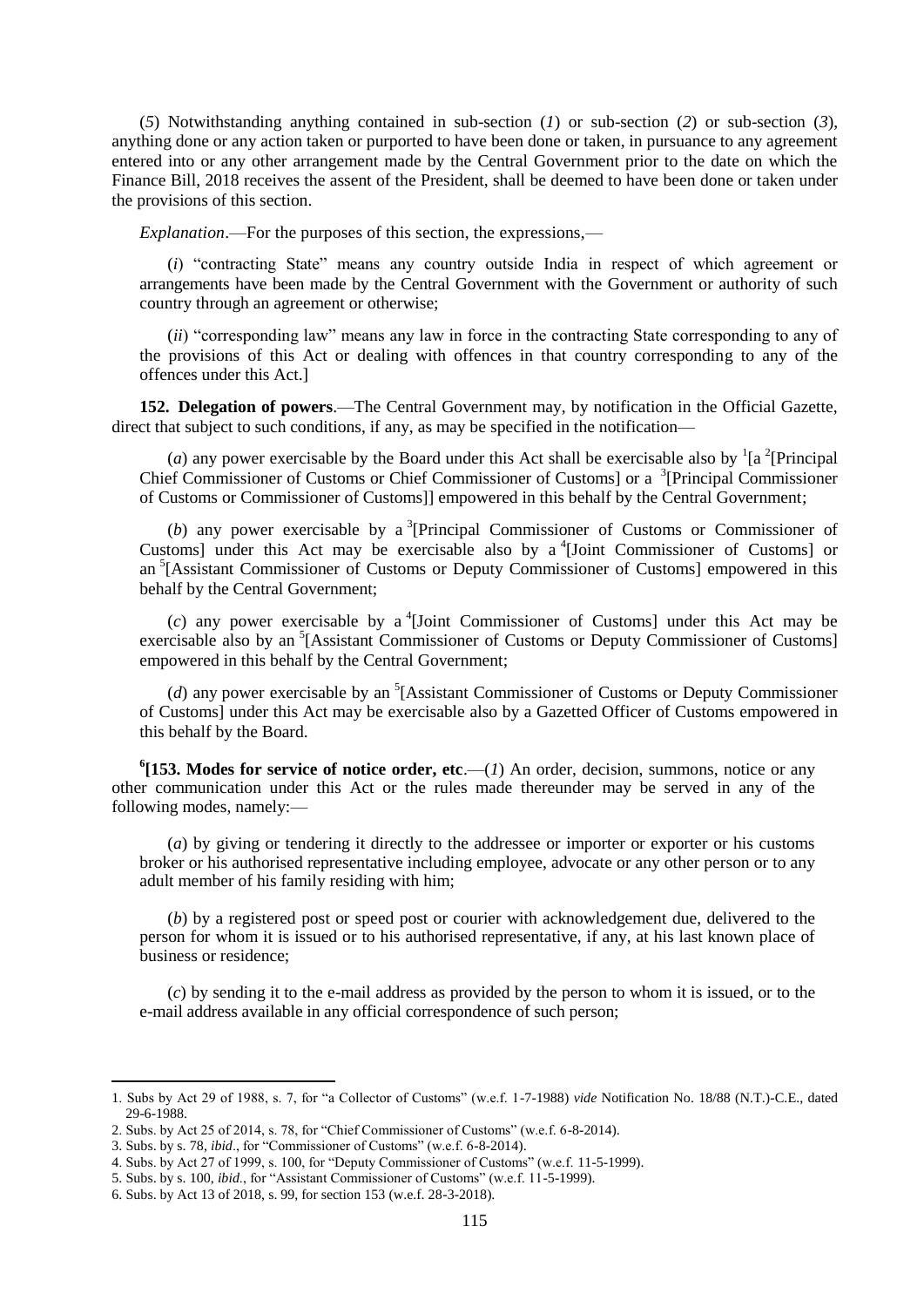(*5*) Notwithstanding anything contained in sub-section (*1*) or sub-section (*2*) or sub-section (*3*), anything done or any action taken or purported to have been done or taken, in pursuance to any agreement entered into or any other arrangement made by the Central Government prior to the date on which the Finance Bill, 2018 receives the assent of the President, shall be deemed to have been done or taken under the provisions of this section.

*Explanation*.—For the purposes of this section, the expressions,—

(*i*) "contracting State" means any country outside India in respect of which agreement or arrangements have been made by the Central Government with the Government or authority of such country through an agreement or otherwise;

(*ii*) "corresponding law" means any law in force in the contracting State corresponding to any of the provisions of this Act or dealing with offences in that country corresponding to any of the offences under this Act.]

**152. Delegation of powers**.—The Central Government may, by notification in the Official Gazette, direct that subject to such conditions, if any, as may be specified in the notification—

(*a*) any power exercisable by the Board under this Act shall be exercisable also by [1][a [2][Principal Chief Commissioner of Customs or Chief Commissioner of Customs] or a [3][Principal Commissioner of Customs or Commissioner of Customs]] empowered in this behalf by the Central Government;

(*b*) any power exercisable by a [3][Principal Commissioner of Customs or Commissioner of Customs] under this Act may be exercisable also by a [4][Joint Commissioner of Customs] or an [5][Assistant Commissioner of Customs or Deputy Commissioner of Customs] empowered in this behalf by the Central Government;

(*c*) any power exercisable by a [4][Joint Commissioner of Customs] under this Act may be exercisable also by an [5][Assistant Commissioner of Customs or Deputy Commissioner of Customs] empowered in this behalf by the Central Government;

(*d*) any power exercisable by an [5][Assistant Commissioner of Customs or Deputy Commissioner of Customs] under this Act may be exercisable also by a Gazetted Officer of Customs empowered in this behalf by the Board.

**[6][153. Modes for service of notice order, etc**.—(*1*) An order, decision, summons, notice or any other communication under this Act or the rules made thereunder may be served in any of the following modes, namely:—

(*a*) by giving or tendering it directly to the addressee or importer or exporter or his customs broker or his authorised representative including employee, advocate or any other person or to any adult member of his family residing with him;

(*b*) by a registered post or speed post or courier with acknowledgement due, delivered to the person for whom it is issued or to his authorised representative, if any, at his last known place of business or residence;

(*c*) by sending it to the e-mail address as provided by the person to whom it is issued, or to the e-mail address available in any official correspondence of such person;

---

1. Subs by Act 29 of 1988, s. 7, for "a Collector of Customs" (w.e.f. 1-7-1988) *vide* Notification No. 18/88 (N.T.)-C.E., dated 29-6-1988.
2. Subs. by Act 25 of 2014, s. 78, for "Chief Commissioner of Customs" (w.e.f. 6-8-2014).
3. Subs. by s. 78, *ibid*., for "Commissioner of Customs" (w.e.f. 6-8-2014).
4. Subs. by Act 27 of 1999, s. 100, for "Deputy Commissioner of Customs" (w.e.f. 11-5-1999).
5. Subs. by s. 100, *ibid*., for "Assistant Commissioner of Customs" (w.e.f. 11-5-1999).
6. Subs. by Act 13 of 2018, s. 99, for section 153 (w.e.f. 28-3-2018).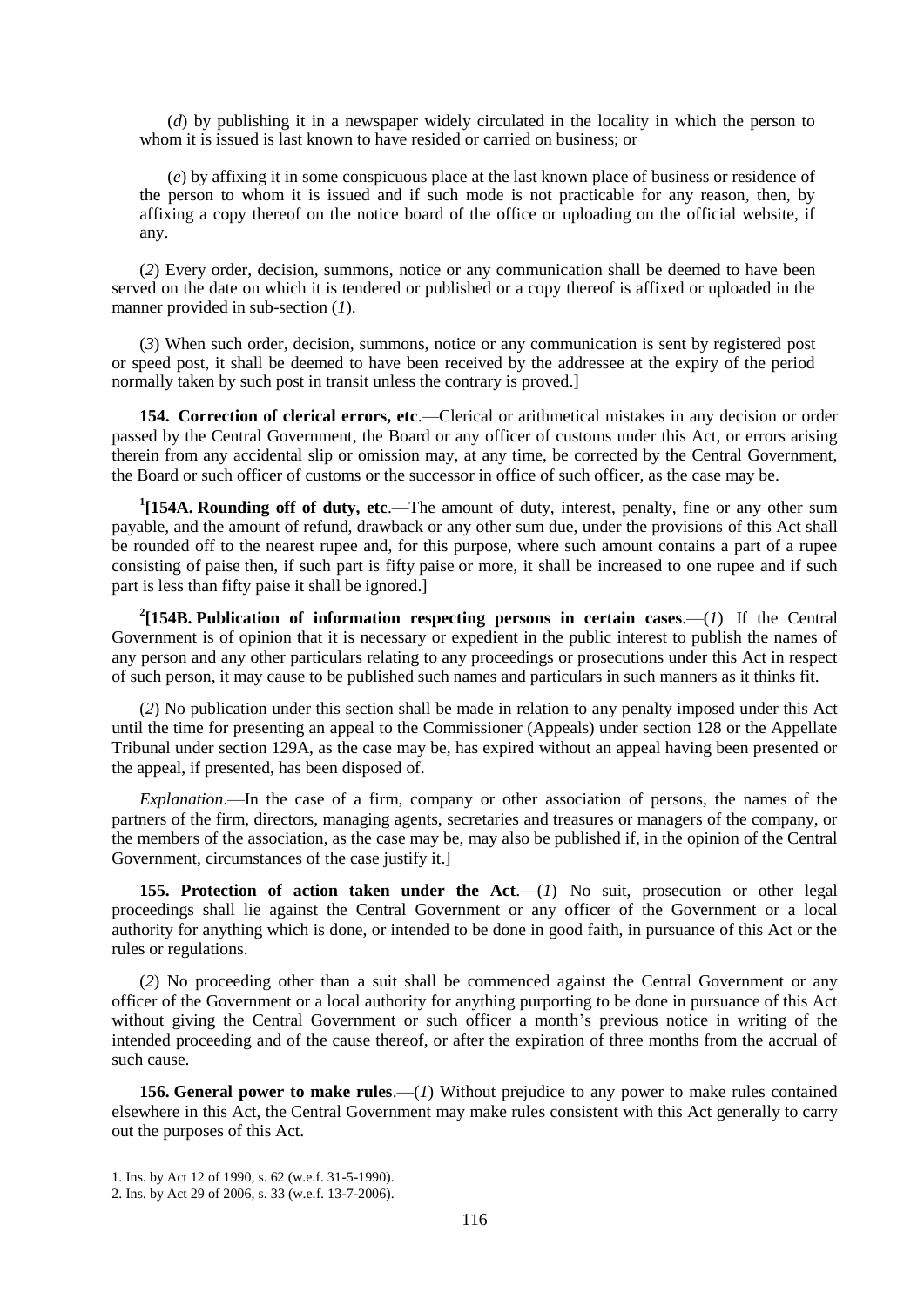(*d*) by publishing it in a newspaper widely circulated in the locality in which the person to whom it is issued is last known to have resided or carried on business; or

(*e*) by affixing it in some conspicuous place at the last known place of business or residence of the person to whom it is issued and if such mode is not practicable for any reason, then, by affixing a copy thereof on the notice board of the office or uploading on the official website, if any.

(*2*) Every order, decision, summons, notice or any communication shall be deemed to have been served on the date on which it is tendered or published or a copy thereof is affixed or uploaded in the manner provided in sub-section (*1*).

(*3*) When such order, decision, summons, notice or any communication is sent by registered post or speed post, it shall be deemed to have been received by the addressee at the expiry of the period normally taken by such post in transit unless the contrary is proved.]

**154. Correction of clerical errors, etc**.—Clerical or arithmetical mistakes in any decision or order passed by the Central Government, the Board or any officer of customs under this Act, or errors arising therein from any accidental slip or omission may, at any time, be corrected by the Central Government, the Board or such officer of customs or the successor in office of such officer, as the case may be.

[1]**[154A. Rounding off of duty, etc**.—The amount of duty, interest, penalty, fine or any other sum payable, and the amount of refund, drawback or any other sum due, under the provisions of this Act shall be rounded off to the nearest rupee and, for this purpose, where such amount contains a part of a rupee consisting of paise then, if such part is fifty paise or more, it shall be increased to one rupee and if such part is less than fifty paise it shall be ignored.]

[2]**[154B. Publication of information respecting persons in certain cases**.—(*1*) If the Central Government is of opinion that it is necessary or expedient in the public interest to publish the names of any person and any other particulars relating to any proceedings or prosecutions under this Act in respect of such person, it may cause to be published such names and particulars in such manners as it thinks fit.

(*2*) No publication under this section shall be made in relation to any penalty imposed under this Act until the time for presenting an appeal to the Commissioner (Appeals) under section 128 or the Appellate Tribunal under section 129A, as the case may be, has expired without an appeal having been presented or the appeal, if presented, has been disposed of.

*Explanation*.—In the case of a firm, company or other association of persons, the names of the partners of the firm, directors, managing agents, secretaries and treasures or managers of the company, or the members of the association, as the case may be, may also be published if, in the opinion of the Central Government, circumstances of the case justify it.]

**155. Protection of action taken under the Act**.—(*1*) No suit, prosecution or other legal proceedings shall lie against the Central Government or any officer of the Government or a local authority for anything which is done, or intended to be done in good faith, in pursuance of this Act or the rules or regulations.

(*2*) No proceeding other than a suit shall be commenced against the Central Government or any officer of the Government or a local authority for anything purporting to be done in pursuance of this Act without giving the Central Government or such officer a month's previous notice in writing of the intended proceeding and of the cause thereof, or after the expiration of three months from the accrual of such cause.

**156. General power to make rules**.—(*1*) Without prejudice to any power to make rules contained elsewhere in this Act, the Central Government may make rules consistent with this Act generally to carry out the purposes of this Act.

---

1. Ins. by Act 12 of 1990, s. 62 (w.e.f. 31-5-1990).
2. Ins. by Act 29 of 2006, s. 33 (w.e.f. 13-7-2006).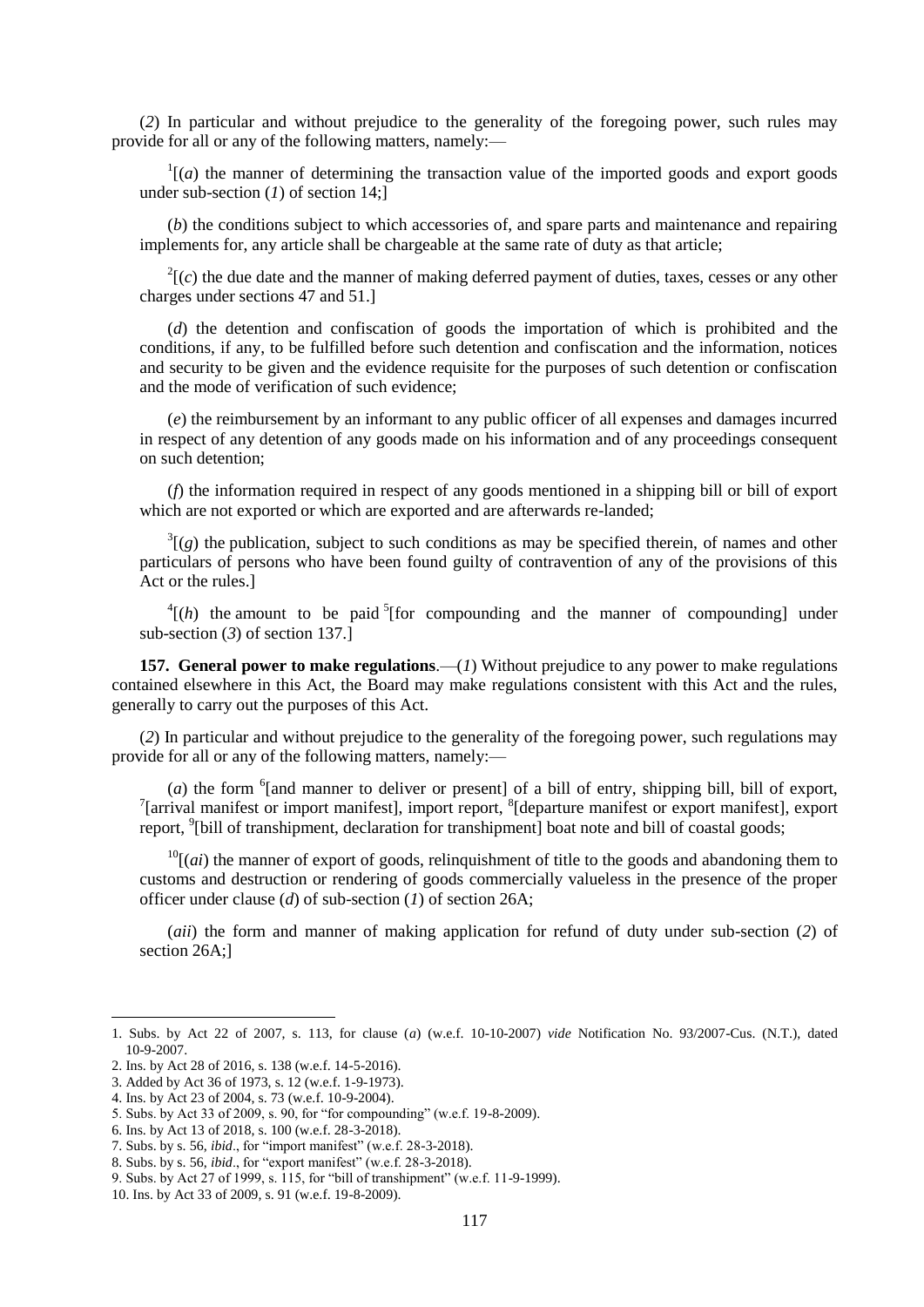(*2*) In particular and without prejudice to the generality of the foregoing power, such rules may provide for all or any of the following matters, namely:—

[1][(*a*) the manner of determining the transaction value of the imported goods and export goods under sub-section (*1*) of section 14;]

(*b*) the conditions subject to which accessories of, and spare parts and maintenance and repairing implements for, any article shall be chargeable at the same rate of duty as that article;

[2][(*c*) the due date and the manner of making deferred payment of duties, taxes, cesses or any other charges under sections 47 and 51.]

(*d*) the detention and confiscation of goods the importation of which is prohibited and the conditions, if any, to be fulfilled before such detention and confiscation and the information, notices and security to be given and the evidence requisite for the purposes of such detention or confiscation and the mode of verification of such evidence;

(*e*) the reimbursement by an informant to any public officer of all expenses and damages incurred in respect of any detention of any goods made on his information and of any proceedings consequent on such detention;

(*f*) the information required in respect of any goods mentioned in a shipping bill or bill of export which are not exported or which are exported and are afterwards re-landed;

[3][(*g*) the publication, subject to such conditions as may be specified therein, of names and other particulars of persons who have been found guilty of contravention of any of the provisions of this Act or the rules.]

[4][(*h*) the amount to be paid [5][for compounding and the manner of compounding] under sub-section (*3*) of section 137.]

**157. General power to make regulations**.—(*1*) Without prejudice to any power to make regulations contained elsewhere in this Act, the Board may make regulations consistent with this Act and the rules, generally to carry out the purposes of this Act.

(*2*) In particular and without prejudice to the generality of the foregoing power, such regulations may provide for all or any of the following matters, namely:—

(*a*) the form [6][and manner to deliver or present] of a bill of entry, shipping bill, bill of export, [7][arrival manifest or import manifest], import report, [8][departure manifest or export manifest], export report, [9][bill of transhipment, declaration for transhipment] boat note and bill of coastal goods;

[10][(*ai*) the manner of export of goods, relinquishment of title to the goods and abandoning them to customs and destruction or rendering of goods commercially valueless in the presence of the proper officer under clause (*d*) of sub-section (*1*) of section 26A;

(*aii*) the form and manner of making application for refund of duty under sub-section (*2*) of section 26A;]

---

1. Subs. by Act 22 of 2007, s. 113, for clause (*a*) (w.e.f. 10-10-2007) *vide* Notification No. 93/2007-Cus. (N.T.), dated 10-9-2007.
2. Ins. by Act 28 of 2016, s. 138 (w.e.f. 14-5-2016).
3. Added by Act 36 of 1973, s. 12 (w.e.f. 1-9-1973).
4. Ins. by Act 23 of 2004, s. 73 (w.e.f. 10-9-2004).
5. Subs. by Act 33 of 2009, s. 90, for "for compounding" (w.e.f. 19-8-2009).
6. Ins. by Act 13 of 2018, s. 100 (w.e.f. 28-3-2018).
7. Subs. by s. 56, *ibid*., for "import manifest" (w.e.f. 28-3-2018).
8. Subs. by s. 56, *ibid*., for "export manifest" (w.e.f. 28-3-2018).
9. Subs. by Act 27 of 1999, s. 115, for "bill of transhipment" (w.e.f. 11-9-1999).
10. Ins. by Act 33 of 2009, s. 91 (w.e.f. 19-8-2009).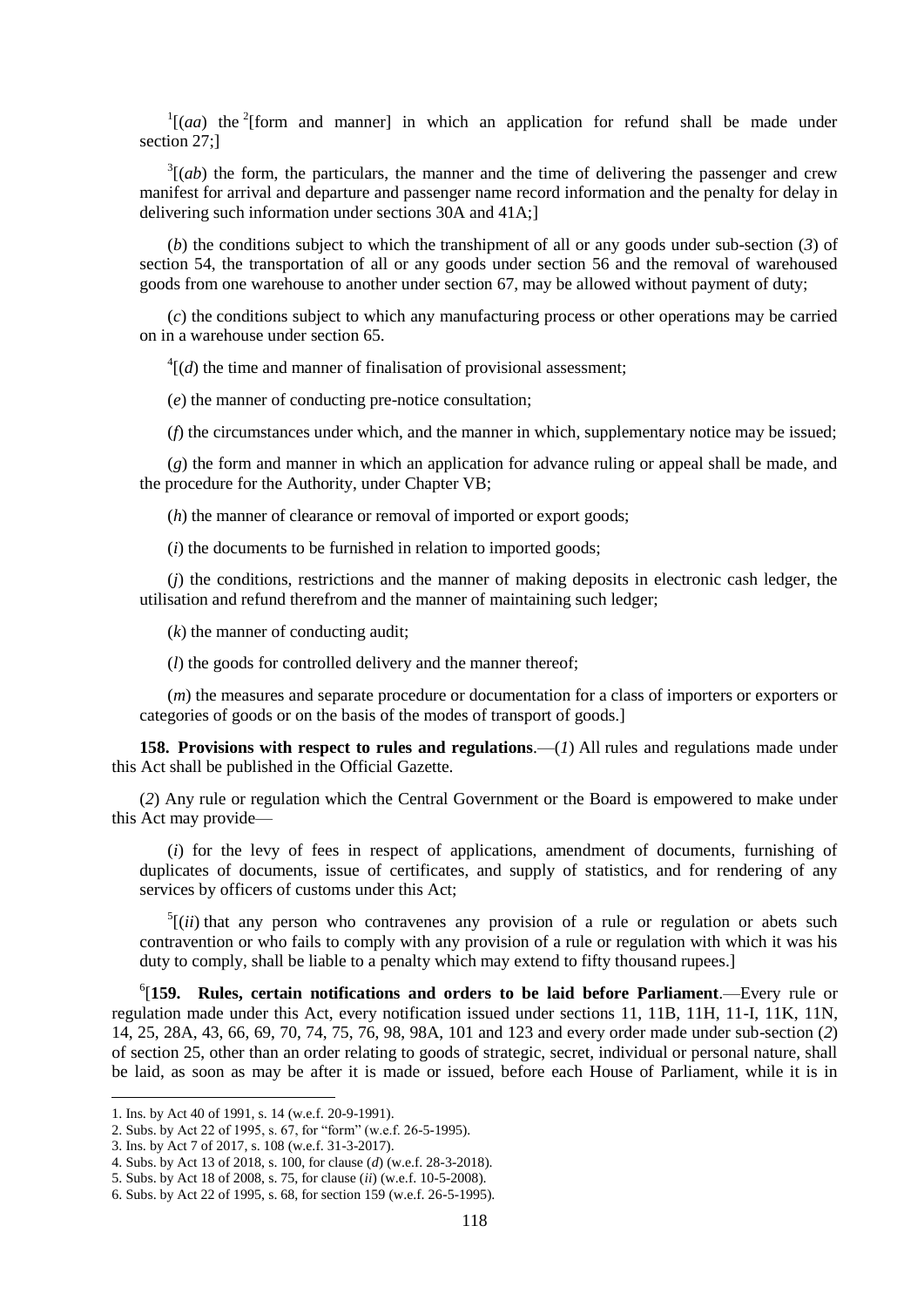[1][(*aa*) the [2][form and manner] in which an application for refund shall be made under section 27;]

[3][(*ab*) the form, the particulars, the manner and the time of delivering the passenger and crew manifest for arrival and departure and passenger name record information and the penalty for delay in delivering such information under sections 30A and 41A;]

(*b*) the conditions subject to which the transhipment of all or any goods under sub-section (*3*) of section 54, the transportation of all or any goods under section 56 and the removal of warehoused goods from one warehouse to another under section 67, may be allowed without payment of duty;

(*c*) the conditions subject to which any manufacturing process or other operations may be carried on in a warehouse under section 65.

[4][(*d*) the time and manner of finalisation of provisional assessment;

(*e*) the manner of conducting pre-notice consultation;

(*f*) the circumstances under which, and the manner in which, supplementary notice may be issued;

(*g*) the form and manner in which an application for advance ruling or appeal shall be made, and the procedure for the Authority, under Chapter VB;

(*h*) the manner of clearance or removal of imported or export goods;

(*i*) the documents to be furnished in relation to imported goods;

(*j*) the conditions, restrictions and the manner of making deposits in electronic cash ledger, the utilisation and refund therefrom and the manner of maintaining such ledger;

(*k*) the manner of conducting audit;

(*l*) the goods for controlled delivery and the manner thereof;

(*m*) the measures and separate procedure or documentation for a class of importers or exporters or categories of goods or on the basis of the modes of transport of goods.]

**158. Provisions with respect to rules and regulations**.—(*1*) All rules and regulations made under this Act shall be published in the Official Gazette.

(*2*) Any rule or regulation which the Central Government or the Board is empowered to make under this Act may provide—

(*i*) for the levy of fees in respect of applications, amendment of documents, furnishing of duplicates of documents, issue of certificates, and supply of statistics, and for rendering of any services by officers of customs under this Act;

[5][(*ii*) that any person who contravenes any provision of a rule or regulation or abets such contravention or who fails to comply with any provision of a rule or regulation with which it was his duty to comply, shall be liable to a penalty which may extend to fifty thousand rupees.]

[6][**159. Rules, certain notifications and orders to be laid before Parliament**.—Every rule or regulation made under this Act, every notification issued under sections 11, 11B, 11H, 11-I, 11K, 11N, 14, 25, 28A, 43, 66, 69, 70, 74, 75, 76, 98, 98A, 101 and 123 and every order made under sub-section (*2*) of section 25, other than an order relating to goods of strategic, secret, individual or personal nature, shall be laid, as soon as may be after it is made or issued, before each House of Parliament, while it is in

---

1. Ins. by Act 40 of 1991, s. 14 (w.e.f. 20-9-1991).
2. Subs. by Act 22 of 1995, s. 67, for "form" (w.e.f. 26-5-1995).
3. Ins. by Act 7 of 2017, s. 108 (w.e.f. 31-3-2017).
4. Subs. by Act 13 of 2018, s. 100, for clause (*d*) (w.e.f. 28-3-2018).
5. Subs. by Act 18 of 2008, s. 75, for clause (*ii*) (w.e.f. 10-5-2008).
6. Subs. by Act 22 of 1995, s. 68, for section 159 (w.e.f. 26-5-1995).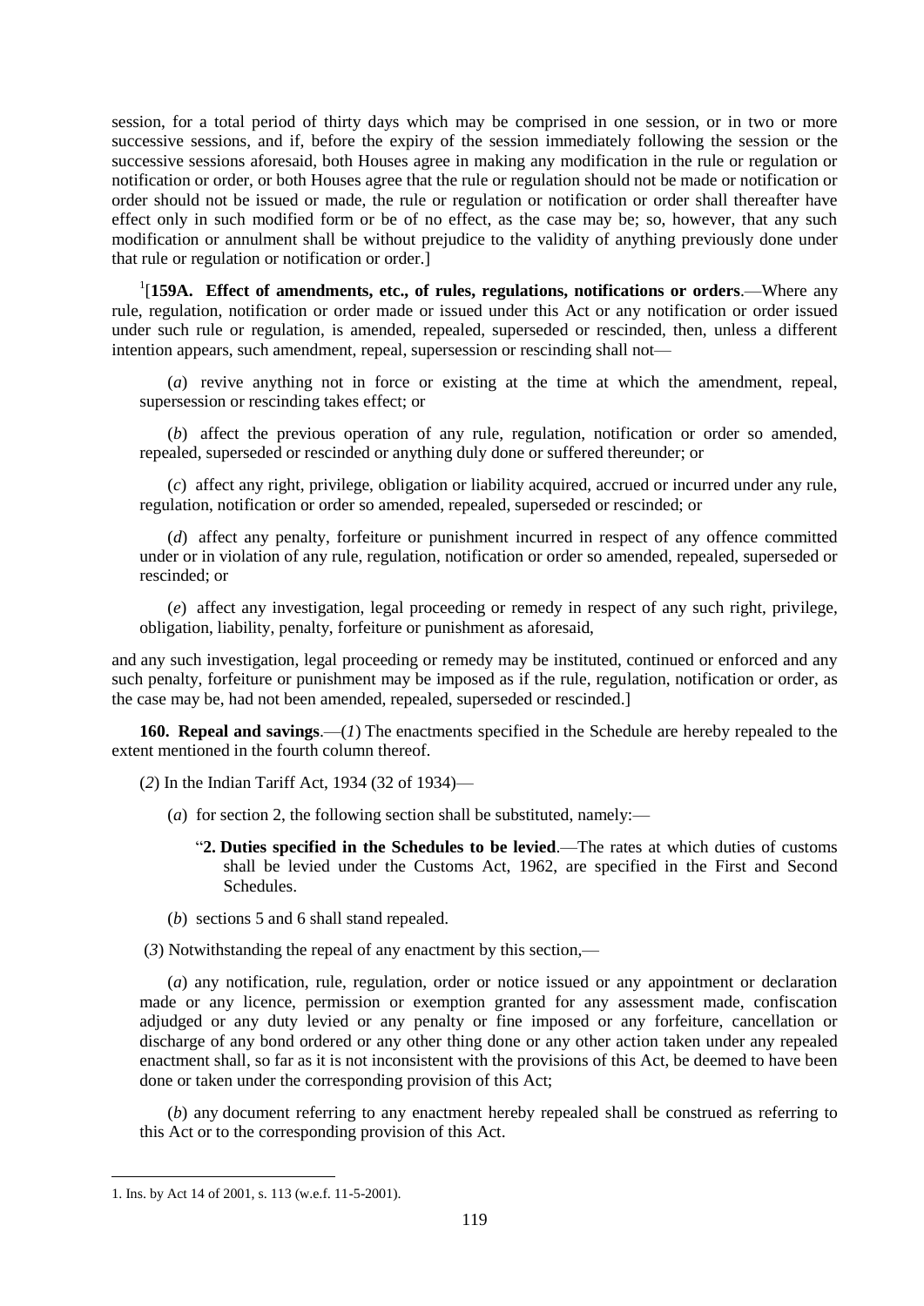session, for a total period of thirty days which may be comprised in one session, or in two or more successive sessions, and if, before the expiry of the session immediately following the session or the successive sessions aforesaid, both Houses agree in making any modification in the rule or regulation or notification or order, or both Houses agree that the rule or regulation should not be made or notification or order should not be issued or made, the rule or regulation or notification or order shall thereafter have effect only in such modified form or be of no effect, as the case may be; so, however, that any such modification or annulment shall be without prejudice to the validity of anything previously done under that rule or regulation or notification or order.]

[1][**159A. Effect of amendments, etc., of rules, regulations, notifications or orders**.—Where any rule, regulation, notification or order made or issued under this Act or any notification or order issued under such rule or regulation, is amended, repealed, superseded or rescinded, then, unless a different intention appears, such amendment, repeal, supersession or rescinding shall not—

(*a*) revive anything not in force or existing at the time at which the amendment, repeal, supersession or rescinding takes effect; or

(*b*) affect the previous operation of any rule, regulation, notification or order so amended, repealed, superseded or rescinded or anything duly done or suffered thereunder; or

(*c*) affect any right, privilege, obligation or liability acquired, accrued or incurred under any rule, regulation, notification or order so amended, repealed, superseded or rescinded; or

(*d*) affect any penalty, forfeiture or punishment incurred in respect of any offence committed under or in violation of any rule, regulation, notification or order so amended, repealed, superseded or rescinded; or

(*e*) affect any investigation, legal proceeding or remedy in respect of any such right, privilege, obligation, liability, penalty, forfeiture or punishment as aforesaid,

and any such investigation, legal proceeding or remedy may be instituted, continued or enforced and any such penalty, forfeiture or punishment may be imposed as if the rule, regulation, notification or order, as the case may be, had not been amended, repealed, superseded or rescinded.]

**160. Repeal and savings**.—(*1*) The enactments specified in the Schedule are hereby repealed to the extent mentioned in the fourth column thereof.

(*2*) In the Indian Tariff Act, 1934 (32 of 1934)—

(*a*) for section 2, the following section shall be substituted, namely:—

"**2. Duties specified in the Schedules to be levied**.—The rates at which duties of customs shall be levied under the Customs Act, 1962, are specified in the First and Second Schedules.

(*b*) sections 5 and 6 shall stand repealed.

(*3*) Notwithstanding the repeal of any enactment by this section,—

(*a*) any notification, rule, regulation, order or notice issued or any appointment or declaration made or any licence, permission or exemption granted for any assessment made, confiscation adjudged or any duty levied or any penalty or fine imposed or any forfeiture, cancellation or discharge of any bond ordered or any other thing done or any other action taken under any repealed enactment shall, so far as it is not inconsistent with the provisions of this Act, be deemed to have been done or taken under the corresponding provision of this Act;

(*b*) any document referring to any enactment hereby repealed shall be construed as referring to this Act or to the corresponding provision of this Act.

---

1. Ins. by Act 14 of 2001, s. 113 (w.e.f. 11-5-2001).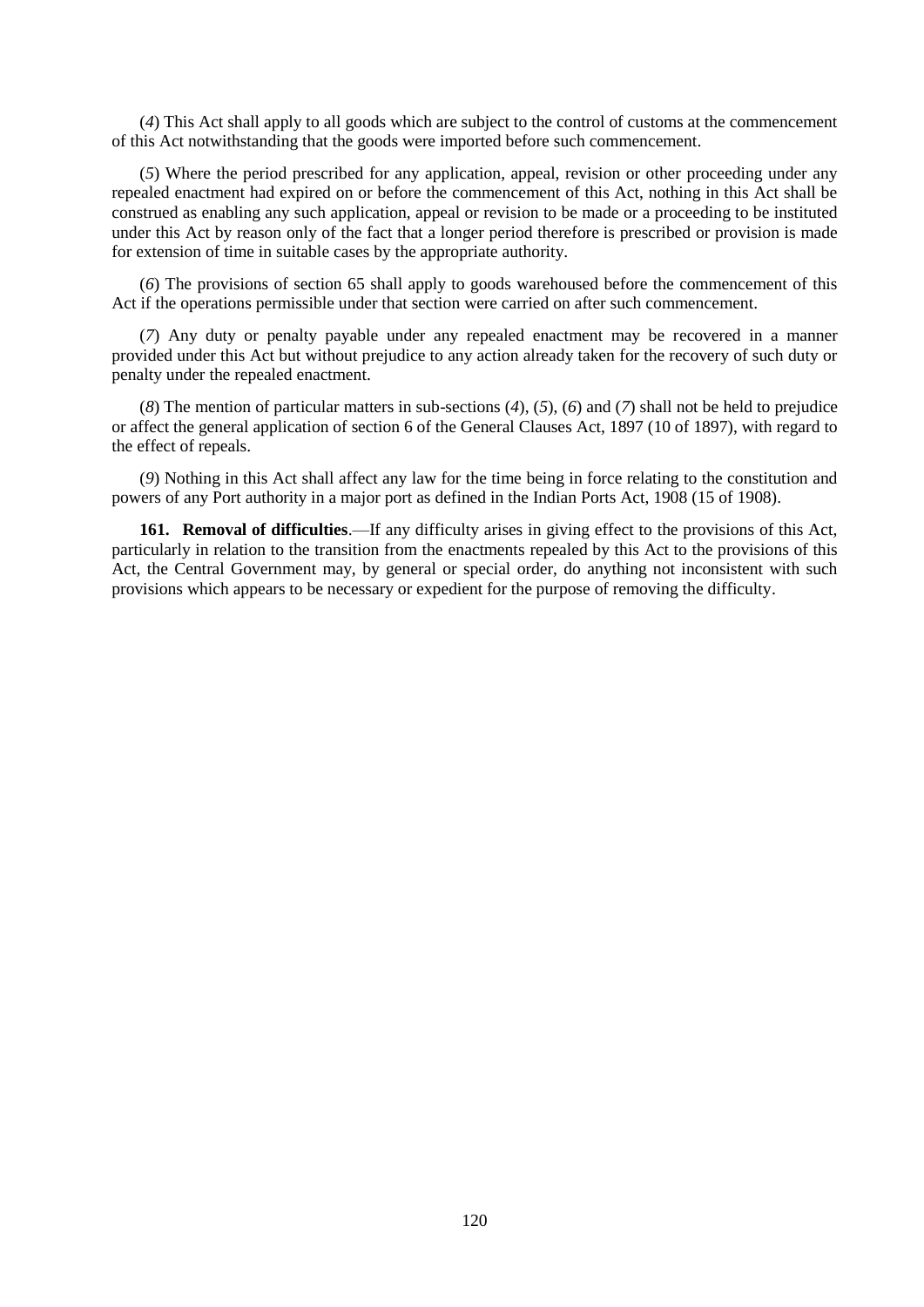(*4*) This Act shall apply to all goods which are subject to the control of customs at the commencement of this Act notwithstanding that the goods were imported before such commencement.

(*5*) Where the period prescribed for any application, appeal, revision or other proceeding under any repealed enactment had expired on or before the commencement of this Act, nothing in this Act shall be construed as enabling any such application, appeal or revision to be made or a proceeding to be instituted under this Act by reason only of the fact that a longer period therefore is prescribed or provision is made for extension of time in suitable cases by the appropriate authority.

(*6*) The provisions of section 65 shall apply to goods warehoused before the commencement of this Act if the operations permissible under that section were carried on after such commencement.

(*7*) Any duty or penalty payable under any repealed enactment may be recovered in a manner provided under this Act but without prejudice to any action already taken for the recovery of such duty or penalty under the repealed enactment.

(*8*) The mention of particular matters in sub-sections (*4*), (*5*), (*6*) and (*7*) shall not be held to prejudice or affect the general application of section 6 of the General Clauses Act, 1897 (10 of 1897), with regard to the effect of repeals.

(*9*) Nothing in this Act shall affect any law for the time being in force relating to the constitution and powers of any Port authority in a major port as defined in the Indian Ports Act, 1908 (15 of 1908).

**161. Removal of difficulties**.—If any difficulty arises in giving effect to the provisions of this Act, particularly in relation to the transition from the enactments repealed by this Act to the provisions of this Act, the Central Government may, by general or special order, do anything not inconsistent with such provisions which appears to be necessary or expedient for the purpose of removing the difficulty.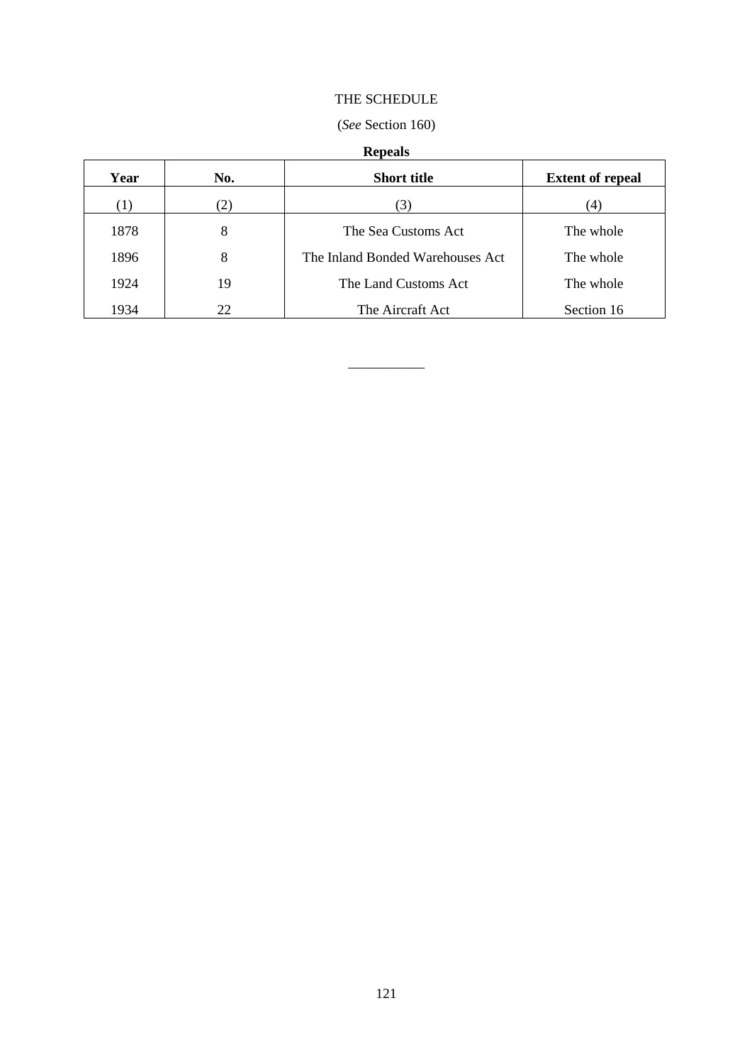# THE SCHEDULE

(*See* Section 160)

**Repeals**

| **Year** | **No.** | **Short title** | **Extent of repeal** |
|---|---|---|---|
| (1) | (2) | (3) | (4) |
| 1878 | 8 | The Sea Customs Act | The whole |
| 1896 | 8 | The Inland Bonded Warehouses Act | The whole |
| 1924 | 19 | The Land Customs Act | The whole |
| 1934 | 22 | The Aircraft Act | Section 16 |

___________